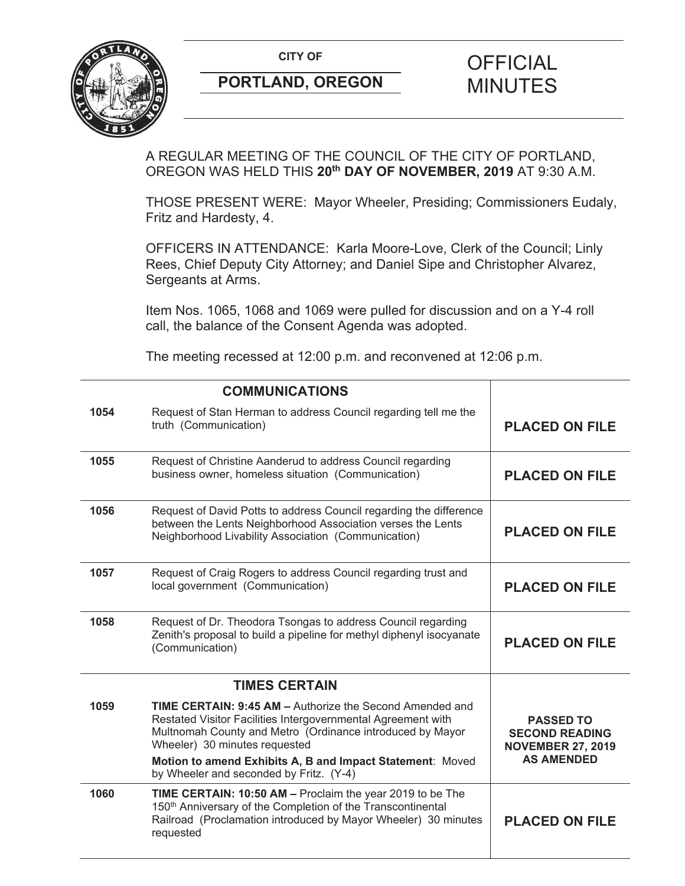**CITY OF**

**PORTLAND, OREGON**

# OFFICIAL MINUTES

A REGULAR MEETING OF THE COUNCIL OF THE CITY OF PORTLAND, OREGON WAS HELD THIS **20th DAY OF NOVEMBER, 2019** AT 9:30 A.M.

THOSE PRESENT WERE: Mayor Wheeler, Presiding; Commissioners Eudaly, Fritz and Hardesty, 4.

OFFICERS IN ATTENDANCE: Karla Moore-Love, Clerk of the Council; Linly Rees, Chief Deputy City Attorney; and Daniel Sipe and Christopher Alvarez, Sergeants at Arms.

Item Nos. 1065, 1068 and 1069 were pulled for discussion and on a Y-4 roll call, the balance of the Consent Agenda was adopted.

The meeting recessed at 12:00 p.m. and reconvened at 12:06 p.m.

| | **COMMUNICATIONS** | |
|---|---|---|
| **1054** | Request of Stan Herman to address Council regarding tell me the truth (Communication) | **PLACED ON FILE** |
| **1055** | Request of Christine Aanderud to address Council regarding business owner, homeless situation (Communication) | **PLACED ON FILE** |
| **1056** | Request of David Potts to address Council regarding the difference between the Lents Neighborhood Association verses the Lents Neighborhood Livability Association (Communication) | **PLACED ON FILE** |
| **1057** | Request of Craig Rogers to address Council regarding trust and local government (Communication) | **PLACED ON FILE** |
| **1058** | Request of Dr. Theodora Tsongas to address Council regarding Zenith's proposal to build a pipeline for methyl diphenyl isocyanate (Communication) | **PLACED ON FILE** |
| | **TIMES CERTAIN** | |
| **1059** | **TIME CERTAIN: 9:45 AM –** Authorize the Second Amended and Restated Visitor Facilities Intergovernmental Agreement with Multnomah County and Metro (Ordinance introduced by Mayor Wheeler) 30 minutes requested<br>**Motion to amend Exhibits A, B and Impact Statement**: Moved by Wheeler and seconded by Fritz. (Y-4) | **PASSED TO SECOND READING NOVEMBER 27, 2019 AS AMENDED** |
| **1060** | **TIME CERTAIN: 10:50 AM –** Proclaim the year 2019 to be The 150th Anniversary of the Completion of the Transcontinental Railroad (Proclamation introduced by Mayor Wheeler) 30 minutes requested | **PLACED ON FILE** |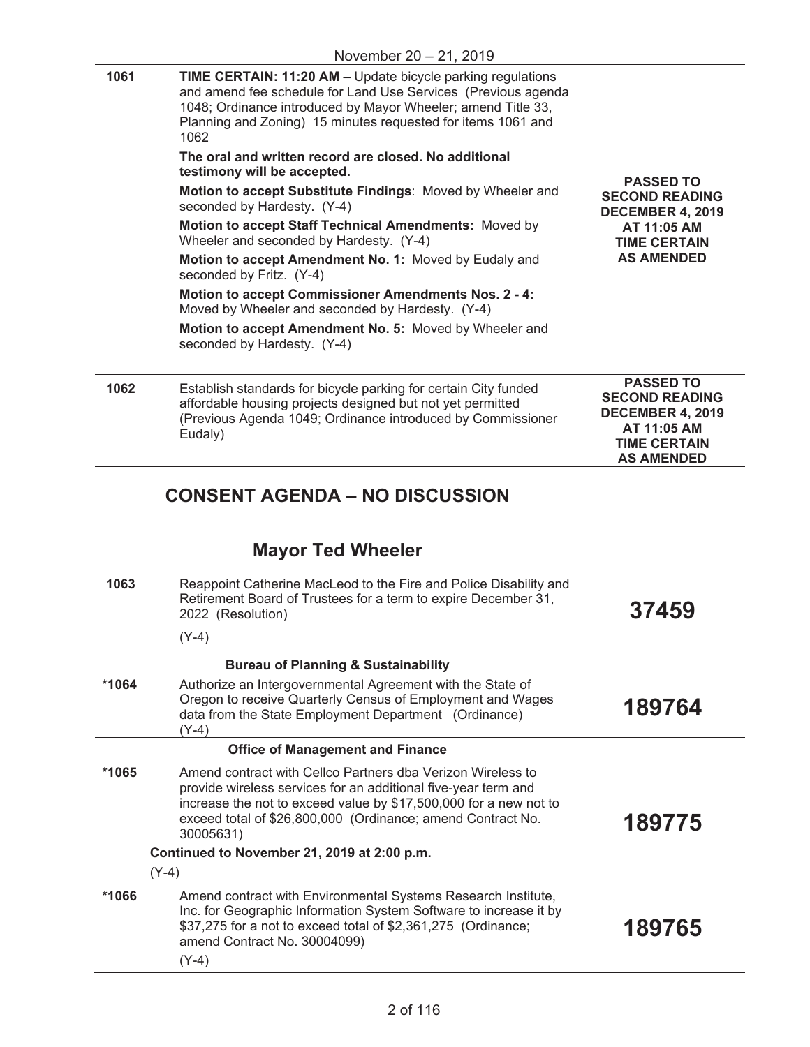November 20 – 21, 2019

| | | |
|---|---|---|
| 1061 | **TIME CERTAIN: 11:20 AM –** Update bicycle parking regulations and amend fee schedule for Land Use Services (Previous agenda 1048; Ordinance introduced by Mayor Wheeler; amend Title 33, Planning and Zoning) 15 minutes requested for items 1061 and 1062<br><br>**The oral and written record are closed. No additional testimony will be accepted.**<br><br>**Motion to accept Substitute Findings**: Moved by Wheeler and seconded by Hardesty. (Y-4)<br><br>**Motion to accept Staff Technical Amendments:** Moved by Wheeler and seconded by Hardesty. (Y-4)<br><br>**Motion to accept Amendment No. 1:** Moved by Eudaly and seconded by Fritz. (Y-4)<br><br>**Motion to accept Commissioner Amendments Nos. 2 - 4:** Moved by Wheeler and seconded by Hardesty. (Y-4)<br><br>**Motion to accept Amendment No. 5:** Moved by Wheeler and seconded by Hardesty. (Y-4) | **PASSED TO SECOND READING DECEMBER 4, 2019 AT 11:05 AM TIME CERTAIN AS AMENDED** |
| 1062 | Establish standards for bicycle parking for certain City funded affordable housing projects designed but not yet permitted (Previous Agenda 1049; Ordinance introduced by Commissioner Eudaly) | **PASSED TO SECOND READING DECEMBER 4, 2019 AT 11:05 AM TIME CERTAIN AS AMENDED** |

## CONSENT AGENDA – NO DISCUSSION

### Mayor Ted Wheeler

| | | |
|---|---|---|
| 1063 | Reappoint Catherine MacLeod to the Fire and Police Disability and Retirement Board of Trustees for a term to expire December 31, 2022 (Resolution)<br><br>(Y-4) | **37459** |
| | **Bureau of Planning & Sustainability** | |
| *1064 | Authorize an Intergovernmental Agreement with the State of Oregon to receive Quarterly Census of Employment and Wages data from the State Employment Department (Ordinance)<br>(Y-4) | **189764** |
| | **Office of Management and Finance** | |
| *1065 | Amend contract with Cellco Partners dba Verizon Wireless to provide wireless services for an additional five-year term and increase the not to exceed value by $17,500,000 for a new not to exceed total of $26,800,000 (Ordinance; amend Contract No. 30005631)<br><br>**Continued to November 21, 2019 at 2:00 p.m.**<br><br>(Y-4) | **189775** |
| *1066 | Amend contract with Environmental Systems Research Institute, Inc. for Geographic Information System Software to increase it by $37,275 for a not to exceed total of $2,361,275 (Ordinance; amend Contract No. 30004099)<br><br>(Y-4) | **189765** |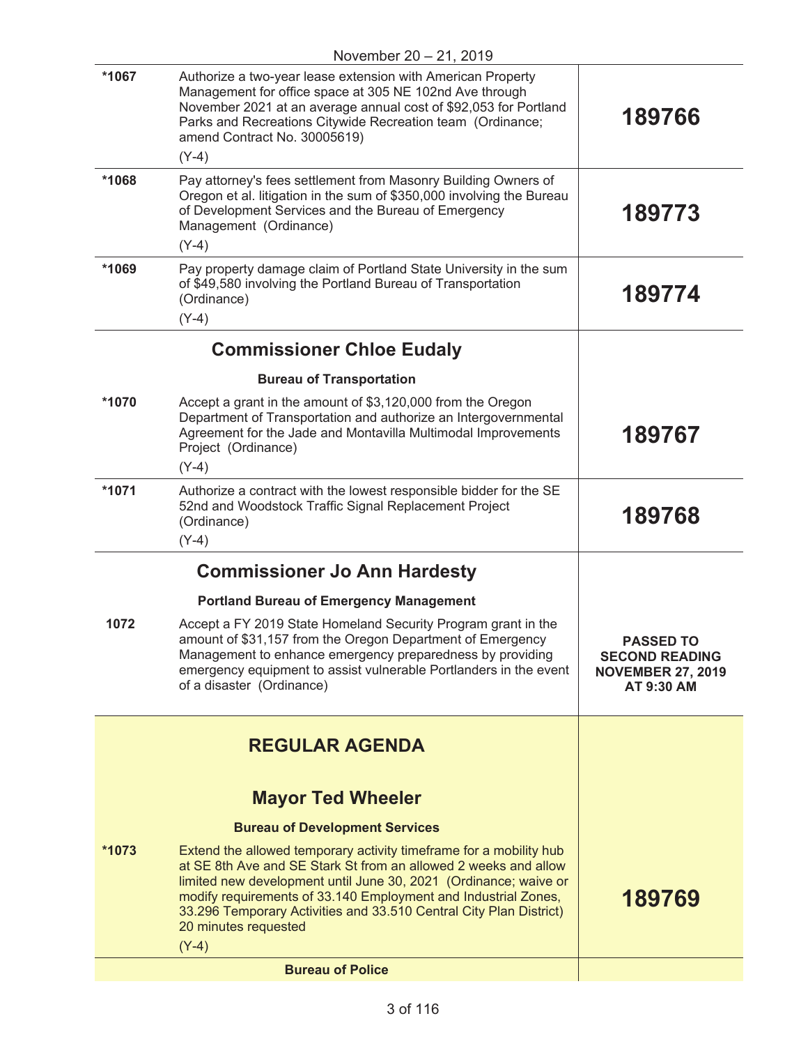November 20 – 21, 2019

| | | |
|---|---|---|
| *1067 | Authorize a two-year lease extension with American Property Management for office space at 305 NE 102nd Ave through November 2021 at an average annual cost of $92,053 for Portland Parks and Recreations Citywide Recreation team (Ordinance; amend Contract No. 30005619)<br>(Y-4) | **189766** |
| *1068 | Pay attorney's fees settlement from Masonry Building Owners of Oregon et al. litigation in the sum of $350,000 involving the Bureau of Development Services and the Bureau of Emergency Management (Ordinance)<br>(Y-4) | **189773** |
| *1069 | Pay property damage claim of Portland State University in the sum of $49,580 involving the Portland Bureau of Transportation (Ordinance)<br>(Y-4) | **189774** |
| | **Commissioner Chloe Eudaly**<br>**Bureau of Transportation** | |
| *1070 | Accept a grant in the amount of $3,120,000 from the Oregon Department of Transportation and authorize an Intergovernmental Agreement for the Jade and Montavilla Multimodal Improvements Project (Ordinance)<br>(Y-4) | **189767** |
| *1071 | Authorize a contract with the lowest responsible bidder for the SE 52nd and Woodstock Traffic Signal Replacement Project (Ordinance)<br>(Y-4) | **189768** |
| | **Commissioner Jo Ann Hardesty**<br>**Portland Bureau of Emergency Management** | |
| 1072 | Accept a FY 2019 State Homeland Security Program grant in the amount of $31,157 from the Oregon Department of Emergency Management to enhance emergency preparedness by providing emergency equipment to assist vulnerable Portlanders in the event of a disaster (Ordinance) | **PASSED TO SECOND READING NOVEMBER 27, 2019 AT 9:30 AM** |
| | **REGULAR AGENDA**<br>**Mayor Ted Wheeler**<br>**Bureau of Development Services** | |
| *1073 | Extend the allowed temporary activity timeframe for a mobility hub at SE 8th Ave and SE Stark St from an allowed 2 weeks and allow limited new development until June 30, 2021 (Ordinance; waive or modify requirements of 33.140 Employment and Industrial Zones, 33.296 Temporary Activities and 33.510 Central City Plan District) 20 minutes requested<br>(Y-4) | **189769** |
| | **Bureau of Police** | |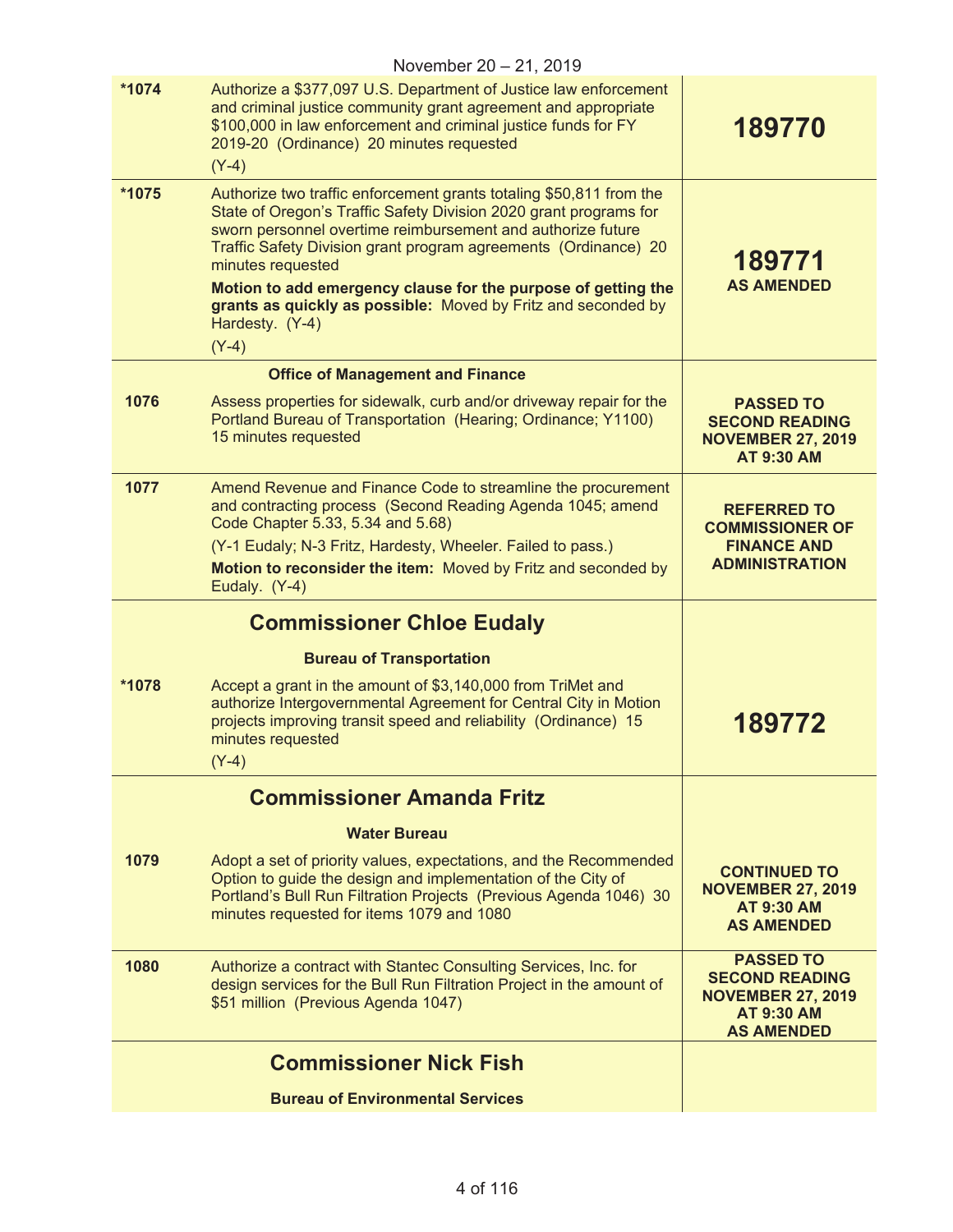November 20 – 21, 2019

| | | |
|---|---|---|
| *1074 | Authorize a $377,097 U.S. Department of Justice law enforcement and criminal justice community grant agreement and appropriate $100,000 in law enforcement and criminal justice funds for FY 2019-20 (Ordinance) 20 minutes requested<br>(Y-4) | **189770** |
| *1075 | Authorize two traffic enforcement grants totaling $50,811 from the State of Oregon's Traffic Safety Division 2020 grant programs for sworn personnel overtime reimbursement and authorize future Traffic Safety Division grant program agreements (Ordinance) 20 minutes requested<br>**Motion to add emergency clause for the purpose of getting the grants as quickly as possible:** Moved by Fritz and seconded by Hardesty. (Y-4)<br>(Y-4) | **189771**<br>**AS AMENDED** |
| | **Office of Management and Finance** | |
| 1076 | Assess properties for sidewalk, curb and/or driveway repair for the Portland Bureau of Transportation (Hearing; Ordinance; Y1100) 15 minutes requested | **PASSED TO SECOND READING NOVEMBER 27, 2019 AT 9:30 AM** |
| 1077 | Amend Revenue and Finance Code to streamline the procurement and contracting process (Second Reading Agenda 1045; amend Code Chapter 5.33, 5.34 and 5.68)<br>(Y-1 Eudaly; N-3 Fritz, Hardesty, Wheeler. Failed to pass.)<br>**Motion to reconsider the item:** Moved by Fritz and seconded by Eudaly. (Y-4) | **REFERRED TO COMMISSIONER OF FINANCE AND ADMINISTRATION** |
| | **Commissioner Chloe Eudaly** | |
| | **Bureau of Transportation** | |
| *1078 | Accept a grant in the amount of $3,140,000 from TriMet and authorize Intergovernmental Agreement for Central City in Motion projects improving transit speed and reliability (Ordinance) 15 minutes requested<br>(Y-4) | **189772** |
| | **Commissioner Amanda Fritz** | |
| | **Water Bureau** | |
| 1079 | Adopt a set of priority values, expectations, and the Recommended Option to guide the design and implementation of the City of Portland's Bull Run Filtration Projects (Previous Agenda 1046) 30 minutes requested for items 1079 and 1080 | **CONTINUED TO NOVEMBER 27, 2019 AT 9:30 AM AS AMENDED** |
| 1080 | Authorize a contract with Stantec Consulting Services, Inc. for design services for the Bull Run Filtration Project in the amount of $51 million (Previous Agenda 1047) | **PASSED TO SECOND READING NOVEMBER 27, 2019 AT 9:30 AM AS AMENDED** |
| | **Commissioner Nick Fish** | |
| | **Bureau of Environmental Services** | |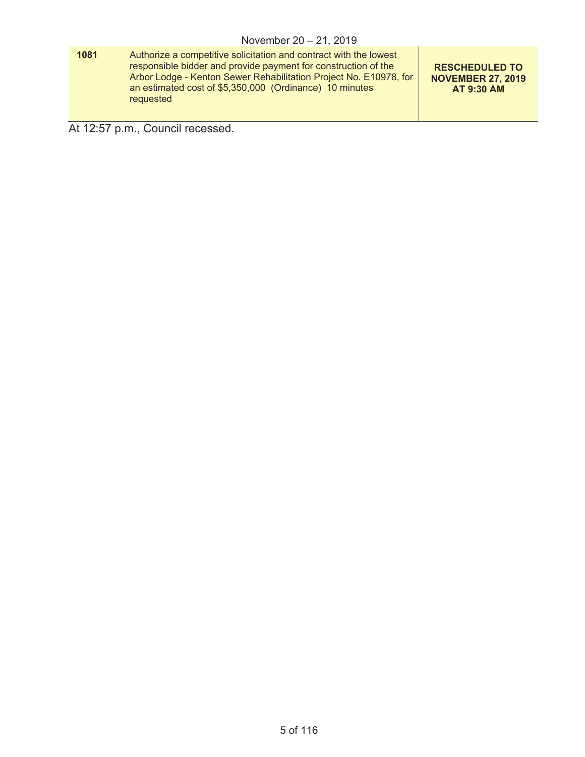| | | |
|---|---|---|
| **1081** | Authorize a competitive solicitation and contract with the lowest responsible bidder and provide payment for construction of the Arbor Lodge - Kenton Sewer Rehabilitation Project No. E10978, for an estimated cost of $5,350,000 (Ordinance) 10 minutes requested | **RESCHEDULED TO NOVEMBER 27, 2019 AT 9:30 AM** |

At 12:57 p.m., Council recessed.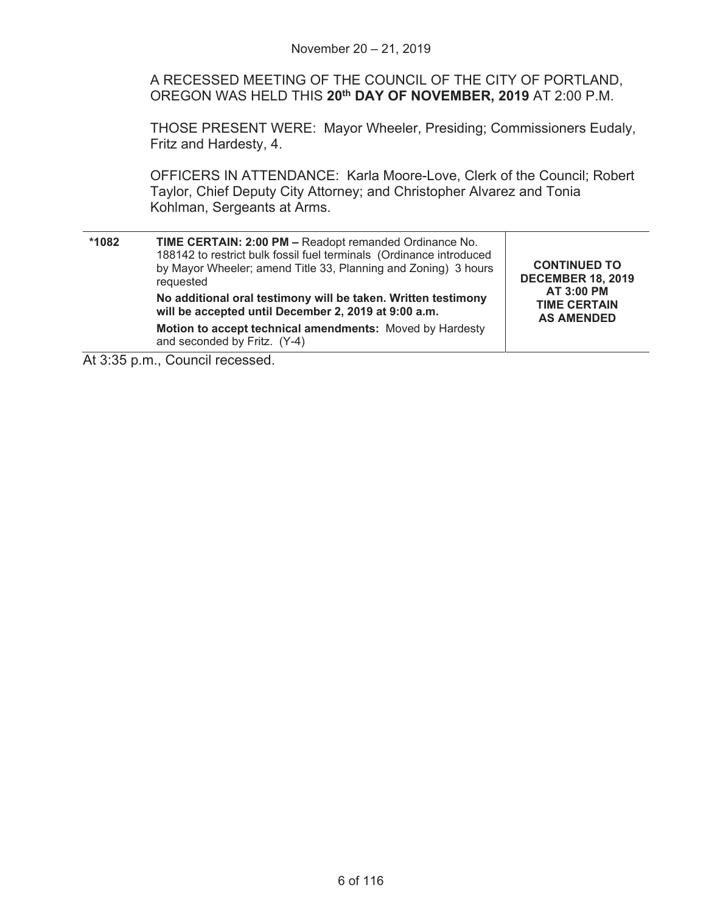November 20 – 21, 2019

A RECESSED MEETING OF THE COUNCIL OF THE CITY OF PORTLAND, OREGON WAS HELD THIS **20th DAY OF NOVEMBER, 2019** AT 2:00 P.M.

THOSE PRESENT WERE: Mayor Wheeler, Presiding; Commissioners Eudaly, Fritz and Hardesty, 4.

OFFICERS IN ATTENDANCE: Karla Moore-Love, Clerk of the Council; Robert Taylor, Chief Deputy City Attorney; and Christopher Alvarez and Tonia Kohlman, Sergeants at Arms.

| | | |
|---|---|---|
| **\*1082** | **TIME CERTAIN: 2:00 PM –** Readopt remanded Ordinance No. 188142 to restrict bulk fossil fuel terminals (Ordinance introduced by Mayor Wheeler; amend Title 33, Planning and Zoning) 3 hours requested<br><br>**No additional oral testimony will be taken. Written testimony will be accepted until December 2, 2019 at 9:00 a.m.**<br><br>**Motion to accept technical amendments:** Moved by Hardesty and seconded by Fritz. (Y-4) | **CONTINUED TO DECEMBER 18, 2019 AT 3:00 PM TIME CERTAIN AS AMENDED** |

At 3:35 p.m., Council recessed.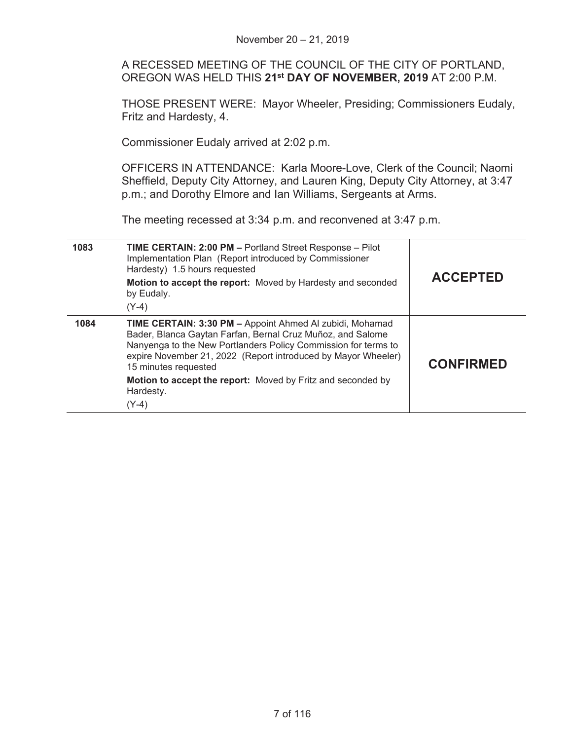A RECESSED MEETING OF THE COUNCIL OF THE CITY OF PORTLAND, OREGON WAS HELD THIS **21st DAY OF NOVEMBER, 2019** AT 2:00 P.M.

THOSE PRESENT WERE: Mayor Wheeler, Presiding; Commissioners Eudaly, Fritz and Hardesty, 4.

Commissioner Eudaly arrived at 2:02 p.m.

OFFICERS IN ATTENDANCE: Karla Moore-Love, Clerk of the Council; Naomi Sheffield, Deputy City Attorney, and Lauren King, Deputy City Attorney, at 3:47 p.m.; and Dorothy Elmore and Ian Williams, Sergeants at Arms.

The meeting recessed at 3:34 p.m. and reconvened at 3:47 p.m.

| | | |
|---|---|---|
| **1083** | **TIME CERTAIN: 2:00 PM –** Portland Street Response – Pilot Implementation Plan (Report introduced by Commissioner Hardesty) 1.5 hours requested<br>**Motion to accept the report:** Moved by Hardesty and seconded by Eudaly.<br>(Y-4) | **ACCEPTED** |
| **1084** | **TIME CERTAIN: 3:30 PM –** Appoint Ahmed Al zubidi, Mohamad Bader, Blanca Gaytan Farfan, Bernal Cruz Muñoz, and Salome Nanyenga to the New Portlanders Policy Commission for terms to expire November 21, 2022 (Report introduced by Mayor Wheeler) 15 minutes requested<br>**Motion to accept the report:** Moved by Fritz and seconded by Hardesty.<br>(Y-4) | **CONFIRMED** |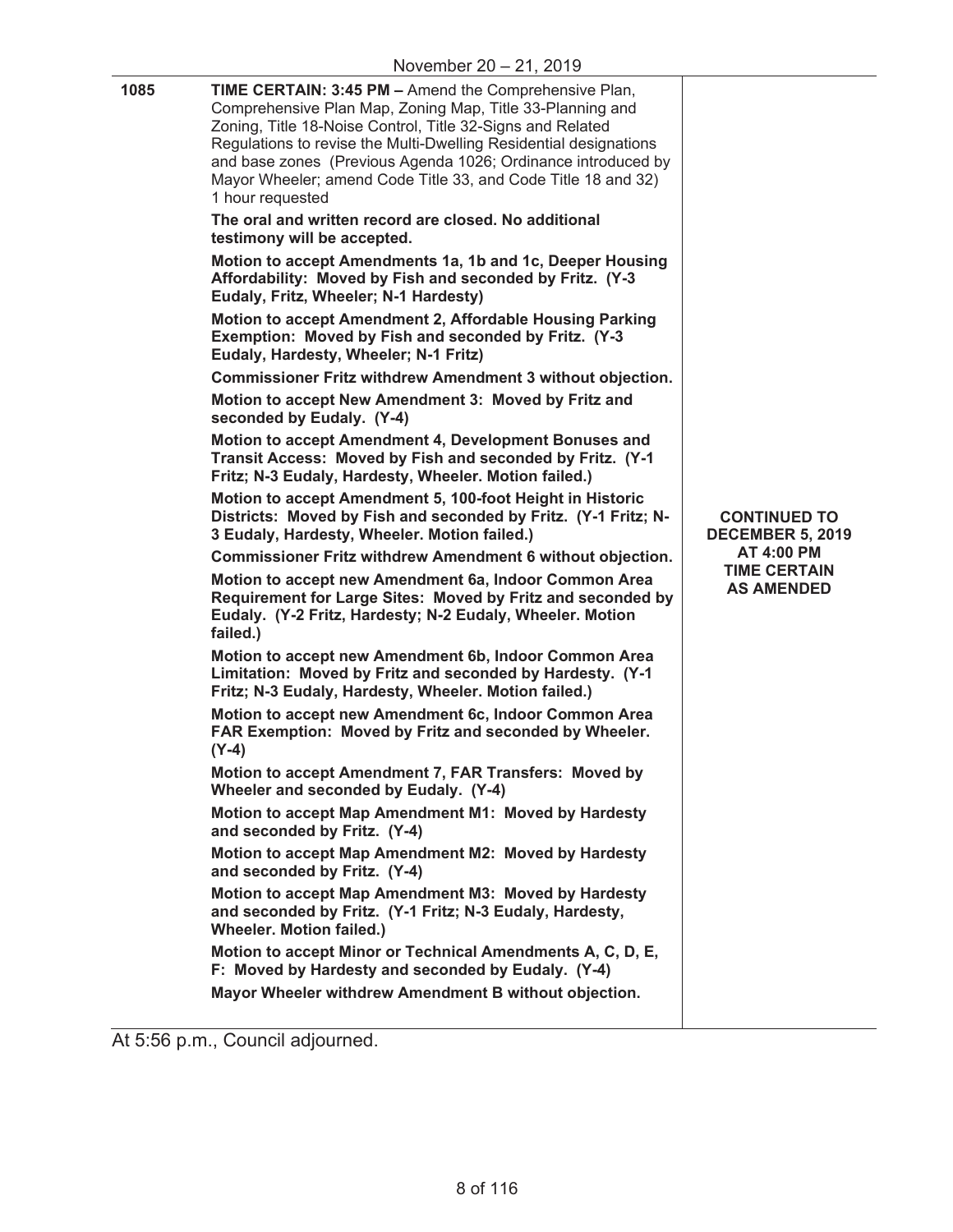November 20 – 21, 2019

| | | |
|---|---|---|
| 1085 | **TIME CERTAIN: 3:45 PM –** Amend the Comprehensive Plan, Comprehensive Plan Map, Zoning Map, Title 33-Planning and Zoning, Title 18-Noise Control, Title 32-Signs and Related Regulations to revise the Multi-Dwelling Residential designations and base zones (Previous Agenda 1026; Ordinance introduced by Mayor Wheeler; amend Code Title 33, and Code Title 18 and 32) 1 hour requested<br><br>**The oral and written record are closed. No additional testimony will be accepted.**<br><br>**Motion to accept Amendments 1a, 1b and 1c, Deeper Housing Affordability: Moved by Fish and seconded by Fritz. (Y-3 Eudaly, Fritz, Wheeler; N-1 Hardesty)**<br><br>**Motion to accept Amendment 2, Affordable Housing Parking Exemption: Moved by Fish and seconded by Fritz. (Y-3 Eudaly, Hardesty, Wheeler; N-1 Fritz)**<br><br>**Commissioner Fritz withdrew Amendment 3 without objection.**<br><br>**Motion to accept New Amendment 3: Moved by Fritz and seconded by Eudaly. (Y-4)**<br><br>**Motion to accept Amendment 4, Development Bonuses and Transit Access: Moved by Fish and seconded by Fritz. (Y-1 Fritz; N-3 Eudaly, Hardesty, Wheeler. Motion failed.)**<br><br>**Motion to accept Amendment 5, 100-foot Height in Historic Districts: Moved by Fish and seconded by Fritz. (Y-1 Fritz; N-3 Eudaly, Hardesty, Wheeler. Motion failed.)**<br><br>**Commissioner Fritz withdrew Amendment 6 without objection.**<br><br>**Motion to accept new Amendment 6a, Indoor Common Area Requirement for Large Sites: Moved by Fritz and seconded by Eudaly. (Y-2 Fritz, Hardesty; N-2 Eudaly, Wheeler. Motion failed.)**<br><br>**Motion to accept new Amendment 6b, Indoor Common Area Limitation: Moved by Fritz and seconded by Hardesty. (Y-1 Fritz; N-3 Eudaly, Hardesty, Wheeler. Motion failed.)**<br><br>**Motion to accept new Amendment 6c, Indoor Common Area FAR Exemption: Moved by Fritz and seconded by Wheeler. (Y-4)**<br><br>**Motion to accept Amendment 7, FAR Transfers: Moved by Wheeler and seconded by Eudaly. (Y-4)**<br><br>**Motion to accept Map Amendment M1: Moved by Hardesty and seconded by Fritz. (Y-4)**<br><br>**Motion to accept Map Amendment M2: Moved by Hardesty and seconded by Fritz. (Y-4)**<br><br>**Motion to accept Map Amendment M3: Moved by Hardesty and seconded by Fritz. (Y-1 Fritz; N-3 Eudaly, Hardesty, Wheeler. Motion failed.)**<br><br>**Motion to accept Minor or Technical Amendments A, C, D, E, F: Moved by Hardesty and seconded by Eudaly. (Y-4)**<br><br>**Mayor Wheeler withdrew Amendment B without objection.** | **CONTINUED TO DECEMBER 5, 2019 AT 4:00 PM TIME CERTAIN AS AMENDED** |

At 5:56 p.m., Council adjourned.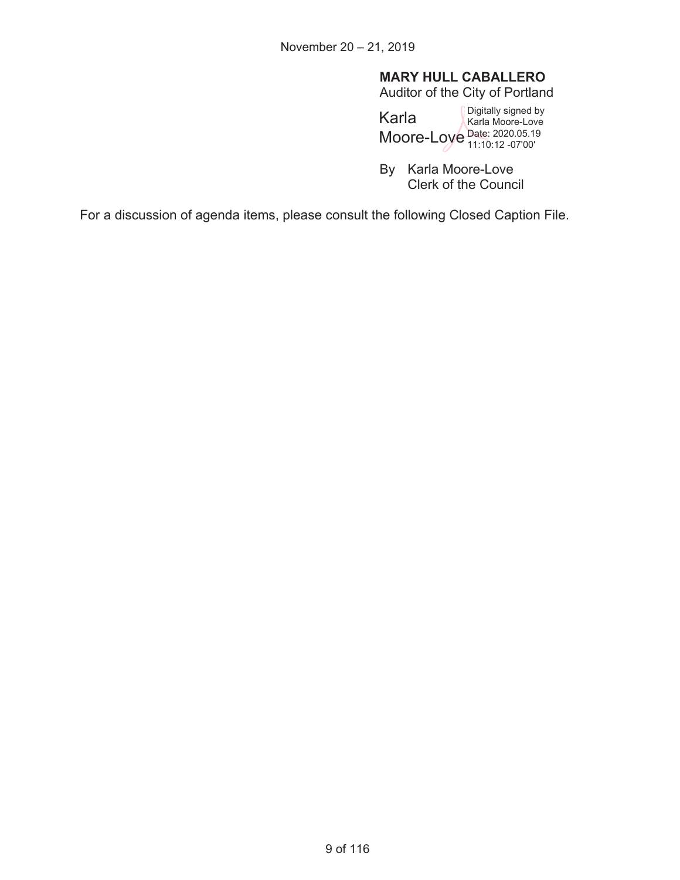November 20 – 21, 2019

**MARY HULL CABALLERO**
Auditor of the City of Portland

Karla Moore-Love
Digitally signed by Karla Moore-Love
Date: 2020.05.19 11:10:12 -07'00'

By Karla Moore-Love
Clerk of the Council

For a discussion of agenda items, please consult the following Closed Caption File.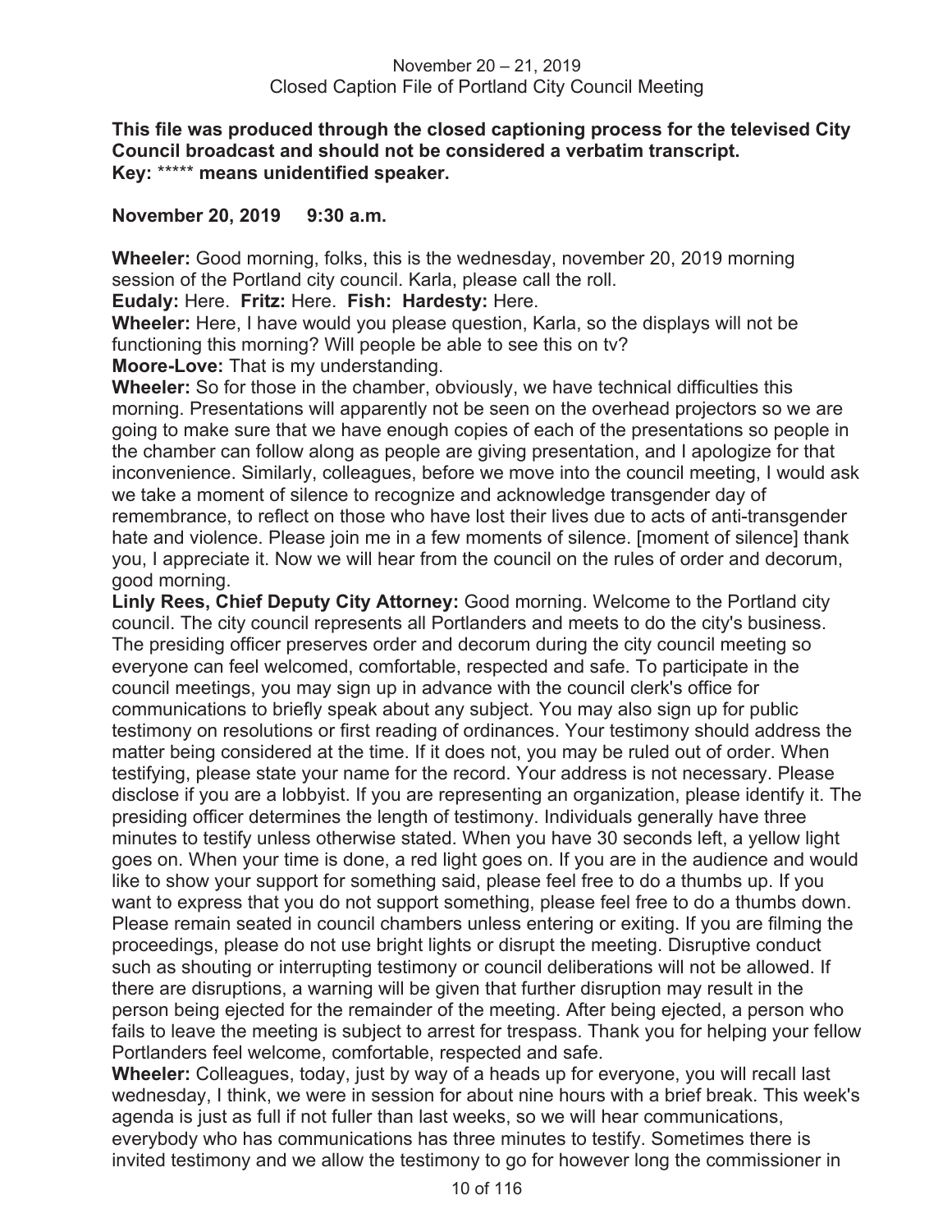November 20 – 21, 2019
Closed Caption File of Portland City Council Meeting

**This file was produced through the closed captioning process for the televised City Council broadcast and should not be considered a verbatim transcript.**
**Key:** ***** **means unidentified speaker.**

**November 20, 2019 9:30 a.m.**

**Wheeler:** Good morning, folks, this is the wednesday, november 20, 2019 morning session of the Portland city council. Karla, please call the roll.

**Eudaly:** Here. **Fritz:** Here. **Fish: Hardesty:** Here.

**Wheeler:** Here, I have would you please question, Karla, so the displays will not be functioning this morning? Will people be able to see this on tv?

**Moore-Love:** That is my understanding.

**Wheeler:** So for those in the chamber, obviously, we have technical difficulties this morning. Presentations will apparently not be seen on the overhead projectors so we are going to make sure that we have enough copies of each of the presentations so people in the chamber can follow along as people are giving presentation, and I apologize for that inconvenience. Similarly, colleagues, before we move into the council meeting, I would ask we take a moment of silence to recognize and acknowledge transgender day of remembrance, to reflect on those who have lost their lives due to acts of anti-transgender hate and violence. Please join me in a few moments of silence. [moment of silence] thank you, I appreciate it. Now we will hear from the council on the rules of order and decorum, good morning.

**Linly Rees, Chief Deputy City Attorney:** Good morning. Welcome to the Portland city council. The city council represents all Portlanders and meets to do the city's business. The presiding officer preserves order and decorum during the city council meeting so everyone can feel welcomed, comfortable, respected and safe. To participate in the council meetings, you may sign up in advance with the council clerk's office for communications to briefly speak about any subject. You may also sign up for public testimony on resolutions or first reading of ordinances. Your testimony should address the matter being considered at the time. If it does not, you may be ruled out of order. When testifying, please state your name for the record. Your address is not necessary. Please disclose if you are a lobbyist. If you are representing an organization, please identify it. The presiding officer determines the length of testimony. Individuals generally have three minutes to testify unless otherwise stated. When you have 30 seconds left, a yellow light goes on. When your time is done, a red light goes on. If you are in the audience and would like to show your support for something said, please feel free to do a thumbs up. If you want to express that you do not support something, please feel free to do a thumbs down. Please remain seated in council chambers unless entering or exiting. If you are filming the proceedings, please do not use bright lights or disrupt the meeting. Disruptive conduct such as shouting or interrupting testimony or council deliberations will not be allowed. If there are disruptions, a warning will be given that further disruption may result in the person being ejected for the remainder of the meeting. After being ejected, a person who fails to leave the meeting is subject to arrest for trespass. Thank you for helping your fellow Portlanders feel welcome, comfortable, respected and safe.

**Wheeler:** Colleagues, today, just by way of a heads up for everyone, you will recall last wednesday, I think, we were in session for about nine hours with a brief break. This week's agenda is just as full if not fuller than last weeks, so we will hear communications, everybody who has communications has three minutes to testify. Sometimes there is invited testimony and we allow the testimony to go for however long the commissioner in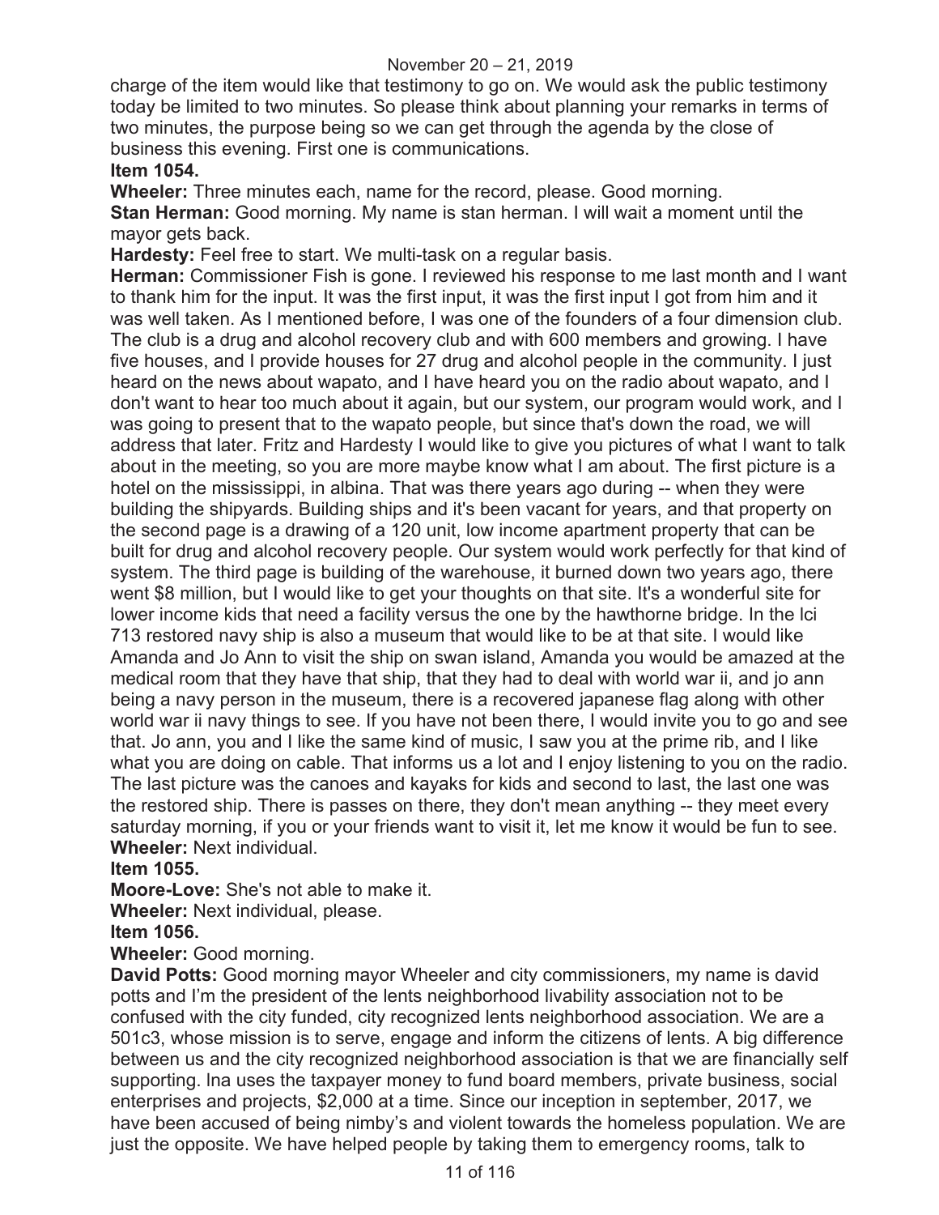charge of the item would like that testimony to go on. We would ask the public testimony today be limited to two minutes. So please think about planning your remarks in terms of two minutes, the purpose being so we can get through the agenda by the close of business this evening. First one is communications.

**Item 1054.**

**Wheeler:** Three minutes each, name for the record, please. Good morning.

**Stan Herman:** Good morning. My name is stan herman. I will wait a moment until the mayor gets back.

**Hardesty:** Feel free to start. We multi-task on a regular basis.

**Herman:** Commissioner Fish is gone. I reviewed his response to me last month and I want to thank him for the input. It was the first input, it was the first input I got from him and it was well taken. As I mentioned before, I was one of the founders of a four dimension club. The club is a drug and alcohol recovery club and with 600 members and growing. I have five houses, and I provide houses for 27 drug and alcohol people in the community. I just heard on the news about wapato, and I have heard you on the radio about wapato, and I don't want to hear too much about it again, but our system, our program would work, and I was going to present that to the wapato people, but since that's down the road, we will address that later. Fritz and Hardesty I would like to give you pictures of what I want to talk about in the meeting, so you are more maybe know what I am about. The first picture is a hotel on the mississippi, in albina. That was there years ago during -- when they were building the shipyards. Building ships and it's been vacant for years, and that property on the second page is a drawing of a 120 unit, low income apartment property that can be built for drug and alcohol recovery people. Our system would work perfectly for that kind of system. The third page is building of the warehouse, it burned down two years ago, there went $8 million, but I would like to get your thoughts on that site. It's a wonderful site for lower income kids that need a facility versus the one by the hawthorne bridge. In the lci 713 restored navy ship is also a museum that would like to be at that site. I would like Amanda and Jo Ann to visit the ship on swan island, Amanda you would be amazed at the medical room that they have that ship, that they had to deal with world war ii, and jo ann being a navy person in the museum, there is a recovered japanese flag along with other world war ii navy things to see. If you have not been there, I would invite you to go and see that. Jo ann, you and I like the same kind of music, I saw you at the prime rib, and I like what you are doing on cable. That informs us a lot and I enjoy listening to you on the radio. The last picture was the canoes and kayaks for kids and second to last, the last one was the restored ship. There is passes on there, they don't mean anything -- they meet every saturday morning, if you or your friends want to visit it, let me know it would be fun to see.

**Wheeler:** Next individual.

**Item 1055.**

**Moore-Love:** She's not able to make it.

**Wheeler:** Next individual, please.

**Item 1056.**

**Wheeler:** Good morning.

**David Potts:** Good morning mayor Wheeler and city commissioners, my name is david potts and I'm the president of the lents neighborhood livability association not to be confused with the city funded, city recognized lents neighborhood association. We are a 501c3, whose mission is to serve, engage and inform the citizens of lents. A big difference between us and the city recognized neighborhood association is that we are financially self supporting. lna uses the taxpayer money to fund board members, private business, social enterprises and projects, $2,000 at a time. Since our inception in september, 2017, we have been accused of being nimby's and violent towards the homeless population. We are just the opposite. We have helped people by taking them to emergency rooms, talk to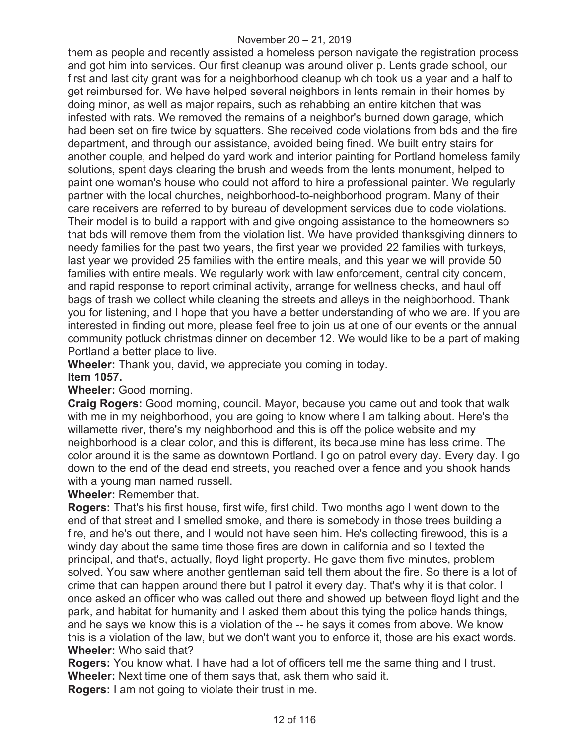them as people and recently assisted a homeless person navigate the registration process and got him into services. Our first cleanup was around oliver p. Lents grade school, our first and last city grant was for a neighborhood cleanup which took us a year and a half to get reimbursed for. We have helped several neighbors in lents remain in their homes by doing minor, as well as major repairs, such as rehabbing an entire kitchen that was infested with rats. We removed the remains of a neighbor's burned down garage, which had been set on fire twice by squatters. She received code violations from bds and the fire department, and through our assistance, avoided being fined. We built entry stairs for another couple, and helped do yard work and interior painting for Portland homeless family solutions, spent days clearing the brush and weeds from the lents monument, helped to paint one woman's house who could not afford to hire a professional painter. We regularly partner with the local churches, neighborhood-to-neighborhood program. Many of their care receivers are referred to by bureau of development services due to code violations. Their model is to build a rapport with and give ongoing assistance to the homeowners so that bds will remove them from the violation list. We have provided thanksgiving dinners to needy families for the past two years, the first year we provided 22 families with turkeys, last year we provided 25 families with the entire meals, and this year we will provide 50 families with entire meals. We regularly work with law enforcement, central city concern, and rapid response to report criminal activity, arrange for wellness checks, and haul off bags of trash we collect while cleaning the streets and alleys in the neighborhood. Thank you for listening, and I hope that you have a better understanding of who we are. If you are interested in finding out more, please feel free to join us at one of our events or the annual community potluck christmas dinner on december 12. We would like to be a part of making Portland a better place to live.

**Wheeler:** Thank you, david, we appreciate you coming in today.

**Item 1057.**

**Wheeler:** Good morning.

**Craig Rogers:** Good morning, council. Mayor, because you came out and took that walk with me in my neighborhood, you are going to know where I am talking about. Here's the willamette river, there's my neighborhood and this is off the police website and my neighborhood is a clear color, and this is different, its because mine has less crime. The color around it is the same as downtown Portland. I go on patrol every day. Every day. I go down to the end of the dead end streets, you reached over a fence and you shook hands with a young man named russell.

**Wheeler:** Remember that.

**Rogers:** That's his first house, first wife, first child. Two months ago I went down to the end of that street and I smelled smoke, and there is somebody in those trees building a fire, and he's out there, and I would not have seen him. He's collecting firewood, this is a windy day about the same time those fires are down in california and so I texted the principal, and that's, actually, floyd light property. He gave them five minutes, problem solved. You saw where another gentleman said tell them about the fire. So there is a lot of crime that can happen around there but I patrol it every day. That's why it is that color. I once asked an officer who was called out there and showed up between floyd light and the park, and habitat for humanity and I asked them about this tying the police hands things, and he says we know this is a violation of the -- he says it comes from above. We know this is a violation of the law, but we don't want you to enforce it, those are his exact words.

**Wheeler:** Who said that?

**Rogers:** You know what. I have had a lot of officers tell me the same thing and I trust.

**Wheeler:** Next time one of them says that, ask them who said it.

**Rogers:** I am not going to violate their trust in me.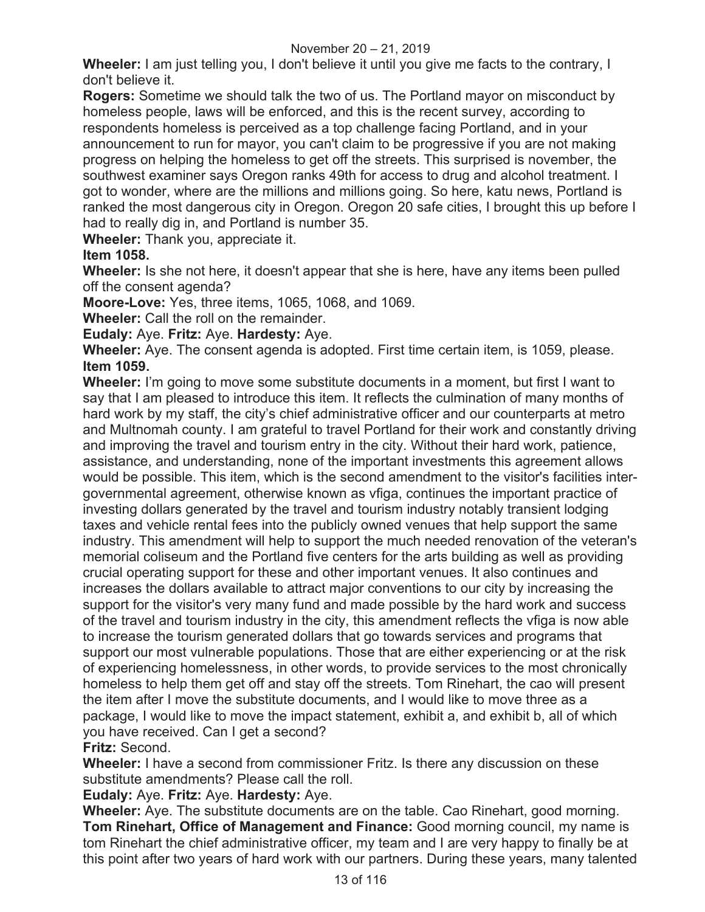**Wheeler:** I am just telling you, I don't believe it until you give me facts to the contrary, I don't believe it.

**Rogers:** Sometime we should talk the two of us. The Portland mayor on misconduct by homeless people, laws will be enforced, and this is the recent survey, according to respondents homeless is perceived as a top challenge facing Portland, and in your announcement to run for mayor, you can't claim to be progressive if you are not making progress on helping the homeless to get off the streets. This surprised is november, the southwest examiner says Oregon ranks 49th for access to drug and alcohol treatment. I got to wonder, where are the millions and millions going. So here, katu news, Portland is ranked the most dangerous city in Oregon. Oregon 20 safe cities, I brought this up before I had to really dig in, and Portland is number 35.

**Wheeler:** Thank you, appreciate it.

**Item 1058.**

**Wheeler:** Is she not here, it doesn't appear that she is here, have any items been pulled off the consent agenda?

**Moore-Love:** Yes, three items, 1065, 1068, and 1069.

**Wheeler:** Call the roll on the remainder.

**Eudaly:** Aye. **Fritz:** Aye. **Hardesty:** Aye.

**Wheeler:** Aye. The consent agenda is adopted. First time certain item, is 1059, please.

**Item 1059.**

**Wheeler:** I'm going to move some substitute documents in a moment, but first I want to say that I am pleased to introduce this item. It reflects the culmination of many months of hard work by my staff, the city's chief administrative officer and our counterparts at metro and Multnomah county. I am grateful to travel Portland for their work and constantly driving and improving the travel and tourism entry in the city. Without their hard work, patience, assistance, and understanding, none of the important investments this agreement allows would be possible. This item, which is the second amendment to the visitor's facilities inter-governmental agreement, otherwise known as vfiga, continues the important practice of investing dollars generated by the travel and tourism industry notably transient lodging taxes and vehicle rental fees into the publicly owned venues that help support the same industry. This amendment will help to support the much needed renovation of the veteran's memorial coliseum and the Portland five centers for the arts building as well as providing crucial operating support for these and other important venues. It also continues and increases the dollars available to attract major conventions to our city by increasing the support for the visitor's very many fund and made possible by the hard work and success of the travel and tourism industry in the city, this amendment reflects the vfiga is now able to increase the tourism generated dollars that go towards services and programs that support our most vulnerable populations. Those that are either experiencing or at the risk of experiencing homelessness, in other words, to provide services to the most chronically homeless to help them get off and stay off the streets. Tom Rinehart, the cao will present the item after I move the substitute documents, and I would like to move three as a package, I would like to move the impact statement, exhibit a, and exhibit b, all of which you have received. Can I get a second?

**Fritz:** Second.

**Wheeler:** I have a second from commissioner Fritz. Is there any discussion on these substitute amendments? Please call the roll.

**Eudaly:** Aye. **Fritz:** Aye. **Hardesty:** Aye.

**Wheeler:** Aye. The substitute documents are on the table. Cao Rinehart, good morning.

**Tom Rinehart, Office of Management and Finance:** Good morning council, my name is tom Rinehart the chief administrative officer, my team and I are very happy to finally be at this point after two years of hard work with our partners. During these years, many talented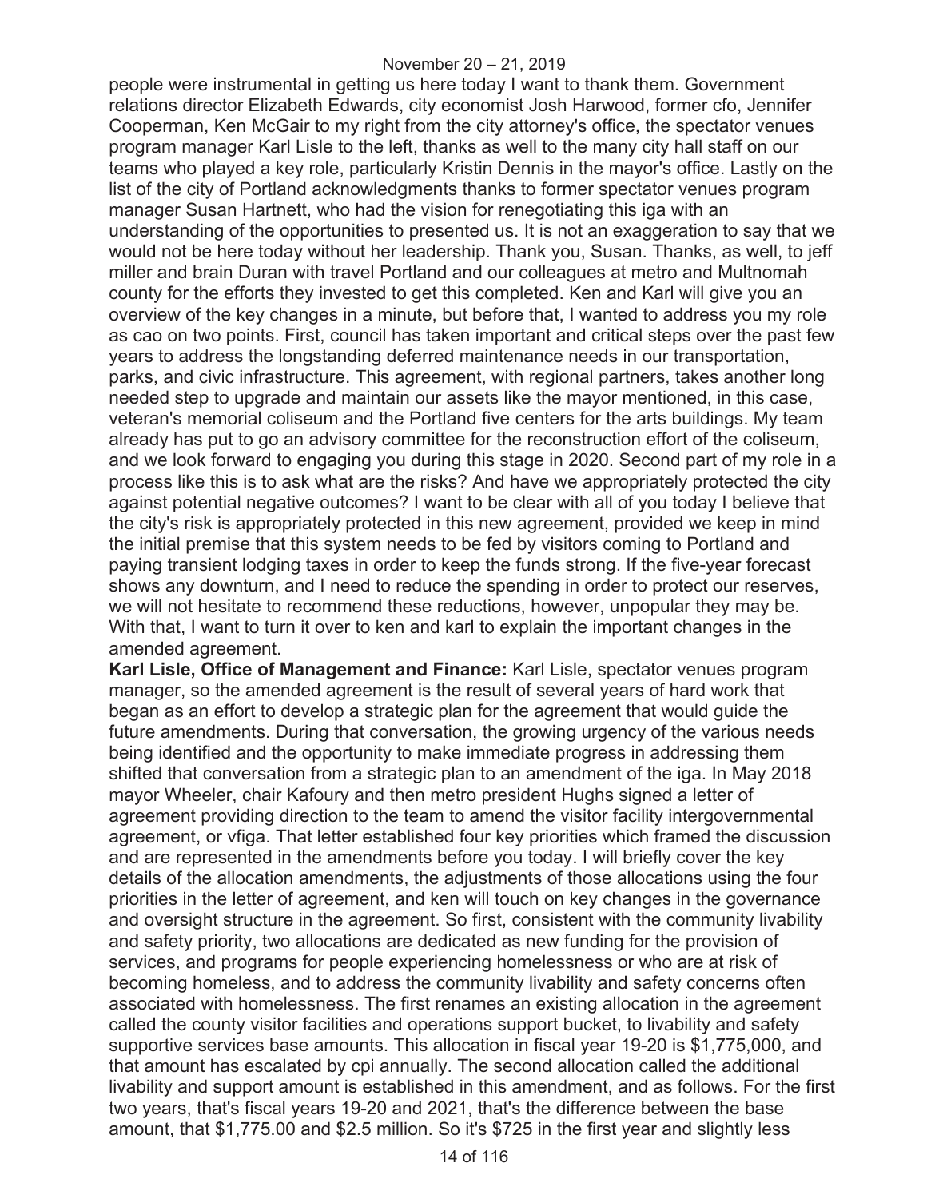people were instrumental in getting us here today I want to thank them. Government relations director Elizabeth Edwards, city economist Josh Harwood, former cfo, Jennifer Cooperman, Ken McGair to my right from the city attorney's office, the spectator venues program manager Karl Lisle to the left, thanks as well to the many city hall staff on our teams who played a key role, particularly Kristin Dennis in the mayor's office. Lastly on the list of the city of Portland acknowledgments thanks to former spectator venues program manager Susan Hartnett, who had the vision for renegotiating this iga with an understanding of the opportunities to presented us. It is not an exaggeration to say that we would not be here today without her leadership. Thank you, Susan. Thanks, as well, to jeff miller and brain Duran with travel Portland and our colleagues at metro and Multnomah county for the efforts they invested to get this completed. Ken and Karl will give you an overview of the key changes in a minute, but before that, I wanted to address you my role as cao on two points. First, council has taken important and critical steps over the past few years to address the longstanding deferred maintenance needs in our transportation, parks, and civic infrastructure. This agreement, with regional partners, takes another long needed step to upgrade and maintain our assets like the mayor mentioned, in this case, veteran's memorial coliseum and the Portland five centers for the arts buildings. My team already has put to go an advisory committee for the reconstruction effort of the coliseum, and we look forward to engaging you during this stage in 2020. Second part of my role in a process like this is to ask what are the risks? And have we appropriately protected the city against potential negative outcomes? I want to be clear with all of you today I believe that the city's risk is appropriately protected in this new agreement, provided we keep in mind the initial premise that this system needs to be fed by visitors coming to Portland and paying transient lodging taxes in order to keep the funds strong. If the five-year forecast shows any downturn, and I need to reduce the spending in order to protect our reserves, we will not hesitate to recommend these reductions, however, unpopular they may be. With that, I want to turn it over to ken and karl to explain the important changes in the amended agreement.

**Karl Lisle, Office of Management and Finance:** Karl Lisle, spectator venues program manager, so the amended agreement is the result of several years of hard work that began as an effort to develop a strategic plan for the agreement that would guide the future amendments. During that conversation, the growing urgency of the various needs being identified and the opportunity to make immediate progress in addressing them shifted that conversation from a strategic plan to an amendment of the iga. In May 2018 mayor Wheeler, chair Kafoury and then metro president Hughs signed a letter of agreement providing direction to the team to amend the visitor facility intergovernmental agreement, or vfiga. That letter established four key priorities which framed the discussion and are represented in the amendments before you today. I will briefly cover the key details of the allocation amendments, the adjustments of those allocations using the four priorities in the letter of agreement, and ken will touch on key changes in the governance and oversight structure in the agreement. So first, consistent with the community livability and safety priority, two allocations are dedicated as new funding for the provision of services, and programs for people experiencing homelessness or who are at risk of becoming homeless, and to address the community livability and safety concerns often associated with homelessness. The first renames an existing allocation in the agreement called the county visitor facilities and operations support bucket, to livability and safety supportive services base amounts. This allocation in fiscal year 19-20 is $1,775,000, and that amount has escalated by cpi annually. The second allocation called the additional livability and support amount is established in this amendment, and as follows. For the first two years, that's fiscal years 19-20 and 2021, that's the difference between the base amount, that $1,775.00 and $2.5 million. So it's $725 in the first year and slightly less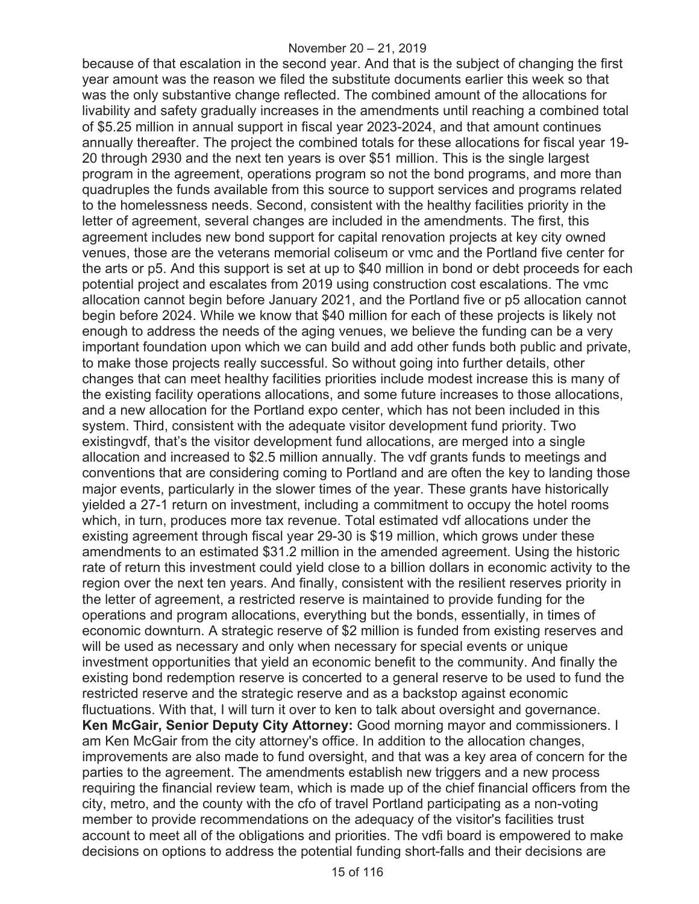because of that escalation in the second year. And that is the subject of changing the first year amount was the reason we filed the substitute documents earlier this week so that was the only substantive change reflected. The combined amount of the allocations for livability and safety gradually increases in the amendments until reaching a combined total of $5.25 million in annual support in fiscal year 2023-2024, and that amount continues annually thereafter. The project the combined totals for these allocations for fiscal year 19-20 through 2930 and the next ten years is over $51 million. This is the single largest program in the agreement, operations program so not the bond programs, and more than quadruples the funds available from this source to support services and programs related to the homelessness needs. Second, consistent with the healthy facilities priority in the letter of agreement, several changes are included in the amendments. The first, this agreement includes new bond support for capital renovation projects at key city owned venues, those are the veterans memorial coliseum or vmc and the Portland five center for the arts or p5. And this support is set at up to $40 million in bond or debt proceeds for each potential project and escalates from 2019 using construction cost escalations. The vmc allocation cannot begin before January 2021, and the Portland five or p5 allocation cannot begin before 2024. While we know that $40 million for each of these projects is likely not enough to address the needs of the aging venues, we believe the funding can be a very important foundation upon which we can build and add other funds both public and private, to make those projects really successful. So without going into further details, other changes that can meet healthy facilities priorities include modest increase this is many of the existing facility operations allocations, and some future increases to those allocations, and a new allocation for the Portland expo center, which has not been included in this system. Third, consistent with the adequate visitor development fund priority. Two existingvdf, that's the visitor development fund allocations, are merged into a single allocation and increased to $2.5 million annually. The vdf grants funds to meetings and conventions that are considering coming to Portland and are often the key to landing those major events, particularly in the slower times of the year. These grants have historically yielded a 27-1 return on investment, including a commitment to occupy the hotel rooms which, in turn, produces more tax revenue. Total estimated vdf allocations under the existing agreement through fiscal year 29-30 is $19 million, which grows under these amendments to an estimated $31.2 million in the amended agreement. Using the historic rate of return this investment could yield close to a billion dollars in economic activity to the region over the next ten years. And finally, consistent with the resilient reserves priority in the letter of agreement, a restricted reserve is maintained to provide funding for the operations and program allocations, everything but the bonds, essentially, in times of economic downturn. A strategic reserve of $2 million is funded from existing reserves and will be used as necessary and only when necessary for special events or unique investment opportunities that yield an economic benefit to the community. And finally the existing bond redemption reserve is concerted to a general reserve to be used to fund the restricted reserve and the strategic reserve and as a backstop against economic fluctuations. With that, I will turn it over to ken to talk about oversight and governance.

**Ken McGair, Senior Deputy City Attorney:** Good morning mayor and commissioners. I am Ken McGair from the city attorney's office. In addition to the allocation changes, improvements are also made to fund oversight, and that was a key area of concern for the parties to the agreement. The amendments establish new triggers and a new process requiring the financial review team, which is made up of the chief financial officers from the city, metro, and the county with the cfo of travel Portland participating as a non-voting member to provide recommendations on the adequacy of the visitor's facilities trust account to meet all of the obligations and priorities. The vdfi board is empowered to make decisions on options to address the potential funding short-falls and their decisions are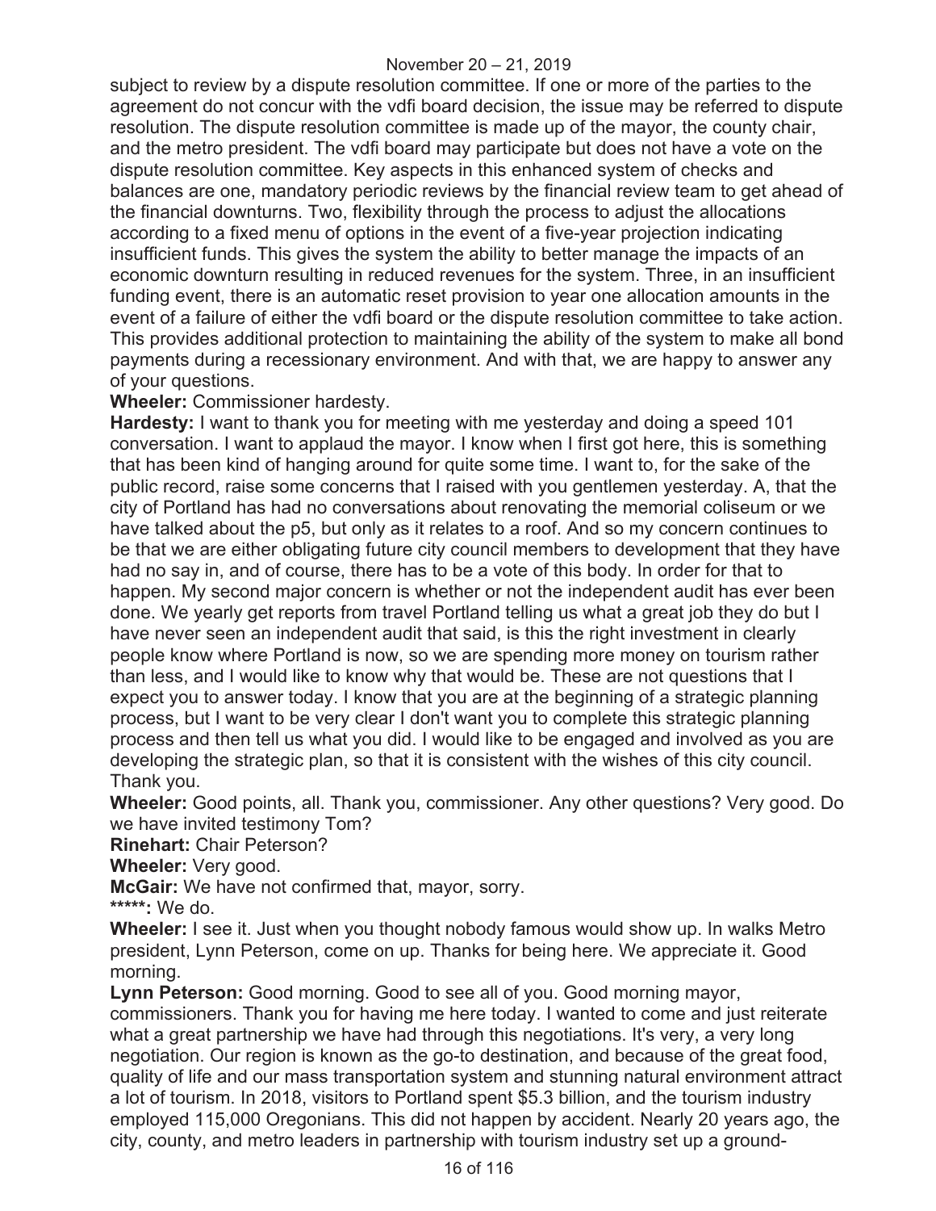subject to review by a dispute resolution committee. If one or more of the parties to the agreement do not concur with the vdfi board decision, the issue may be referred to dispute resolution. The dispute resolution committee is made up of the mayor, the county chair, and the metro president. The vdfi board may participate but does not have a vote on the dispute resolution committee. Key aspects in this enhanced system of checks and balances are one, mandatory periodic reviews by the financial review team to get ahead of the financial downturns. Two, flexibility through the process to adjust the allocations according to a fixed menu of options in the event of a five-year projection indicating insufficient funds. This gives the system the ability to better manage the impacts of an economic downturn resulting in reduced revenues for the system. Three, in an insufficient funding event, there is an automatic reset provision to year one allocation amounts in the event of a failure of either the vdfi board or the dispute resolution committee to take action. This provides additional protection to maintaining the ability of the system to make all bond payments during a recessionary environment. And with that, we are happy to answer any of your questions.

**Wheeler:** Commissioner hardesty.

**Hardesty:** I want to thank you for meeting with me yesterday and doing a speed 101 conversation. I want to applaud the mayor. I know when I first got here, this is something that has been kind of hanging around for quite some time. I want to, for the sake of the public record, raise some concerns that I raised with you gentlemen yesterday. A, that the city of Portland has had no conversations about renovating the memorial coliseum or we have talked about the p5, but only as it relates to a roof. And so my concern continues to be that we are either obligating future city council members to development that they have had no say in, and of course, there has to be a vote of this body. In order for that to happen. My second major concern is whether or not the independent audit has ever been done. We yearly get reports from travel Portland telling us what a great job they do but I have never seen an independent audit that said, is this the right investment in clearly people know where Portland is now, so we are spending more money on tourism rather than less, and I would like to know why that would be. These are not questions that I expect you to answer today. I know that you are at the beginning of a strategic planning process, but I want to be very clear I don't want you to complete this strategic planning process and then tell us what you did. I would like to be engaged and involved as you are developing the strategic plan, so that it is consistent with the wishes of this city council. Thank you.

**Wheeler:** Good points, all. Thank you, commissioner. Any other questions? Very good. Do we have invited testimony Tom?

**Rinehart:** Chair Peterson?

**Wheeler:** Very good.

**McGair:** We have not confirmed that, mayor, sorry.

*****: We do.

**Wheeler:** I see it. Just when you thought nobody famous would show up. In walks Metro president, Lynn Peterson, come on up. Thanks for being here. We appreciate it. Good morning.

**Lynn Peterson:** Good morning. Good to see all of you. Good morning mayor, commissioners. Thank you for having me here today. I wanted to come and just reiterate what a great partnership we have had through this negotiations. It's very, a very long negotiation. Our region is known as the go-to destination, and because of the great food, quality of life and our mass transportation system and stunning natural environment attract a lot of tourism. In 2018, visitors to Portland spent $5.3 billion, and the tourism industry employed 115,000 Oregonians. This did not happen by accident. Nearly 20 years ago, the city, county, and metro leaders in partnership with tourism industry set up a ground-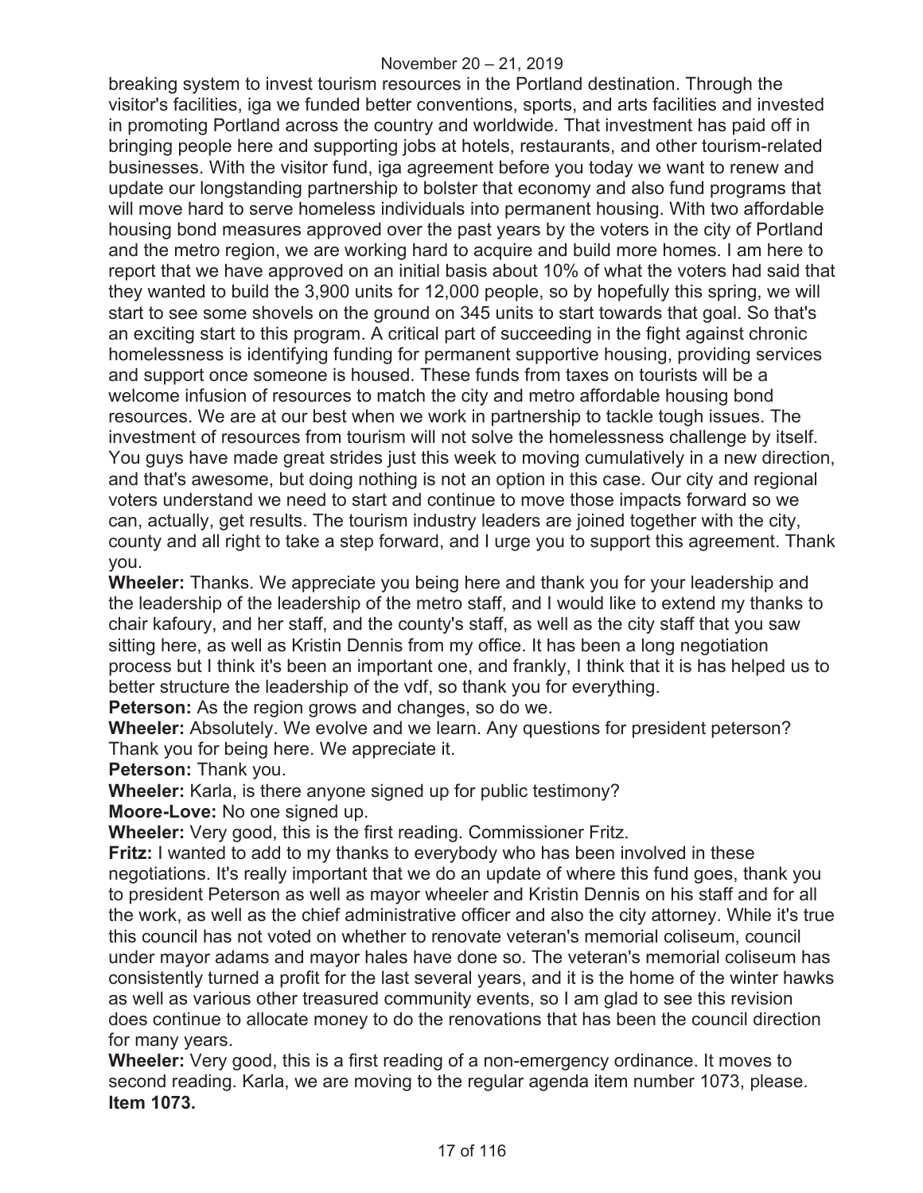breaking system to invest tourism resources in the Portland destination. Through the visitor's facilities, iga we funded better conventions, sports, and arts facilities and invested in promoting Portland across the country and worldwide. That investment has paid off in bringing people here and supporting jobs at hotels, restaurants, and other tourism-related businesses. With the visitor fund, iga agreement before you today we want to renew and update our longstanding partnership to bolster that economy and also fund programs that will move hard to serve homeless individuals into permanent housing. With two affordable housing bond measures approved over the past years by the voters in the city of Portland and the metro region, we are working hard to acquire and build more homes. I am here to report that we have approved on an initial basis about 10% of what the voters had said that they wanted to build the 3,900 units for 12,000 people, so by hopefully this spring, we will start to see some shovels on the ground on 345 units to start towards that goal. So that's an exciting start to this program. A critical part of succeeding in the fight against chronic homelessness is identifying funding for permanent supportive housing, providing services and support once someone is housed. These funds from taxes on tourists will be a welcome infusion of resources to match the city and metro affordable housing bond resources. We are at our best when we work in partnership to tackle tough issues. The investment of resources from tourism will not solve the homelessness challenge by itself. You guys have made great strides just this week to moving cumulatively in a new direction, and that's awesome, but doing nothing is not an option in this case. Our city and regional voters understand we need to start and continue to move those impacts forward so we can, actually, get results. The tourism industry leaders are joined together with the city, county and all right to take a step forward, and I urge you to support this agreement. Thank you.

**Wheeler:** Thanks. We appreciate you being here and thank you for your leadership and the leadership of the leadership of the metro staff, and I would like to extend my thanks to chair kafoury, and her staff, and the county's staff, as well as the city staff that you saw sitting here, as well as Kristin Dennis from my office. It has been a long negotiation process but I think it's been an important one, and frankly, I think that it is has helped us to better structure the leadership of the vdf, so thank you for everything.

**Peterson:** As the region grows and changes, so do we.

**Wheeler:** Absolutely. We evolve and we learn. Any questions for president peterson? Thank you for being here. We appreciate it.

**Peterson:** Thank you.

**Wheeler:** Karla, is there anyone signed up for public testimony?

**Moore-Love:** No one signed up.

**Wheeler:** Very good, this is the first reading. Commissioner Fritz.

**Fritz:** I wanted to add to my thanks to everybody who has been involved in these negotiations. It's really important that we do an update of where this fund goes, thank you to president Peterson as well as mayor wheeler and Kristin Dennis on his staff and for all the work, as well as the chief administrative officer and also the city attorney. While it's true this council has not voted on whether to renovate veteran's memorial coliseum, council under mayor adams and mayor hales have done so. The veteran's memorial coliseum has consistently turned a profit for the last several years, and it is the home of the winter hawks as well as various other treasured community events, so I am glad to see this revision does continue to allocate money to do the renovations that has been the council direction for many years.

**Wheeler:** Very good, this is a first reading of a non-emergency ordinance. It moves to second reading. Karla, we are moving to the regular agenda item number 1073, please.

**Item 1073.**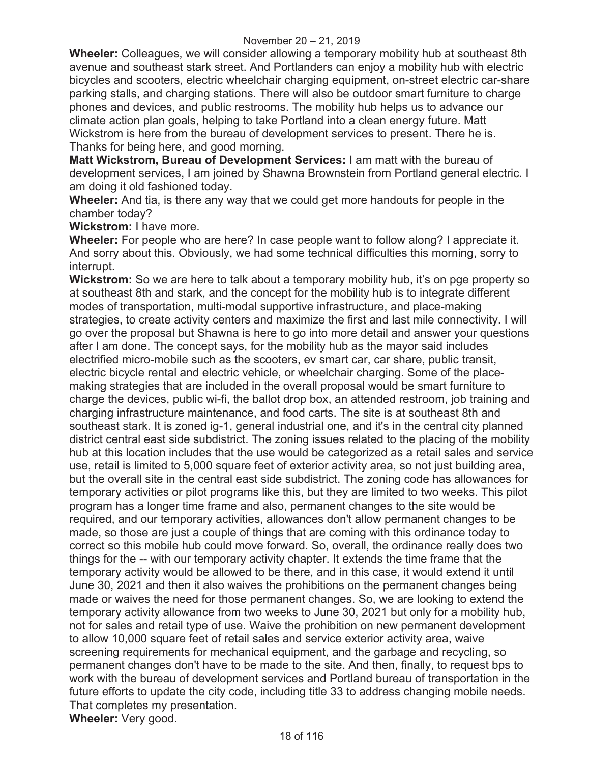**Wheeler:** Colleagues, we will consider allowing a temporary mobility hub at southeast 8th avenue and southeast stark street. And Portlanders can enjoy a mobility hub with electric bicycles and scooters, electric wheelchair charging equipment, on-street electric car-share parking stalls, and charging stations. There will also be outdoor smart furniture to charge phones and devices, and public restrooms. The mobility hub helps us to advance our climate action plan goals, helping to take Portland into a clean energy future. Matt Wickstrom is here from the bureau of development services to present. There he is. Thanks for being here, and good morning.

**Matt Wickstrom, Bureau of Development Services:** I am matt with the bureau of development services, I am joined by Shawna Brownstein from Portland general electric. I am doing it old fashioned today.

**Wheeler:** And tia, is there any way that we could get more handouts for people in the chamber today?

**Wickstrom:** I have more.

**Wheeler:** For people who are here? In case people want to follow along? I appreciate it. And sorry about this. Obviously, we had some technical difficulties this morning, sorry to interrupt.

**Wickstrom:** So we are here to talk about a temporary mobility hub, it's on pge property so at southeast 8th and stark, and the concept for the mobility hub is to integrate different modes of transportation, multi-modal supportive infrastructure, and place-making strategies, to create activity centers and maximize the first and last mile connectivity. I will go over the proposal but Shawna is here to go into more detail and answer your questions after I am done. The concept says, for the mobility hub as the mayor said includes electrified micro-mobile such as the scooters, ev smart car, car share, public transit, electric bicycle rental and electric vehicle, or wheelchair charging. Some of the place-making strategies that are included in the overall proposal would be smart furniture to charge the devices, public wi-fi, the ballot drop box, an attended restroom, job training and charging infrastructure maintenance, and food carts. The site is at southeast 8th and southeast stark. It is zoned ig-1, general industrial one, and it's in the central city planned district central east side subdistrict. The zoning issues related to the placing of the mobility hub at this location includes that the use would be categorized as a retail sales and service use, retail is limited to 5,000 square feet of exterior activity area, so not just building area, but the overall site in the central east side subdistrict. The zoning code has allowances for temporary activities or pilot programs like this, but they are limited to two weeks. This pilot program has a longer time frame and also, permanent changes to the site would be required, and our temporary activities, allowances don't allow permanent changes to be made, so those are just a couple of things that are coming with this ordinance today to correct so this mobile hub could move forward. So, overall, the ordinance really does two things for the -- with our temporary activity chapter. It extends the time frame that the temporary activity would be allowed to be there, and in this case, it would extend it until June 30, 2021 and then it also waives the prohibitions on the permanent changes being made or waives the need for those permanent changes. So, we are looking to extend the temporary activity allowance from two weeks to June 30, 2021 but only for a mobility hub, not for sales and retail type of use. Waive the prohibition on new permanent development to allow 10,000 square feet of retail sales and service exterior activity area, waive screening requirements for mechanical equipment, and the garbage and recycling, so permanent changes don't have to be made to the site. And then, finally, to request bps to work with the bureau of development services and Portland bureau of transportation in the future efforts to update the city code, including title 33 to address changing mobile needs. That completes my presentation.

**Wheeler:** Very good.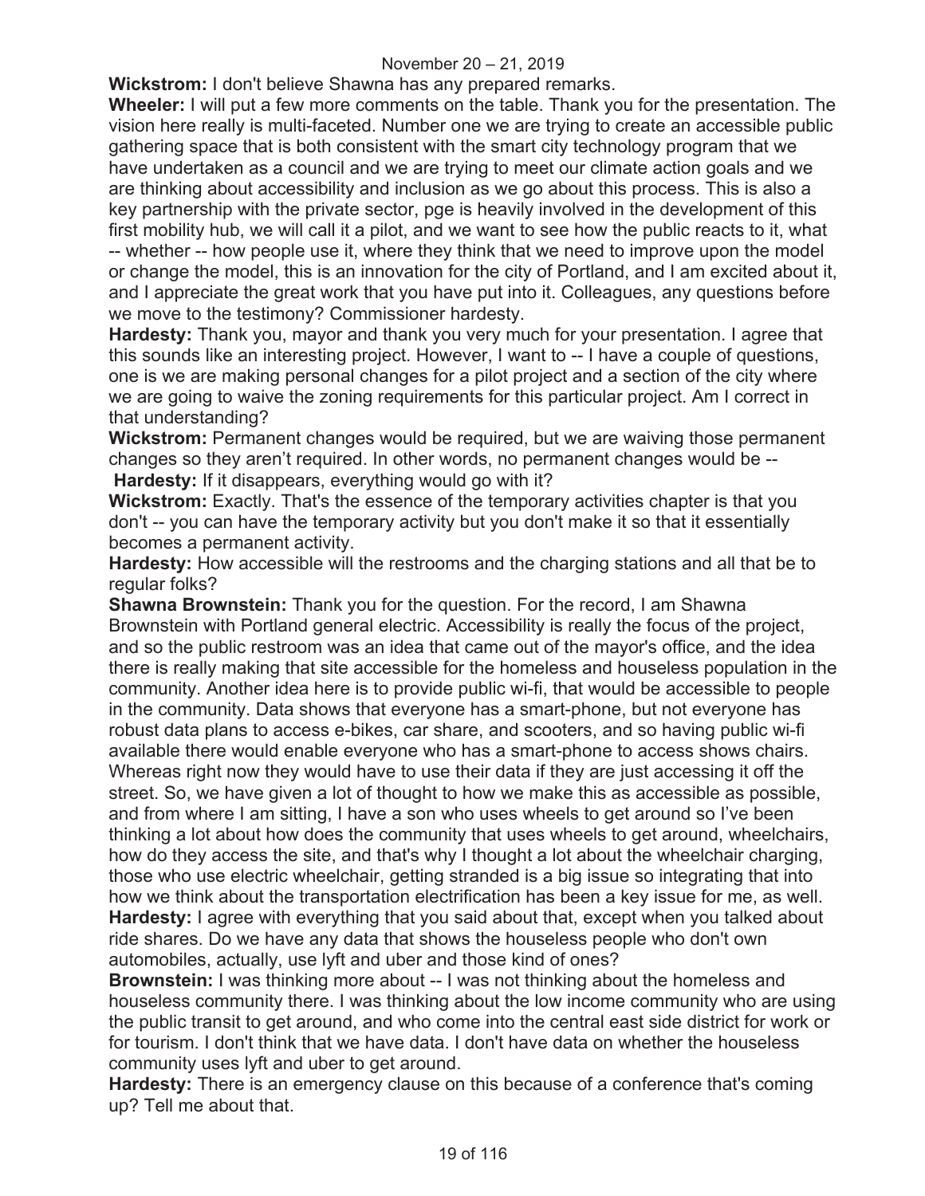**Wickstrom:** I don't believe Shawna has any prepared remarks.

**Wheeler:** I will put a few more comments on the table. Thank you for the presentation. The vision here really is multi-faceted. Number one we are trying to create an accessible public gathering space that is both consistent with the smart city technology program that we have undertaken as a council and we are trying to meet our climate action goals and we are thinking about accessibility and inclusion as we go about this process. This is also a key partnership with the private sector, pge is heavily involved in the development of this first mobility hub, we will call it a pilot, and we want to see how the public reacts to it, what -- whether -- how people use it, where they think that we need to improve upon the model or change the model, this is an innovation for the city of Portland, and I am excited about it, and I appreciate the great work that you have put into it. Colleagues, any questions before we move to the testimony? Commissioner hardesty.

**Hardesty:** Thank you, mayor and thank you very much for your presentation. I agree that this sounds like an interesting project. However, I want to -- I have a couple of questions, one is we are making personal changes for a pilot project and a section of the city where we are going to waive the zoning requirements for this particular project. Am I correct in that understanding?

**Wickstrom:** Permanent changes would be required, but we are waiving those permanent changes so they aren't required. In other words, no permanent changes would be --

**Hardesty:** If it disappears, everything would go with it?

**Wickstrom:** Exactly. That's the essence of the temporary activities chapter is that you don't -- you can have the temporary activity but you don't make it so that it essentially becomes a permanent activity.

**Hardesty:** How accessible will the restrooms and the charging stations and all that be to regular folks?

**Shawna Brownstein:** Thank you for the question. For the record, I am Shawna Brownstein with Portland general electric. Accessibility is really the focus of the project, and so the public restroom was an idea that came out of the mayor's office, and the idea there is really making that site accessible for the homeless and houseless population in the community. Another idea here is to provide public wi-fi, that would be accessible to people in the community. Data shows that everyone has a smart-phone, but not everyone has robust data plans to access e-bikes, car share, and scooters, and so having public wi-fi available there would enable everyone who has a smart-phone to access shows chairs. Whereas right now they would have to use their data if they are just accessing it off the street. So, we have given a lot of thought to how we make this as accessible as possible, and from where I am sitting, I have a son who uses wheels to get around so I've been thinking a lot about how does the community that uses wheels to get around, wheelchairs, how do they access the site, and that's why I thought a lot about the wheelchair charging, those who use electric wheelchair, getting stranded is a big issue so integrating that into how we think about the transportation electrification has been a key issue for me, as well.

**Hardesty:** I agree with everything that you said about that, except when you talked about ride shares. Do we have any data that shows the houseless people who don't own automobiles, actually, use lyft and uber and those kind of ones?

**Brownstein:** I was thinking more about -- I was not thinking about the homeless and houseless community there. I was thinking about the low income community who are using the public transit to get around, and who come into the central east side district for work or for tourism. I don't think that we have data. I don't have data on whether the houseless community uses lyft and uber to get around.

**Hardesty:** There is an emergency clause on this because of a conference that's coming up? Tell me about that.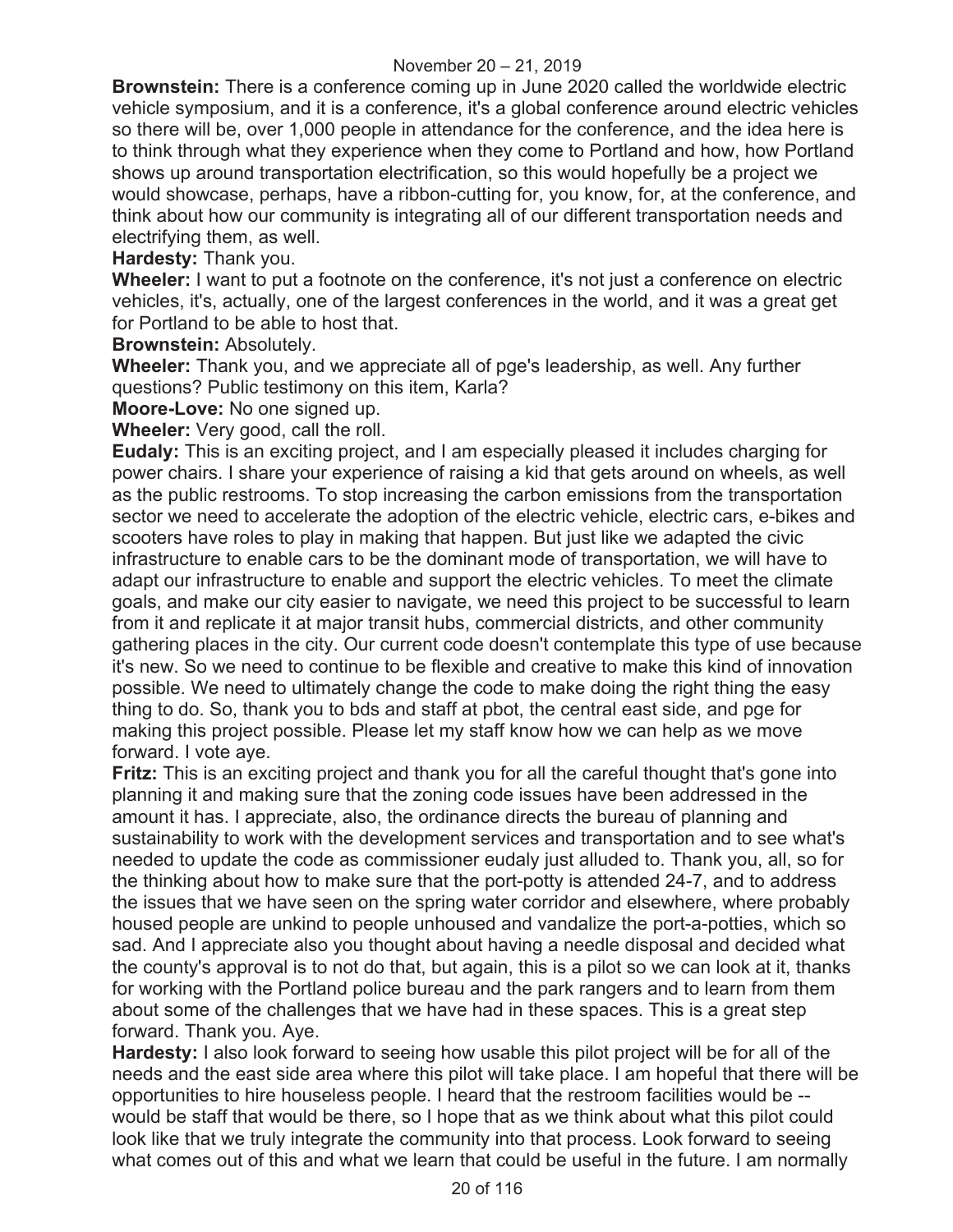**Brownstein:** There is a conference coming up in June 2020 called the worldwide electric vehicle symposium, and it is a conference, it's a global conference around electric vehicles so there will be, over 1,000 people in attendance for the conference, and the idea here is to think through what they experience when they come to Portland and how, how Portland shows up around transportation electrification, so this would hopefully be a project we would showcase, perhaps, have a ribbon-cutting for, you know, for, at the conference, and think about how our community is integrating all of our different transportation needs and electrifying them, as well.

**Hardesty:** Thank you.

**Wheeler:** I want to put a footnote on the conference, it's not just a conference on electric vehicles, it's, actually, one of the largest conferences in the world, and it was a great get for Portland to be able to host that.

**Brownstein:** Absolutely.

**Wheeler:** Thank you, and we appreciate all of pge's leadership, as well. Any further questions? Public testimony on this item, Karla?

**Moore-Love:** No one signed up.

**Wheeler:** Very good, call the roll.

**Eudaly:** This is an exciting project, and I am especially pleased it includes charging for power chairs. I share your experience of raising a kid that gets around on wheels, as well as the public restrooms. To stop increasing the carbon emissions from the transportation sector we need to accelerate the adoption of the electric vehicle, electric cars, e-bikes and scooters have roles to play in making that happen. But just like we adapted the civic infrastructure to enable cars to be the dominant mode of transportation, we will have to adapt our infrastructure to enable and support the electric vehicles. To meet the climate goals, and make our city easier to navigate, we need this project to be successful to learn from it and replicate it at major transit hubs, commercial districts, and other community gathering places in the city. Our current code doesn't contemplate this type of use because it's new. So we need to continue to be flexible and creative to make this kind of innovation possible. We need to ultimately change the code to make doing the right thing the easy thing to do. So, thank you to bds and staff at pbot, the central east side, and pge for making this project possible. Please let my staff know how we can help as we move forward. I vote aye.

**Fritz:** This is an exciting project and thank you for all the careful thought that's gone into planning it and making sure that the zoning code issues have been addressed in the amount it has. I appreciate, also, the ordinance directs the bureau of planning and sustainability to work with the development services and transportation and to see what's needed to update the code as commissioner eudaly just alluded to. Thank you, all, so for the thinking about how to make sure that the port-potty is attended 24-7, and to address the issues that we have seen on the spring water corridor and elsewhere, where probably housed people are unkind to people unhoused and vandalize the port-a-potties, which so sad. And I appreciate also you thought about having a needle disposal and decided what the county's approval is to not do that, but again, this is a pilot so we can look at it, thanks for working with the Portland police bureau and the park rangers and to learn from them about some of the challenges that we have had in these spaces. This is a great step forward. Thank you. Aye.

**Hardesty:** I also look forward to seeing how usable this pilot project will be for all of the needs and the east side area where this pilot will take place. I am hopeful that there will be opportunities to hire houseless people. I heard that the restroom facilities would be -- would be staff that would be there, so I hope that as we think about what this pilot could look like that we truly integrate the community into that process. Look forward to seeing what comes out of this and what we learn that could be useful in the future. I am normally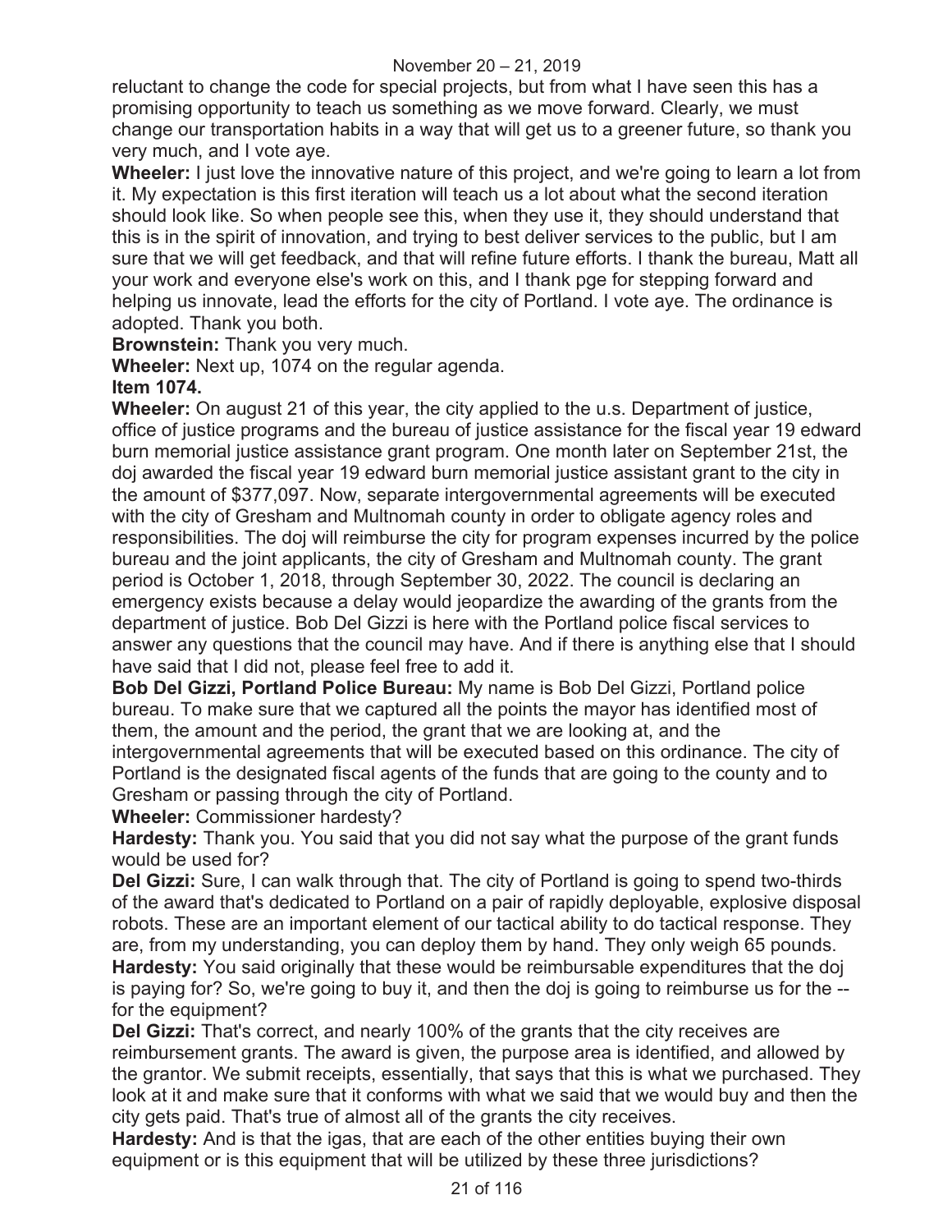reluctant to change the code for special projects, but from what I have seen this has a promising opportunity to teach us something as we move forward. Clearly, we must change our transportation habits in a way that will get us to a greener future, so thank you very much, and I vote aye.

**Wheeler:** I just love the innovative nature of this project, and we're going to learn a lot from it. My expectation is this first iteration will teach us a lot about what the second iteration should look like. So when people see this, when they use it, they should understand that this is in the spirit of innovation, and trying to best deliver services to the public, but I am sure that we will get feedback, and that will refine future efforts. I thank the bureau, Matt all your work and everyone else's work on this, and I thank pge for stepping forward and helping us innovate, lead the efforts for the city of Portland. I vote aye. The ordinance is adopted. Thank you both.

**Brownstein:** Thank you very much.

**Wheeler:** Next up, 1074 on the regular agenda.

**Item 1074.**

**Wheeler:** On august 21 of this year, the city applied to the u.s. Department of justice, office of justice programs and the bureau of justice assistance for the fiscal year 19 edward burn memorial justice assistance grant program. One month later on September 21st, the doj awarded the fiscal year 19 edward burn memorial justice assistant grant to the city in the amount of $377,097. Now, separate intergovernmental agreements will be executed with the city of Gresham and Multnomah county in order to obligate agency roles and responsibilities. The doj will reimburse the city for program expenses incurred by the police bureau and the joint applicants, the city of Gresham and Multnomah county. The grant period is October 1, 2018, through September 30, 2022. The council is declaring an emergency exists because a delay would jeopardize the awarding of the grants from the department of justice. Bob Del Gizzi is here with the Portland police fiscal services to answer any questions that the council may have. And if there is anything else that I should have said that I did not, please feel free to add it.

**Bob Del Gizzi, Portland Police Bureau:** My name is Bob Del Gizzi, Portland police bureau. To make sure that we captured all the points the mayor has identified most of them, the amount and the period, the grant that we are looking at, and the intergovernmental agreements that will be executed based on this ordinance. The city of Portland is the designated fiscal agents of the funds that are going to the county and to Gresham or passing through the city of Portland.

**Wheeler:** Commissioner hardesty?

**Hardesty:** Thank you. You said that you did not say what the purpose of the grant funds would be used for?

**Del Gizzi:** Sure, I can walk through that. The city of Portland is going to spend two-thirds of the award that's dedicated to Portland on a pair of rapidly deployable, explosive disposal robots. These are an important element of our tactical ability to do tactical response. They are, from my understanding, you can deploy them by hand. They only weigh 65 pounds.

**Hardesty:** You said originally that these would be reimbursable expenditures that the doj is paying for? So, we're going to buy it, and then the doj is going to reimburse us for the -- for the equipment?

**Del Gizzi:** That's correct, and nearly 100% of the grants that the city receives are reimbursement grants. The award is given, the purpose area is identified, and allowed by the grantor. We submit receipts, essentially, that says that this is what we purchased. They look at it and make sure that it conforms with what we said that we would buy and then the city gets paid. That's true of almost all of the grants the city receives.

**Hardesty:** And is that the igas, that are each of the other entities buying their own equipment or is this equipment that will be utilized by these three jurisdictions?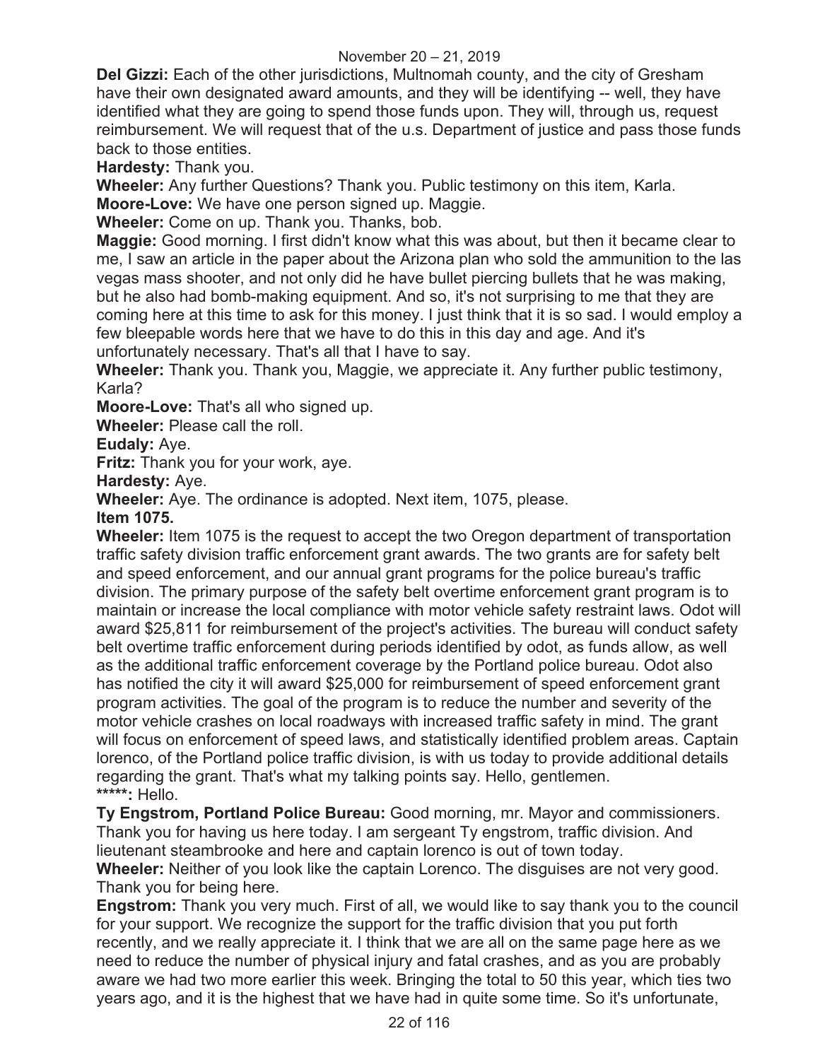**Del Gizzi:** Each of the other jurisdictions, Multnomah county, and the city of Gresham have their own designated award amounts, and they will be identifying -- well, they have identified what they are going to spend those funds upon. They will, through us, request reimbursement. We will request that of the u.s. Department of justice and pass those funds back to those entities.

**Hardesty:** Thank you.

**Wheeler:** Any further Questions? Thank you. Public testimony on this item, Karla.

**Moore-Love:** We have one person signed up. Maggie.

**Wheeler:** Come on up. Thank you. Thanks, bob.

**Maggie:** Good morning. I first didn't know what this was about, but then it became clear to me, I saw an article in the paper about the Arizona plan who sold the ammunition to the las vegas mass shooter, and not only did he have bullet piercing bullets that he was making, but he also had bomb-making equipment. And so, it's not surprising to me that they are coming here at this time to ask for this money. I just think that it is so sad. I would employ a few bleepable words here that we have to do this in this day and age. And it's unfortunately necessary. That's all that I have to say.

**Wheeler:** Thank you. Thank you, Maggie, we appreciate it. Any further public testimony, Karla?

**Moore-Love:** That's all who signed up.

**Wheeler:** Please call the roll.

**Eudaly:** Aye.

**Fritz:** Thank you for your work, aye.

**Hardesty:** Aye.

**Wheeler:** Aye. The ordinance is adopted. Next item, 1075, please.

**Item 1075.**

**Wheeler:** Item 1075 is the request to accept the two Oregon department of transportation traffic safety division traffic enforcement grant awards. The two grants are for safety belt and speed enforcement, and our annual grant programs for the police bureau's traffic division. The primary purpose of the safety belt overtime enforcement grant program is to maintain or increase the local compliance with motor vehicle safety restraint laws. Odot will award $25,811 for reimbursement of the project's activities. The bureau will conduct safety belt overtime traffic enforcement during periods identified by odot, as funds allow, as well as the additional traffic enforcement coverage by the Portland police bureau. Odot also has notified the city it will award $25,000 for reimbursement of speed enforcement grant program activities. The goal of the program is to reduce the number and severity of the motor vehicle crashes on local roadways with increased traffic safety in mind. The grant will focus on enforcement of speed laws, and statistically identified problem areas. Captain lorenco, of the Portland police traffic division, is with us today to provide additional details regarding the grant. That's what my talking points say. Hello, gentlemen.

**\*\*\*\*\*:** Hello.

**Ty Engstrom, Portland Police Bureau:** Good morning, mr. Mayor and commissioners. Thank you for having us here today. I am sergeant Ty engstrom, traffic division. And lieutenant steambrooke and here and captain lorenco is out of town today.

**Wheeler:** Neither of you look like the captain Lorenco. The disguises are not very good. Thank you for being here.

**Engstrom:** Thank you very much. First of all, we would like to say thank you to the council for your support. We recognize the support for the traffic division that you put forth recently, and we really appreciate it. I think that we are all on the same page here as we need to reduce the number of physical injury and fatal crashes, and as you are probably aware we had two more earlier this week. Bringing the total to 50 this year, which ties two years ago, and it is the highest that we have had in quite some time. So it's unfortunate,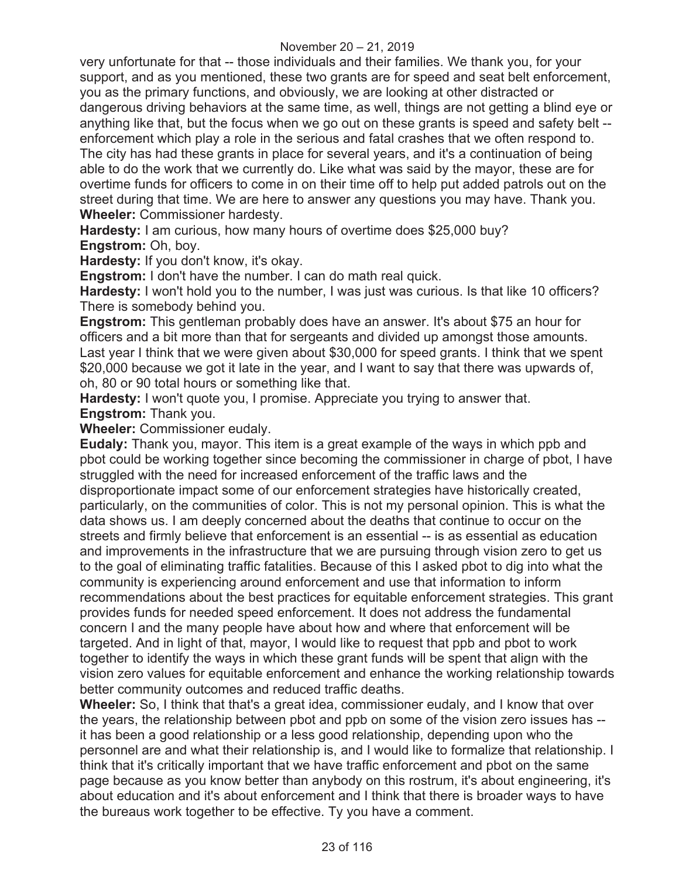very unfortunate for that -- those individuals and their families. We thank you, for your support, and as you mentioned, these two grants are for speed and seat belt enforcement, you as the primary functions, and obviously, we are looking at other distracted or dangerous driving behaviors at the same time, as well, things are not getting a blind eye or anything like that, but the focus when we go out on these grants is speed and safety belt -- enforcement which play a role in the serious and fatal crashes that we often respond to. The city has had these grants in place for several years, and it's a continuation of being able to do the work that we currently do. Like what was said by the mayor, these are for overtime funds for officers to come in on their time off to help put added patrols out on the street during that time. We are here to answer any questions you may have. Thank you.
**Wheeler:** Commissioner hardesty.
**Hardesty:** I am curious, how many hours of overtime does $25,000 buy?
**Engstrom:** Oh, boy.
**Hardesty:** If you don't know, it's okay.
**Engstrom:** I don't have the number. I can do math real quick.
**Hardesty:** I won't hold you to the number, I was just was curious. Is that like 10 officers? There is somebody behind you.
**Engstrom:** This gentleman probably does have an answer. It's about $75 an hour for officers and a bit more than that for sergeants and divided up amongst those amounts. Last year I think that we were given about $30,000 for speed grants. I think that we spent $20,000 because we got it late in the year, and I want to say that there was upwards of, oh, 80 or 90 total hours or something like that.
**Hardesty:** I won't quote you, I promise. Appreciate you trying to answer that.
**Engstrom:** Thank you.
**Wheeler:** Commissioner eudaly.
**Eudaly:** Thank you, mayor. This item is a great example of the ways in which ppb and pbot could be working together since becoming the commissioner in charge of pbot, I have struggled with the need for increased enforcement of the traffic laws and the disproportionate impact some of our enforcement strategies have historically created, particularly, on the communities of color. This is not my personal opinion. This is what the data shows us. I am deeply concerned about the deaths that continue to occur on the streets and firmly believe that enforcement is an essential -- is as essential as education and improvements in the infrastructure that we are pursuing through vision zero to get us to the goal of eliminating traffic fatalities. Because of this I asked pbot to dig into what the community is experiencing around enforcement and use that information to inform recommendations about the best practices for equitable enforcement strategies. This grant provides funds for needed speed enforcement. It does not address the fundamental concern I and the many people have about how and where that enforcement will be targeted. And in light of that, mayor, I would like to request that ppb and pbot to work together to identify the ways in which these grant funds will be spent that align with the vision zero values for equitable enforcement and enhance the working relationship towards better community outcomes and reduced traffic deaths.
**Wheeler:** So, I think that that's a great idea, commissioner eudaly, and I know that over the years, the relationship between pbot and ppb on some of the vision zero issues has -- it has been a good relationship or a less good relationship, depending upon who the personnel are and what their relationship is, and I would like to formalize that relationship. I think that it's critically important that we have traffic enforcement and pbot on the same page because as you know better than anybody on this rostrum, it's about engineering, it's about education and it's about enforcement and I think that there is broader ways to have the bureaus work together to be effective. Ty you have a comment.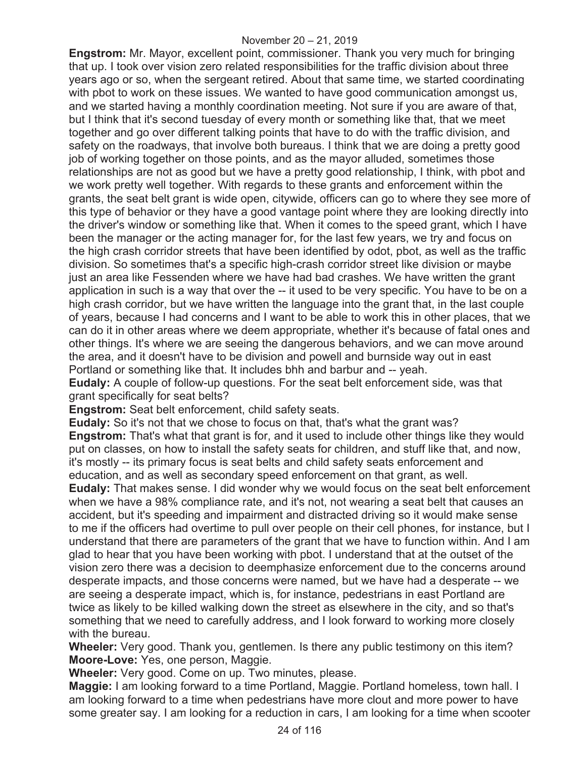**Engstrom:** Mr. Mayor, excellent point, commissioner. Thank you very much for bringing that up. I took over vision zero related responsibilities for the traffic division about three years ago or so, when the sergeant retired. About that same time, we started coordinating with pbot to work on these issues. We wanted to have good communication amongst us, and we started having a monthly coordination meeting. Not sure if you are aware of that, but I think that it's second tuesday of every month or something like that, that we meet together and go over different talking points that have to do with the traffic division, and safety on the roadways, that involve both bureaus. I think that we are doing a pretty good job of working together on those points, and as the mayor alluded, sometimes those relationships are not as good but we have a pretty good relationship, I think, with pbot and we work pretty well together. With regards to these grants and enforcement within the grants, the seat belt grant is wide open, citywide, officers can go to where they see more of this type of behavior or they have a good vantage point where they are looking directly into the driver's window or something like that. When it comes to the speed grant, which I have been the manager or the acting manager for, for the last few years, we try and focus on the high crash corridor streets that have been identified by odot, pbot, as well as the traffic division. So sometimes that's a specific high-crash corridor street like division or maybe just an area like Fessenden where we have had bad crashes. We have written the grant application in such is a way that over the -- it used to be very specific. You have to be on a high crash corridor, but we have written the language into the grant that, in the last couple of years, because I had concerns and I want to be able to work this in other places, that we can do it in other areas where we deem appropriate, whether it's because of fatal ones and other things. It's where we are seeing the dangerous behaviors, and we can move around the area, and it doesn't have to be division and powell and burnside way out in east Portland or something like that. It includes bhh and barbur and -- yeah.

**Eudaly:** A couple of follow-up questions. For the seat belt enforcement side, was that grant specifically for seat belts?

**Engstrom:** Seat belt enforcement, child safety seats.

**Eudaly:** So it's not that we chose to focus on that, that's what the grant was?

**Engstrom:** That's what that grant is for, and it used to include other things like they would put on classes, on how to install the safety seats for children, and stuff like that, and now, it's mostly -- its primary focus is seat belts and child safety seats enforcement and education, and as well as secondary speed enforcement on that grant, as well.

**Eudaly:** That makes sense. I did wonder why we would focus on the seat belt enforcement when we have a 98% compliance rate, and it's not, not wearing a seat belt that causes an accident, but it's speeding and impairment and distracted driving so it would make sense to me if the officers had overtime to pull over people on their cell phones, for instance, but I understand that there are parameters of the grant that we have to function within. And I am glad to hear that you have been working with pbot. I understand that at the outset of the vision zero there was a decision to deemphasize enforcement due to the concerns around desperate impacts, and those concerns were named, but we have had a desperate -- we are seeing a desperate impact, which is, for instance, pedestrians in east Portland are twice as likely to be killed walking down the street as elsewhere in the city, and so that's something that we need to carefully address, and I look forward to working more closely with the bureau.

**Wheeler:** Very good. Thank you, gentlemen. Is there any public testimony on this item?

**Moore-Love:** Yes, one person, Maggie.

**Wheeler:** Very good. Come on up. Two minutes, please.

**Maggie:** I am looking forward to a time Portland, Maggie. Portland homeless, town hall. I am looking forward to a time when pedestrians have more clout and more power to have some greater say. I am looking for a reduction in cars, I am looking for a time when scooter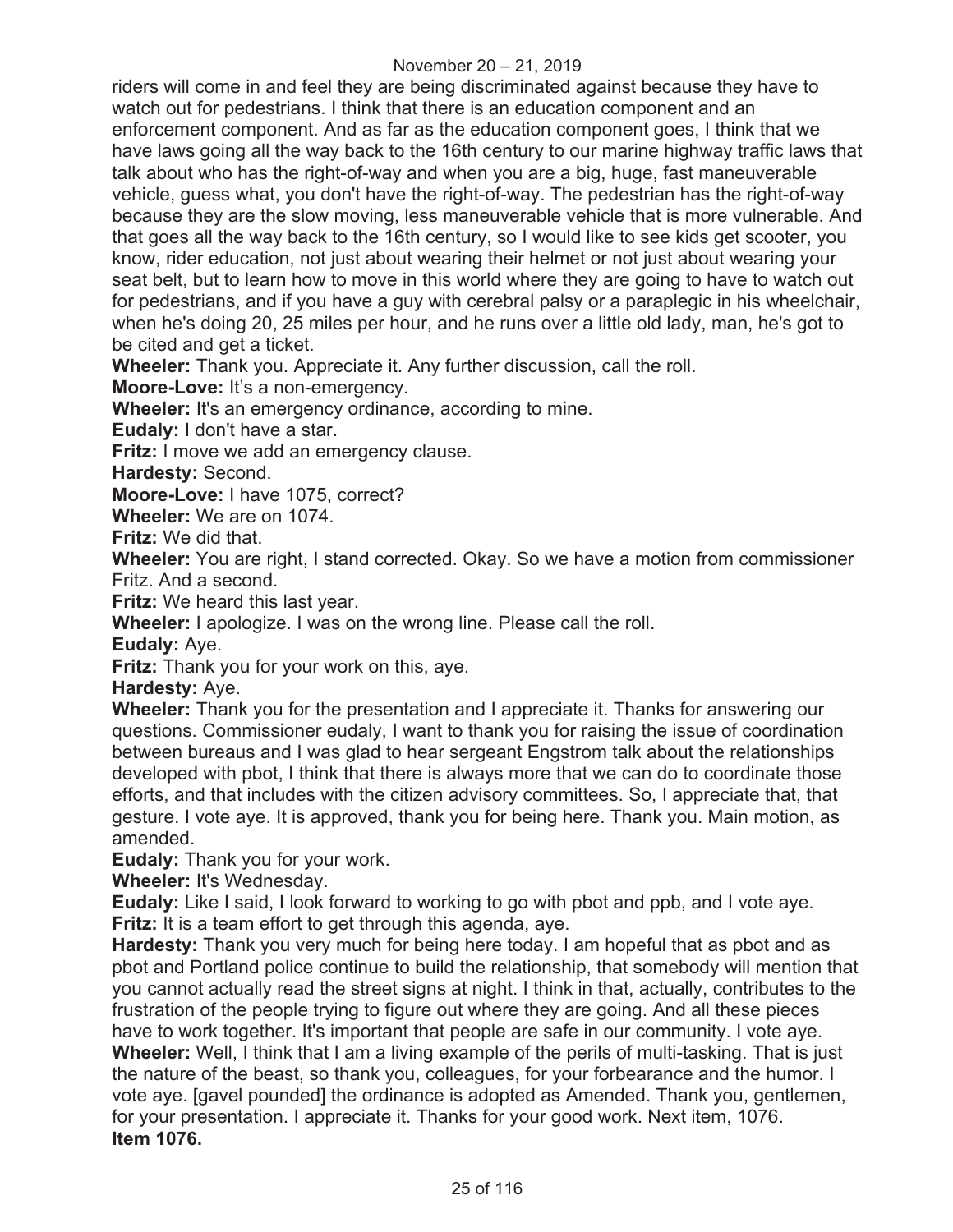riders will come in and feel they are being discriminated against because they have to watch out for pedestrians. I think that there is an education component and an enforcement component. And as far as the education component goes, I think that we have laws going all the way back to the 16th century to our marine highway traffic laws that talk about who has the right-of-way and when you are a big, huge, fast maneuverable vehicle, guess what, you don't have the right-of-way. The pedestrian has the right-of-way because they are the slow moving, less maneuverable vehicle that is more vulnerable. And that goes all the way back to the 16th century, so I would like to see kids get scooter, you know, rider education, not just about wearing their helmet or not just about wearing your seat belt, but to learn how to move in this world where they are going to have to watch out for pedestrians, and if you have a guy with cerebral palsy or a paraplegic in his wheelchair, when he's doing 20, 25 miles per hour, and he runs over a little old lady, man, he's got to be cited and get a ticket.

**Wheeler:** Thank you. Appreciate it. Any further discussion, call the roll.

**Moore-Love:** It's a non-emergency.

**Wheeler:** It's an emergency ordinance, according to mine.

**Eudaly:** I don't have a star.

**Fritz:** I move we add an emergency clause.

**Hardesty:** Second.

**Moore-Love:** I have 1075, correct?

**Wheeler:** We are on 1074.

**Fritz:** We did that.

**Wheeler:** You are right, I stand corrected. Okay. So we have a motion from commissioner Fritz. And a second.

**Fritz:** We heard this last year.

**Wheeler:** I apologize. I was on the wrong line. Please call the roll.

**Eudaly:** Aye.

**Fritz:** Thank you for your work on this, aye.

**Hardesty:** Aye.

**Wheeler:** Thank you for the presentation and I appreciate it. Thanks for answering our questions. Commissioner eudaly, I want to thank you for raising the issue of coordination between bureaus and I was glad to hear sergeant Engstrom talk about the relationships developed with pbot, I think that there is always more that we can do to coordinate those efforts, and that includes with the citizen advisory committees. So, I appreciate that, that gesture. I vote aye. It is approved, thank you for being here. Thank you. Main motion, as amended.

**Eudaly:** Thank you for your work.

**Wheeler:** It's Wednesday.

**Eudaly:** Like I said, I look forward to working to go with pbot and ppb, and I vote aye.

**Fritz:** It is a team effort to get through this agenda, aye.

**Hardesty:** Thank you very much for being here today. I am hopeful that as pbot and as pbot and Portland police continue to build the relationship, that somebody will mention that you cannot actually read the street signs at night. I think in that, actually, contributes to the frustration of the people trying to figure out where they are going. And all these pieces have to work together. It's important that people are safe in our community. I vote aye.

**Wheeler:** Well, I think that I am a living example of the perils of multi-tasking. That is just the nature of the beast, so thank you, colleagues, for your forbearance and the humor. I vote aye. [gavel pounded] the ordinance is adopted as Amended. Thank you, gentlemen, for your presentation. I appreciate it. Thanks for your good work. Next item, 1076.

**Item 1076.**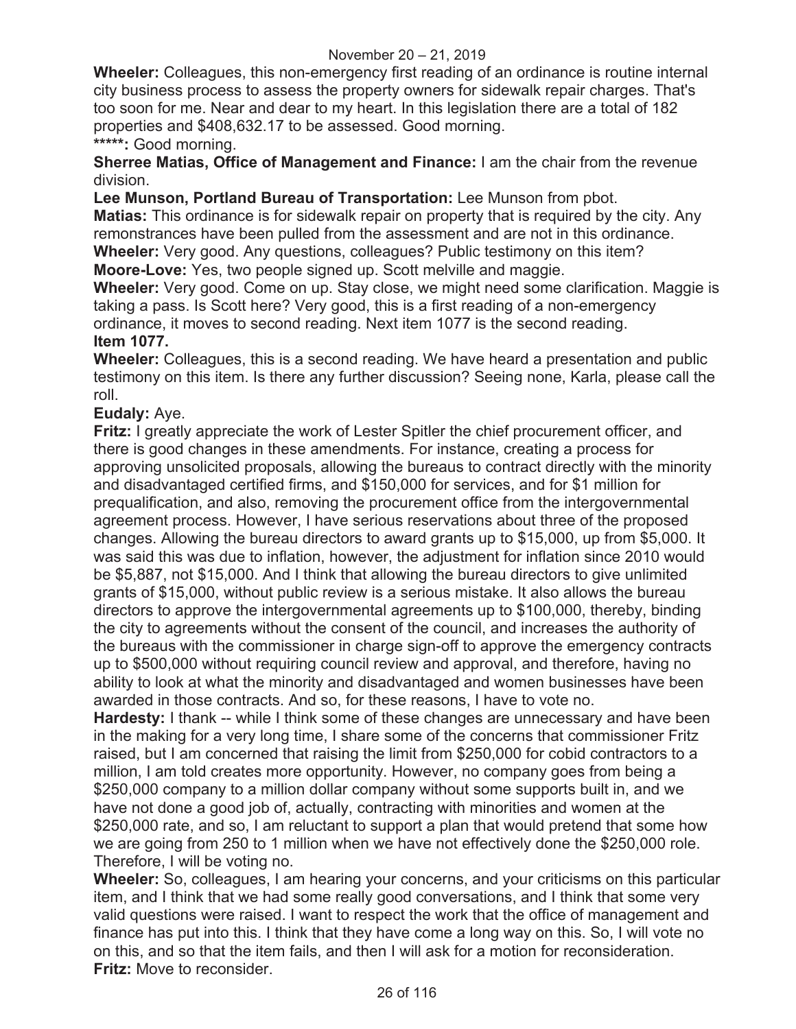**Wheeler:** Colleagues, this non-emergency first reading of an ordinance is routine internal city business process to assess the property owners for sidewalk repair charges. That's too soon for me. Near and dear to my heart. In this legislation there are a total of 182 properties and $408,632.17 to be assessed. Good morning.

*****: Good morning.

**Sherree Matias, Office of Management and Finance:** I am the chair from the revenue division.

**Lee Munson, Portland Bureau of Transportation:** Lee Munson from pbot.

**Matias:** This ordinance is for sidewalk repair on property that is required by the city. Any remonstrances have been pulled from the assessment and are not in this ordinance.

**Wheeler:** Very good. Any questions, colleagues? Public testimony on this item?

**Moore-Love:** Yes, two people signed up. Scott melville and maggie.

**Wheeler:** Very good. Come on up. Stay close, we might need some clarification. Maggie is taking a pass. Is Scott here? Very good, this is a first reading of a non-emergency ordinance, it moves to second reading. Next item 1077 is the second reading.

**Item 1077.**

**Wheeler:** Colleagues, this is a second reading. We have heard a presentation and public testimony on this item. Is there any further discussion? Seeing none, Karla, please call the roll.

**Eudaly:** Aye.

**Fritz:** I greatly appreciate the work of Lester Spitler the chief procurement officer, and there is good changes in these amendments. For instance, creating a process for approving unsolicited proposals, allowing the bureaus to contract directly with the minority and disadvantaged certified firms, and $150,000 for services, and for $1 million for prequalification, and also, removing the procurement office from the intergovernmental agreement process. However, I have serious reservations about three of the proposed changes. Allowing the bureau directors to award grants up to $15,000, up from $5,000. It was said this was due to inflation, however, the adjustment for inflation since 2010 would be $5,887, not $15,000. And I think that allowing the bureau directors to give unlimited grants of $15,000, without public review is a serious mistake. It also allows the bureau directors to approve the intergovernmental agreements up to $100,000, thereby, binding the city to agreements without the consent of the council, and increases the authority of the bureaus with the commissioner in charge sign-off to approve the emergency contracts up to $500,000 without requiring council review and approval, and therefore, having no ability to look at what the minority and disadvantaged and women businesses have been awarded in those contracts. And so, for these reasons, I have to vote no.

**Hardesty:** I thank -- while I think some of these changes are unnecessary and have been in the making for a very long time, I share some of the concerns that commissioner Fritz raised, but I am concerned that raising the limit from $250,000 for cobid contractors to a million, I am told creates more opportunity. However, no company goes from being a $250,000 company to a million dollar company without some supports built in, and we have not done a good job of, actually, contracting with minorities and women at the $250,000 rate, and so, I am reluctant to support a plan that would pretend that some how we are going from 250 to 1 million when we have not effectively done the $250,000 role. Therefore, I will be voting no.

**Wheeler:** So, colleagues, I am hearing your concerns, and your criticisms on this particular item, and I think that we had some really good conversations, and I think that some very valid questions were raised. I want to respect the work that the office of management and finance has put into this. I think that they have come a long way on this. So, I will vote no on this, and so that the item fails, and then I will ask for a motion for reconsideration.

**Fritz:** Move to reconsider.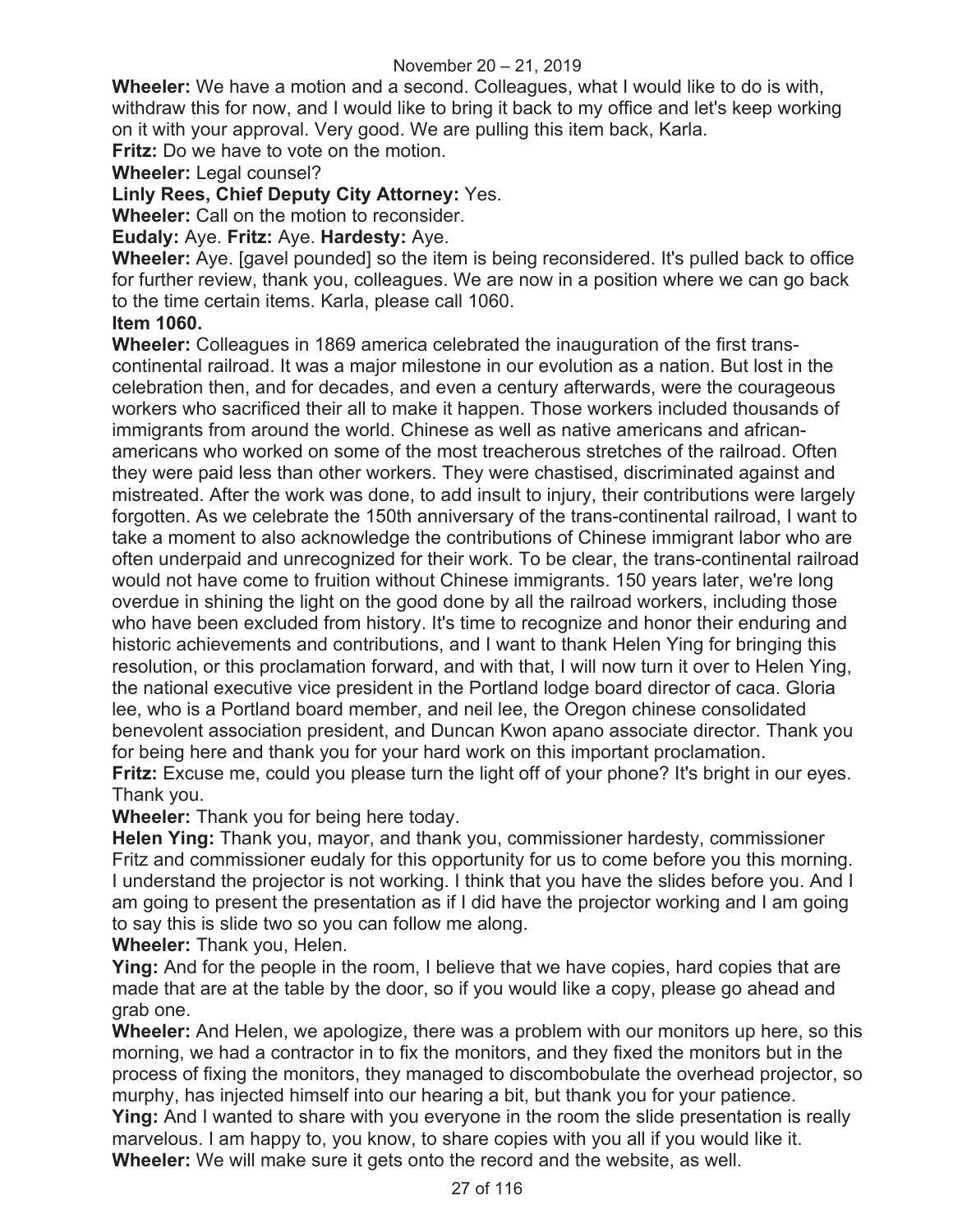**Wheeler:** We have a motion and a second. Colleagues, what I would like to do is with, withdraw this for now, and I would like to bring it back to my office and let's keep working on it with your approval. Very good. We are pulling this item back, Karla.

**Fritz:** Do we have to vote on the motion.

**Wheeler:** Legal counsel?

**Linly Rees, Chief Deputy City Attorney:** Yes.

**Wheeler:** Call on the motion to reconsider.

**Eudaly:** Aye. **Fritz:** Aye. **Hardesty:** Aye.

**Wheeler:** Aye. [gavel pounded] so the item is being reconsidered. It's pulled back to office for further review, thank you, colleagues. We are now in a position where we can go back to the time certain items. Karla, please call 1060.

**Item 1060.**

**Wheeler:** Colleagues in 1869 america celebrated the inauguration of the first trans-continental railroad. It was a major milestone in our evolution as a nation. But lost in the celebration then, and for decades, and even a century afterwards, were the courageous workers who sacrificed their all to make it happen. Those workers included thousands of immigrants from around the world. Chinese as well as native americans and african-americans who worked on some of the most treacherous stretches of the railroad. Often they were paid less than other workers. They were chastised, discriminated against and mistreated. After the work was done, to add insult to injury, their contributions were largely forgotten. As we celebrate the 150th anniversary of the trans-continental railroad, I want to take a moment to also acknowledge the contributions of Chinese immigrant labor who are often underpaid and unrecognized for their work. To be clear, the trans-continental railroad would not have come to fruition without Chinese immigrants. 150 years later, we're long overdue in shining the light on the good done by all the railroad workers, including those who have been excluded from history. It's time to recognize and honor their enduring and historic achievements and contributions, and I want to thank Helen Ying for bringing this resolution, or this proclamation forward, and with that, I will now turn it over to Helen Ying, the national executive vice president in the Portland lodge board director of caca. Gloria lee, who is a Portland board member, and neil lee, the Oregon chinese consolidated benevolent association president, and Duncan Kwon apano associate director. Thank you for being here and thank you for your hard work on this important proclamation.

**Fritz:** Excuse me, could you please turn the light off of your phone? It's bright in our eyes. Thank you.

**Wheeler:** Thank you for being here today.

**Helen Ying:** Thank you, mayor, and thank you, commissioner hardesty, commissioner Fritz and commissioner eudaly for this opportunity for us to come before you this morning. I understand the projector is not working. I think that you have the slides before you. And I am going to present the presentation as if I did have the projector working and I am going to say this is slide two so you can follow me along.

**Wheeler:** Thank you, Helen.

**Ying:** And for the people in the room, I believe that we have copies, hard copies that are made that are at the table by the door, so if you would like a copy, please go ahead and grab one.

**Wheeler:** And Helen, we apologize, there was a problem with our monitors up here, so this morning, we had a contractor in to fix the monitors, and they fixed the monitors but in the process of fixing the monitors, they managed to discombobulate the overhead projector, so murphy, has injected himself into our hearing a bit, but thank you for your patience.

**Ying:** And I wanted to share with you everyone in the room the slide presentation is really marvelous. I am happy to, you know, to share copies with you all if you would like it.

**Wheeler:** We will make sure it gets onto the record and the website, as well.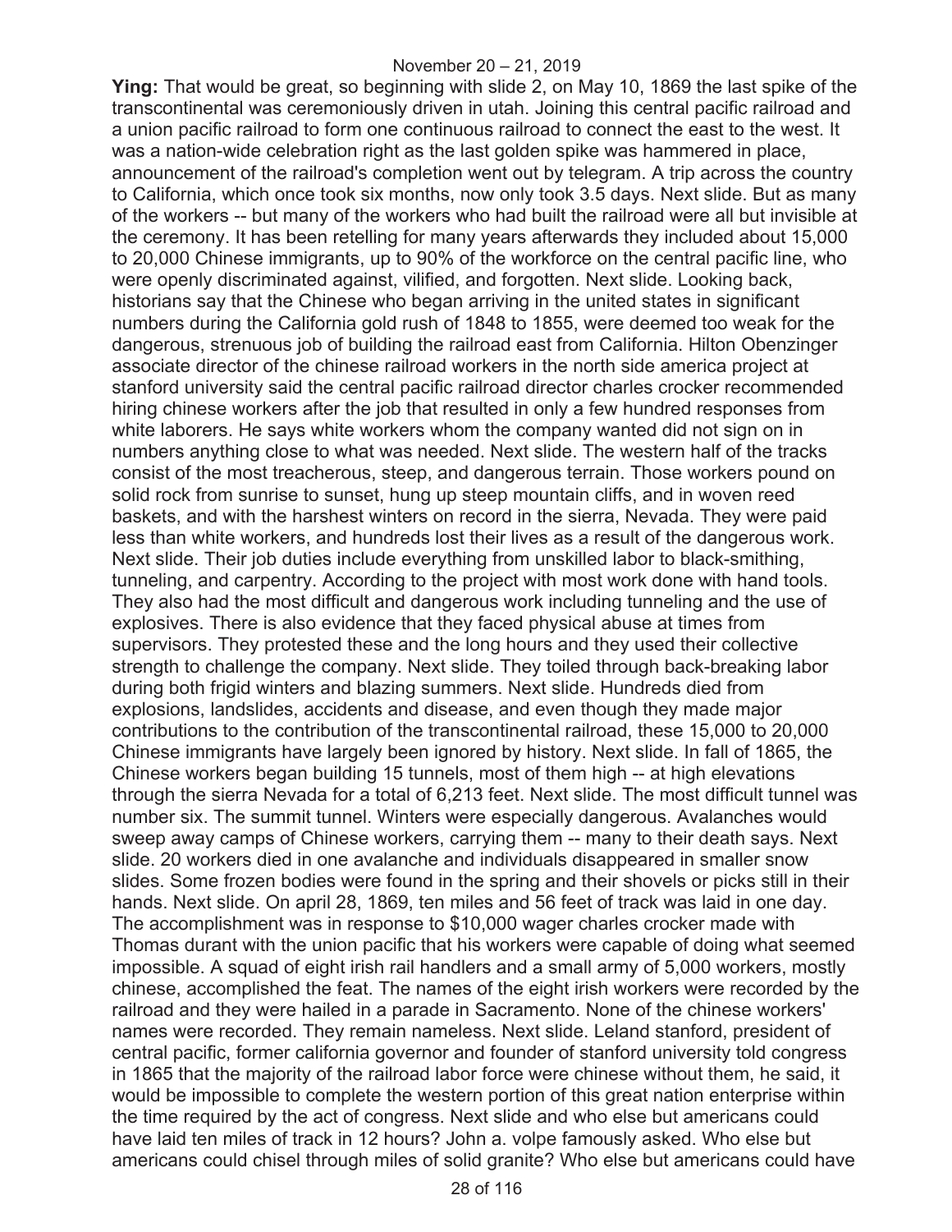**Ying:** That would be great, so beginning with slide 2, on May 10, 1869 the last spike of the transcontinental was ceremoniously driven in utah. Joining this central pacific railroad and a union pacific railroad to form one continuous railroad to connect the east to the west. It was a nation-wide celebration right as the last golden spike was hammered in place, announcement of the railroad's completion went out by telegram. A trip across the country to California, which once took six months, now only took 3.5 days. Next slide. But as many of the workers -- but many of the workers who had built the railroad were all but invisible at the ceremony. It has been retelling for many years afterwards they included about 15,000 to 20,000 Chinese immigrants, up to 90% of the workforce on the central pacific line, who were openly discriminated against, vilified, and forgotten. Next slide. Looking back, historians say that the Chinese who began arriving in the united states in significant numbers during the California gold rush of 1848 to 1855, were deemed too weak for the dangerous, strenuous job of building the railroad east from California. Hilton Obenzinger associate director of the chinese railroad workers in the north side america project at stanford university said the central pacific railroad director charles crocker recommended hiring chinese workers after the job that resulted in only a few hundred responses from white laborers. He says white workers whom the company wanted did not sign on in numbers anything close to what was needed. Next slide. The western half of the tracks consist of the most treacherous, steep, and dangerous terrain. Those workers pound on solid rock from sunrise to sunset, hung up steep mountain cliffs, and in woven reed baskets, and with the harshest winters on record in the sierra, Nevada. They were paid less than white workers, and hundreds lost their lives as a result of the dangerous work. Next slide. Their job duties include everything from unskilled labor to black-smithing, tunneling, and carpentry. According to the project with most work done with hand tools. They also had the most difficult and dangerous work including tunneling and the use of explosives. There is also evidence that they faced physical abuse at times from supervisors. They protested these and the long hours and they used their collective strength to challenge the company. Next slide. They toiled through back-breaking labor during both frigid winters and blazing summers. Next slide. Hundreds died from explosions, landslides, accidents and disease, and even though they made major contributions to the contribution of the transcontinental railroad, these 15,000 to 20,000 Chinese immigrants have largely been ignored by history. Next slide. In fall of 1865, the Chinese workers began building 15 tunnels, most of them high -- at high elevations through the sierra Nevada for a total of 6,213 feet. Next slide. The most difficult tunnel was number six. The summit tunnel. Winters were especially dangerous. Avalanches would sweep away camps of Chinese workers, carrying them -- many to their death says. Next slide. 20 workers died in one avalanche and individuals disappeared in smaller snow slides. Some frozen bodies were found in the spring and their shovels or picks still in their hands. Next slide. On april 28, 1869, ten miles and 56 feet of track was laid in one day. The accomplishment was in response to $10,000 wager charles crocker made with Thomas durant with the union pacific that his workers were capable of doing what seemed impossible. A squad of eight irish rail handlers and a small army of 5,000 workers, mostly chinese, accomplished the feat. The names of the eight irish workers were recorded by the railroad and they were hailed in a parade in Sacramento. None of the chinese workers' names were recorded. They remain nameless. Next slide. Leland stanford, president of central pacific, former california governor and founder of stanford university told congress in 1865 that the majority of the railroad labor force were chinese without them, he said, it would be impossible to complete the western portion of this great nation enterprise within the time required by the act of congress. Next slide and who else but americans could have laid ten miles of track in 12 hours? John a. volpe famously asked. Who else but americans could chisel through miles of solid granite? Who else but americans could have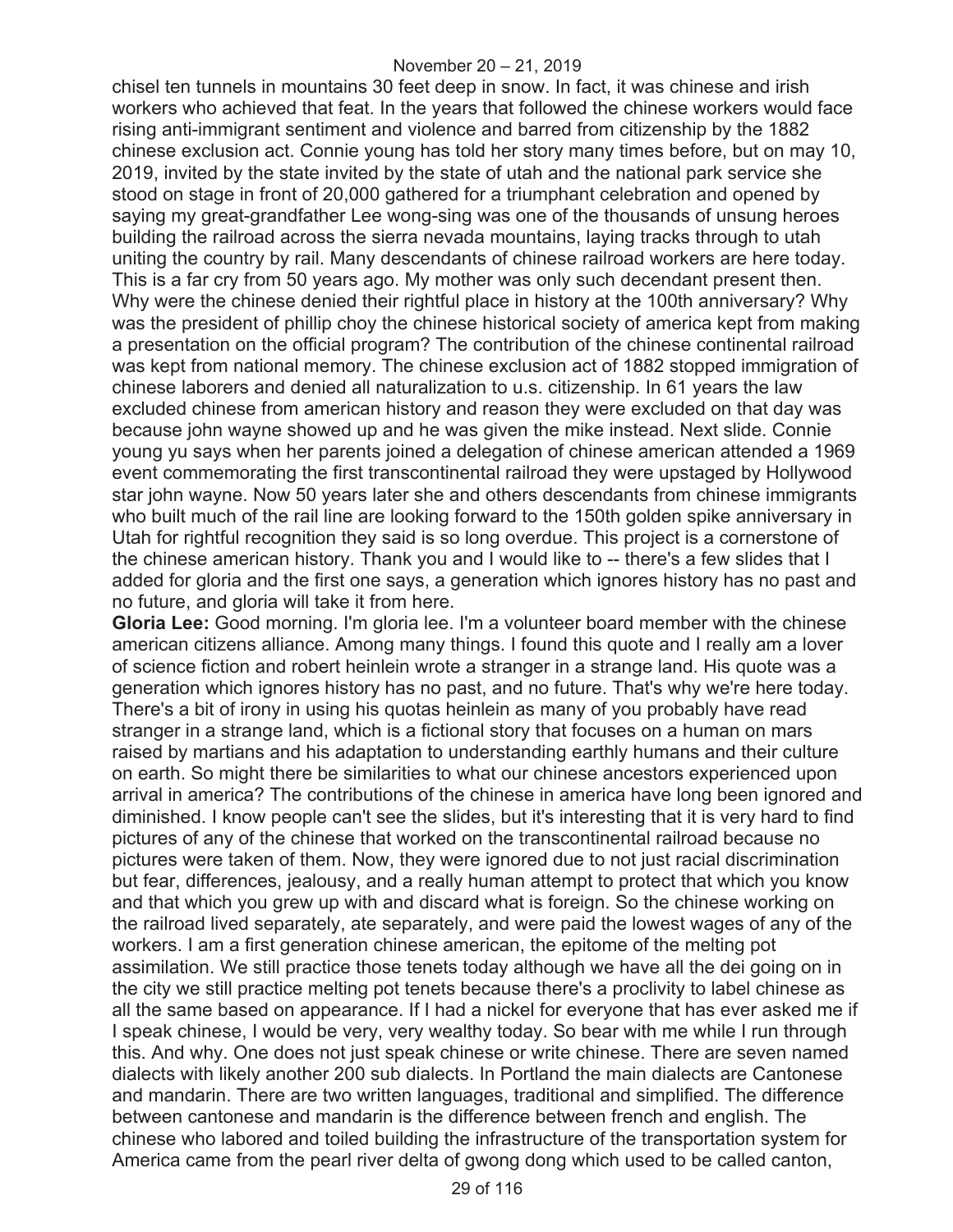chisel ten tunnels in mountains 30 feet deep in snow. In fact, it was chinese and irish workers who achieved that feat. In the years that followed the chinese workers would face rising anti-immigrant sentiment and violence and barred from citizenship by the 1882 chinese exclusion act. Connie young has told her story many times before, but on may 10, 2019, invited by the state invited by the state of utah and the national park service she stood on stage in front of 20,000 gathered for a triumphant celebration and opened by saying my great-grandfather Lee wong-sing was one of the thousands of unsung heroes building the railroad across the sierra nevada mountains, laying tracks through to utah uniting the country by rail. Many descendants of chinese railroad workers are here today. This is a far cry from 50 years ago. My mother was only such decendant present then. Why were the chinese denied their rightful place in history at the 100th anniversary? Why was the president of phillip choy the chinese historical society of america kept from making a presentation on the official program? The contribution of the chinese continental railroad was kept from national memory. The chinese exclusion act of 1882 stopped immigration of chinese laborers and denied all naturalization to u.s. citizenship. In 61 years the law excluded chinese from american history and reason they were excluded on that day was because john wayne showed up and he was given the mike instead. Next slide. Connie young yu says when her parents joined a delegation of chinese american attended a 1969 event commemorating the first transcontinental railroad they were upstaged by Hollywood star john wayne. Now 50 years later she and others descendants from chinese immigrants who built much of the rail line are looking forward to the 150th golden spike anniversary in Utah for rightful recognition they said is so long overdue. This project is a cornerstone of the chinese american history. Thank you and I would like to -- there's a few slides that I added for gloria and the first one says, a generation which ignores history has no past and no future, and gloria will take it from here.

**Gloria Lee:** Good morning. I'm gloria lee. I'm a volunteer board member with the chinese american citizens alliance. Among many things. I found this quote and I really am a lover of science fiction and robert heinlein wrote a stranger in a strange land. His quote was a generation which ignores history has no past, and no future. That's why we're here today. There's a bit of irony in using his quotas heinlein as many of you probably have read stranger in a strange land, which is a fictional story that focuses on a human on mars raised by martians and his adaptation to understanding earthly humans and their culture on earth. So might there be similarities to what our chinese ancestors experienced upon arrival in america? The contributions of the chinese in america have long been ignored and diminished. I know people can't see the slides, but it's interesting that it is very hard to find pictures of any of the chinese that worked on the transcontinental railroad because no pictures were taken of them. Now, they were ignored due to not just racial discrimination but fear, differences, jealousy, and a really human attempt to protect that which you know and that which you grew up with and discard what is foreign. So the chinese working on the railroad lived separately, ate separately, and were paid the lowest wages of any of the workers. I am a first generation chinese american, the epitome of the melting pot assimilation. We still practice those tenets today although we have all the dei going on in the city we still practice melting pot tenets because there's a proclivity to label chinese as all the same based on appearance. If I had a nickel for everyone that has ever asked me if I speak chinese, I would be very, very wealthy today. So bear with me while I run through this. And why. One does not just speak chinese or write chinese. There are seven named dialects with likely another 200 sub dialects. In Portland the main dialects are Cantonese and mandarin. There are two written languages, traditional and simplified. The difference between cantonese and mandarin is the difference between french and english. The chinese who labored and toiled building the infrastructure of the transportation system for America came from the pearl river delta of gwong dong which used to be called canton,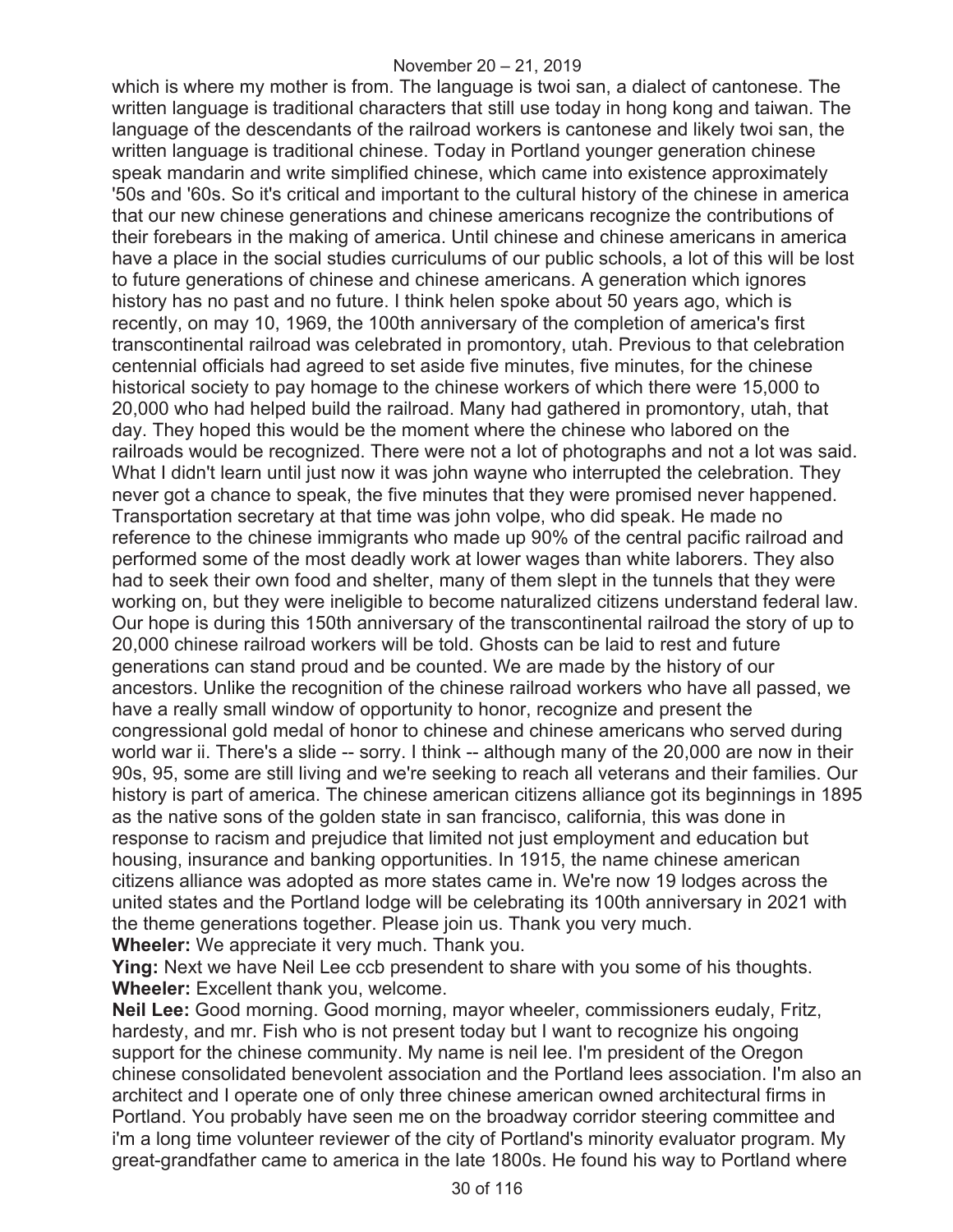which is where my mother is from. The language is twoi san, a dialect of cantonese. The written language is traditional characters that still use today in hong kong and taiwan. The language of the descendants of the railroad workers is cantonese and likely twoi san, the written language is traditional chinese. Today in Portland younger generation chinese speak mandarin and write simplified chinese, which came into existence approximately '50s and '60s. So it's critical and important to the cultural history of the chinese in america that our new chinese generations and chinese americans recognize the contributions of their forebears in the making of america. Until chinese and chinese americans in america have a place in the social studies curriculums of our public schools, a lot of this will be lost to future generations of chinese and chinese americans. A generation which ignores history has no past and no future. I think helen spoke about 50 years ago, which is recently, on may 10, 1969, the 100th anniversary of the completion of america's first transcontinental railroad was celebrated in promontory, utah. Previous to that celebration centennial officials had agreed to set aside five minutes, five minutes, for the chinese historical society to pay homage to the chinese workers of which there were 15,000 to 20,000 who had helped build the railroad. Many had gathered in promontory, utah, that day. They hoped this would be the moment where the chinese who labored on the railroads would be recognized. There were not a lot of photographs and not a lot was said. What I didn't learn until just now it was john wayne who interrupted the celebration. They never got a chance to speak, the five minutes that they were promised never happened. Transportation secretary at that time was john volpe, who did speak. He made no reference to the chinese immigrants who made up 90% of the central pacific railroad and performed some of the most deadly work at lower wages than white laborers. They also had to seek their own food and shelter, many of them slept in the tunnels that they were working on, but they were ineligible to become naturalized citizens understand federal law. Our hope is during this 150th anniversary of the transcontinental railroad the story of up to 20,000 chinese railroad workers will be told. Ghosts can be laid to rest and future generations can stand proud and be counted. We are made by the history of our ancestors. Unlike the recognition of the chinese railroad workers who have all passed, we have a really small window of opportunity to honor, recognize and present the congressional gold medal of honor to chinese and chinese americans who served during world war ii. There's a slide -- sorry. I think -- although many of the 20,000 are now in their 90s, 95, some are still living and we're seeking to reach all veterans and their families. Our history is part of america. The chinese american citizens alliance got its beginnings in 1895 as the native sons of the golden state in san francisco, california, this was done in response to racism and prejudice that limited not just employment and education but housing, insurance and banking opportunities. In 1915, the name chinese american citizens alliance was adopted as more states came in. We're now 19 lodges across the united states and the Portland lodge will be celebrating its 100th anniversary in 2021 with the theme generations together. Please join us. Thank you very much.

**Wheeler:** We appreciate it very much. Thank you.

**Ying:** Next we have Neil Lee ccb presendent to share with you some of his thoughts.

**Wheeler:** Excellent thank you, welcome.

**Neil Lee:** Good morning. Good morning, mayor wheeler, commissioners eudaly, Fritz, hardesty, and mr. Fish who is not present today but I want to recognize his ongoing support for the chinese community. My name is neil lee. I'm president of the Oregon chinese consolidated benevolent association and the Portland lees association. I'm also an architect and I operate one of only three chinese american owned architectural firms in Portland. You probably have seen me on the broadway corridor steering committee and i'm a long time volunteer reviewer of the city of Portland's minority evaluator program. My great-grandfather came to america in the late 1800s. He found his way to Portland where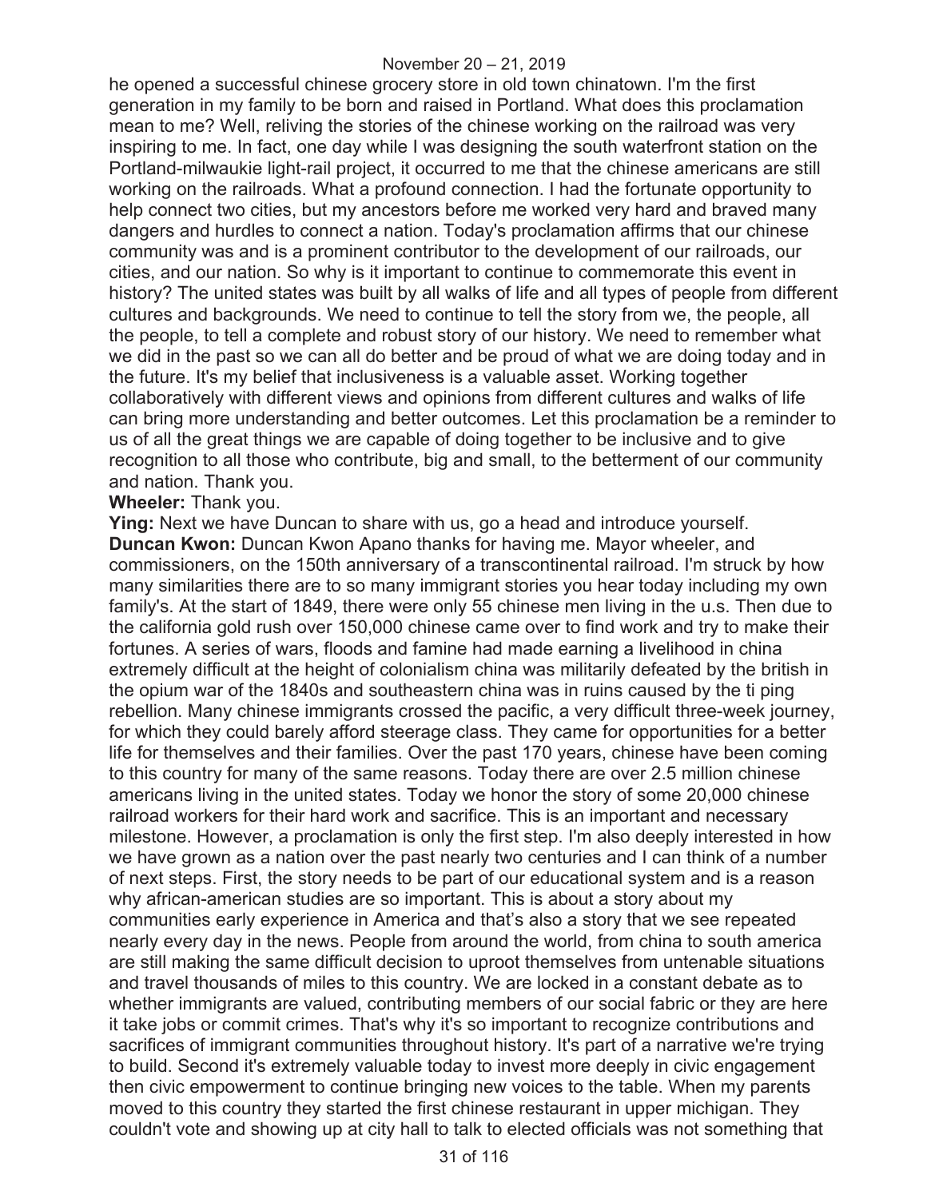he opened a successful chinese grocery store in old town chinatown. I'm the first generation in my family to be born and raised in Portland. What does this proclamation mean to me? Well, reliving the stories of the chinese working on the railroad was very inspiring to me. In fact, one day while I was designing the south waterfront station on the Portland-milwaukie light-rail project, it occurred to me that the chinese americans are still working on the railroads. What a profound connection. I had the fortunate opportunity to help connect two cities, but my ancestors before me worked very hard and braved many dangers and hurdles to connect a nation. Today's proclamation affirms that our chinese community was and is a prominent contributor to the development of our railroads, our cities, and our nation. So why is it important to continue to commemorate this event in history? The united states was built by all walks of life and all types of people from different cultures and backgrounds. We need to continue to tell the story from we, the people, all the people, to tell a complete and robust story of our history. We need to remember what we did in the past so we can all do better and be proud of what we are doing today and in the future. It's my belief that inclusiveness is a valuable asset. Working together collaboratively with different views and opinions from different cultures and walks of life can bring more understanding and better outcomes. Let this proclamation be a reminder to us of all the great things we are capable of doing together to be inclusive and to give recognition to all those who contribute, big and small, to the betterment of our community and nation. Thank you.

**Wheeler:** Thank you.

**Ying:** Next we have Duncan to share with us, go a head and introduce yourself.

**Duncan Kwon:** Duncan Kwon Apano thanks for having me. Mayor wheeler, and commissioners, on the 150th anniversary of a transcontinental railroad. I'm struck by how many similarities there are to so many immigrant stories you hear today including my own family's. At the start of 1849, there were only 55 chinese men living in the u.s. Then due to the california gold rush over 150,000 chinese came over to find work and try to make their fortunes. A series of wars, floods and famine had made earning a livelihood in china extremely difficult at the height of colonialism china was militarily defeated by the british in the opium war of the 1840s and southeastern china was in ruins caused by the ti ping rebellion. Many chinese immigrants crossed the pacific, a very difficult three-week journey, for which they could barely afford steerage class. They came for opportunities for a better life for themselves and their families. Over the past 170 years, chinese have been coming to this country for many of the same reasons. Today there are over 2.5 million chinese americans living in the united states. Today we honor the story of some 20,000 chinese railroad workers for their hard work and sacrifice. This is an important and necessary milestone. However, a proclamation is only the first step. I'm also deeply interested in how we have grown as a nation over the past nearly two centuries and I can think of a number of next steps. First, the story needs to be part of our educational system and is a reason why african-american studies are so important. This is about a story about my communities early experience in America and that's also a story that we see repeated nearly every day in the news. People from around the world, from china to south america are still making the same difficult decision to uproot themselves from untenable situations and travel thousands of miles to this country. We are locked in a constant debate as to whether immigrants are valued, contributing members of our social fabric or they are here it take jobs or commit crimes. That's why it's so important to recognize contributions and sacrifices of immigrant communities throughout history. It's part of a narrative we're trying to build. Second it's extremely valuable today to invest more deeply in civic engagement then civic empowerment to continue bringing new voices to the table. When my parents moved to this country they started the first chinese restaurant in upper michigan. They couldn't vote and showing up at city hall to talk to elected officials was not something that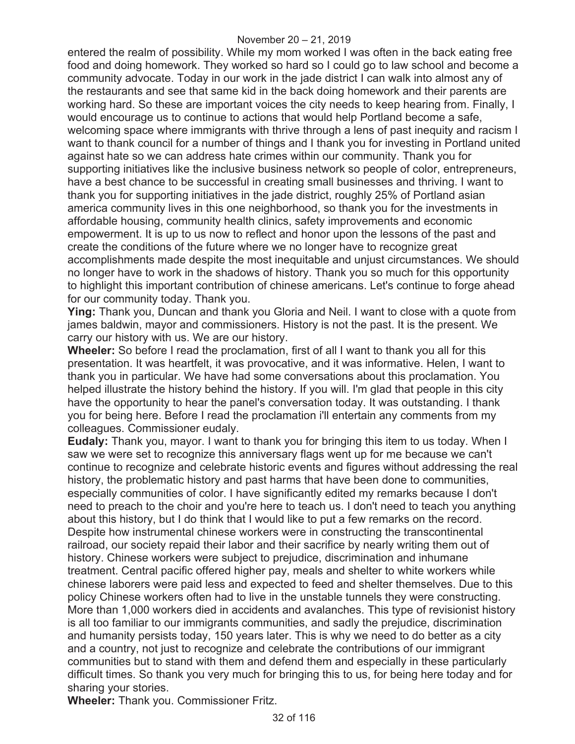entered the realm of possibility. While my mom worked I was often in the back eating free food and doing homework. They worked so hard so I could go to law school and become a community advocate. Today in our work in the jade district I can walk into almost any of the restaurants and see that same kid in the back doing homework and their parents are working hard. So these are important voices the city needs to keep hearing from. Finally, I would encourage us to continue to actions that would help Portland become a safe, welcoming space where immigrants with thrive through a lens of past inequity and racism I want to thank council for a number of things and I thank you for investing in Portland united against hate so we can address hate crimes within our community. Thank you for supporting initiatives like the inclusive business network so people of color, entrepreneurs, have a best chance to be successful in creating small businesses and thriving. I want to thank you for supporting initiatives in the jade district, roughly 25% of Portland asian america community lives in this one neighborhood, so thank you for the investments in affordable housing, community health clinics, safety improvements and economic empowerment. It is up to us now to reflect and honor upon the lessons of the past and create the conditions of the future where we no longer have to recognize great accomplishments made despite the most inequitable and unjust circumstances. We should no longer have to work in the shadows of history. Thank you so much for this opportunity to highlight this important contribution of chinese americans. Let's continue to forge ahead for our community today. Thank you.

**Ying:** Thank you, Duncan and thank you Gloria and Neil. I want to close with a quote from james baldwin, mayor and commissioners. History is not the past. It is the present. We carry our history with us. We are our history.

**Wheeler:** So before I read the proclamation, first of all I want to thank you all for this presentation. It was heartfelt, it was provocative, and it was informative. Helen, I want to thank you in particular. We have had some conversations about this proclamation. You helped illustrate the history behind the history. If you will. I'm glad that people in this city have the opportunity to hear the panel's conversation today. It was outstanding. I thank you for being here. Before I read the proclamation i'll entertain any comments from my colleagues. Commissioner eudaly.

**Eudaly:** Thank you, mayor. I want to thank you for bringing this item to us today. When I saw we were set to recognize this anniversary flags went up for me because we can't continue to recognize and celebrate historic events and figures without addressing the real history, the problematic history and past harms that have been done to communities, especially communities of color. I have significantly edited my remarks because I don't need to preach to the choir and you're here to teach us. I don't need to teach you anything about this history, but I do think that I would like to put a few remarks on the record. Despite how instrumental chinese workers were in constructing the transcontinental railroad, our society repaid their labor and their sacrifice by nearly writing them out of history. Chinese workers were subject to prejudice, discrimination and inhumane treatment. Central pacific offered higher pay, meals and shelter to white workers while chinese laborers were paid less and expected to feed and shelter themselves. Due to this policy Chinese workers often had to live in the unstable tunnels they were constructing. More than 1,000 workers died in accidents and avalanches. This type of revisionist history is all too familiar to our immigrants communities, and sadly the prejudice, discrimination and humanity persists today, 150 years later. This is why we need to do better as a city and a country, not just to recognize and celebrate the contributions of our immigrant communities but to stand with them and defend them and especially in these particularly difficult times. So thank you very much for bringing this to us, for being here today and for sharing your stories.

**Wheeler:** Thank you. Commissioner Fritz.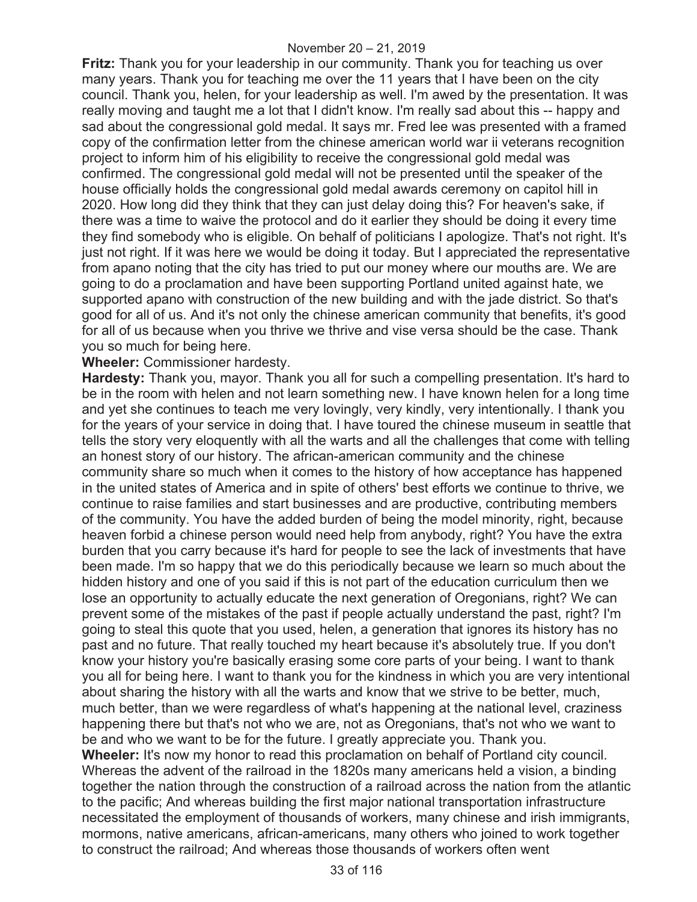**Fritz:** Thank you for your leadership in our community. Thank you for teaching us over many years. Thank you for teaching me over the 11 years that I have been on the city council. Thank you, helen, for your leadership as well. I'm awed by the presentation. It was really moving and taught me a lot that I didn't know. I'm really sad about this -- happy and sad about the congressional gold medal. It says mr. Fred lee was presented with a framed copy of the confirmation letter from the chinese american world war ii veterans recognition project to inform him of his eligibility to receive the congressional gold medal was confirmed. The congressional gold medal will not be presented until the speaker of the house officially holds the congressional gold medal awards ceremony on capitol hill in 2020. How long did they think that they can just delay doing this? For heaven's sake, if there was a time to waive the protocol and do it earlier they should be doing it every time they find somebody who is eligible. On behalf of politicians I apologize. That's not right. It's just not right. If it was here we would be doing it today. But I appreciated the representative from apano noting that the city has tried to put our money where our mouths are. We are going to do a proclamation and have been supporting Portland united against hate, we supported apano with construction of the new building and with the jade district. So that's good for all of us. And it's not only the chinese american community that benefits, it's good for all of us because when you thrive we thrive and vise versa should be the case. Thank you so much for being here.

**Wheeler:** Commissioner hardesty.

**Hardesty:** Thank you, mayor. Thank you all for such a compelling presentation. It's hard to be in the room with helen and not learn something new. I have known helen for a long time and yet she continues to teach me very lovingly, very kindly, very intentionally. I thank you for the years of your service in doing that. I have toured the chinese museum in seattle that tells the story very eloquently with all the warts and all the challenges that come with telling an honest story of our history. The african-american community and the chinese community share so much when it comes to the history of how acceptance has happened in the united states of America and in spite of others' best efforts we continue to thrive, we continue to raise families and start businesses and are productive, contributing members of the community. You have the added burden of being the model minority, right, because heaven forbid a chinese person would need help from anybody, right? You have the extra burden that you carry because it's hard for people to see the lack of investments that have been made. I'm so happy that we do this periodically because we learn so much about the hidden history and one of you said if this is not part of the education curriculum then we lose an opportunity to actually educate the next generation of Oregonians, right? We can prevent some of the mistakes of the past if people actually understand the past, right? I'm going to steal this quote that you used, helen, a generation that ignores its history has no past and no future. That really touched my heart because it's absolutely true. If you don't know your history you're basically erasing some core parts of your being. I want to thank you all for being here. I want to thank you for the kindness in which you are very intentional about sharing the history with all the warts and know that we strive to be better, much, much better, than we were regardless of what's happening at the national level, craziness happening there but that's not who we are, not as Oregonians, that's not who we want to be and who we want to be for the future. I greatly appreciate you. Thank you.

**Wheeler:** It's now my honor to read this proclamation on behalf of Portland city council. Whereas the advent of the railroad in the 1820s many americans held a vision, a binding together the nation through the construction of a railroad across the nation from the atlantic to the pacific; And whereas building the first major national transportation infrastructure necessitated the employment of thousands of workers, many chinese and irish immigrants, mormons, native americans, african-americans, many others who joined to work together to construct the railroad; And whereas those thousands of workers often went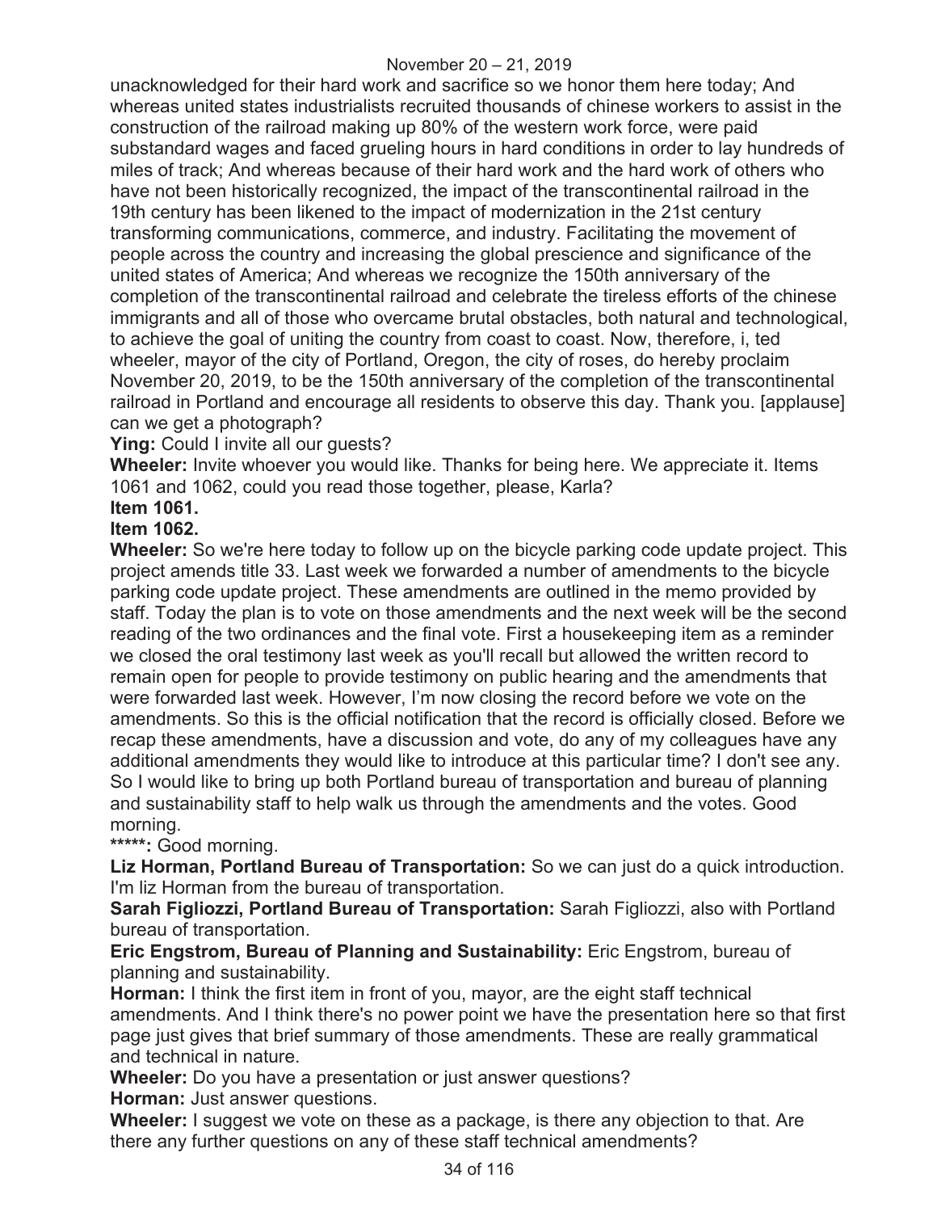unacknowledged for their hard work and sacrifice so we honor them here today; And whereas united states industrialists recruited thousands of chinese workers to assist in the construction of the railroad making up 80% of the western work force, were paid substandard wages and faced grueling hours in hard conditions in order to lay hundreds of miles of track; And whereas because of their hard work and the hard work of others who have not been historically recognized, the impact of the transcontinental railroad in the 19th century has been likened to the impact of modernization in the 21st century transforming communications, commerce, and industry. Facilitating the movement of people across the country and increasing the global prescience and significance of the united states of America; And whereas we recognize the 150th anniversary of the completion of the transcontinental railroad and celebrate the tireless efforts of the chinese immigrants and all of those who overcame brutal obstacles, both natural and technological, to achieve the goal of uniting the country from coast to coast. Now, therefore, i, ted wheeler, mayor of the city of Portland, Oregon, the city of roses, do hereby proclaim November 20, 2019, to be the 150th anniversary of the completion of the transcontinental railroad in Portland and encourage all residents to observe this day. Thank you. [applause] can we get a photograph?

**Ying:** Could I invite all our guests?

**Wheeler:** Invite whoever you would like. Thanks for being here. We appreciate it. Items 1061 and 1062, could you read those together, please, Karla?

**Item 1061.**

**Item 1062.**

**Wheeler:** So we're here today to follow up on the bicycle parking code update project. This project amends title 33. Last week we forwarded a number of amendments to the bicycle parking code update project. These amendments are outlined in the memo provided by staff. Today the plan is to vote on those amendments and the next week will be the second reading of the two ordinances and the final vote. First a housekeeping item as a reminder we closed the oral testimony last week as you'll recall but allowed the written record to remain open for people to provide testimony on public hearing and the amendments that were forwarded last week. However, I'm now closing the record before we vote on the amendments. So this is the official notification that the record is officially closed. Before we recap these amendments, have a discussion and vote, do any of my colleagues have any additional amendments they would like to introduce at this particular time? I don't see any. So I would like to bring up both Portland bureau of transportation and bureau of planning and sustainability staff to help walk us through the amendments and the votes. Good morning.

**\*\*\*\*\*:** Good morning.

**Liz Horman, Portland Bureau of Transportation:** So we can just do a quick introduction. I'm liz Horman from the bureau of transportation.

**Sarah Figliozzi, Portland Bureau of Transportation:** Sarah Figliozzi, also with Portland bureau of transportation.

**Eric Engstrom, Bureau of Planning and Sustainability:** Eric Engstrom, bureau of planning and sustainability.

**Horman:** I think the first item in front of you, mayor, are the eight staff technical amendments. And I think there's no power point we have the presentation here so that first page just gives that brief summary of those amendments. These are really grammatical and technical in nature.

**Wheeler:** Do you have a presentation or just answer questions?

**Horman:** Just answer questions.

**Wheeler:** I suggest we vote on these as a package, is there any objection to that. Are there any further questions on any of these staff technical amendments?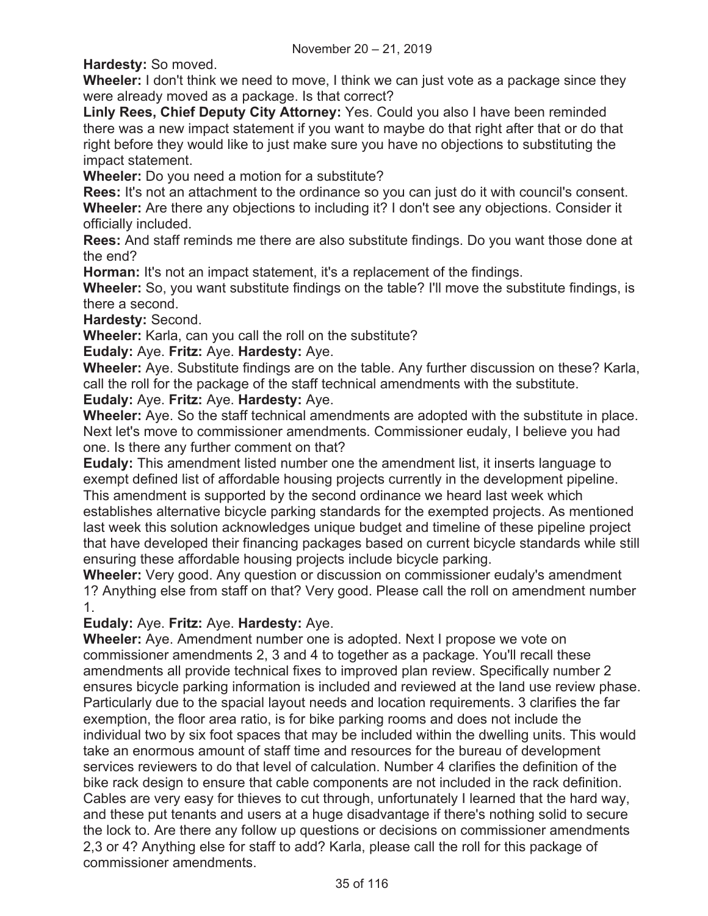**Hardesty:** So moved.

**Wheeler:** I don't think we need to move, I think we can just vote as a package since they were already moved as a package. Is that correct?

**Linly Rees, Chief Deputy City Attorney:** Yes. Could you also I have been reminded there was a new impact statement if you want to maybe do that right after that or do that right before they would like to just make sure you have no objections to substituting the impact statement.

**Wheeler:** Do you need a motion for a substitute?

**Rees:** It's not an attachment to the ordinance so you can just do it with council's consent.

**Wheeler:** Are there any objections to including it? I don't see any objections. Consider it officially included.

**Rees:** And staff reminds me there are also substitute findings. Do you want those done at the end?

**Horman:** It's not an impact statement, it's a replacement of the findings.

**Wheeler:** So, you want substitute findings on the table? I'll move the substitute findings, is there a second.

**Hardesty:** Second.

**Wheeler:** Karla, can you call the roll on the substitute?

**Eudaly:** Aye. **Fritz:** Aye. **Hardesty:** Aye.

**Wheeler:** Aye. Substitute findings are on the table. Any further discussion on these? Karla, call the roll for the package of the staff technical amendments with the substitute.

**Eudaly:** Aye. **Fritz:** Aye. **Hardesty:** Aye.

**Wheeler:** Aye. So the staff technical amendments are adopted with the substitute in place. Next let's move to commissioner amendments. Commissioner eudaly, I believe you had one. Is there any further comment on that?

**Eudaly:** This amendment listed number one the amendment list, it inserts language to exempt defined list of affordable housing projects currently in the development pipeline. This amendment is supported by the second ordinance we heard last week which establishes alternative bicycle parking standards for the exempted projects. As mentioned last week this solution acknowledges unique budget and timeline of these pipeline project that have developed their financing packages based on current bicycle standards while still ensuring these affordable housing projects include bicycle parking.

**Wheeler:** Very good. Any question or discussion on commissioner eudaly's amendment 1? Anything else from staff on that? Very good. Please call the roll on amendment number 1.

**Eudaly:** Aye. **Fritz:** Aye. **Hardesty:** Aye.

**Wheeler:** Aye. Amendment number one is adopted. Next I propose we vote on commissioner amendments 2, 3 and 4 to together as a package. You'll recall these amendments all provide technical fixes to improved plan review. Specifically number 2 ensures bicycle parking information is included and reviewed at the land use review phase. Particularly due to the spacial layout needs and location requirements. 3 clarifies the far exemption, the floor area ratio, is for bike parking rooms and does not include the individual two by six foot spaces that may be included within the dwelling units. This would take an enormous amount of staff time and resources for the bureau of development services reviewers to do that level of calculation. Number 4 clarifies the definition of the bike rack design to ensure that cable components are not included in the rack definition. Cables are very easy for thieves to cut through, unfortunately I learned that the hard way, and these put tenants and users at a huge disadvantage if there's nothing solid to secure the lock to. Are there any follow up questions or decisions on commissioner amendments 2,3 or 4? Anything else for staff to add? Karla, please call the roll for this package of commissioner amendments.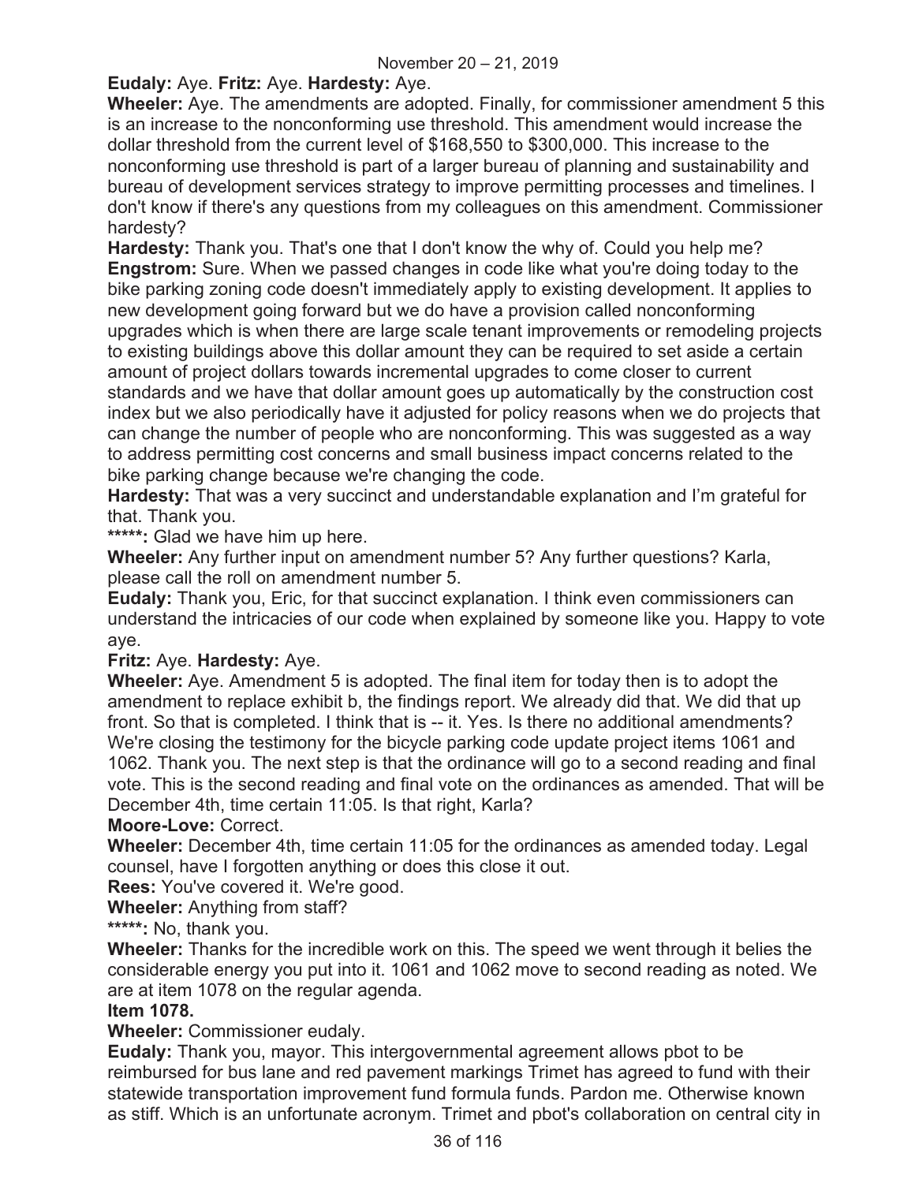**Eudaly:** Aye. **Fritz:** Aye. **Hardesty:** Aye.

**Wheeler:** Aye. The amendments are adopted. Finally, for commissioner amendment 5 this is an increase to the nonconforming use threshold. This amendment would increase the dollar threshold from the current level of $168,550 to $300,000. This increase to the nonconforming use threshold is part of a larger bureau of planning and sustainability and bureau of development services strategy to improve permitting processes and timelines. I don't know if there's any questions from my colleagues on this amendment. Commissioner hardesty?

**Hardesty:** Thank you. That's one that I don't know the why of. Could you help me?

**Engstrom:** Sure. When we passed changes in code like what you're doing today to the bike parking zoning code doesn't immediately apply to existing development. It applies to new development going forward but we do have a provision called nonconforming upgrades which is when there are large scale tenant improvements or remodeling projects to existing buildings above this dollar amount they can be required to set aside a certain amount of project dollars towards incremental upgrades to come closer to current standards and we have that dollar amount goes up automatically by the construction cost index but we also periodically have it adjusted for policy reasons when we do projects that can change the number of people who are nonconforming. This was suggested as a way to address permitting cost concerns and small business impact concerns related to the bike parking change because we're changing the code.

**Hardesty:** That was a very succinct and understandable explanation and I'm grateful for that. Thank you.

*****: Glad we have him up here.

**Wheeler:** Any further input on amendment number 5? Any further questions? Karla, please call the roll on amendment number 5.

**Eudaly:** Thank you, Eric, for that succinct explanation. I think even commissioners can understand the intricacies of our code when explained by someone like you. Happy to vote aye.

**Fritz:** Aye. **Hardesty:** Aye.

**Wheeler:** Aye. Amendment 5 is adopted. The final item for today then is to adopt the amendment to replace exhibit b, the findings report. We already did that. We did that up front. So that is completed. I think that is -- it. Yes. Is there no additional amendments? We're closing the testimony for the bicycle parking code update project items 1061 and 1062. Thank you. The next step is that the ordinance will go to a second reading and final vote. This is the second reading and final vote on the ordinances as amended. That will be December 4th, time certain 11:05. Is that right, Karla?

**Moore-Love:** Correct.

**Wheeler:** December 4th, time certain 11:05 for the ordinances as amended today. Legal counsel, have I forgotten anything or does this close it out.

**Rees:** You've covered it. We're good.

**Wheeler:** Anything from staff?

*****: No, thank you.

**Wheeler:** Thanks for the incredible work on this. The speed we went through it belies the considerable energy you put into it. 1061 and 1062 move to second reading as noted. We are at item 1078 on the regular agenda.

**Item 1078.**

**Wheeler:** Commissioner eudaly.

**Eudaly:** Thank you, mayor. This intergovernmental agreement allows pbot to be reimbursed for bus lane and red pavement markings Trimet has agreed to fund with their statewide transportation improvement fund formula funds. Pardon me. Otherwise known as stiff. Which is an unfortunate acronym. Trimet and pbot's collaboration on central city in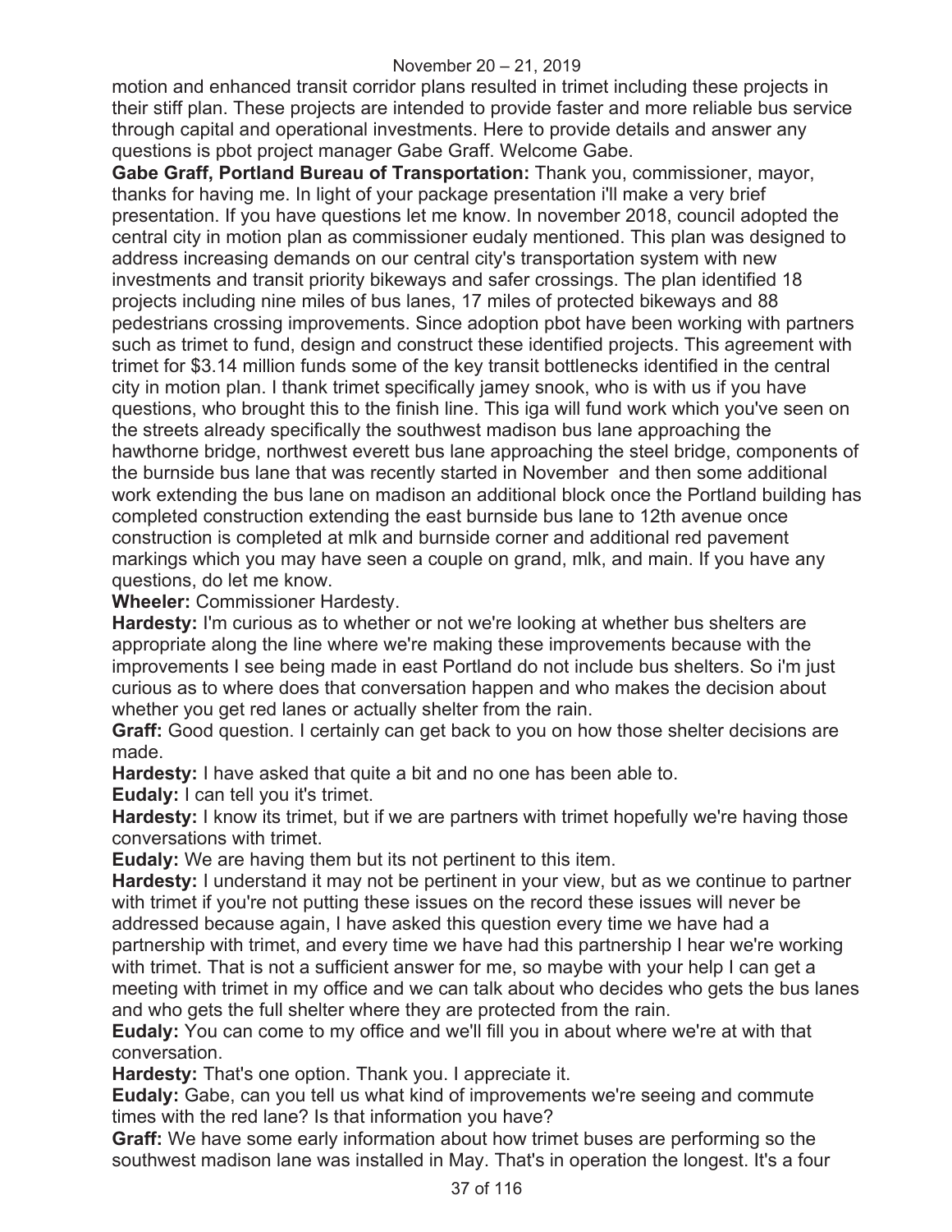motion and enhanced transit corridor plans resulted in trimet including these projects in their stiff plan. These projects are intended to provide faster and more reliable bus service through capital and operational investments. Here to provide details and answer any questions is pbot project manager Gabe Graff. Welcome Gabe.

**Gabe Graff, Portland Bureau of Transportation:** Thank you, commissioner, mayor, thanks for having me. In light of your package presentation i'll make a very brief presentation. If you have questions let me know. In november 2018, council adopted the central city in motion plan as commissioner eudaly mentioned. This plan was designed to address increasing demands on our central city's transportation system with new investments and transit priority bikeways and safer crossings. The plan identified 18 projects including nine miles of bus lanes, 17 miles of protected bikeways and 88 pedestrians crossing improvements. Since adoption pbot have been working with partners such as trimet to fund, design and construct these identified projects. This agreement with trimet for $3.14 million funds some of the key transit bottlenecks identified in the central city in motion plan. I thank trimet specifically jamey snook, who is with us if you have questions, who brought this to the finish line. This iga will fund work which you've seen on the streets already specifically the southwest madison bus lane approaching the hawthorne bridge, northwest everett bus lane approaching the steel bridge, components of the burnside bus lane that was recently started in November and then some additional work extending the bus lane on madison an additional block once the Portland building has completed construction extending the east burnside bus lane to 12th avenue once construction is completed at mlk and burnside corner and additional red pavement markings which you may have seen a couple on grand, mlk, and main. If you have any questions, do let me know.

**Wheeler:** Commissioner Hardesty.

**Hardesty:** I'm curious as to whether or not we're looking at whether bus shelters are appropriate along the line where we're making these improvements because with the improvements I see being made in east Portland do not include bus shelters. So i'm just curious as to where does that conversation happen and who makes the decision about whether you get red lanes or actually shelter from the rain.

**Graff:** Good question. I certainly can get back to you on how those shelter decisions are made.

**Hardesty:** I have asked that quite a bit and no one has been able to.

**Eudaly:** I can tell you it's trimet.

**Hardesty:** I know its trimet, but if we are partners with trimet hopefully we're having those conversations with trimet.

**Eudaly:** We are having them but its not pertinent to this item.

**Hardesty:** I understand it may not be pertinent in your view, but as we continue to partner with trimet if you're not putting these issues on the record these issues will never be addressed because again, I have asked this question every time we have had a partnership with trimet, and every time we have had this partnership I hear we're working with trimet. That is not a sufficient answer for me, so maybe with your help I can get a meeting with trimet in my office and we can talk about who decides who gets the bus lanes and who gets the full shelter where they are protected from the rain.

**Eudaly:** You can come to my office and we'll fill you in about where we're at with that conversation.

**Hardesty:** That's one option. Thank you. I appreciate it.

**Eudaly:** Gabe, can you tell us what kind of improvements we're seeing and commute times with the red lane? Is that information you have?

**Graff:** We have some early information about how trimet buses are performing so the southwest madison lane was installed in May. That's in operation the longest. It's a four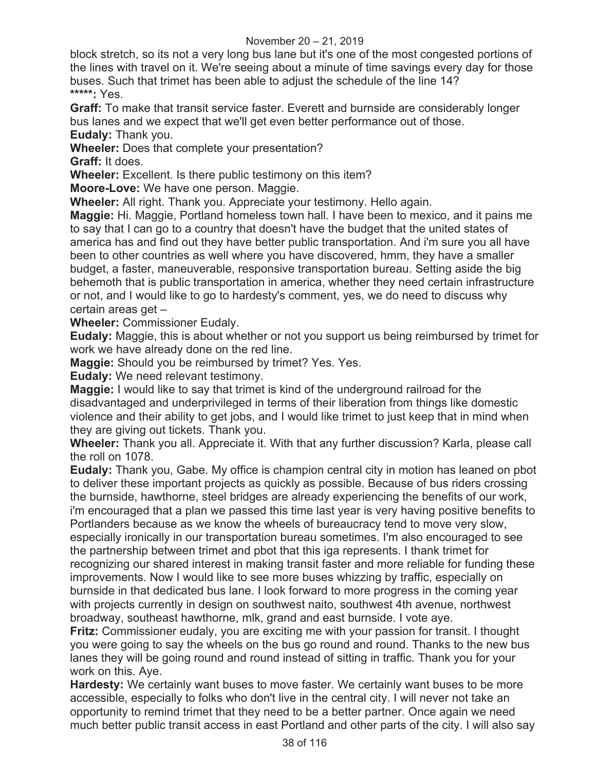block stretch, so its not a very long bus lane but it's one of the most congested portions of the lines with travel on it. We're seeing about a minute of time savings every day for those buses. Such that trimet has been able to adjust the schedule of the line 14?
*****: Yes.
**Graff:** To make that transit service faster. Everett and burnside are considerably longer bus lanes and we expect that we'll get even better performance out of those.
**Eudaly:** Thank you.
**Wheeler:** Does that complete your presentation?
**Graff:** It does.
**Wheeler:** Excellent. Is there public testimony on this item?
**Moore-Love:** We have one person. Maggie.
**Wheeler:** All right. Thank you. Appreciate your testimony. Hello again.
**Maggie:** Hi. Maggie, Portland homeless town hall. I have been to mexico, and it pains me to say that I can go to a country that doesn't have the budget that the united states of america has and find out they have better public transportation. And i'm sure you all have been to other countries as well where you have discovered, hmm, they have a smaller budget, a faster, maneuverable, responsive transportation bureau. Setting aside the big behemoth that is public transportation in america, whether they need certain infrastructure or not, and I would like to go to hardesty's comment, yes, we do need to discuss why certain areas get –
**Wheeler:** Commissioner Eudaly.
**Eudaly:** Maggie, this is about whether or not you support us being reimbursed by trimet for work we have already done on the red line.
**Maggie:** Should you be reimbursed by trimet? Yes. Yes.
**Eudaly:** We need relevant testimony.
**Maggie:** I would like to say that trimet is kind of the underground railroad for the disadvantaged and underprivileged in terms of their liberation from things like domestic violence and their ability to get jobs, and I would like trimet to just keep that in mind when they are giving out tickets. Thank you.
**Wheeler:** Thank you all. Appreciate it. With that any further discussion? Karla, please call the roll on 1078.
**Eudaly:** Thank you, Gabe. My office is champion central city in motion has leaned on pbot to deliver these important projects as quickly as possible. Because of bus riders crossing the burnside, hawthorne, steel bridges are already experiencing the benefits of our work, i'm encouraged that a plan we passed this time last year is very having positive benefits to Portlanders because as we know the wheels of bureaucracy tend to move very slow, especially ironically in our transportation bureau sometimes. I'm also encouraged to see the partnership between trimet and pbot that this iga represents. I thank trimet for recognizing our shared interest in making transit faster and more reliable for funding these improvements. Now I would like to see more buses whizzing by traffic, especially on burnside in that dedicated bus lane. I look forward to more progress in the coming year with projects currently in design on southwest naito, southwest 4th avenue, northwest broadway, southeast hawthorne, mlk, grand and east burnside. I vote aye.
**Fritz:** Commissioner eudaly, you are exciting me with your passion for transit. I thought you were going to say the wheels on the bus go round and round. Thanks to the new bus lanes they will be going round and round instead of sitting in traffic. Thank you for your work on this. Aye.
**Hardesty:** We certainly want buses to move faster. We certainly want buses to be more accessible, especially to folks who don't live in the central city. I will never not take an opportunity to remind trimet that they need to be a better partner. Once again we need much better public transit access in east Portland and other parts of the city. I will also say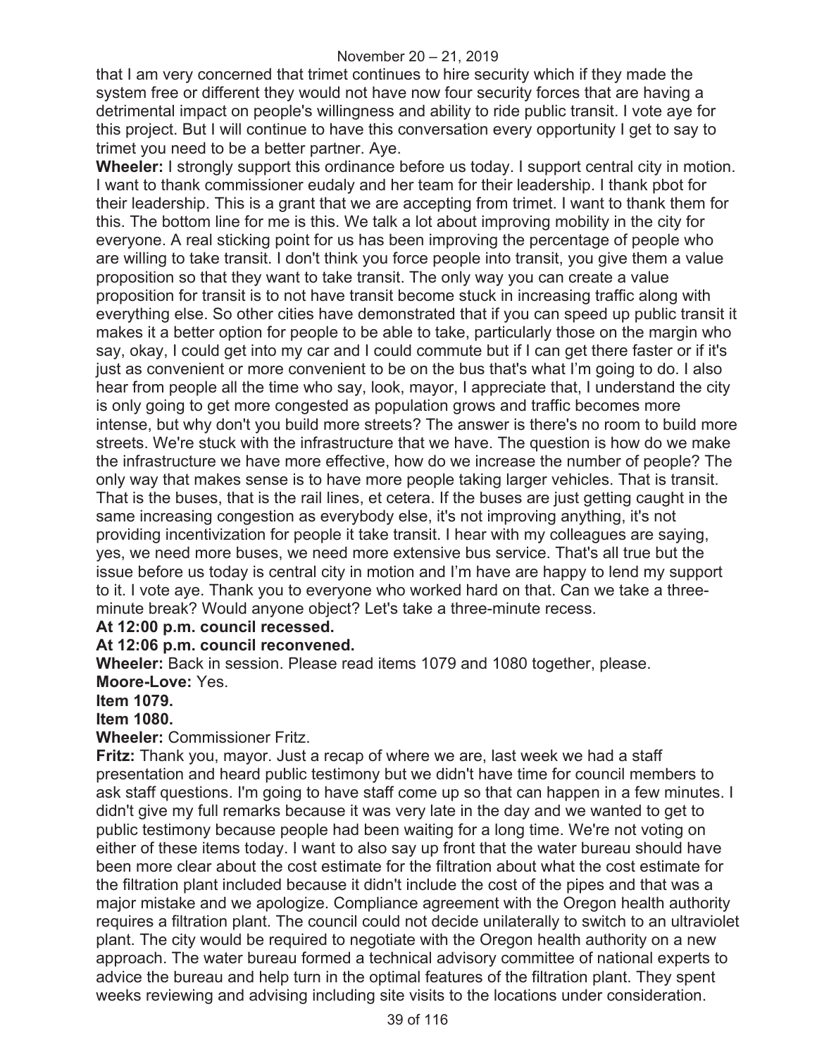that I am very concerned that trimet continues to hire security which if they made the system free or different they would not have now four security forces that are having a detrimental impact on people's willingness and ability to ride public transit. I vote aye for this project. But I will continue to have this conversation every opportunity I get to say to trimet you need to be a better partner. Aye.

**Wheeler:** I strongly support this ordinance before us today. I support central city in motion. I want to thank commissioner eudaly and her team for their leadership. I thank pbot for their leadership. This is a grant that we are accepting from trimet. I want to thank them for this. The bottom line for me is this. We talk a lot about improving mobility in the city for everyone. A real sticking point for us has been improving the percentage of people who are willing to take transit. I don't think you force people into transit, you give them a value proposition so that they want to take transit. The only way you can create a value proposition for transit is to not have transit become stuck in increasing traffic along with everything else. So other cities have demonstrated that if you can speed up public transit it makes it a better option for people to be able to take, particularly those on the margin who say, okay, I could get into my car and I could commute but if I can get there faster or if it's just as convenient or more convenient to be on the bus that's what I'm going to do. I also hear from people all the time who say, look, mayor, I appreciate that, I understand the city is only going to get more congested as population grows and traffic becomes more intense, but why don't you build more streets? The answer is there's no room to build more streets. We're stuck with the infrastructure that we have. The question is how do we make the infrastructure we have more effective, how do we increase the number of people? The only way that makes sense is to have more people taking larger vehicles. That is transit. That is the buses, that is the rail lines, et cetera. If the buses are just getting caught in the same increasing congestion as everybody else, it's not improving anything, it's not providing incentivization for people it take transit. I hear with my colleagues are saying, yes, we need more buses, we need more extensive bus service. That's all true but the issue before us today is central city in motion and I'm have are happy to lend my support to it. I vote aye. Thank you to everyone who worked hard on that. Can we take a three-minute break? Would anyone object? Let's take a three-minute recess.

**At 12:00 p.m. council recessed.**

**At 12:06 p.m. council reconvened.**

**Wheeler:** Back in session. Please read items 1079 and 1080 together, please.

**Moore-Love:** Yes.

**Item 1079.**

**Item 1080.**

**Wheeler:** Commissioner Fritz.

**Fritz:** Thank you, mayor. Just a recap of where we are, last week we had a staff presentation and heard public testimony but we didn't have time for council members to ask staff questions. I'm going to have staff come up so that can happen in a few minutes. I didn't give my full remarks because it was very late in the day and we wanted to get to public testimony because people had been waiting for a long time. We're not voting on either of these items today. I want to also say up front that the water bureau should have been more clear about the cost estimate for the filtration about what the cost estimate for the filtration plant included because it didn't include the cost of the pipes and that was a major mistake and we apologize. Compliance agreement with the Oregon health authority requires a filtration plant. The council could not decide unilaterally to switch to an ultraviolet plant. The city would be required to negotiate with the Oregon health authority on a new approach. The water bureau formed a technical advisory committee of national experts to advice the bureau and help turn in the optimal features of the filtration plant. They spent weeks reviewing and advising including site visits to the locations under consideration.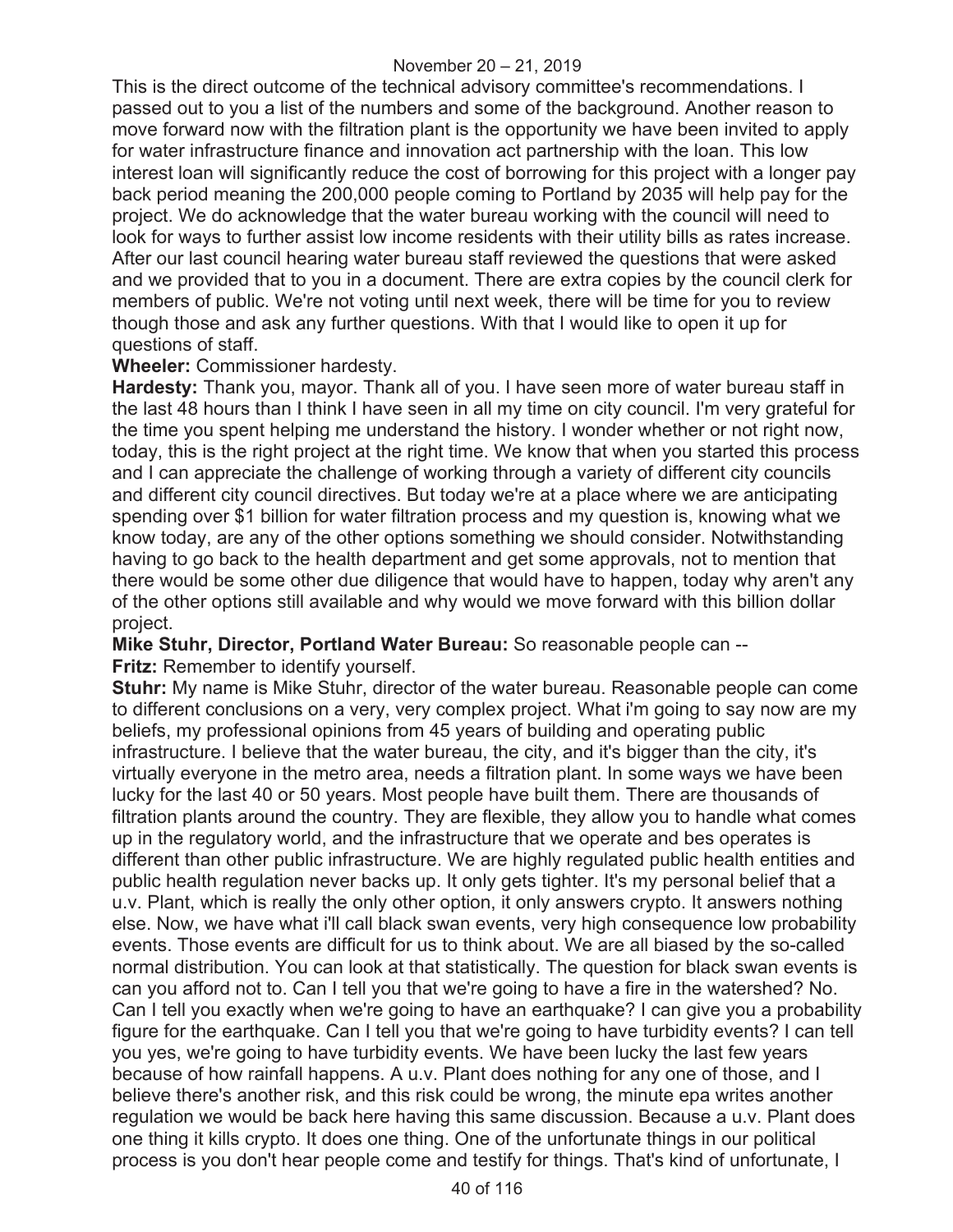This is the direct outcome of the technical advisory committee's recommendations. I passed out to you a list of the numbers and some of the background. Another reason to move forward now with the filtration plant is the opportunity we have been invited to apply for water infrastructure finance and innovation act partnership with the loan. This low interest loan will significantly reduce the cost of borrowing for this project with a longer pay back period meaning the 200,000 people coming to Portland by 2035 will help pay for the project. We do acknowledge that the water bureau working with the council will need to look for ways to further assist low income residents with their utility bills as rates increase. After our last council hearing water bureau staff reviewed the questions that were asked and we provided that to you in a document. There are extra copies by the council clerk for members of public. We're not voting until next week, there will be time for you to review though those and ask any further questions. With that I would like to open it up for questions of staff.

**Wheeler:** Commissioner hardesty.

**Hardesty:** Thank you, mayor. Thank all of you. I have seen more of water bureau staff in the last 48 hours than I think I have seen in all my time on city council. I'm very grateful for the time you spent helping me understand the history. I wonder whether or not right now, today, this is the right project at the right time. We know that when you started this process and I can appreciate the challenge of working through a variety of different city councils and different city council directives. But today we're at a place where we are anticipating spending over $1 billion for water filtration process and my question is, knowing what we know today, are any of the other options something we should consider. Notwithstanding having to go back to the health department and get some approvals, not to mention that there would be some other due diligence that would have to happen, today why aren't any of the other options still available and why would we move forward with this billion dollar project.

**Mike Stuhr, Director, Portland Water Bureau:** So reasonable people can --

**Fritz:** Remember to identify yourself.

**Stuhr:** My name is Mike Stuhr, director of the water bureau. Reasonable people can come to different conclusions on a very, very complex project. What i'm going to say now are my beliefs, my professional opinions from 45 years of building and operating public infrastructure. I believe that the water bureau, the city, and it's bigger than the city, it's virtually everyone in the metro area, needs a filtration plant. In some ways we have been lucky for the last 40 or 50 years. Most people have built them. There are thousands of filtration plants around the country. They are flexible, they allow you to handle what comes up in the regulatory world, and the infrastructure that we operate and bes operates is different than other public infrastructure. We are highly regulated public health entities and public health regulation never backs up. It only gets tighter. It's my personal belief that a u.v. Plant, which is really the only other option, it only answers crypto. It answers nothing else. Now, we have what i'll call black swan events, very high consequence low probability events. Those events are difficult for us to think about. We are all biased by the so-called normal distribution. You can look at that statistically. The question for black swan events is can you afford not to. Can I tell you that we're going to have a fire in the watershed? No. Can I tell you exactly when we're going to have an earthquake? I can give you a probability figure for the earthquake. Can I tell you that we're going to have turbidity events? I can tell you yes, we're going to have turbidity events. We have been lucky the last few years because of how rainfall happens. A u.v. Plant does nothing for any one of those, and I believe there's another risk, and this risk could be wrong, the minute epa writes another regulation we would be back here having this same discussion. Because a u.v. Plant does one thing it kills crypto. It does one thing. One of the unfortunate things in our political process is you don't hear people come and testify for things. That's kind of unfortunate, I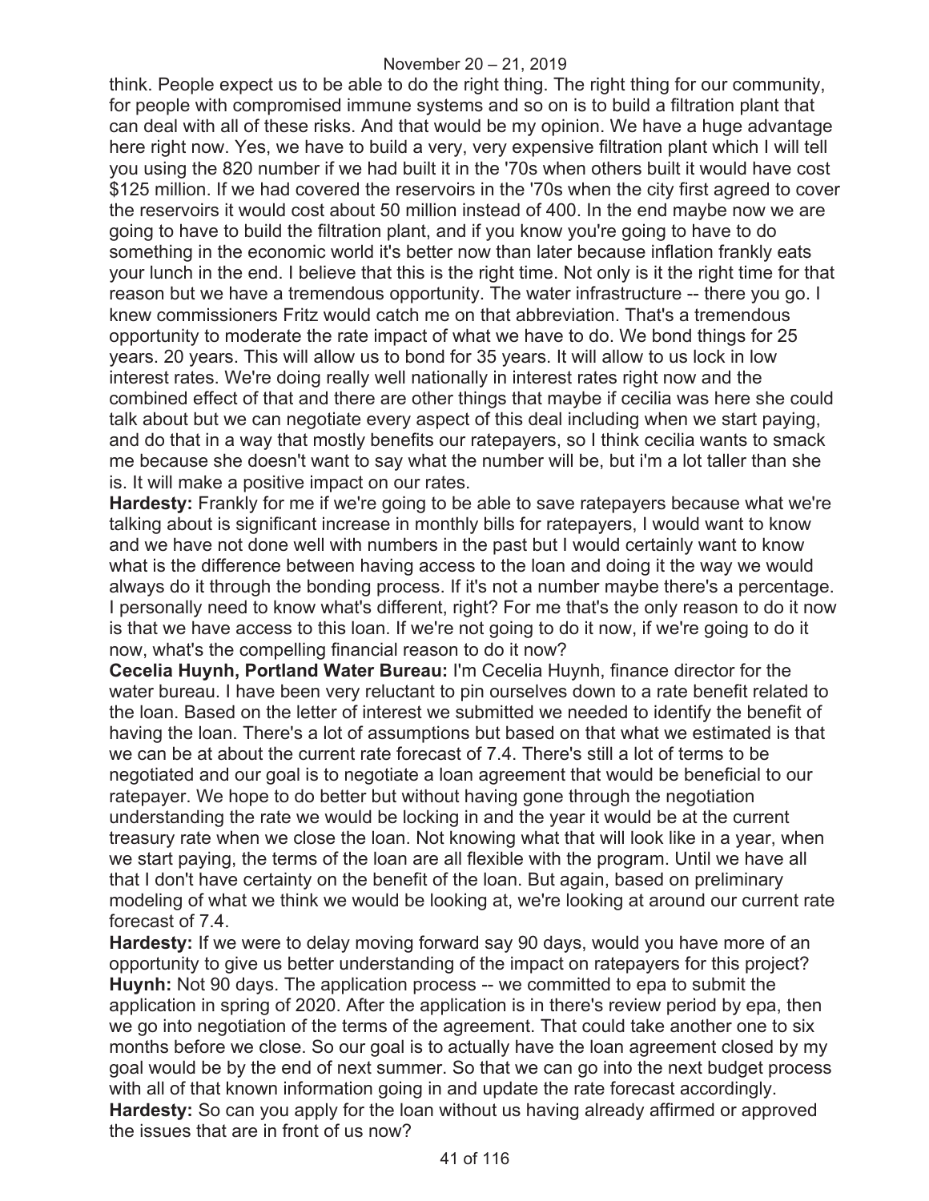think. People expect us to be able to do the right thing. The right thing for our community, for people with compromised immune systems and so on is to build a filtration plant that can deal with all of these risks. And that would be my opinion. We have a huge advantage here right now. Yes, we have to build a very, very expensive filtration plant which I will tell you using the 820 number if we had built it in the '70s when others built it would have cost $125 million. If we had covered the reservoirs in the '70s when the city first agreed to cover the reservoirs it would cost about 50 million instead of 400. In the end maybe now we are going to have to build the filtration plant, and if you know you're going to have to do something in the economic world it's better now than later because inflation frankly eats your lunch in the end. I believe that this is the right time. Not only is it the right time for that reason but we have a tremendous opportunity. The water infrastructure -- there you go. I knew commissioners Fritz would catch me on that abbreviation. That's a tremendous opportunity to moderate the rate impact of what we have to do. We bond things for 25 years. 20 years. This will allow us to bond for 35 years. It will allow to us lock in low interest rates. We're doing really well nationally in interest rates right now and the combined effect of that and there are other things that maybe if cecilia was here she could talk about but we can negotiate every aspect of this deal including when we start paying, and do that in a way that mostly benefits our ratepayers, so I think cecilia wants to smack me because she doesn't want to say what the number will be, but i'm a lot taller than she is. It will make a positive impact on our rates.

**Hardesty:** Frankly for me if we're going to be able to save ratepayers because what we're talking about is significant increase in monthly bills for ratepayers, I would want to know and we have not done well with numbers in the past but I would certainly want to know what is the difference between having access to the loan and doing it the way we would always do it through the bonding process. If it's not a number maybe there's a percentage. I personally need to know what's different, right? For me that's the only reason to do it now is that we have access to this loan. If we're not going to do it now, if we're going to do it now, what's the compelling financial reason to do it now?

**Cecelia Huynh, Portland Water Bureau:** I'm Cecelia Huynh, finance director for the water bureau. I have been very reluctant to pin ourselves down to a rate benefit related to the loan. Based on the letter of interest we submitted we needed to identify the benefit of having the loan. There's a lot of assumptions but based on that what we estimated is that we can be at about the current rate forecast of 7.4. There's still a lot of terms to be negotiated and our goal is to negotiate a loan agreement that would be beneficial to our ratepayer. We hope to do better but without having gone through the negotiation understanding the rate we would be locking in and the year it would be at the current treasury rate when we close the loan. Not knowing what that will look like in a year, when we start paying, the terms of the loan are all flexible with the program. Until we have all that I don't have certainty on the benefit of the loan. But again, based on preliminary modeling of what we think we would be looking at, we're looking at around our current rate forecast of 7.4.

**Hardesty:** If we were to delay moving forward say 90 days, would you have more of an opportunity to give us better understanding of the impact on ratepayers for this project?

**Huynh:** Not 90 days. The application process -- we committed to epa to submit the application in spring of 2020. After the application is in there's review period by epa, then we go into negotiation of the terms of the agreement. That could take another one to six months before we close. So our goal is to actually have the loan agreement closed by my goal would be by the end of next summer. So that we can go into the next budget process with all of that known information going in and update the rate forecast accordingly.

**Hardesty:** So can you apply for the loan without us having already affirmed or approved the issues that are in front of us now?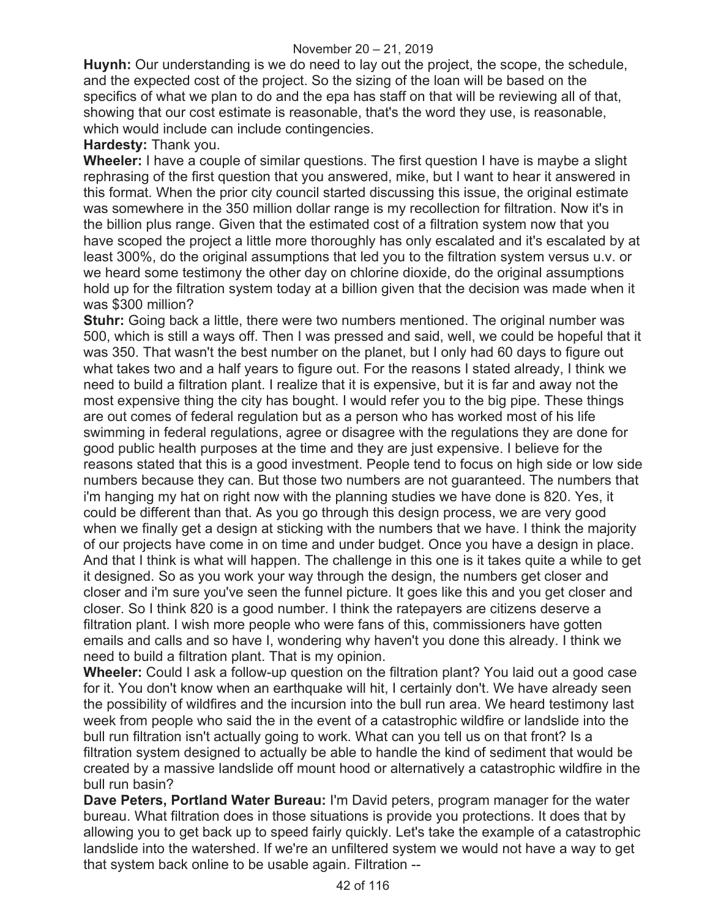**Huynh:** Our understanding is we do need to lay out the project, the scope, the schedule, and the expected cost of the project. So the sizing of the loan will be based on the specifics of what we plan to do and the epa has staff on that will be reviewing all of that, showing that our cost estimate is reasonable, that's the word they use, is reasonable, which would include can include contingencies.

**Hardesty:** Thank you.

**Wheeler:** I have a couple of similar questions. The first question I have is maybe a slight rephrasing of the first question that you answered, mike, but I want to hear it answered in this format. When the prior city council started discussing this issue, the original estimate was somewhere in the 350 million dollar range is my recollection for filtration. Now it's in the billion plus range. Given that the estimated cost of a filtration system now that you have scoped the project a little more thoroughly has only escalated and it's escalated by at least 300%, do the original assumptions that led you to the filtration system versus u.v. or we heard some testimony the other day on chlorine dioxide, do the original assumptions hold up for the filtration system today at a billion given that the decision was made when it was $300 million?

**Stuhr:** Going back a little, there were two numbers mentioned. The original number was 500, which is still a ways off. Then I was pressed and said, well, we could be hopeful that it was 350. That wasn't the best number on the planet, but I only had 60 days to figure out what takes two and a half years to figure out. For the reasons I stated already, I think we need to build a filtration plant. I realize that it is expensive, but it is far and away not the most expensive thing the city has bought. I would refer you to the big pipe. These things are out comes of federal regulation but as a person who has worked most of his life swimming in federal regulations, agree or disagree with the regulations they are done for good public health purposes at the time and they are just expensive. I believe for the reasons stated that this is a good investment. People tend to focus on high side or low side numbers because they can. But those two numbers are not guaranteed. The numbers that i'm hanging my hat on right now with the planning studies we have done is 820. Yes, it could be different than that. As you go through this design process, we are very good when we finally get a design at sticking with the numbers that we have. I think the majority of our projects have come in on time and under budget. Once you have a design in place. And that I think is what will happen. The challenge in this one is it takes quite a while to get it designed. So as you work your way through the design, the numbers get closer and closer and i'm sure you've seen the funnel picture. It goes like this and you get closer and closer. So I think 820 is a good number. I think the ratepayers are citizens deserve a filtration plant. I wish more people who were fans of this, commissioners have gotten emails and calls and so have I, wondering why haven't you done this already. I think we need to build a filtration plant. That is my opinion.

**Wheeler:** Could I ask a follow-up question on the filtration plant? You laid out a good case for it. You don't know when an earthquake will hit, I certainly don't. We have already seen the possibility of wildfires and the incursion into the bull run area. We heard testimony last week from people who said the in the event of a catastrophic wildfire or landslide into the bull run filtration isn't actually going to work. What can you tell us on that front? Is a filtration system designed to actually be able to handle the kind of sediment that would be created by a massive landslide off mount hood or alternatively a catastrophic wildfire in the bull run basin?

**Dave Peters, Portland Water Bureau:** I'm David peters, program manager for the water bureau. What filtration does in those situations is provide you protections. It does that by allowing you to get back up to speed fairly quickly. Let's take the example of a catastrophic landslide into the watershed. If we're an unfiltered system we would not have a way to get that system back online to be usable again. Filtration --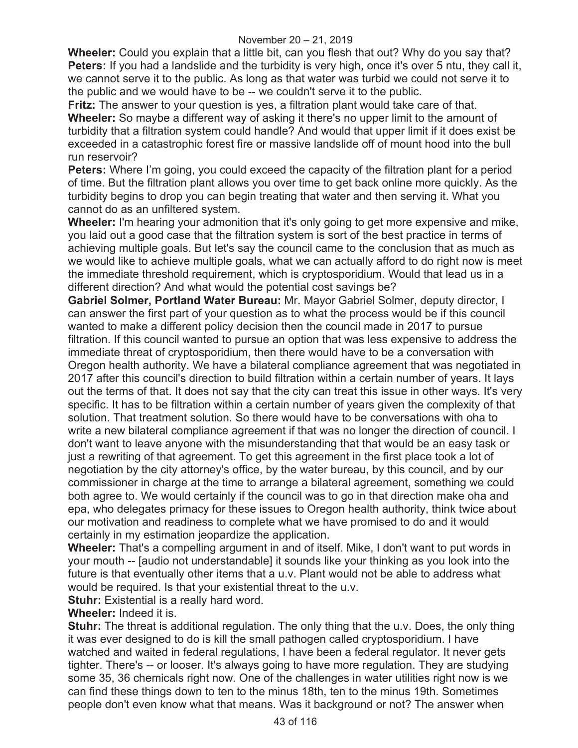**Wheeler:** Could you explain that a little bit, can you flesh that out? Why do you say that?
**Peters:** If you had a landslide and the turbidity is very high, once it's over 5 ntu, they call it, we cannot serve it to the public. As long as that water was turbid we could not serve it to the public and we would have to be -- we couldn't serve it to the public.
**Fritz:** The answer to your question is yes, a filtration plant would take care of that.
**Wheeler:** So maybe a different way of asking it there's no upper limit to the amount of turbidity that a filtration system could handle? And would that upper limit if it does exist be exceeded in a catastrophic forest fire or massive landslide off of mount hood into the bull run reservoir?
**Peters:** Where I'm going, you could exceed the capacity of the filtration plant for a period of time. But the filtration plant allows you over time to get back online more quickly. As the turbidity begins to drop you can begin treating that water and then serving it. What you cannot do as an unfiltered system.
**Wheeler:** I'm hearing your admonition that it's only going to get more expensive and mike, you laid out a good case that the filtration system is sort of the best practice in terms of achieving multiple goals. But let's say the council came to the conclusion that as much as we would like to achieve multiple goals, what we can actually afford to do right now is meet the immediate threshold requirement, which is cryptosporidium. Would that lead us in a different direction? And what would the potential cost savings be?
**Gabriel Solmer, Portland Water Bureau:** Mr. Mayor Gabriel Solmer, deputy director, I can answer the first part of your question as to what the process would be if this council wanted to make a different policy decision then the council made in 2017 to pursue filtration. If this council wanted to pursue an option that was less expensive to address the immediate threat of cryptosporidium, then there would have to be a conversation with Oregon health authority. We have a bilateral compliance agreement that was negotiated in 2017 after this council's direction to build filtration within a certain number of years. It lays out the terms of that. It does not say that the city can treat this issue in other ways. It's very specific. It has to be filtration within a certain number of years given the complexity of that solution. That treatment solution. So there would have to be conversations with oha to write a new bilateral compliance agreement if that was no longer the direction of council. I don't want to leave anyone with the misunderstanding that that would be an easy task or just a rewriting of that agreement. To get this agreement in the first place took a lot of negotiation by the city attorney's office, by the water bureau, by this council, and by our commissioner in charge at the time to arrange a bilateral agreement, something we could both agree to. We would certainly if the council was to go in that direction make oha and epa, who delegates primacy for these issues to Oregon health authority, think twice about our motivation and readiness to complete what we have promised to do and it would certainly in my estimation jeopardize the application.
**Wheeler:** That's a compelling argument in and of itself. Mike, I don't want to put words in your mouth -- [audio not understandable] it sounds like your thinking as you look into the future is that eventually other items that a u.v. Plant would not be able to address what would be required. Is that your existential threat to the u.v.
**Stuhr:** Existential is a really hard word.
**Wheeler:** Indeed it is.
**Stuhr:** The threat is additional regulation. The only thing that the u.v. Does, the only thing it was ever designed to do is kill the small pathogen called cryptosporidium. I have watched and waited in federal regulations, I have been a federal regulator. It never gets tighter. There's -- or looser. It's always going to have more regulation. They are studying some 35, 36 chemicals right now. One of the challenges in water utilities right now is we can find these things down to ten to the minus 18th, ten to the minus 19th. Sometimes people don't even know what that means. Was it background or not? The answer when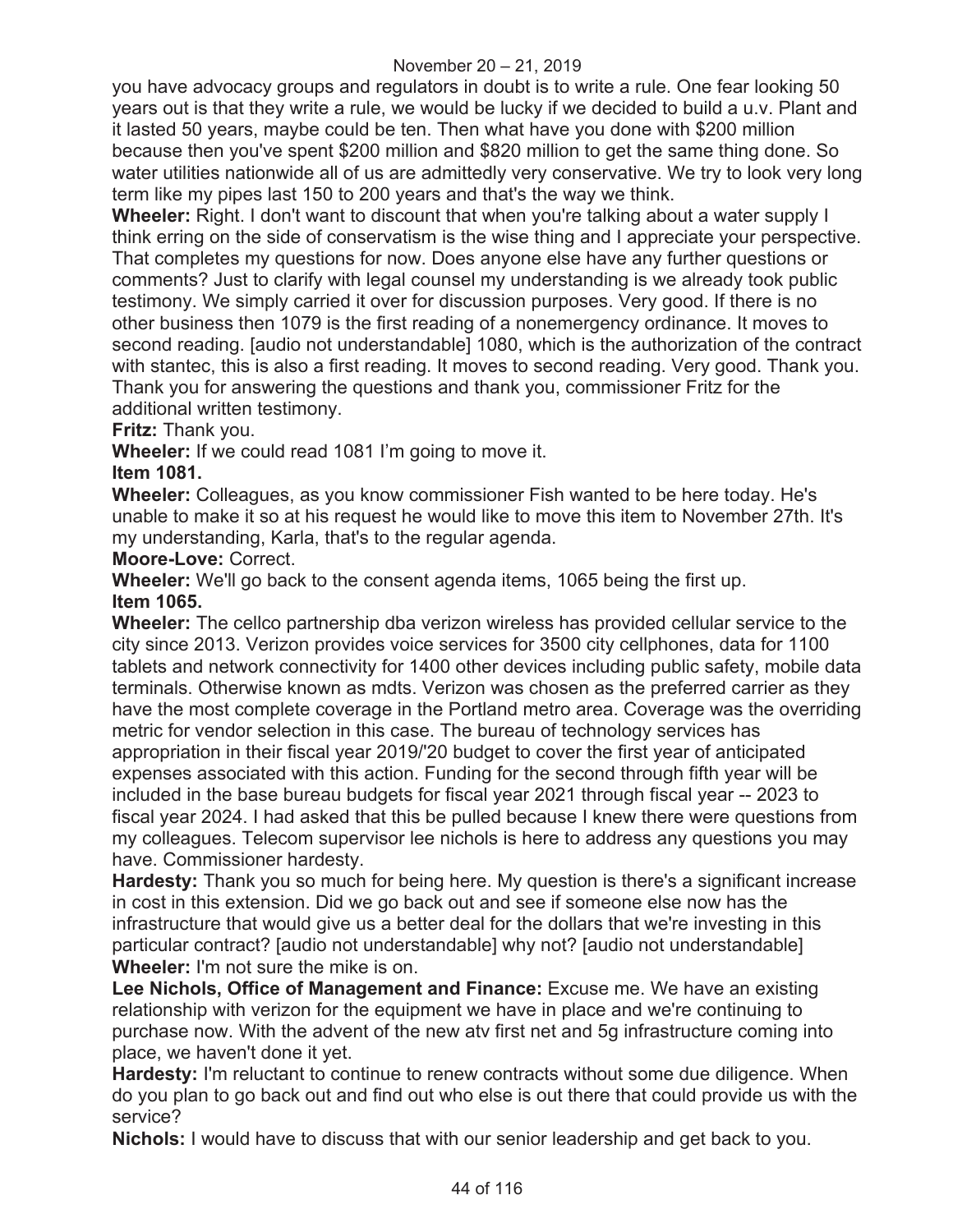you have advocacy groups and regulators in doubt is to write a rule. One fear looking 50 years out is that they write a rule, we would be lucky if we decided to build a u.v. Plant and it lasted 50 years, maybe could be ten. Then what have you done with $200 million because then you've spent $200 million and $820 million to get the same thing done. So water utilities nationwide all of us are admittedly very conservative. We try to look very long term like my pipes last 150 to 200 years and that's the way we think.

**Wheeler:** Right. I don't want to discount that when you're talking about a water supply I think erring on the side of conservatism is the wise thing and I appreciate your perspective. That completes my questions for now. Does anyone else have any further questions or comments? Just to clarify with legal counsel my understanding is we already took public testimony. We simply carried it over for discussion purposes. Very good. If there is no other business then 1079 is the first reading of a nonemergency ordinance. It moves to second reading. [audio not understandable] 1080, which is the authorization of the contract with stantec, this is also a first reading. It moves to second reading. Very good. Thank you. Thank you for answering the questions and thank you, commissioner Fritz for the additional written testimony.

**Fritz:** Thank you.

**Wheeler:** If we could read 1081 I'm going to move it.

**Item 1081.**

**Wheeler:** Colleagues, as you know commissioner Fish wanted to be here today. He's unable to make it so at his request he would like to move this item to November 27th. It's my understanding, Karla, that's to the regular agenda.

**Moore-Love:** Correct.

**Wheeler:** We'll go back to the consent agenda items, 1065 being the first up.

**Item 1065.**

**Wheeler:** The cellco partnership dba verizon wireless has provided cellular service to the city since 2013. Verizon provides voice services for 3500 city cellphones, data for 1100 tablets and network connectivity for 1400 other devices including public safety, mobile data terminals. Otherwise known as mdts. Verizon was chosen as the preferred carrier as they have the most complete coverage in the Portland metro area. Coverage was the overriding metric for vendor selection in this case. The bureau of technology services has appropriation in their fiscal year 2019/'20 budget to cover the first year of anticipated expenses associated with this action. Funding for the second through fifth year will be included in the base bureau budgets for fiscal year 2021 through fiscal year -- 2023 to fiscal year 2024. I had asked that this be pulled because I knew there were questions from my colleagues. Telecom supervisor lee nichols is here to address any questions you may have. Commissioner hardesty.

**Hardesty:** Thank you so much for being here. My question is there's a significant increase in cost in this extension. Did we go back out and see if someone else now has the infrastructure that would give us a better deal for the dollars that we're investing in this particular contract? [audio not understandable] why not? [audio not understandable]

**Wheeler:** I'm not sure the mike is on.

**Lee Nichols, Office of Management and Finance:** Excuse me. We have an existing relationship with verizon for the equipment we have in place and we're continuing to purchase now. With the advent of the new atv first net and 5g infrastructure coming into place, we haven't done it yet.

**Hardesty:** I'm reluctant to continue to renew contracts without some due diligence. When do you plan to go back out and find out who else is out there that could provide us with the service?

**Nichols:** I would have to discuss that with our senior leadership and get back to you.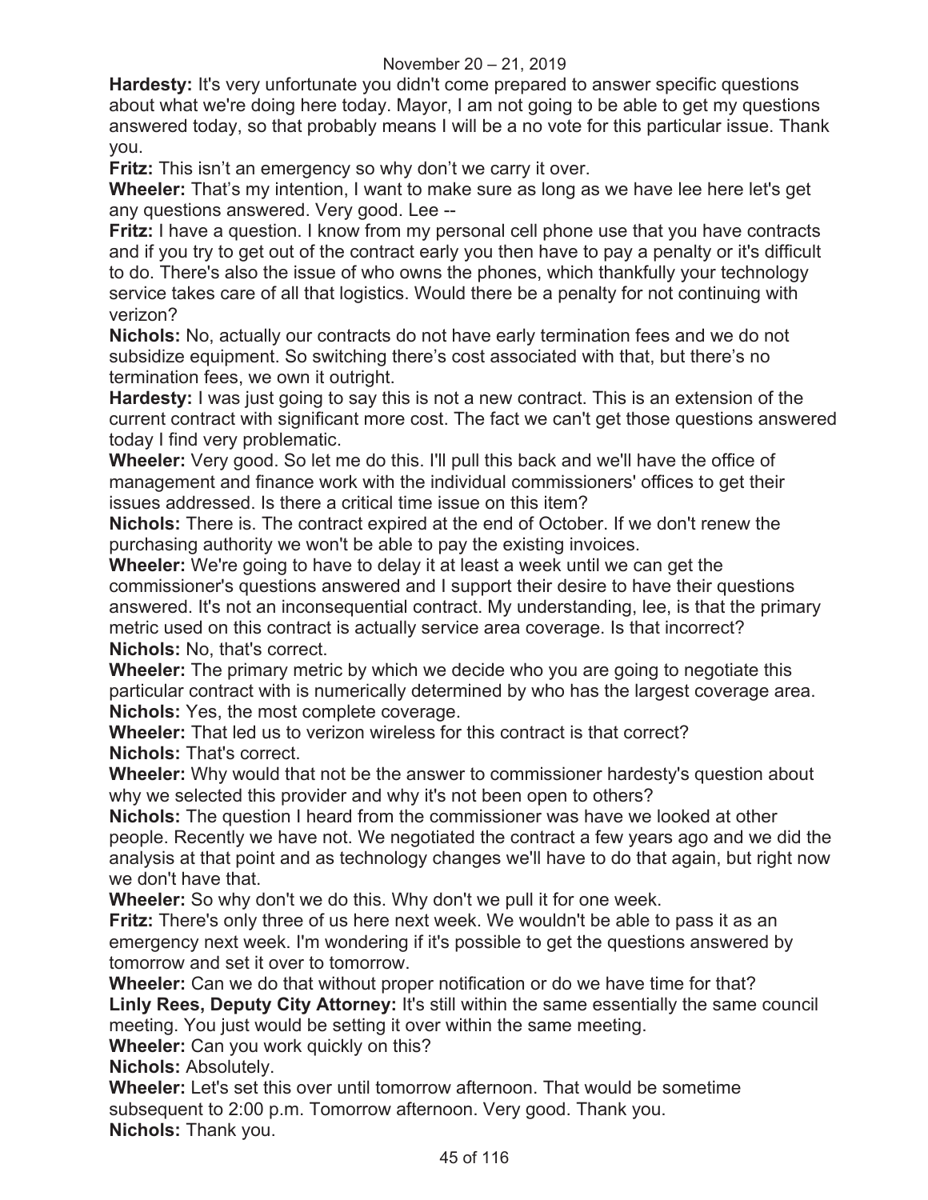**Hardesty:** It's very unfortunate you didn't come prepared to answer specific questions about what we're doing here today. Mayor, I am not going to be able to get my questions answered today, so that probably means I will be a no vote for this particular issue. Thank you.

**Fritz:** This isn't an emergency so why don't we carry it over.

**Wheeler:** That's my intention, I want to make sure as long as we have lee here let's get any questions answered. Very good. Lee --

**Fritz:** I have a question. I know from my personal cell phone use that you have contracts and if you try to get out of the contract early you then have to pay a penalty or it's difficult to do. There's also the issue of who owns the phones, which thankfully your technology service takes care of all that logistics. Would there be a penalty for not continuing with verizon?

**Nichols:** No, actually our contracts do not have early termination fees and we do not subsidize equipment. So switching there's cost associated with that, but there's no termination fees, we own it outright.

**Hardesty:** I was just going to say this is not a new contract. This is an extension of the current contract with significant more cost. The fact we can't get those questions answered today I find very problematic.

**Wheeler:** Very good. So let me do this. I'll pull this back and we'll have the office of management and finance work with the individual commissioners' offices to get their issues addressed. Is there a critical time issue on this item?

**Nichols:** There is. The contract expired at the end of October. If we don't renew the purchasing authority we won't be able to pay the existing invoices.

**Wheeler:** We're going to have to delay it at least a week until we can get the commissioner's questions answered and I support their desire to have their questions answered. It's not an inconsequential contract. My understanding, lee, is that the primary metric used on this contract is actually service area coverage. Is that incorrect?

**Nichols:** No, that's correct.

**Wheeler:** The primary metric by which we decide who you are going to negotiate this particular contract with is numerically determined by who has the largest coverage area.

**Nichols:** Yes, the most complete coverage.

**Wheeler:** That led us to verizon wireless for this contract is that correct?

**Nichols:** That's correct.

**Wheeler:** Why would that not be the answer to commissioner hardesty's question about why we selected this provider and why it's not been open to others?

**Nichols:** The question I heard from the commissioner was have we looked at other people. Recently we have not. We negotiated the contract a few years ago and we did the analysis at that point and as technology changes we'll have to do that again, but right now we don't have that.

**Wheeler:** So why don't we do this. Why don't we pull it for one week.

**Fritz:** There's only three of us here next week. We wouldn't be able to pass it as an emergency next week. I'm wondering if it's possible to get the questions answered by tomorrow and set it over to tomorrow.

**Wheeler:** Can we do that without proper notification or do we have time for that?

**Linly Rees, Deputy City Attorney:** It's still within the same essentially the same council meeting. You just would be setting it over within the same meeting.

**Wheeler:** Can you work quickly on this?

**Nichols:** Absolutely.

**Wheeler:** Let's set this over until tomorrow afternoon. That would be sometime subsequent to 2:00 p.m. Tomorrow afternoon. Very good. Thank you.

**Nichols:** Thank you.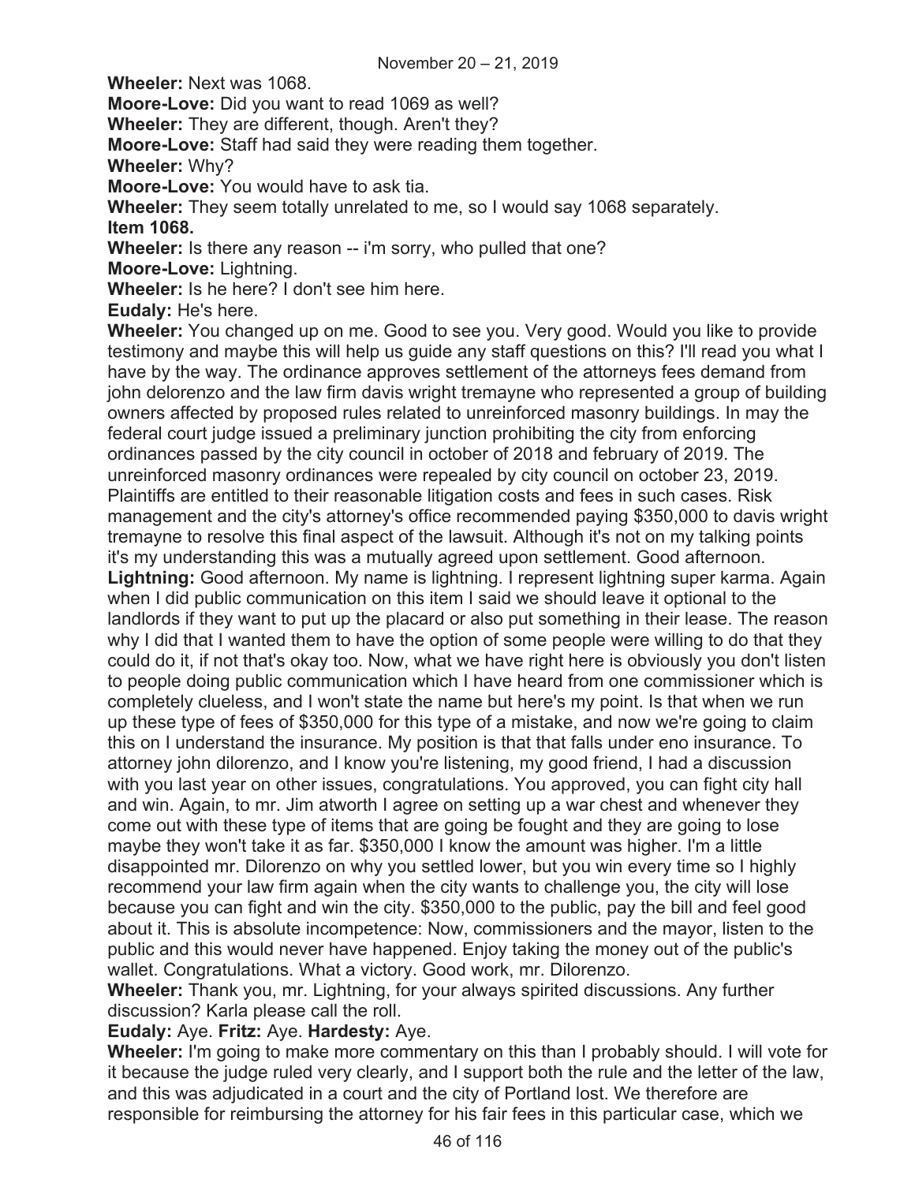**Wheeler:** Next was 1068.

**Moore-Love:** Did you want to read 1069 as well?

**Wheeler:** They are different, though. Aren't they?

**Moore-Love:** Staff had said they were reading them together.

**Wheeler:** Why?

**Moore-Love:** You would have to ask tia.

**Wheeler:** They seem totally unrelated to me, so I would say 1068 separately.

**Item 1068.**

**Wheeler:** Is there any reason -- i'm sorry, who pulled that one?

**Moore-Love:** Lightning.

**Wheeler:** Is he here? I don't see him here.

**Eudaly:** He's here.

**Wheeler:** You changed up on me. Good to see you. Very good. Would you like to provide testimony and maybe this will help us guide any staff questions on this? I'll read you what I have by the way. The ordinance approves settlement of the attorneys fees demand from john delorenzo and the law firm davis wright tremayne who represented a group of building owners affected by proposed rules related to unreinforced masonry buildings. In may the federal court judge issued a preliminary junction prohibiting the city from enforcing ordinances passed by the city council in october of 2018 and february of 2019. The unreinforced masonry ordinances were repealed by city council on october 23, 2019. Plaintiffs are entitled to their reasonable litigation costs and fees in such cases. Risk management and the city's attorney's office recommended paying $350,000 to davis wright tremayne to resolve this final aspect of the lawsuit. Although it's not on my talking points it's my understanding this was a mutually agreed upon settlement. Good afternoon.

**Lightning:** Good afternoon. My name is lightning. I represent lightning super karma. Again when I did public communication on this item I said we should leave it optional to the landlords if they want to put up the placard or also put something in their lease. The reason why I did that I wanted them to have the option of some people were willing to do that they could do it, if not that's okay too. Now, what we have right here is obviously you don't listen to people doing public communication which I have heard from one commissioner which is completely clueless, and I won't state the name but here's my point. Is that when we run up these type of fees of $350,000 for this type of a mistake, and now we're going to claim this on I understand the insurance. My position is that that falls under eno insurance. To attorney john dilorenzo, and I know you're listening, my good friend, I had a discussion with you last year on other issues, congratulations. You approved, you can fight city hall and win. Again, to mr. Jim atworth I agree on setting up a war chest and whenever they come out with these type of items that are going be fought and they are going to lose maybe they won't take it as far. $350,000 I know the amount was higher. I'm a little disappointed mr. Dilorenzo on why you settled lower, but you win every time so I highly recommend your law firm again when the city wants to challenge you, the city will lose because you can fight and win the city. $350,000 to the public, pay the bill and feel good about it. This is absolute incompetence: Now, commissioners and the mayor, listen to the public and this would never have happened. Enjoy taking the money out of the public's wallet. Congratulations. What a victory. Good work, mr. Dilorenzo.

**Wheeler:** Thank you, mr. Lightning, for your always spirited discussions. Any further discussion? Karla please call the roll.

**Eudaly:** Aye. **Fritz:** Aye. **Hardesty:** Aye.

**Wheeler:** I'm going to make more commentary on this than I probably should. I will vote for it because the judge ruled very clearly, and I support both the rule and the letter of the law, and this was adjudicated in a court and the city of Portland lost. We therefore are responsible for reimbursing the attorney for his fair fees in this particular case, which we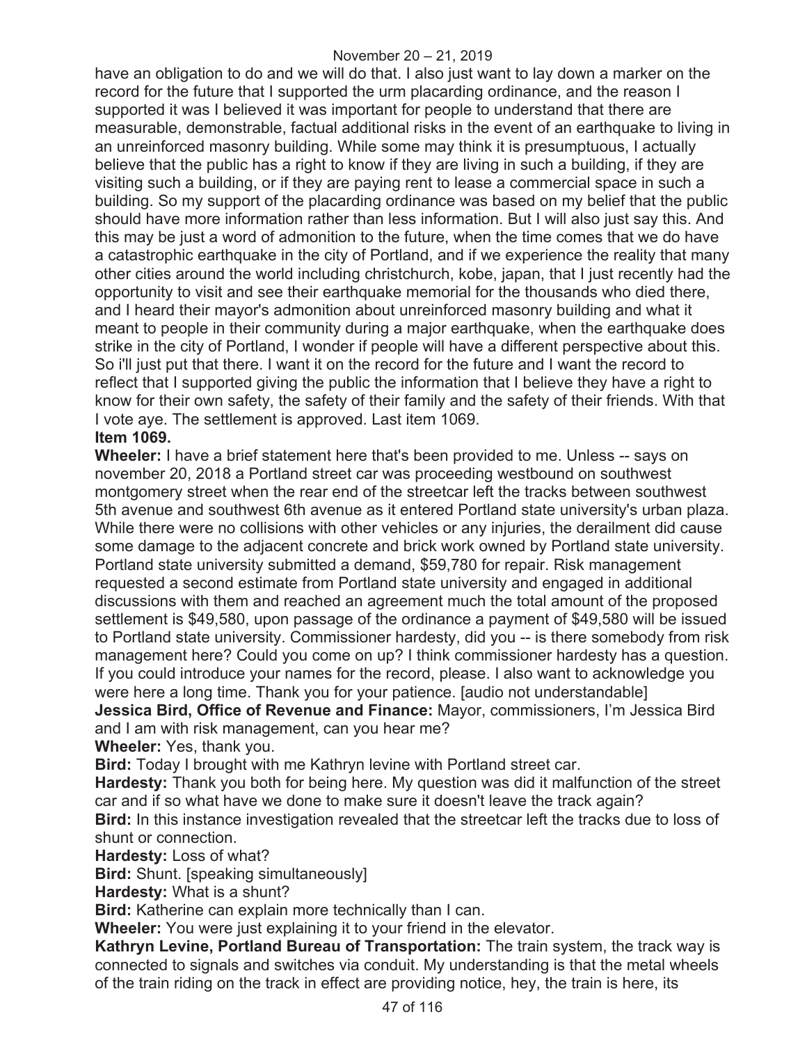have an obligation to do and we will do that. I also just want to lay down a marker on the record for the future that I supported the urm placarding ordinance, and the reason I supported it was I believed it was important for people to understand that there are measurable, demonstrable, factual additional risks in the event of an earthquake to living in an unreinforced masonry building. While some may think it is presumptuous, I actually believe that the public has a right to know if they are living in such a building, if they are visiting such a building, or if they are paying rent to lease a commercial space in such a building. So my support of the placarding ordinance was based on my belief that the public should have more information rather than less information. But I will also just say this. And this may be just a word of admonition to the future, when the time comes that we do have a catastrophic earthquake in the city of Portland, and if we experience the reality that many other cities around the world including christchurch, kobe, japan, that I just recently had the opportunity to visit and see their earthquake memorial for the thousands who died there, and I heard their mayor's admonition about unreinforced masonry building and what it meant to people in their community during a major earthquake, when the earthquake does strike in the city of Portland, I wonder if people will have a different perspective about this. So i'll just put that there. I want it on the record for the future and I want the record to reflect that I supported giving the public the information that I believe they have a right to know for their own safety, the safety of their family and the safety of their friends. With that I vote aye. The settlement is approved. Last item 1069.

**Item 1069.**

**Wheeler:** I have a brief statement here that's been provided to me. Unless -- says on november 20, 2018 a Portland street car was proceeding westbound on southwest montgomery street when the rear end of the streetcar left the tracks between southwest 5th avenue and southwest 6th avenue as it entered Portland state university's urban plaza. While there were no collisions with other vehicles or any injuries, the derailment did cause some damage to the adjacent concrete and brick work owned by Portland state university. Portland state university submitted a demand, $59,780 for repair. Risk management requested a second estimate from Portland state university and engaged in additional discussions with them and reached an agreement much the total amount of the proposed settlement is $49,580, upon passage of the ordinance a payment of $49,580 will be issued to Portland state university. Commissioner hardesty, did you -- is there somebody from risk management here? Could you come on up? I think commissioner hardesty has a question. If you could introduce your names for the record, please. I also want to acknowledge you were here a long time. Thank you for your patience. [audio not understandable]

**Jessica Bird, Office of Revenue and Finance:** Mayor, commissioners, I'm Jessica Bird and I am with risk management, can you hear me?

**Wheeler:** Yes, thank you.

**Bird:** Today I brought with me Kathryn levine with Portland street car.

**Hardesty:** Thank you both for being here. My question was did it malfunction of the street car and if so what have we done to make sure it doesn't leave the track again?

**Bird:** In this instance investigation revealed that the streetcar left the tracks due to loss of shunt or connection.

**Hardesty:** Loss of what?

**Bird:** Shunt. [speaking simultaneously]

**Hardesty:** What is a shunt?

**Bird:** Katherine can explain more technically than I can.

**Wheeler:** You were just explaining it to your friend in the elevator.

**Kathryn Levine, Portland Bureau of Transportation:** The train system, the track way is connected to signals and switches via conduit. My understanding is that the metal wheels of the train riding on the track in effect are providing notice, hey, the train is here, its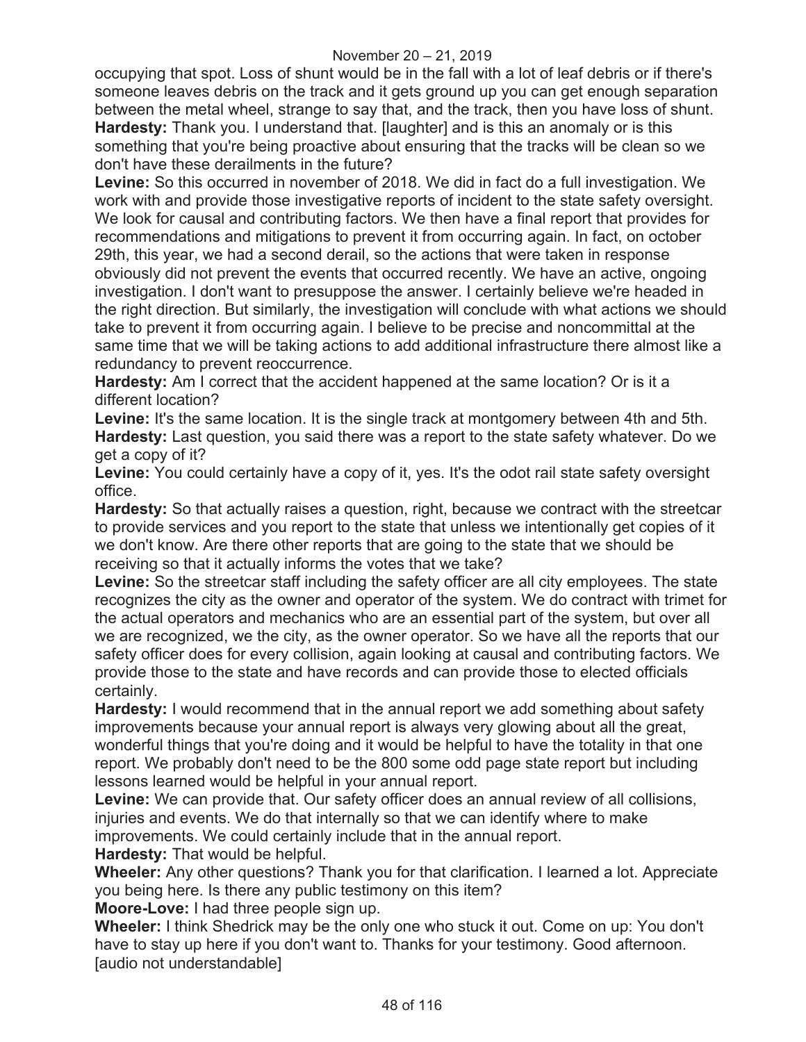occupying that spot. Loss of shunt would be in the fall with a lot of leaf debris or if there's someone leaves debris on the track and it gets ground up you can get enough separation between the metal wheel, strange to say that, and the track, then you have loss of shunt.

**Hardesty:** Thank you. I understand that. [laughter] and is this an anomaly or is this something that you're being proactive about ensuring that the tracks will be clean so we don't have these derailments in the future?

**Levine:** So this occurred in november of 2018. We did in fact do a full investigation. We work with and provide those investigative reports of incident to the state safety oversight. We look for causal and contributing factors. We then have a final report that provides for recommendations and mitigations to prevent it from occurring again. In fact, on october 29th, this year, we had a second derail, so the actions that were taken in response obviously did not prevent the events that occurred recently. We have an active, ongoing investigation. I don't want to presuppose the answer. I certainly believe we're headed in the right direction. But similarly, the investigation will conclude with what actions we should take to prevent it from occurring again. I believe to be precise and noncommittal at the same time that we will be taking actions to add additional infrastructure there almost like a redundancy to prevent reoccurrence.

**Hardesty:** Am I correct that the accident happened at the same location? Or is it a different location?

**Levine:** It's the same location. It is the single track at montgomery between 4th and 5th.

**Hardesty:** Last question, you said there was a report to the state safety whatever. Do we get a copy of it?

**Levine:** You could certainly have a copy of it, yes. It's the odot rail state safety oversight office.

**Hardesty:** So that actually raises a question, right, because we contract with the streetcar to provide services and you report to the state that unless we intentionally get copies of it we don't know. Are there other reports that are going to the state that we should be receiving so that it actually informs the votes that we take?

**Levine:** So the streetcar staff including the safety officer are all city employees. The state recognizes the city as the owner and operator of the system. We do contract with trimet for the actual operators and mechanics who are an essential part of the system, but over all we are recognized, we the city, as the owner operator. So we have all the reports that our safety officer does for every collision, again looking at causal and contributing factors. We provide those to the state and have records and can provide those to elected officials certainly.

**Hardesty:** I would recommend that in the annual report we add something about safety improvements because your annual report is always very glowing about all the great, wonderful things that you're doing and it would be helpful to have the totality in that one report. We probably don't need to be the 800 some odd page state report but including lessons learned would be helpful in your annual report.

**Levine:** We can provide that. Our safety officer does an annual review of all collisions, injuries and events. We do that internally so that we can identify where to make improvements. We could certainly include that in the annual report.

**Hardesty:** That would be helpful.

**Wheeler:** Any other questions? Thank you for that clarification. I learned a lot. Appreciate you being here. Is there any public testimony on this item?

**Moore-Love:** I had three people sign up.

**Wheeler:** I think Shedrick may be the only one who stuck it out. Come on up: You don't have to stay up here if you don't want to. Thanks for your testimony. Good afternoon. [audio not understandable]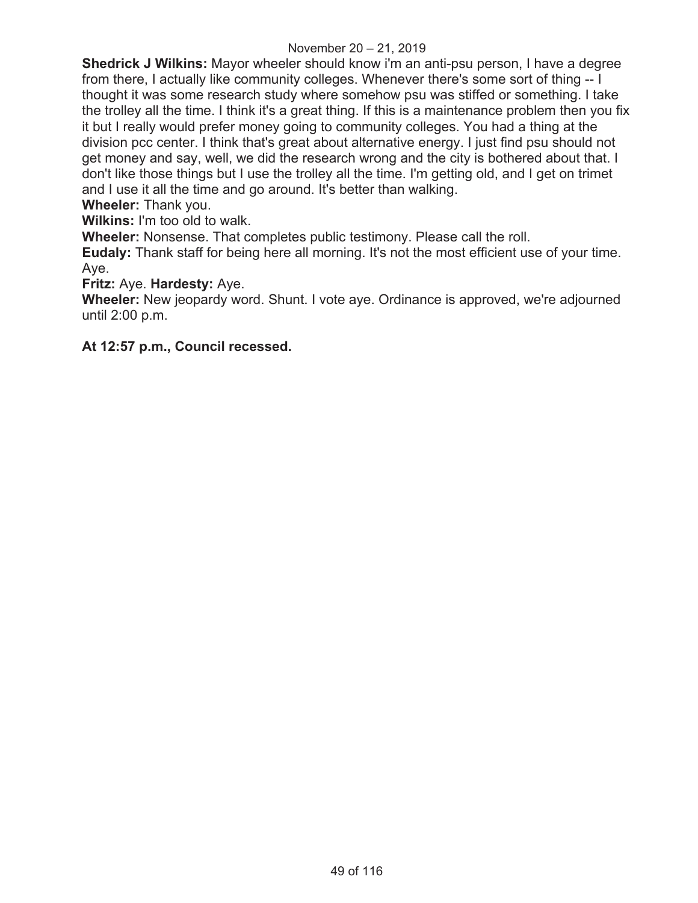**Shedrick J Wilkins:** Mayor wheeler should know i'm an anti-psu person, I have a degree from there, I actually like community colleges. Whenever there's some sort of thing -- I thought it was some research study where somehow psu was stiffed or something. I take the trolley all the time. I think it's a great thing. If this is a maintenance problem then you fix it but I really would prefer money going to community colleges. You had a thing at the division pcc center. I think that's great about alternative energy. I just find psu should not get money and say, well, we did the research wrong and the city is bothered about that. I don't like those things but I use the trolley all the time. I'm getting old, and I get on trimet and I use it all the time and go around. It's better than walking.

**Wheeler:** Thank you.

**Wilkins:** I'm too old to walk.

**Wheeler:** Nonsense. That completes public testimony. Please call the roll.

**Eudaly:** Thank staff for being here all morning. It's not the most efficient use of your time. Aye.

**Fritz:** Aye. **Hardesty:** Aye.

**Wheeler:** New jeopardy word. Shunt. I vote aye. Ordinance is approved, we're adjourned until 2:00 p.m.

**At 12:57 p.m., Council recessed.**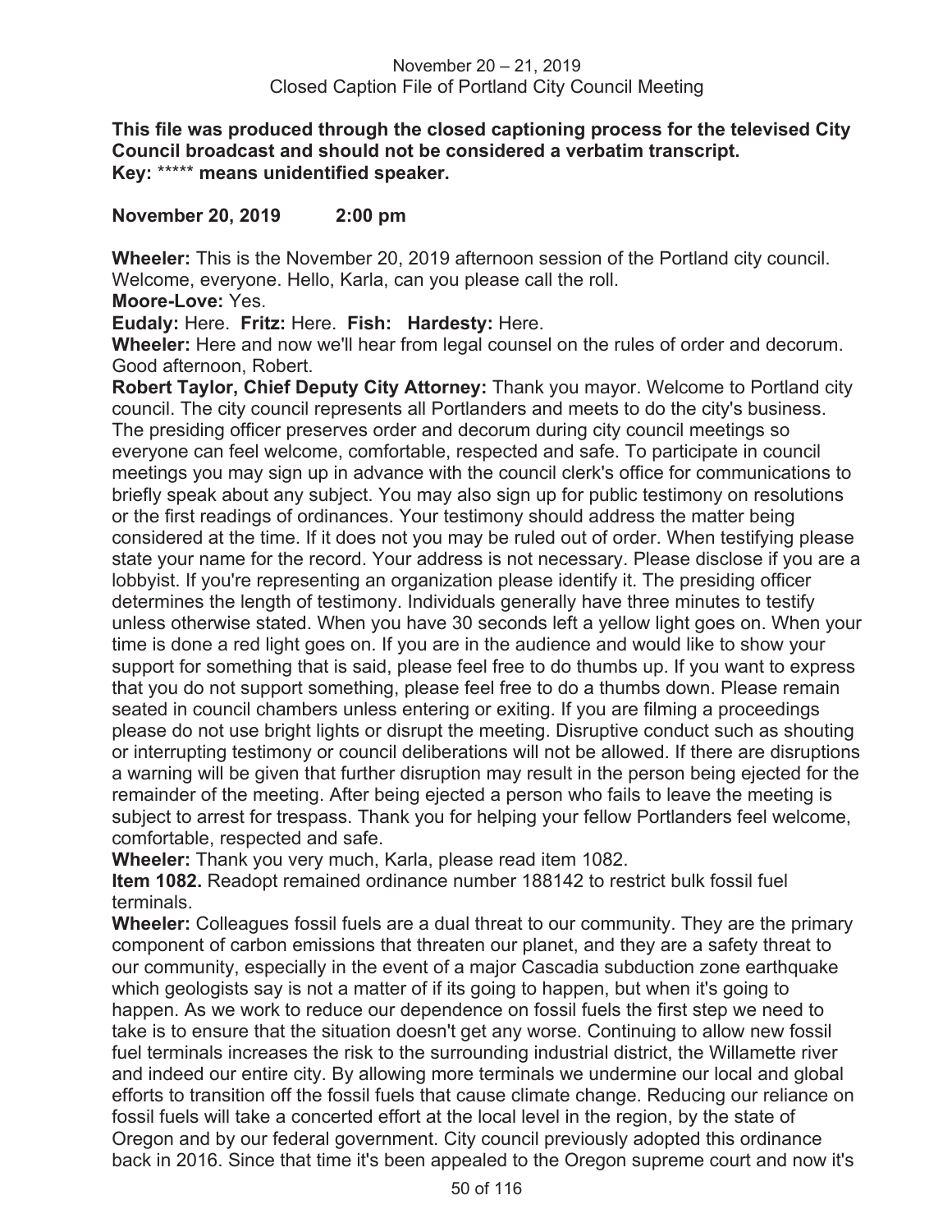November 20 – 21, 2019
Closed Caption File of Portland City Council Meeting

**This file was produced through the closed captioning process for the televised City Council broadcast and should not be considered a verbatim transcript.**
**Key:** ***** **means unidentified speaker.**

**November 20, 2019 2:00 pm**

**Wheeler:** This is the November 20, 2019 afternoon session of the Portland city council. Welcome, everyone. Hello, Karla, can you please call the roll.

**Moore-Love:** Yes.

**Eudaly:** Here. **Fritz:** Here. **Fish:** **Hardesty:** Here.

**Wheeler:** Here and now we'll hear from legal counsel on the rules of order and decorum. Good afternoon, Robert.

**Robert Taylor, Chief Deputy City Attorney:** Thank you mayor. Welcome to Portland city council. The city council represents all Portlanders and meets to do the city's business. The presiding officer preserves order and decorum during city council meetings so everyone can feel welcome, comfortable, respected and safe. To participate in council meetings you may sign up in advance with the council clerk's office for communications to briefly speak about any subject. You may also sign up for public testimony on resolutions or the first readings of ordinances. Your testimony should address the matter being considered at the time. If it does not you may be ruled out of order. When testifying please state your name for the record. Your address is not necessary. Please disclose if you are a lobbyist. If you're representing an organization please identify it. The presiding officer determines the length of testimony. Individuals generally have three minutes to testify unless otherwise stated. When you have 30 seconds left a yellow light goes on. When your time is done a red light goes on. If you are in the audience and would like to show your support for something that is said, please feel free to do thumbs up. If you want to express that you do not support something, please feel free to do a thumbs down. Please remain seated in council chambers unless entering or exiting. If you are filming a proceedings please do not use bright lights or disrupt the meeting. Disruptive conduct such as shouting or interrupting testimony or council deliberations will not be allowed. If there are disruptions a warning will be given that further disruption may result in the person being ejected for the remainder of the meeting. After being ejected a person who fails to leave the meeting is subject to arrest for trespass. Thank you for helping your fellow Portlanders feel welcome, comfortable, respected and safe.

**Wheeler:** Thank you very much, Karla, please read item 1082.

**Item 1082.** Readopt remained ordinance number 188142 to restrict bulk fossil fuel terminals.

**Wheeler:** Colleagues fossil fuels are a dual threat to our community. They are the primary component of carbon emissions that threaten our planet, and they are a safety threat to our community, especially in the event of a major Cascadia subduction zone earthquake which geologists say is not a matter of if its going to happen, but when it's going to happen. As we work to reduce our dependence on fossil fuels the first step we need to take is to ensure that the situation doesn't get any worse. Continuing to allow new fossil fuel terminals increases the risk to the surrounding industrial district, the Willamette river and indeed our entire city. By allowing more terminals we undermine our local and global efforts to transition off the fossil fuels that cause climate change. Reducing our reliance on fossil fuels will take a concerted effort at the local level in the region, by the state of Oregon and by our federal government. City council previously adopted this ordinance back in 2016. Since that time it's been appealed to the Oregon supreme court and now it's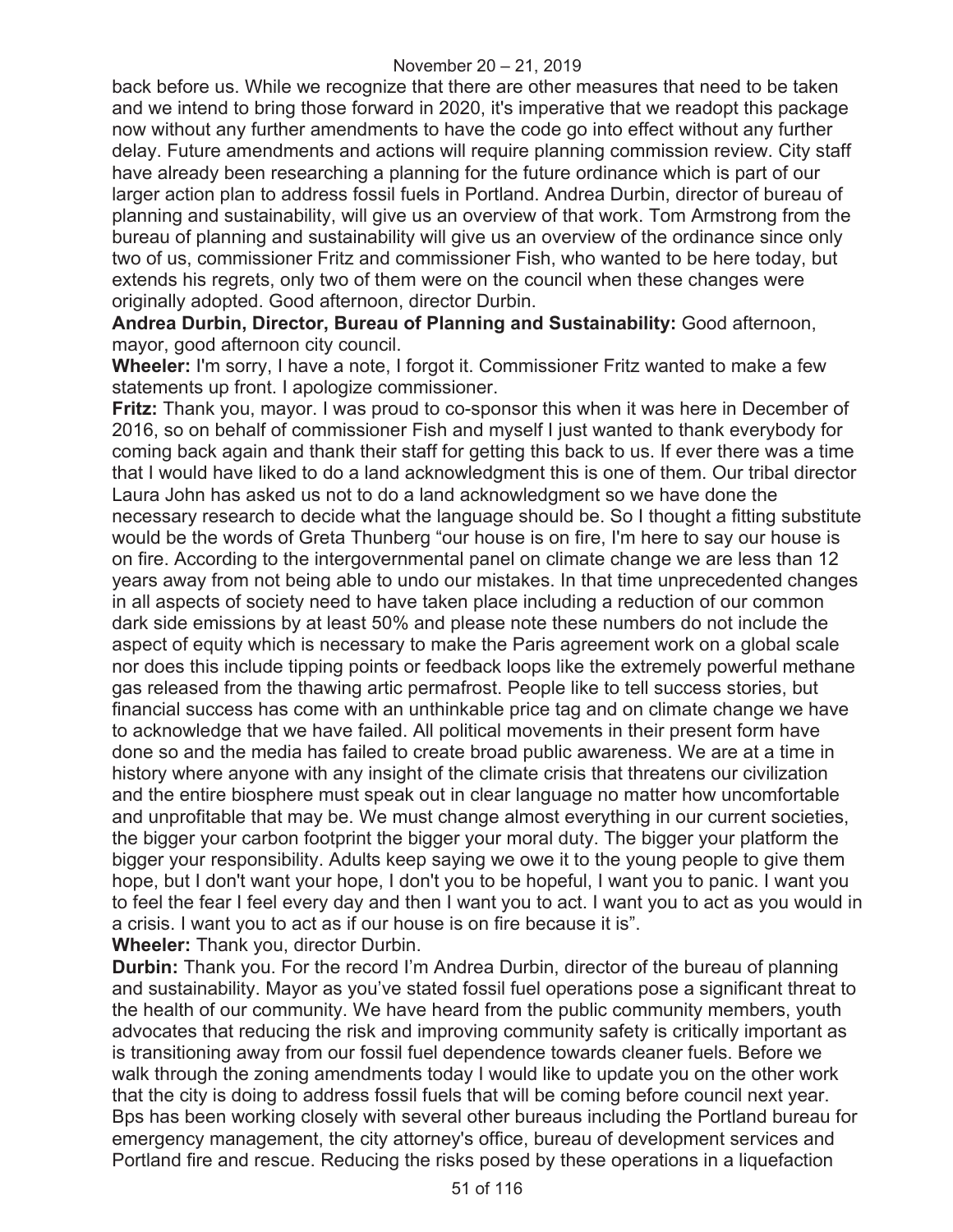back before us. While we recognize that there are other measures that need to be taken and we intend to bring those forward in 2020, it's imperative that we readopt this package now without any further amendments to have the code go into effect without any further delay. Future amendments and actions will require planning commission review. City staff have already been researching a planning for the future ordinance which is part of our larger action plan to address fossil fuels in Portland. Andrea Durbin, director of bureau of planning and sustainability, will give us an overview of that work. Tom Armstrong from the bureau of planning and sustainability will give us an overview of the ordinance since only two of us, commissioner Fritz and commissioner Fish, who wanted to be here today, but extends his regrets, only two of them were on the council when these changes were originally adopted. Good afternoon, director Durbin.

**Andrea Durbin, Director, Bureau of Planning and Sustainability:** Good afternoon, mayor, good afternoon city council.

**Wheeler:** I'm sorry, I have a note, I forgot it. Commissioner Fritz wanted to make a few statements up front. I apologize commissioner.

**Fritz:** Thank you, mayor. I was proud to co-sponsor this when it was here in December of 2016, so on behalf of commissioner Fish and myself I just wanted to thank everybody for coming back again and thank their staff for getting this back to us. If ever there was a time that I would have liked to do a land acknowledgment this is one of them. Our tribal director Laura John has asked us not to do a land acknowledgment so we have done the necessary research to decide what the language should be. So I thought a fitting substitute would be the words of Greta Thunberg "our house is on fire, I'm here to say our house is on fire. According to the intergovernmental panel on climate change we are less than 12 years away from not being able to undo our mistakes. In that time unprecedented changes in all aspects of society need to have taken place including a reduction of our common dark side emissions by at least 50% and please note these numbers do not include the aspect of equity which is necessary to make the Paris agreement work on a global scale nor does this include tipping points or feedback loops like the extremely powerful methane gas released from the thawing artic permafrost. People like to tell success stories, but financial success has come with an unthinkable price tag and on climate change we have to acknowledge that we have failed. All political movements in their present form have done so and the media has failed to create broad public awareness. We are at a time in history where anyone with any insight of the climate crisis that threatens our civilization and the entire biosphere must speak out in clear language no matter how uncomfortable and unprofitable that may be. We must change almost everything in our current societies, the bigger your carbon footprint the bigger your moral duty. The bigger your platform the bigger your responsibility. Adults keep saying we owe it to the young people to give them hope, but I don't want your hope, I don't you to be hopeful, I want you to panic. I want you to feel the fear I feel every day and then I want you to act. I want you to act as you would in a crisis. I want you to act as if our house is on fire because it is".

**Wheeler:** Thank you, director Durbin.

**Durbin:** Thank you. For the record I'm Andrea Durbin, director of the bureau of planning and sustainability. Mayor as you've stated fossil fuel operations pose a significant threat to the health of our community. We have heard from the public community members, youth advocates that reducing the risk and improving community safety is critically important as is transitioning away from our fossil fuel dependence towards cleaner fuels. Before we walk through the zoning amendments today I would like to update you on the other work that the city is doing to address fossil fuels that will be coming before council next year. Bps has been working closely with several other bureaus including the Portland bureau for emergency management, the city attorney's office, bureau of development services and Portland fire and rescue. Reducing the risks posed by these operations in a liquefaction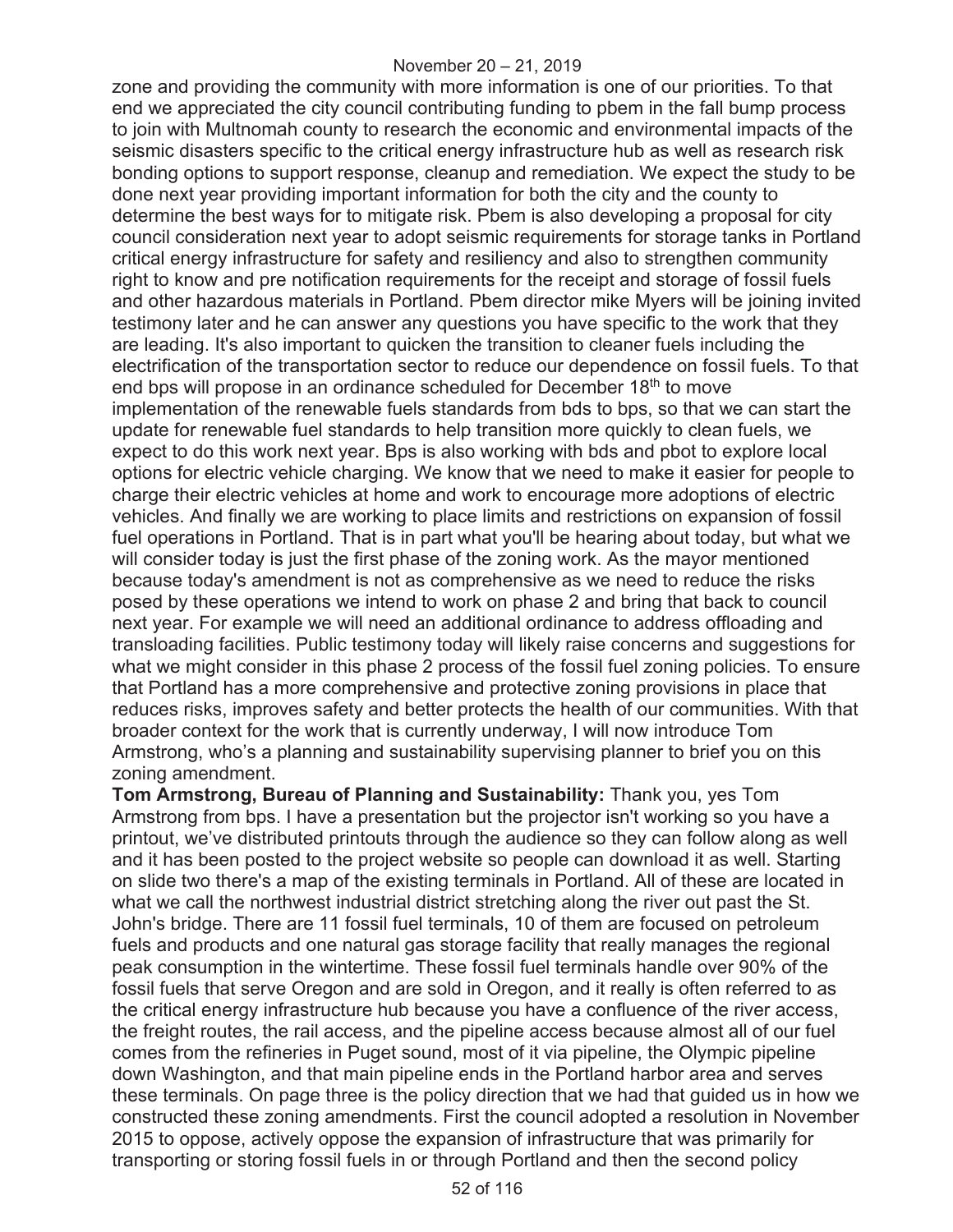zone and providing the community with more information is one of our priorities. To that end we appreciated the city council contributing funding to pbem in the fall bump process to join with Multnomah county to research the economic and environmental impacts of the seismic disasters specific to the critical energy infrastructure hub as well as research risk bonding options to support response, cleanup and remediation. We expect the study to be done next year providing important information for both the city and the county to determine the best ways for to mitigate risk. Pbem is also developing a proposal for city council consideration next year to adopt seismic requirements for storage tanks in Portland critical energy infrastructure for safety and resiliency and also to strengthen community right to know and pre notification requirements for the receipt and storage of fossil fuels and other hazardous materials in Portland. Pbem director mike Myers will be joining invited testimony later and he can answer any questions you have specific to the work that they are leading. It's also important to quicken the transition to cleaner fuels including the electrification of the transportation sector to reduce our dependence on fossil fuels. To that end bps will propose in an ordinance scheduled for December 18th to move implementation of the renewable fuels standards from bds to bps, so that we can start the update for renewable fuel standards to help transition more quickly to clean fuels, we expect to do this work next year. Bps is also working with bds and pbot to explore local options for electric vehicle charging. We know that we need to make it easier for people to charge their electric vehicles at home and work to encourage more adoptions of electric vehicles. And finally we are working to place limits and restrictions on expansion of fossil fuel operations in Portland. That is in part what you'll be hearing about today, but what we will consider today is just the first phase of the zoning work. As the mayor mentioned because today's amendment is not as comprehensive as we need to reduce the risks posed by these operations we intend to work on phase 2 and bring that back to council next year. For example we will need an additional ordinance to address offloading and transloading facilities. Public testimony today will likely raise concerns and suggestions for what we might consider in this phase 2 process of the fossil fuel zoning policies. To ensure that Portland has a more comprehensive and protective zoning provisions in place that reduces risks, improves safety and better protects the health of our communities. With that broader context for the work that is currently underway, I will now introduce Tom Armstrong, who's a planning and sustainability supervising planner to brief you on this zoning amendment.

**Tom Armstrong, Bureau of Planning and Sustainability:** Thank you, yes Tom Armstrong from bps. I have a presentation but the projector isn't working so you have a printout, we've distributed printouts through the audience so they can follow along as well and it has been posted to the project website so people can download it as well. Starting on slide two there's a map of the existing terminals in Portland. All of these are located in what we call the northwest industrial district stretching along the river out past the St. John's bridge. There are 11 fossil fuel terminals, 10 of them are focused on petroleum fuels and products and one natural gas storage facility that really manages the regional peak consumption in the wintertime. These fossil fuel terminals handle over 90% of the fossil fuels that serve Oregon and are sold in Oregon, and it really is often referred to as the critical energy infrastructure hub because you have a confluence of the river access, the freight routes, the rail access, and the pipeline access because almost all of our fuel comes from the refineries in Puget sound, most of it via pipeline, the Olympic pipeline down Washington, and that main pipeline ends in the Portland harbor area and serves these terminals. On page three is the policy direction that we had that guided us in how we constructed these zoning amendments. First the council adopted a resolution in November 2015 to oppose, actively oppose the expansion of infrastructure that was primarily for transporting or storing fossil fuels in or through Portland and then the second policy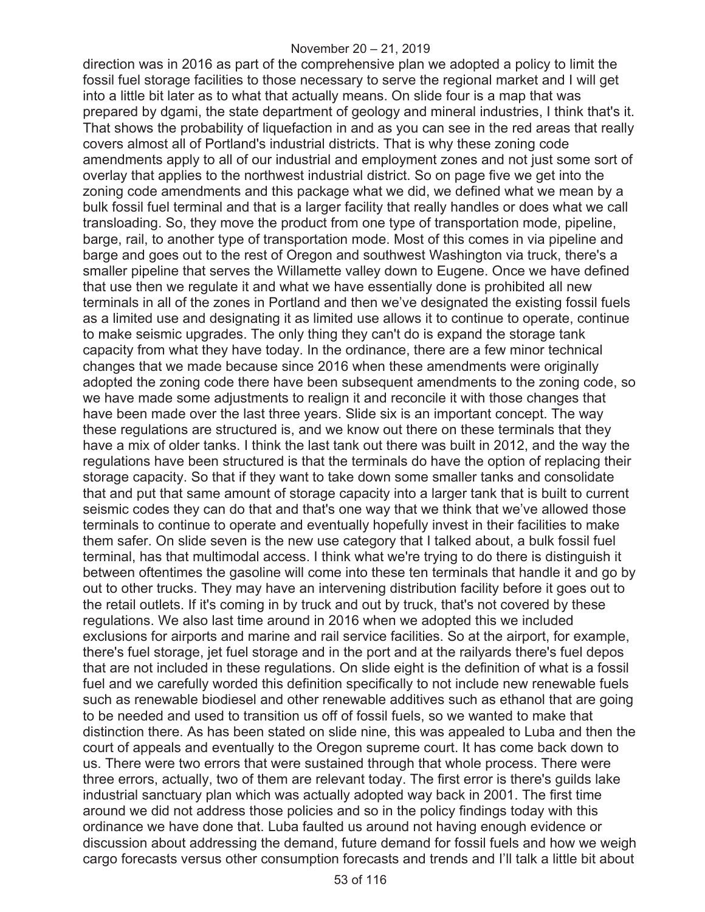direction was in 2016 as part of the comprehensive plan we adopted a policy to limit the fossil fuel storage facilities to those necessary to serve the regional market and I will get into a little bit later as to what that actually means. On slide four is a map that was prepared by dgami, the state department of geology and mineral industries, I think that's it. That shows the probability of liquefaction in and as you can see in the red areas that really covers almost all of Portland's industrial districts. That is why these zoning code amendments apply to all of our industrial and employment zones and not just some sort of overlay that applies to the northwest industrial district. So on page five we get into the zoning code amendments and this package what we did, we defined what we mean by a bulk fossil fuel terminal and that is a larger facility that really handles or does what we call transloading. So, they move the product from one type of transportation mode, pipeline, barge, rail, to another type of transportation mode. Most of this comes in via pipeline and barge and goes out to the rest of Oregon and southwest Washington via truck, there's a smaller pipeline that serves the Willamette valley down to Eugene. Once we have defined that use then we regulate it and what we have essentially done is prohibited all new terminals in all of the zones in Portland and then we've designated the existing fossil fuels as a limited use and designating it as limited use allows it to continue to operate, continue to make seismic upgrades. The only thing they can't do is expand the storage tank capacity from what they have today. In the ordinance, there are a few minor technical changes that we made because since 2016 when these amendments were originally adopted the zoning code there have been subsequent amendments to the zoning code, so we have made some adjustments to realign it and reconcile it with those changes that have been made over the last three years. Slide six is an important concept. The way these regulations are structured is, and we know out there on these terminals that they have a mix of older tanks. I think the last tank out there was built in 2012, and the way the regulations have been structured is that the terminals do have the option of replacing their storage capacity. So that if they want to take down some smaller tanks and consolidate that and put that same amount of storage capacity into a larger tank that is built to current seismic codes they can do that and that's one way that we think that we've allowed those terminals to continue to operate and eventually hopefully invest in their facilities to make them safer. On slide seven is the new use category that I talked about, a bulk fossil fuel terminal, has that multimodal access. I think what we're trying to do there is distinguish it between oftentimes the gasoline will come into these ten terminals that handle it and go by out to other trucks. They may have an intervening distribution facility before it goes out to the retail outlets. If it's coming in by truck and out by truck, that's not covered by these regulations. We also last time around in 2016 when we adopted this we included exclusions for airports and marine and rail service facilities. So at the airport, for example, there's fuel storage, jet fuel storage and in the port and at the railyards there's fuel depos that are not included in these regulations. On slide eight is the definition of what is a fossil fuel and we carefully worded this definition specifically to not include new renewable fuels such as renewable biodiesel and other renewable additives such as ethanol that are going to be needed and used to transition us off of fossil fuels, so we wanted to make that distinction there. As has been stated on slide nine, this was appealed to Luba and then the court of appeals and eventually to the Oregon supreme court. It has come back down to us. There were two errors that were sustained through that whole process. There were three errors, actually, two of them are relevant today. The first error is there's guilds lake industrial sanctuary plan which was actually adopted way back in 2001. The first time around we did not address those policies and so in the policy findings today with this ordinance we have done that. Luba faulted us around not having enough evidence or discussion about addressing the demand, future demand for fossil fuels and how we weigh cargo forecasts versus other consumption forecasts and trends and I'll talk a little bit about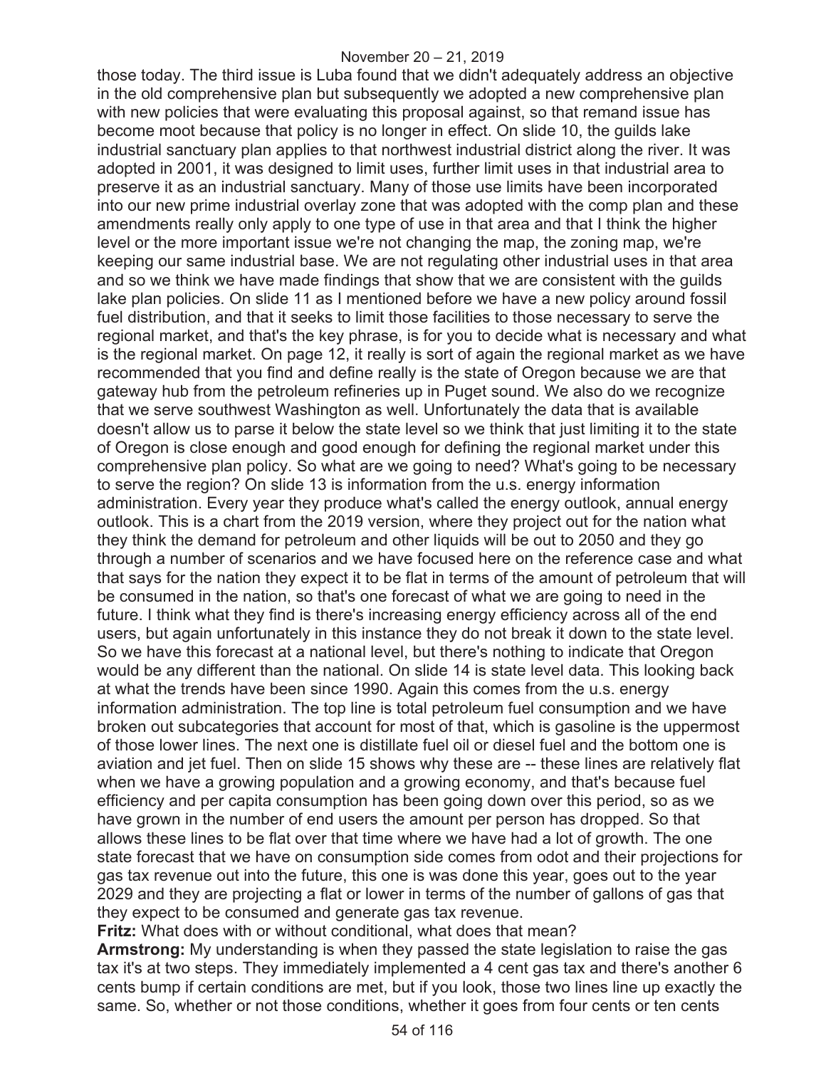those today. The third issue is Luba found that we didn't adequately address an objective in the old comprehensive plan but subsequently we adopted a new comprehensive plan with new policies that were evaluating this proposal against, so that remand issue has become moot because that policy is no longer in effect. On slide 10, the guilds lake industrial sanctuary plan applies to that northwest industrial district along the river. It was adopted in 2001, it was designed to limit uses, further limit uses in that industrial area to preserve it as an industrial sanctuary. Many of those use limits have been incorporated into our new prime industrial overlay zone that was adopted with the comp plan and these amendments really only apply to one type of use in that area and that I think the higher level or the more important issue we're not changing the map, the zoning map, we're keeping our same industrial base. We are not regulating other industrial uses in that area and so we think we have made findings that show that we are consistent with the guilds lake plan policies. On slide 11 as I mentioned before we have a new policy around fossil fuel distribution, and that it seeks to limit those facilities to those necessary to serve the regional market, and that's the key phrase, is for you to decide what is necessary and what is the regional market. On page 12, it really is sort of again the regional market as we have recommended that you find and define really is the state of Oregon because we are that gateway hub from the petroleum refineries up in Puget sound. We also do we recognize that we serve southwest Washington as well. Unfortunately the data that is available doesn't allow us to parse it below the state level so we think that just limiting it to the state of Oregon is close enough and good enough for defining the regional market under this comprehensive plan policy. So what are we going to need? What's going to be necessary to serve the region? On slide 13 is information from the u.s. energy information administration. Every year they produce what's called the energy outlook, annual energy outlook. This is a chart from the 2019 version, where they project out for the nation what they think the demand for petroleum and other liquids will be out to 2050 and they go through a number of scenarios and we have focused here on the reference case and what that says for the nation they expect it to be flat in terms of the amount of petroleum that will be consumed in the nation, so that's one forecast of what we are going to need in the future. I think what they find is there's increasing energy efficiency across all of the end users, but again unfortunately in this instance they do not break it down to the state level. So we have this forecast at a national level, but there's nothing to indicate that Oregon would be any different than the national. On slide 14 is state level data. This looking back at what the trends have been since 1990. Again this comes from the u.s. energy information administration. The top line is total petroleum fuel consumption and we have broken out subcategories that account for most of that, which is gasoline is the uppermost of those lower lines. The next one is distillate fuel oil or diesel fuel and the bottom one is aviation and jet fuel. Then on slide 15 shows why these are -- these lines are relatively flat when we have a growing population and a growing economy, and that's because fuel efficiency and per capita consumption has been going down over this period, so as we have grown in the number of end users the amount per person has dropped. So that allows these lines to be flat over that time where we have had a lot of growth. The one state forecast that we have on consumption side comes from odot and their projections for gas tax revenue out into the future, this one is was done this year, goes out to the year 2029 and they are projecting a flat or lower in terms of the number of gallons of gas that they expect to be consumed and generate gas tax revenue.

**Fritz:** What does with or without conditional, what does that mean?

**Armstrong:** My understanding is when they passed the state legislation to raise the gas tax it's at two steps. They immediately implemented a 4 cent gas tax and there's another 6 cents bump if certain conditions are met, but if you look, those two lines line up exactly the same. So, whether or not those conditions, whether it goes from four cents or ten cents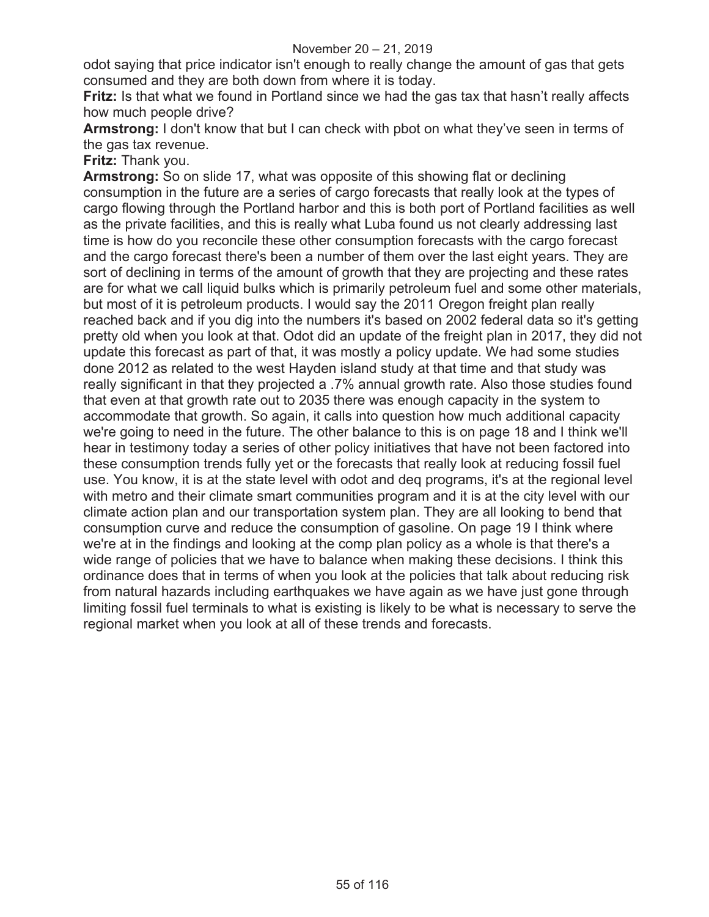odot saying that price indicator isn't enough to really change the amount of gas that gets consumed and they are both down from where it is today.

**Fritz:** Is that what we found in Portland since we had the gas tax that hasn't really affects how much people drive?

**Armstrong:** I don't know that but I can check with pbot on what they've seen in terms of the gas tax revenue.

**Fritz:** Thank you.

**Armstrong:** So on slide 17, what was opposite of this showing flat or declining consumption in the future are a series of cargo forecasts that really look at the types of cargo flowing through the Portland harbor and this is both port of Portland facilities as well as the private facilities, and this is really what Luba found us not clearly addressing last time is how do you reconcile these other consumption forecasts with the cargo forecast and the cargo forecast there's been a number of them over the last eight years. They are sort of declining in terms of the amount of growth that they are projecting and these rates are for what we call liquid bulks which is primarily petroleum fuel and some other materials, but most of it is petroleum products. I would say the 2011 Oregon freight plan really reached back and if you dig into the numbers it's based on 2002 federal data so it's getting pretty old when you look at that. Odot did an update of the freight plan in 2017, they did not update this forecast as part of that, it was mostly a policy update. We had some studies done 2012 as related to the west Hayden island study at that time and that study was really significant in that they projected a .7% annual growth rate. Also those studies found that even at that growth rate out to 2035 there was enough capacity in the system to accommodate that growth. So again, it calls into question how much additional capacity we're going to need in the future. The other balance to this is on page 18 and I think we'll hear in testimony today a series of other policy initiatives that have not been factored into these consumption trends fully yet or the forecasts that really look at reducing fossil fuel use. You know, it is at the state level with odot and deq programs, it's at the regional level with metro and their climate smart communities program and it is at the city level with our climate action plan and our transportation system plan. They are all looking to bend that consumption curve and reduce the consumption of gasoline. On page 19 I think where we're at in the findings and looking at the comp plan policy as a whole is that there's a wide range of policies that we have to balance when making these decisions. I think this ordinance does that in terms of when you look at the policies that talk about reducing risk from natural hazards including earthquakes we have again as we have just gone through limiting fossil fuel terminals to what is existing is likely to be what is necessary to serve the regional market when you look at all of these trends and forecasts.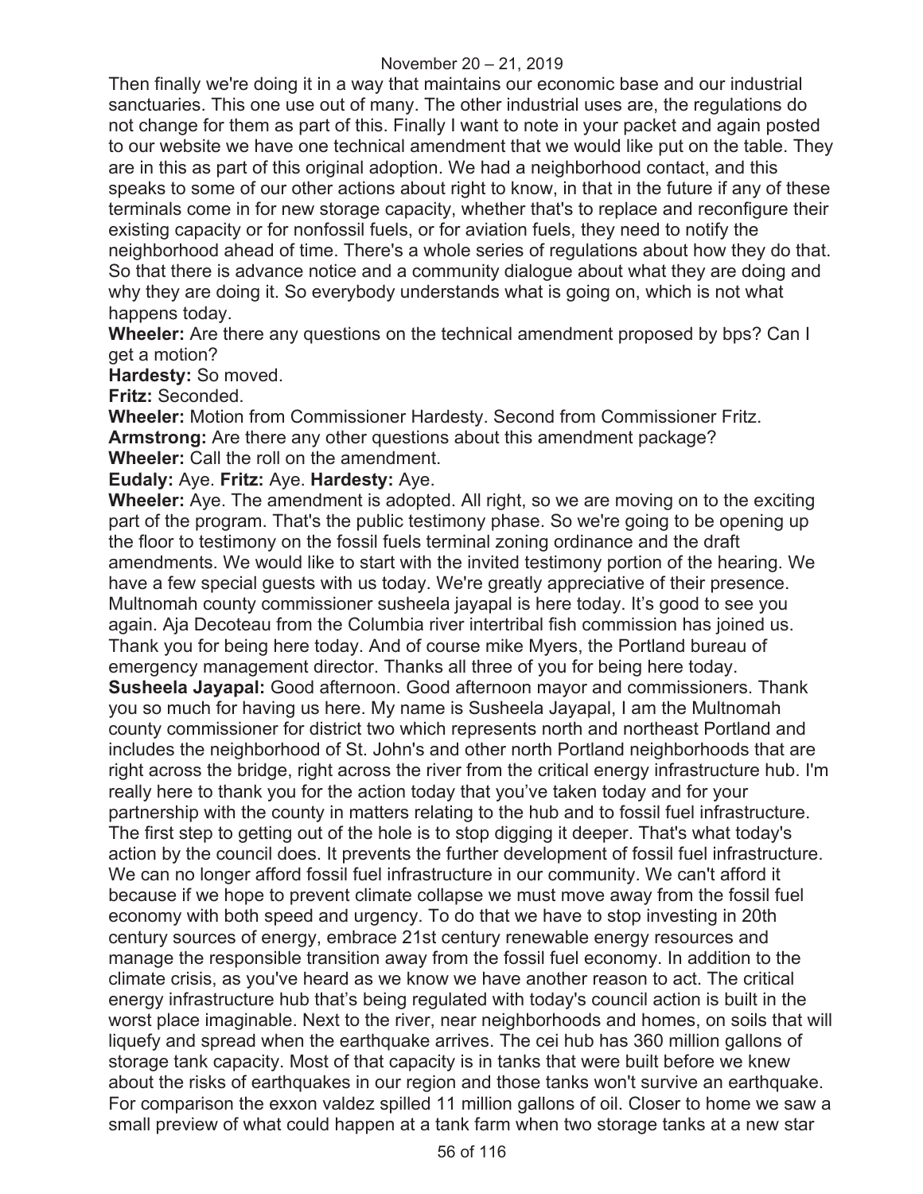Then finally we're doing it in a way that maintains our economic base and our industrial sanctuaries. This one use out of many. The other industrial uses are, the regulations do not change for them as part of this. Finally I want to note in your packet and again posted to our website we have one technical amendment that we would like put on the table. They are in this as part of this original adoption. We had a neighborhood contact, and this speaks to some of our other actions about right to know, in that in the future if any of these terminals come in for new storage capacity, whether that's to replace and reconfigure their existing capacity or for nonfossil fuels, or for aviation fuels, they need to notify the neighborhood ahead of time. There's a whole series of regulations about how they do that. So that there is advance notice and a community dialogue about what they are doing and why they are doing it. So everybody understands what is going on, which is not what happens today.

**Wheeler:** Are there any questions on the technical amendment proposed by bps? Can I get a motion?

**Hardesty:** So moved.

**Fritz:** Seconded.

**Wheeler:** Motion from Commissioner Hardesty. Second from Commissioner Fritz.

**Armstrong:** Are there any other questions about this amendment package?

**Wheeler:** Call the roll on the amendment.

**Eudaly:** Aye. **Fritz:** Aye. **Hardesty:** Aye.

**Wheeler:** Aye. The amendment is adopted. All right, so we are moving on to the exciting part of the program. That's the public testimony phase. So we're going to be opening up the floor to testimony on the fossil fuels terminal zoning ordinance and the draft amendments. We would like to start with the invited testimony portion of the hearing. We have a few special guests with us today. We're greatly appreciative of their presence. Multnomah county commissioner susheela jayapal is here today. It's good to see you again. Aja Decoteau from the Columbia river intertribal fish commission has joined us. Thank you for being here today. And of course mike Myers, the Portland bureau of emergency management director. Thanks all three of you for being here today.

**Susheela Jayapal:** Good afternoon. Good afternoon mayor and commissioners. Thank you so much for having us here. My name is Susheela Jayapal, I am the Multnomah county commissioner for district two which represents north and northeast Portland and includes the neighborhood of St. John's and other north Portland neighborhoods that are right across the bridge, right across the river from the critical energy infrastructure hub. I'm really here to thank you for the action today that you've taken today and for your partnership with the county in matters relating to the hub and to fossil fuel infrastructure. The first step to getting out of the hole is to stop digging it deeper. That's what today's action by the council does. It prevents the further development of fossil fuel infrastructure. We can no longer afford fossil fuel infrastructure in our community. We can't afford it because if we hope to prevent climate collapse we must move away from the fossil fuel economy with both speed and urgency. To do that we have to stop investing in 20th century sources of energy, embrace 21st century renewable energy resources and manage the responsible transition away from the fossil fuel economy. In addition to the climate crisis, as you've heard as we know we have another reason to act. The critical energy infrastructure hub that's being regulated with today's council action is built in the worst place imaginable. Next to the river, near neighborhoods and homes, on soils that will liquefy and spread when the earthquake arrives. The cei hub has 360 million gallons of storage tank capacity. Most of that capacity is in tanks that were built before we knew about the risks of earthquakes in our region and those tanks won't survive an earthquake. For comparison the exxon valdez spilled 11 million gallons of oil. Closer to home we saw a small preview of what could happen at a tank farm when two storage tanks at a new star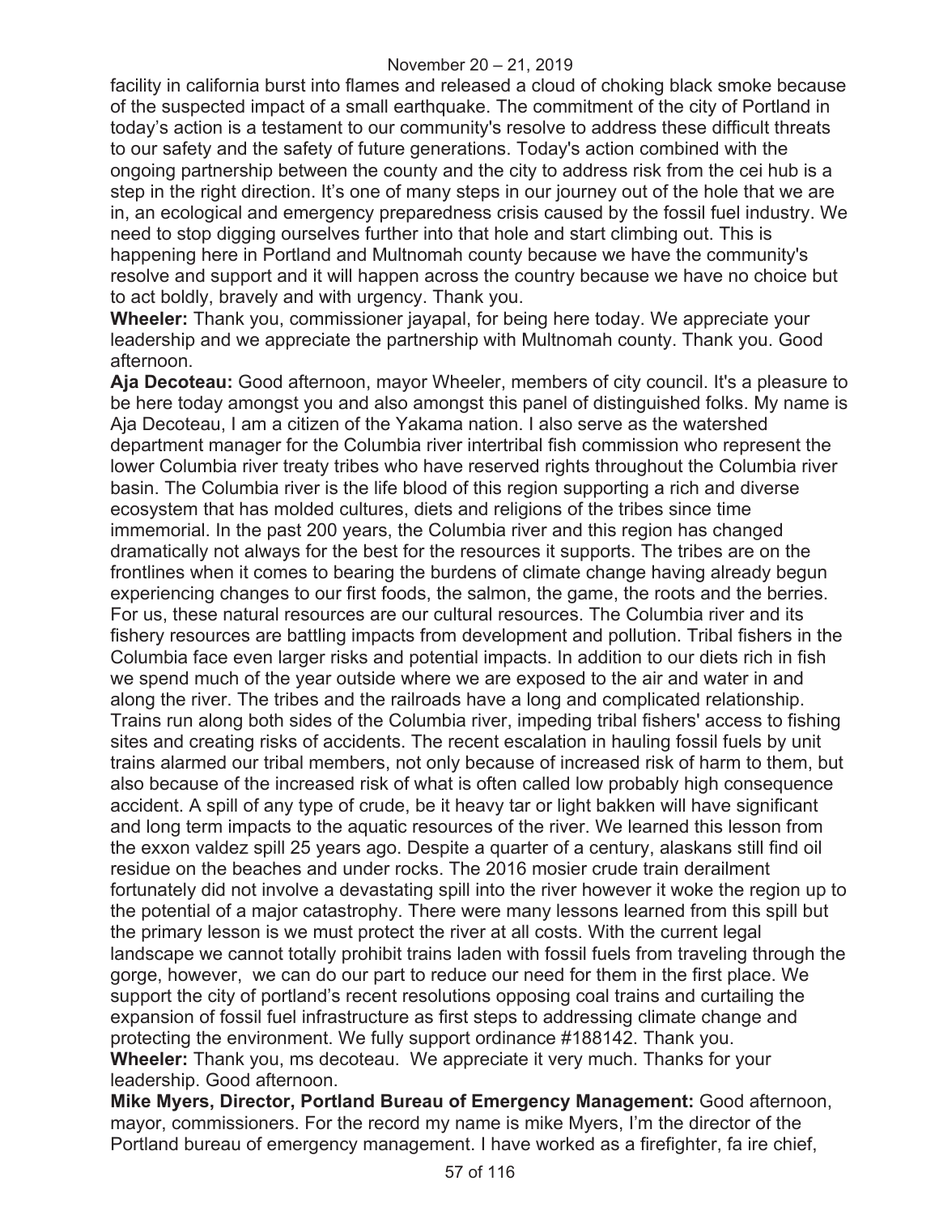facility in california burst into flames and released a cloud of choking black smoke because of the suspected impact of a small earthquake. The commitment of the city of Portland in today's action is a testament to our community's resolve to address these difficult threats to our safety and the safety of future generations. Today's action combined with the ongoing partnership between the county and the city to address risk from the cei hub is a step in the right direction. It's one of many steps in our journey out of the hole that we are in, an ecological and emergency preparedness crisis caused by the fossil fuel industry. We need to stop digging ourselves further into that hole and start climbing out. This is happening here in Portland and Multnomah county because we have the community's resolve and support and it will happen across the country because we have no choice but to act boldly, bravely and with urgency. Thank you.

**Wheeler:** Thank you, commissioner jayapal, for being here today. We appreciate your leadership and we appreciate the partnership with Multnomah county. Thank you. Good afternoon.

**Aja Decoteau:** Good afternoon, mayor Wheeler, members of city council. It's a pleasure to be here today amongst you and also amongst this panel of distinguished folks. My name is Aja Decoteau, I am a citizen of the Yakama nation. I also serve as the watershed department manager for the Columbia river intertribal fish commission who represent the lower Columbia river treaty tribes who have reserved rights throughout the Columbia river basin. The Columbia river is the life blood of this region supporting a rich and diverse ecosystem that has molded cultures, diets and religions of the tribes since time immemorial. In the past 200 years, the Columbia river and this region has changed dramatically not always for the best for the resources it supports. The tribes are on the frontlines when it comes to bearing the burdens of climate change having already begun experiencing changes to our first foods, the salmon, the game, the roots and the berries. For us, these natural resources are our cultural resources. The Columbia river and its fishery resources are battling impacts from development and pollution. Tribal fishers in the Columbia face even larger risks and potential impacts. In addition to our diets rich in fish we spend much of the year outside where we are exposed to the air and water in and along the river. The tribes and the railroads have a long and complicated relationship. Trains run along both sides of the Columbia river, impeding tribal fishers' access to fishing sites and creating risks of accidents. The recent escalation in hauling fossil fuels by unit trains alarmed our tribal members, not only because of increased risk of harm to them, but also because of the increased risk of what is often called low probably high consequence accident. A spill of any type of crude, be it heavy tar or light bakken will have significant and long term impacts to the aquatic resources of the river. We learned this lesson from the exxon valdez spill 25 years ago. Despite a quarter of a century, alaskans still find oil residue on the beaches and under rocks. The 2016 mosier crude train derailment fortunately did not involve a devastating spill into the river however it woke the region up to the potential of a major catastrophy. There were many lessons learned from this spill but the primary lesson is we must protect the river at all costs. With the current legal landscape we cannot totally prohibit trains laden with fossil fuels from traveling through the gorge, however, we can do our part to reduce our need for them in the first place. We support the city of portland's recent resolutions opposing coal trains and curtailing the expansion of fossil fuel infrastructure as first steps to addressing climate change and protecting the environment. We fully support ordinance #188142. Thank you.

**Wheeler:** Thank you, ms decoteau. We appreciate it very much. Thanks for your leadership. Good afternoon.

**Mike Myers, Director, Portland Bureau of Emergency Management:** Good afternoon, mayor, commissioners. For the record my name is mike Myers, I'm the director of the Portland bureau of emergency management. I have worked as a firefighter, fa ire chief,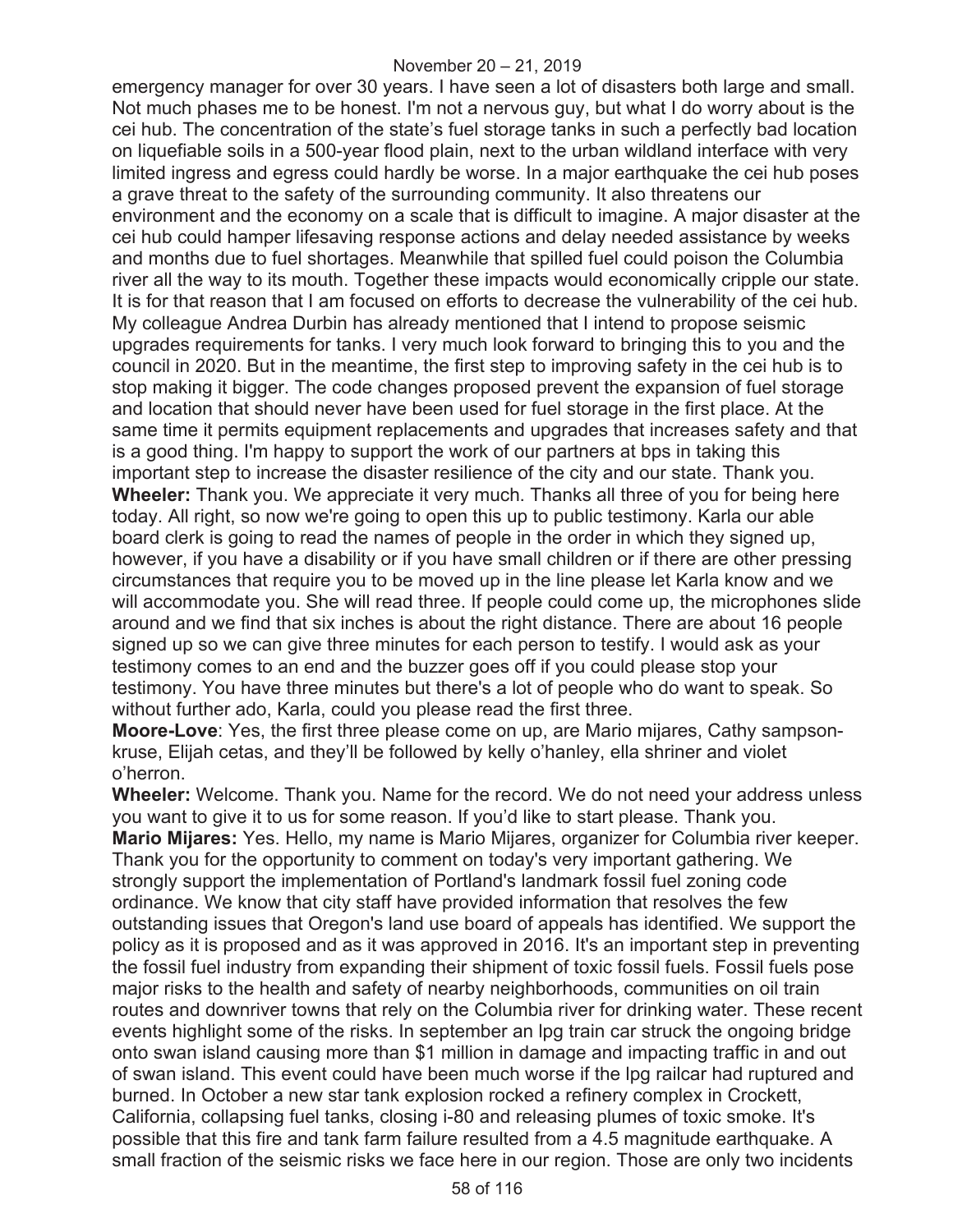emergency manager for over 30 years. I have seen a lot of disasters both large and small. Not much phases me to be honest. I'm not a nervous guy, but what I do worry about is the cei hub. The concentration of the state's fuel storage tanks in such a perfectly bad location on liquefiable soils in a 500-year flood plain, next to the urban wildland interface with very limited ingress and egress could hardly be worse. In a major earthquake the cei hub poses a grave threat to the safety of the surrounding community. It also threatens our environment and the economy on a scale that is difficult to imagine. A major disaster at the cei hub could hamper lifesaving response actions and delay needed assistance by weeks and months due to fuel shortages. Meanwhile that spilled fuel could poison the Columbia river all the way to its mouth. Together these impacts would economically cripple our state. It is for that reason that I am focused on efforts to decrease the vulnerability of the cei hub. My colleague Andrea Durbin has already mentioned that I intend to propose seismic upgrades requirements for tanks. I very much look forward to bringing this to you and the council in 2020. But in the meantime, the first step to improving safety in the cei hub is to stop making it bigger. The code changes proposed prevent the expansion of fuel storage and location that should never have been used for fuel storage in the first place. At the same time it permits equipment replacements and upgrades that increases safety and that is a good thing. I'm happy to support the work of our partners at bps in taking this important step to increase the disaster resilience of the city and our state. Thank you.

**Wheeler:** Thank you. We appreciate it very much. Thanks all three of you for being here today. All right, so now we're going to open this up to public testimony. Karla our able board clerk is going to read the names of people in the order in which they signed up, however, if you have a disability or if you have small children or if there are other pressing circumstances that require you to be moved up in the line please let Karla know and we will accommodate you. She will read three. If people could come up, the microphones slide around and we find that six inches is about the right distance. There are about 16 people signed up so we can give three minutes for each person to testify. I would ask as your testimony comes to an end and the buzzer goes off if you could please stop your testimony. You have three minutes but there's a lot of people who do want to speak. So without further ado, Karla, could you please read the first three.

**Moore-Love**: Yes, the first three please come on up, are Mario mijares, Cathy sampson-kruse, Elijah cetas, and they'll be followed by kelly o'hanley, ella shriner and violet o'herron.

**Wheeler:** Welcome. Thank you. Name for the record. We do not need your address unless you want to give it to us for some reason. If you'd like to start please. Thank you.

**Mario Mijares:** Yes. Hello, my name is Mario Mijares, organizer for Columbia river keeper. Thank you for the opportunity to comment on today's very important gathering. We strongly support the implementation of Portland's landmark fossil fuel zoning code ordinance. We know that city staff have provided information that resolves the few outstanding issues that Oregon's land use board of appeals has identified. We support the policy as it is proposed and as it was approved in 2016. It's an important step in preventing the fossil fuel industry from expanding their shipment of toxic fossil fuels. Fossil fuels pose major risks to the health and safety of nearby neighborhoods, communities on oil train routes and downriver towns that rely on the Columbia river for drinking water. These recent events highlight some of the risks. In september an lpg train car struck the ongoing bridge onto swan island causing more than $1 million in damage and impacting traffic in and out of swan island. This event could have been much worse if the lpg railcar had ruptured and burned. In October a new star tank explosion rocked a refinery complex in Crockett, California, collapsing fuel tanks, closing i-80 and releasing plumes of toxic smoke. It's possible that this fire and tank farm failure resulted from a 4.5 magnitude earthquake. A small fraction of the seismic risks we face here in our region. Those are only two incidents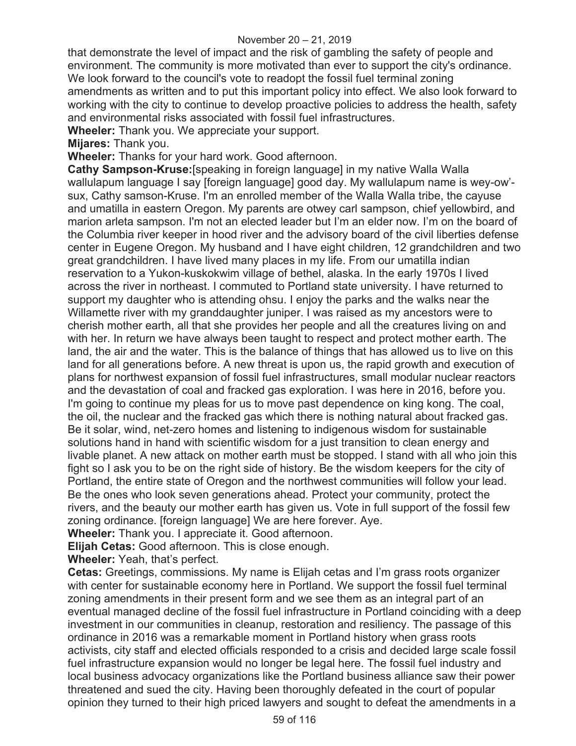that demonstrate the level of impact and the risk of gambling the safety of people and environment. The community is more motivated than ever to support the city's ordinance. We look forward to the council's vote to readopt the fossil fuel terminal zoning amendments as written and to put this important policy into effect. We also look forward to working with the city to continue to develop proactive policies to address the health, safety and environmental risks associated with fossil fuel infrastructures.

**Wheeler:** Thank you. We appreciate your support.

**Mijares:** Thank you.

**Wheeler:** Thanks for your hard work. Good afternoon.

**Cathy Sampson-Kruse:**[speaking in foreign language] in my native Walla Walla wallulapum language I say [foreign language] good day. My wallulapum name is wey-ow'-sux, Cathy samson-Kruse. I'm an enrolled member of the Walla Walla tribe, the cayuse and umatilla in eastern Oregon. My parents are otwey carl sampson, chief yellowbird, and marion arleta sampson. I'm not an elected leader but I'm an elder now. I'm on the board of the Columbia river keeper in hood river and the advisory board of the civil liberties defense center in Eugene Oregon. My husband and I have eight children, 12 grandchildren and two great grandchildren. I have lived many places in my life. From our umatilla indian reservation to a Yukon-kuskokwim village of bethel, alaska. In the early 1970s I lived across the river in northeast. I commuted to Portland state university. I have returned to support my daughter who is attending ohsu. I enjoy the parks and the walks near the Willamette river with my granddaughter juniper. I was raised as my ancestors were to cherish mother earth, all that she provides her people and all the creatures living on and with her. In return we have always been taught to respect and protect mother earth. The land, the air and the water. This is the balance of things that has allowed us to live on this land for all generations before. A new threat is upon us, the rapid growth and execution of plans for northwest expansion of fossil fuel infrastructures, small modular nuclear reactors and the devastation of coal and fracked gas exploration. I was here in 2016, before you. I'm going to continue my pleas for us to move past dependence on king kong. The coal, the oil, the nuclear and the fracked gas which there is nothing natural about fracked gas. Be it solar, wind, net-zero homes and listening to indigenous wisdom for sustainable solutions hand in hand with scientific wisdom for a just transition to clean energy and livable planet. A new attack on mother earth must be stopped. I stand with all who join this fight so I ask you to be on the right side of history. Be the wisdom keepers for the city of Portland, the entire state of Oregon and the northwest communities will follow your lead. Be the ones who look seven generations ahead. Protect your community, protect the rivers, and the beauty our mother earth has given us. Vote in full support of the fossil few zoning ordinance. [foreign language] We are here forever. Aye.

**Wheeler:** Thank you. I appreciate it. Good afternoon.

**Elijah Cetas:** Good afternoon. This is close enough.

**Wheeler:** Yeah, that's perfect.

**Cetas:** Greetings, commissions. My name is Elijah cetas and I'm grass roots organizer with center for sustainable economy here in Portland. We support the fossil fuel terminal zoning amendments in their present form and we see them as an integral part of an eventual managed decline of the fossil fuel infrastructure in Portland coinciding with a deep investment in our communities in cleanup, restoration and resiliency. The passage of this ordinance in 2016 was a remarkable moment in Portland history when grass roots activists, city staff and elected officials responded to a crisis and decided large scale fossil fuel infrastructure expansion would no longer be legal here. The fossil fuel industry and local business advocacy organizations like the Portland business alliance saw their power threatened and sued the city. Having been thoroughly defeated in the court of popular opinion they turned to their high priced lawyers and sought to defeat the amendments in a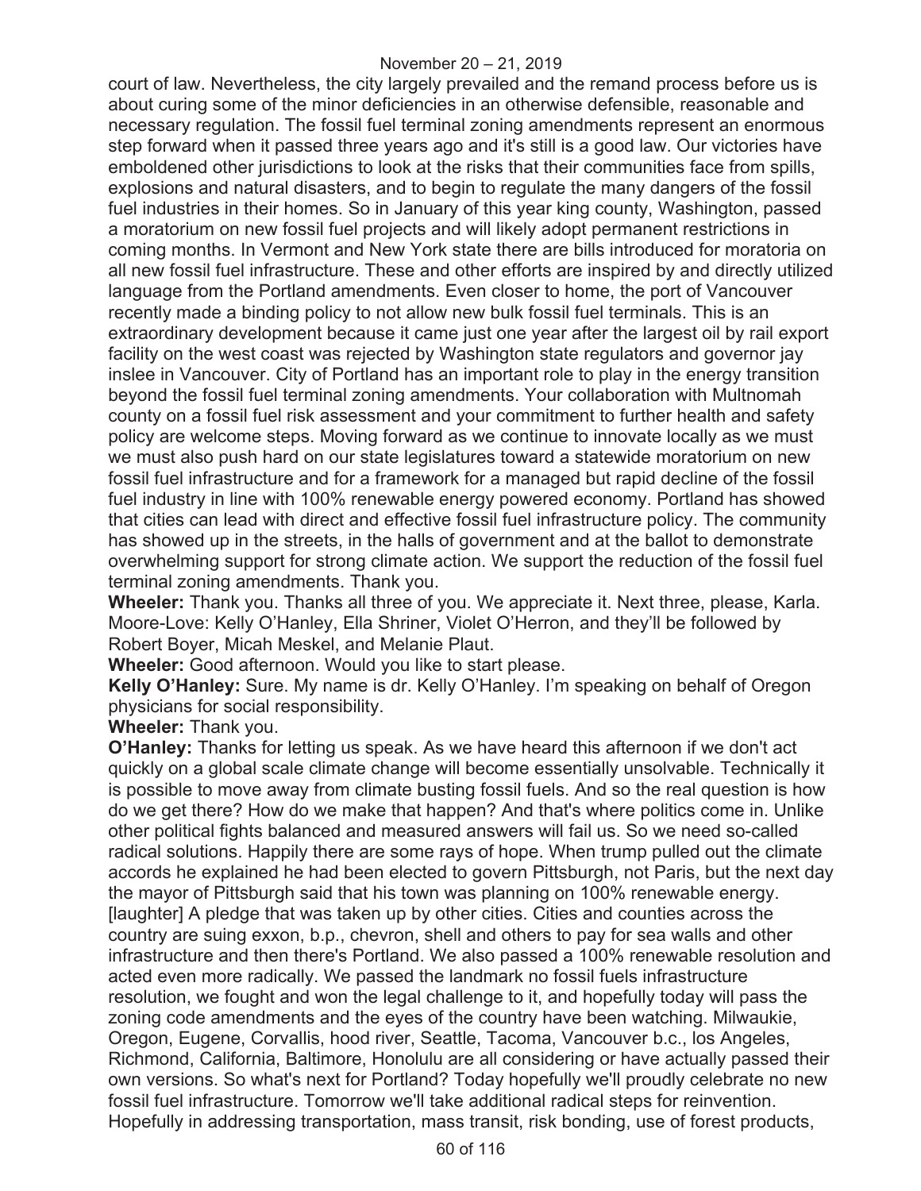court of law. Nevertheless, the city largely prevailed and the remand process before us is about curing some of the minor deficiencies in an otherwise defensible, reasonable and necessary regulation. The fossil fuel terminal zoning amendments represent an enormous step forward when it passed three years ago and it's still is a good law. Our victories have emboldened other jurisdictions to look at the risks that their communities face from spills, explosions and natural disasters, and to begin to regulate the many dangers of the fossil fuel industries in their homes. So in January of this year king county, Washington, passed a moratorium on new fossil fuel projects and will likely adopt permanent restrictions in coming months. In Vermont and New York state there are bills introduced for moratoria on all new fossil fuel infrastructure. These and other efforts are inspired by and directly utilized language from the Portland amendments. Even closer to home, the port of Vancouver recently made a binding policy to not allow new bulk fossil fuel terminals. This is an extraordinary development because it came just one year after the largest oil by rail export facility on the west coast was rejected by Washington state regulators and governor jay inslee in Vancouver. City of Portland has an important role to play in the energy transition beyond the fossil fuel terminal zoning amendments. Your collaboration with Multnomah county on a fossil fuel risk assessment and your commitment to further health and safety policy are welcome steps. Moving forward as we continue to innovate locally as we must we must also push hard on our state legislatures toward a statewide moratorium on new fossil fuel infrastructure and for a framework for a managed but rapid decline of the fossil fuel industry in line with 100% renewable energy powered economy. Portland has showed that cities can lead with direct and effective fossil fuel infrastructure policy. The community has showed up in the streets, in the halls of government and at the ballot to demonstrate overwhelming support for strong climate action. We support the reduction of the fossil fuel terminal zoning amendments. Thank you.

**Wheeler:** Thank you. Thanks all three of you. We appreciate it. Next three, please, Karla.

Moore-Love: Kelly O'Hanley, Ella Shriner, Violet O'Herron, and they'll be followed by Robert Boyer, Micah Meskel, and Melanie Plaut.

**Wheeler:** Good afternoon. Would you like to start please.

**Kelly O'Hanley:** Sure. My name is dr. Kelly O'Hanley. I'm speaking on behalf of Oregon physicians for social responsibility.

**Wheeler:** Thank you.

**O'Hanley:** Thanks for letting us speak. As we have heard this afternoon if we don't act quickly on a global scale climate change will become essentially unsolvable. Technically it is possible to move away from climate busting fossil fuels. And so the real question is how do we get there? How do we make that happen? And that's where politics come in. Unlike other political fights balanced and measured answers will fail us. So we need so-called radical solutions. Happily there are some rays of hope. When trump pulled out the climate accords he explained he had been elected to govern Pittsburgh, not Paris, but the next day the mayor of Pittsburgh said that his town was planning on 100% renewable energy. [laughter] A pledge that was taken up by other cities. Cities and counties across the country are suing exxon, b.p., chevron, shell and others to pay for sea walls and other infrastructure and then there's Portland. We also passed a 100% renewable resolution and acted even more radically. We passed the landmark no fossil fuels infrastructure resolution, we fought and won the legal challenge to it, and hopefully today will pass the zoning code amendments and the eyes of the country have been watching. Milwaukie, Oregon, Eugene, Corvallis, hood river, Seattle, Tacoma, Vancouver b.c., los Angeles, Richmond, California, Baltimore, Honolulu are all considering or have actually passed their own versions. So what's next for Portland? Today hopefully we'll proudly celebrate no new fossil fuel infrastructure. Tomorrow we'll take additional radical steps for reinvention. Hopefully in addressing transportation, mass transit, risk bonding, use of forest products,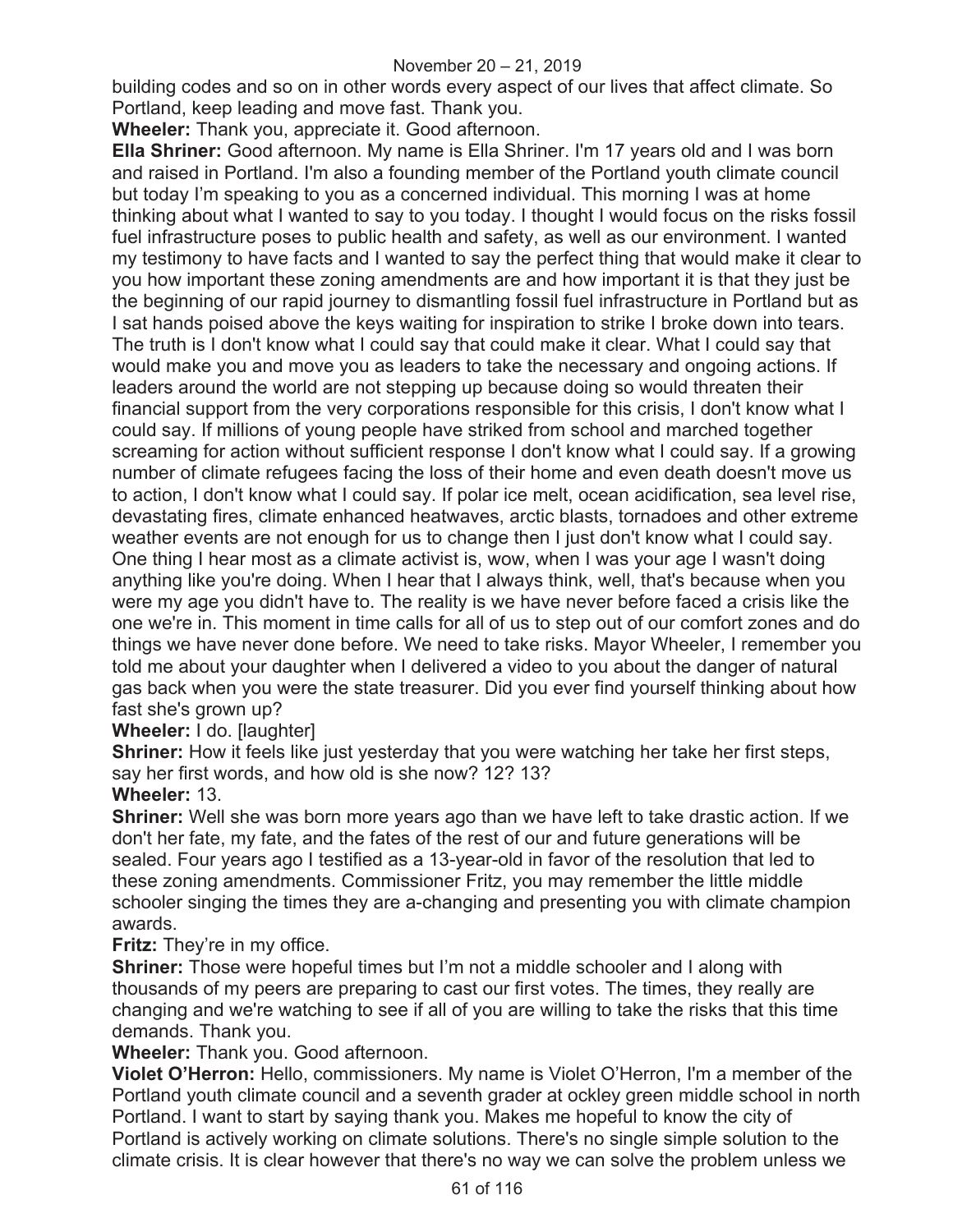building codes and so on in other words every aspect of our lives that affect climate. So Portland, keep leading and move fast. Thank you.

**Wheeler:** Thank you, appreciate it. Good afternoon.

**Ella Shriner:** Good afternoon. My name is Ella Shriner. I'm 17 years old and I was born and raised in Portland. I'm also a founding member of the Portland youth climate council but today I'm speaking to you as a concerned individual. This morning I was at home thinking about what I wanted to say to you today. I thought I would focus on the risks fossil fuel infrastructure poses to public health and safety, as well as our environment. I wanted my testimony to have facts and I wanted to say the perfect thing that would make it clear to you how important these zoning amendments are and how important it is that they just be the beginning of our rapid journey to dismantling fossil fuel infrastructure in Portland but as I sat hands poised above the keys waiting for inspiration to strike I broke down into tears. The truth is I don't know what I could say that could make it clear. What I could say that would make you and move you as leaders to take the necessary and ongoing actions. If leaders around the world are not stepping up because doing so would threaten their financial support from the very corporations responsible for this crisis, I don't know what I could say. If millions of young people have striked from school and marched together screaming for action without sufficient response I don't know what I could say. If a growing number of climate refugees facing the loss of their home and even death doesn't move us to action, I don't know what I could say. If polar ice melt, ocean acidification, sea level rise, devastating fires, climate enhanced heatwaves, arctic blasts, tornadoes and other extreme weather events are not enough for us to change then I just don't know what I could say. One thing I hear most as a climate activist is, wow, when I was your age I wasn't doing anything like you're doing. When I hear that I always think, well, that's because when you were my age you didn't have to. The reality is we have never before faced a crisis like the one we're in. This moment in time calls for all of us to step out of our comfort zones and do things we have never done before. We need to take risks. Mayor Wheeler, I remember you told me about your daughter when I delivered a video to you about the danger of natural gas back when you were the state treasurer. Did you ever find yourself thinking about how fast she's grown up?

**Wheeler:** I do. [laughter]

**Shriner:** How it feels like just yesterday that you were watching her take her first steps, say her first words, and how old is she now? 12? 13?

**Wheeler:** 13.

**Shriner:** Well she was born more years ago than we have left to take drastic action. If we don't her fate, my fate, and the fates of the rest of our and future generations will be sealed. Four years ago I testified as a 13-year-old in favor of the resolution that led to these zoning amendments. Commissioner Fritz, you may remember the little middle schooler singing the times they are a-changing and presenting you with climate champion awards.

**Fritz:** They're in my office.

**Shriner:** Those were hopeful times but I'm not a middle schooler and I along with thousands of my peers are preparing to cast our first votes. The times, they really are changing and we're watching to see if all of you are willing to take the risks that this time demands. Thank you.

**Wheeler:** Thank you. Good afternoon.

**Violet O'Herron:** Hello, commissioners. My name is Violet O'Herron, I'm a member of the Portland youth climate council and a seventh grader at ockley green middle school in north Portland. I want to start by saying thank you. Makes me hopeful to know the city of Portland is actively working on climate solutions. There's no single simple solution to the climate crisis. It is clear however that there's no way we can solve the problem unless we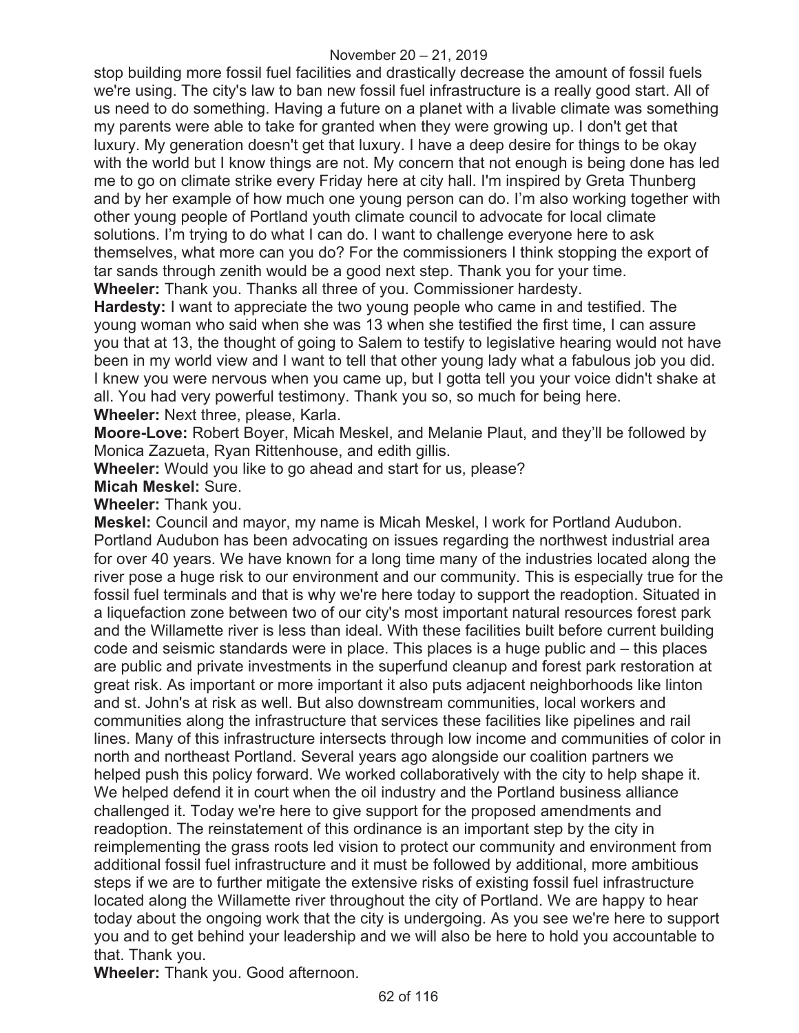stop building more fossil fuel facilities and drastically decrease the amount of fossil fuels we're using. The city's law to ban new fossil fuel infrastructure is a really good start. All of us need to do something. Having a future on a planet with a livable climate was something my parents were able to take for granted when they were growing up. I don't get that luxury. My generation doesn't get that luxury. I have a deep desire for things to be okay with the world but I know things are not. My concern that not enough is being done has led me to go on climate strike every Friday here at city hall. I'm inspired by Greta Thunberg and by her example of how much one young person can do. I'm also working together with other young people of Portland youth climate council to advocate for local climate solutions. I'm trying to do what I can do. I want to challenge everyone here to ask themselves, what more can you do? For the commissioners I think stopping the export of tar sands through zenith would be a good next step. Thank you for your time.

**Wheeler:** Thank you. Thanks all three of you. Commissioner hardesty.

**Hardesty:** I want to appreciate the two young people who came in and testified. The young woman who said when she was 13 when she testified the first time, I can assure you that at 13, the thought of going to Salem to testify to legislative hearing would not have been in my world view and I want to tell that other young lady what a fabulous job you did. I knew you were nervous when you came up, but I gotta tell you your voice didn't shake at all. You had very powerful testimony. Thank you so, so much for being here.

**Wheeler:** Next three, please, Karla.

**Moore-Love:** Robert Boyer, Micah Meskel, and Melanie Plaut, and they'll be followed by Monica Zazueta, Ryan Rittenhouse, and edith gillis.

**Wheeler:** Would you like to go ahead and start for us, please?

**Micah Meskel:** Sure.

**Wheeler:** Thank you.

**Meskel:** Council and mayor, my name is Micah Meskel, I work for Portland Audubon. Portland Audubon has been advocating on issues regarding the northwest industrial area for over 40 years. We have known for a long time many of the industries located along the river pose a huge risk to our environment and our community. This is especially true for the fossil fuel terminals and that is why we're here today to support the readoption. Situated in a liquefaction zone between two of our city's most important natural resources forest park and the Willamette river is less than ideal. With these facilities built before current building code and seismic standards were in place. This places is a huge public and – this places are public and private investments in the superfund cleanup and forest park restoration at great risk. As important or more important it also puts adjacent neighborhoods like linton and st. John's at risk as well. But also downstream communities, local workers and communities along the infrastructure that services these facilities like pipelines and rail lines. Many of this infrastructure intersects through low income and communities of color in north and northeast Portland. Several years ago alongside our coalition partners we helped push this policy forward. We worked collaboratively with the city to help shape it. We helped defend it in court when the oil industry and the Portland business alliance challenged it. Today we're here to give support for the proposed amendments and readoption. The reinstatement of this ordinance is an important step by the city in reimplementing the grass roots led vision to protect our community and environment from additional fossil fuel infrastructure and it must be followed by additional, more ambitious steps if we are to further mitigate the extensive risks of existing fossil fuel infrastructure located along the Willamette river throughout the city of Portland. We are happy to hear today about the ongoing work that the city is undergoing. As you see we're here to support you and to get behind your leadership and we will also be here to hold you accountable to that. Thank you.

**Wheeler:** Thank you. Good afternoon.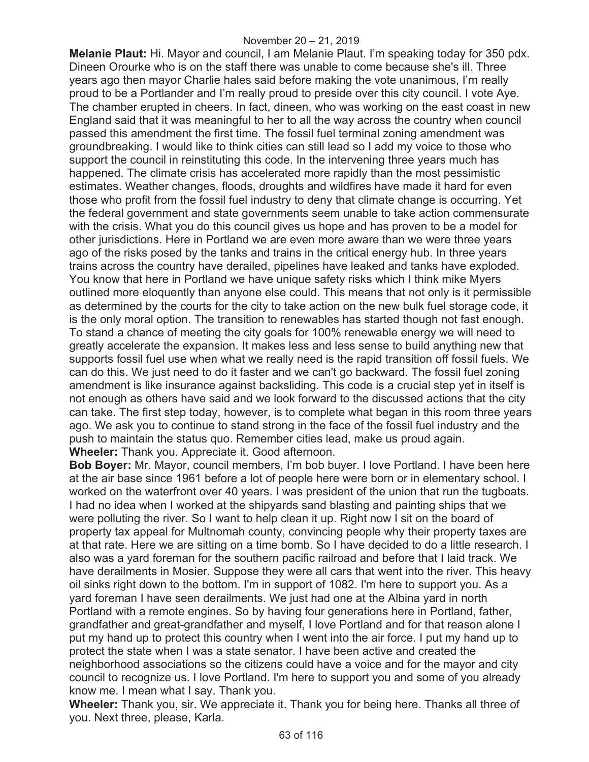**Melanie Plaut:** Hi. Mayor and council, I am Melanie Plaut. I'm speaking today for 350 pdx. Dineen Orourke who is on the staff there was unable to come because she's ill. Three years ago then mayor Charlie hales said before making the vote unanimous, I'm really proud to be a Portlander and I'm really proud to preside over this city council. I vote Aye. The chamber erupted in cheers. In fact, dineen, who was working on the east coast in new England said that it was meaningful to her to all the way across the country when council passed this amendment the first time. The fossil fuel terminal zoning amendment was groundbreaking. I would like to think cities can still lead so I add my voice to those who support the council in reinstituting this code. In the intervening three years much has happened. The climate crisis has accelerated more rapidly than the most pessimistic estimates. Weather changes, floods, droughts and wildfires have made it hard for even those who profit from the fossil fuel industry to deny that climate change is occurring. Yet the federal government and state governments seem unable to take action commensurate with the crisis. What you do this council gives us hope and has proven to be a model for other jurisdictions. Here in Portland we are even more aware than we were three years ago of the risks posed by the tanks and trains in the critical energy hub. In three years trains across the country have derailed, pipelines have leaked and tanks have exploded. You know that here in Portland we have unique safety risks which I think mike Myers outlined more eloquently than anyone else could. This means that not only is it permissible as determined by the courts for the city to take action on the new bulk fuel storage code, it is the only moral option. The transition to renewables has started though not fast enough. To stand a chance of meeting the city goals for 100% renewable energy we will need to greatly accelerate the expansion. It makes less and less sense to build anything new that supports fossil fuel use when what we really need is the rapid transition off fossil fuels. We can do this. We just need to do it faster and we can't go backward. The fossil fuel zoning amendment is like insurance against backsliding. This code is a crucial step yet in itself is not enough as others have said and we look forward to the discussed actions that the city can take. The first step today, however, is to complete what began in this room three years ago. We ask you to continue to stand strong in the face of the fossil fuel industry and the push to maintain the status quo. Remember cities lead, make us proud again.

**Wheeler:** Thank you. Appreciate it. Good afternoon.

**Bob Boyer:** Mr. Mayor, council members, I'm bob buyer. I love Portland. I have been here at the air base since 1961 before a lot of people here were born or in elementary school. I worked on the waterfront over 40 years. I was president of the union that run the tugboats. I had no idea when I worked at the shipyards sand blasting and painting ships that we were polluting the river. So I want to help clean it up. Right now I sit on the board of property tax appeal for Multnomah county, convincing people why their property taxes are at that rate. Here we are sitting on a time bomb. So I have decided to do a little research. I also was a yard foreman for the southern pacific railroad and before that I laid track. We have derailments in Mosier. Suppose they were all cars that went into the river. This heavy oil sinks right down to the bottom. I'm in support of 1082. I'm here to support you. As a yard foreman I have seen derailments. We just had one at the Albina yard in north Portland with a remote engines. So by having four generations here in Portland, father, grandfather and great-grandfather and myself, I love Portland and for that reason alone I put my hand up to protect this country when I went into the air force. I put my hand up to protect the state when I was a state senator. I have been active and created the neighborhood associations so the citizens could have a voice and for the mayor and city council to recognize us. I love Portland. I'm here to support you and some of you already know me. I mean what I say. Thank you.

**Wheeler:** Thank you, sir. We appreciate it. Thank you for being here. Thanks all three of you. Next three, please, Karla.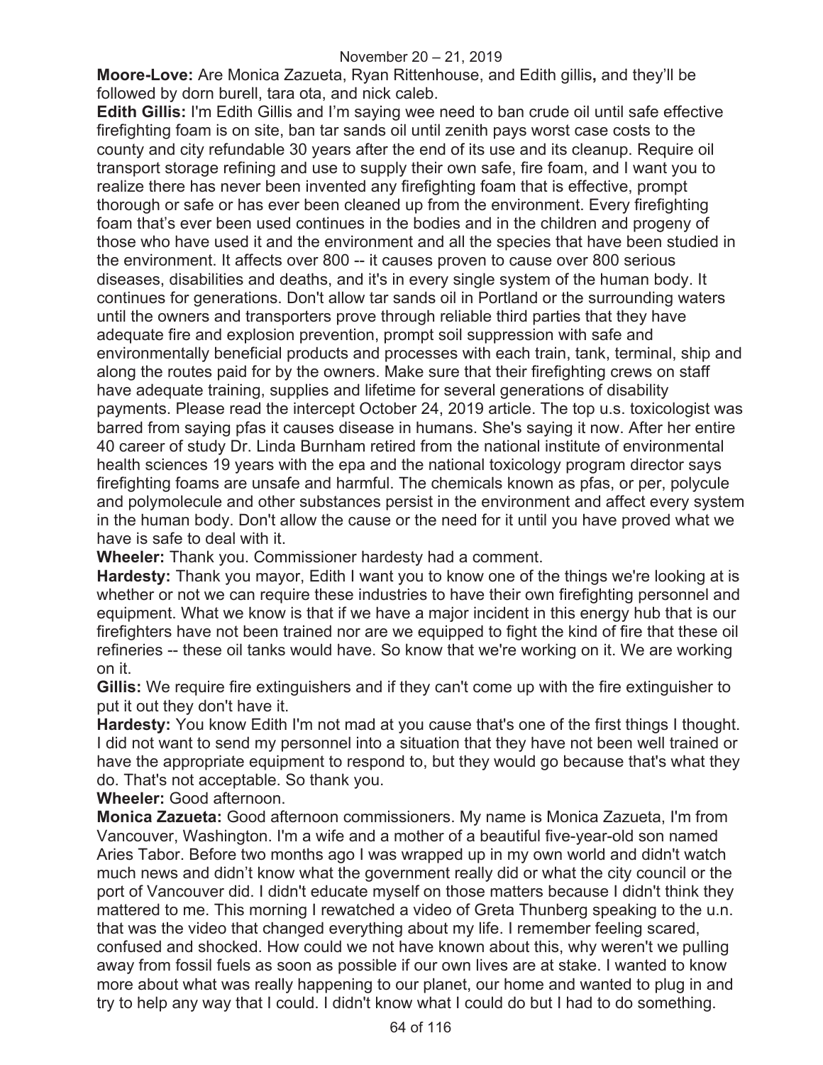**Moore-Love:** Are Monica Zazueta, Ryan Rittenhouse, and Edith gillis**,** and they'll be followed by dorn burell, tara ota, and nick caleb.

**Edith Gillis:** I'm Edith Gillis and I'm saying wee need to ban crude oil until safe effective firefighting foam is on site, ban tar sands oil until zenith pays worst case costs to the county and city refundable 30 years after the end of its use and its cleanup. Require oil transport storage refining and use to supply their own safe, fire foam, and I want you to realize there has never been invented any firefighting foam that is effective, prompt thorough or safe or has ever been cleaned up from the environment. Every firefighting foam that's ever been used continues in the bodies and in the children and progeny of those who have used it and the environment and all the species that have been studied in the environment. It affects over 800 -- it causes proven to cause over 800 serious diseases, disabilities and deaths, and it's in every single system of the human body. It continues for generations. Don't allow tar sands oil in Portland or the surrounding waters until the owners and transporters prove through reliable third parties that they have adequate fire and explosion prevention, prompt soil suppression with safe and environmentally beneficial products and processes with each train, tank, terminal, ship and along the routes paid for by the owners. Make sure that their firefighting crews on staff have adequate training, supplies and lifetime for several generations of disability payments. Please read the intercept October 24, 2019 article. The top u.s. toxicologist was barred from saying pfas it causes disease in humans. She's saying it now. After her entire 40 career of study Dr. Linda Burnham retired from the national institute of environmental health sciences 19 years with the epa and the national toxicology program director says firefighting foams are unsafe and harmful. The chemicals known as pfas, or per, polycule and polymolecule and other substances persist in the environment and affect every system in the human body. Don't allow the cause or the need for it until you have proved what we have is safe to deal with it.

**Wheeler:** Thank you. Commissioner hardesty had a comment.

**Hardesty:** Thank you mayor, Edith I want you to know one of the things we're looking at is whether or not we can require these industries to have their own firefighting personnel and equipment. What we know is that if we have a major incident in this energy hub that is our firefighters have not been trained nor are we equipped to fight the kind of fire that these oil refineries -- these oil tanks would have. So know that we're working on it. We are working on it.

**Gillis:** We require fire extinguishers and if they can't come up with the fire extinguisher to put it out they don't have it.

**Hardesty:** You know Edith I'm not mad at you cause that's one of the first things I thought. I did not want to send my personnel into a situation that they have not been well trained or have the appropriate equipment to respond to, but they would go because that's what they do. That's not acceptable. So thank you.

**Wheeler:** Good afternoon.

**Monica Zazueta:** Good afternoon commissioners. My name is Monica Zazueta, I'm from Vancouver, Washington. I'm a wife and a mother of a beautiful five-year-old son named Aries Tabor. Before two months ago I was wrapped up in my own world and didn't watch much news and didn't know what the government really did or what the city council or the port of Vancouver did. I didn't educate myself on those matters because I didn't think they mattered to me. This morning I rewatched a video of Greta Thunberg speaking to the u.n. that was the video that changed everything about my life. I remember feeling scared, confused and shocked. How could we not have known about this, why weren't we pulling away from fossil fuels as soon as possible if our own lives are at stake. I wanted to know more about what was really happening to our planet, our home and wanted to plug in and try to help any way that I could. I didn't know what I could do but I had to do something.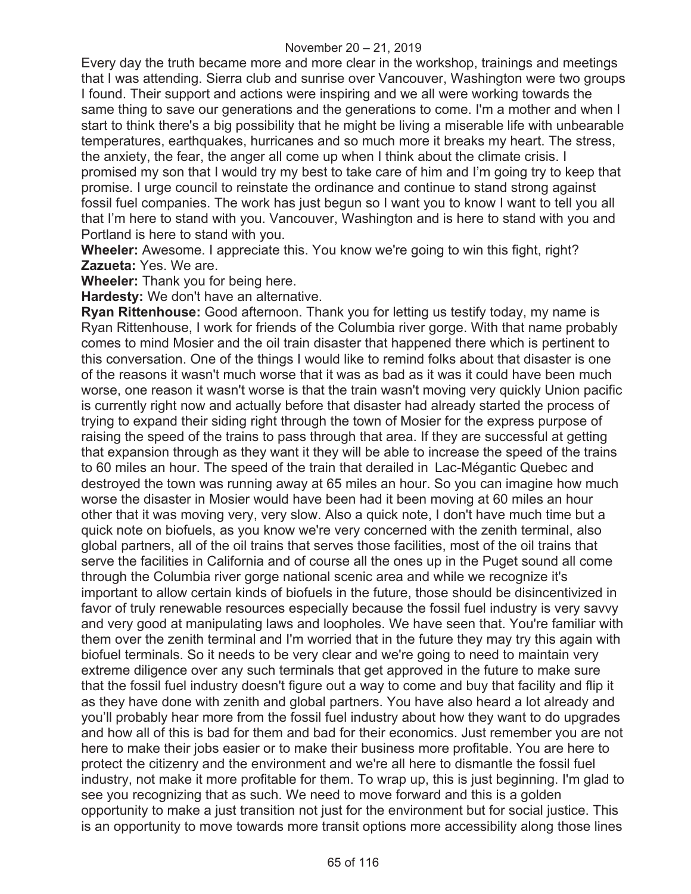Every day the truth became more and more clear in the workshop, trainings and meetings that I was attending. Sierra club and sunrise over Vancouver, Washington were two groups I found. Their support and actions were inspiring and we all were working towards the same thing to save our generations and the generations to come. I'm a mother and when I start to think there's a big possibility that he might be living a miserable life with unbearable temperatures, earthquakes, hurricanes and so much more it breaks my heart. The stress, the anxiety, the fear, the anger all come up when I think about the climate crisis. I promised my son that I would try my best to take care of him and I'm going try to keep that promise. I urge council to reinstate the ordinance and continue to stand strong against fossil fuel companies. The work has just begun so I want you to know I want to tell you all that I'm here to stand with you. Vancouver, Washington and is here to stand with you and Portland is here to stand with you.

**Wheeler:** Awesome. I appreciate this. You know we're going to win this fight, right?

**Zazueta:** Yes. We are.

**Wheeler:** Thank you for being here.

**Hardesty:** We don't have an alternative.

**Ryan Rittenhouse:** Good afternoon. Thank you for letting us testify today, my name is Ryan Rittenhouse, I work for friends of the Columbia river gorge. With that name probably comes to mind Mosier and the oil train disaster that happened there which is pertinent to this conversation. One of the things I would like to remind folks about that disaster is one of the reasons it wasn't much worse that it was as bad as it was it could have been much worse, one reason it wasn't worse is that the train wasn't moving very quickly Union pacific is currently right now and actually before that disaster had already started the process of trying to expand their siding right through the town of Mosier for the express purpose of raising the speed of the trains to pass through that area. If they are successful at getting that expansion through as they want it they will be able to increase the speed of the trains to 60 miles an hour. The speed of the train that derailed in Lac-Mégantic Quebec and destroyed the town was running away at 65 miles an hour. So you can imagine how much worse the disaster in Mosier would have been had it been moving at 60 miles an hour other that it was moving very, very slow. Also a quick note, I don't have much time but a quick note on biofuels, as you know we're very concerned with the zenith terminal, also global partners, all of the oil trains that serves those facilities, most of the oil trains that serve the facilities in California and of course all the ones up in the Puget sound all come through the Columbia river gorge national scenic area and while we recognize it's important to allow certain kinds of biofuels in the future, those should be disincentivized in favor of truly renewable resources especially because the fossil fuel industry is very savvy and very good at manipulating laws and loopholes. We have seen that. You're familiar with them over the zenith terminal and I'm worried that in the future they may try this again with biofuel terminals. So it needs to be very clear and we're going to need to maintain very extreme diligence over any such terminals that get approved in the future to make sure that the fossil fuel industry doesn't figure out a way to come and buy that facility and flip it as they have done with zenith and global partners. You have also heard a lot already and you'll probably hear more from the fossil fuel industry about how they want to do upgrades and how all of this is bad for them and bad for their economics. Just remember you are not here to make their jobs easier or to make their business more profitable. You are here to protect the citizenry and the environment and we're all here to dismantle the fossil fuel industry, not make it more profitable for them. To wrap up, this is just beginning. I'm glad to see you recognizing that as such. We need to move forward and this is a golden opportunity to make a just transition not just for the environment but for social justice. This is an opportunity to move towards more transit options more accessibility along those lines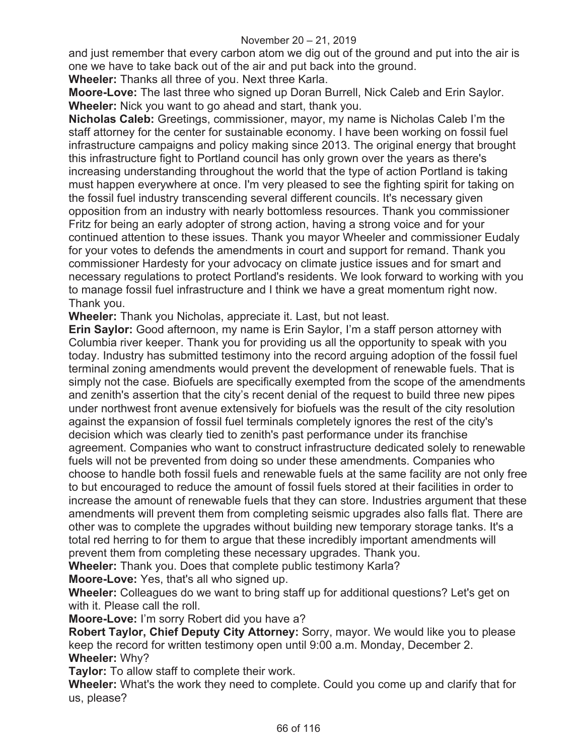and just remember that every carbon atom we dig out of the ground and put into the air is one we have to take back out of the air and put back into the ground.

**Wheeler:** Thanks all three of you. Next three Karla.

**Moore-Love:** The last three who signed up Doran Burrell, Nick Caleb and Erin Saylor.

**Wheeler:** Nick you want to go ahead and start, thank you.

**Nicholas Caleb:** Greetings, commissioner, mayor, my name is Nicholas Caleb I'm the staff attorney for the center for sustainable economy. I have been working on fossil fuel infrastructure campaigns and policy making since 2013. The original energy that brought this infrastructure fight to Portland council has only grown over the years as there's increasing understanding throughout the world that the type of action Portland is taking must happen everywhere at once. I'm very pleased to see the fighting spirit for taking on the fossil fuel industry transcending several different councils. It's necessary given opposition from an industry with nearly bottomless resources. Thank you commissioner Fritz for being an early adopter of strong action, having a strong voice and for your continued attention to these issues. Thank you mayor Wheeler and commissioner Eudaly for your votes to defends the amendments in court and support for remand. Thank you commissioner Hardesty for your advocacy on climate justice issues and for smart and necessary regulations to protect Portland's residents. We look forward to working with you to manage fossil fuel infrastructure and I think we have a great momentum right now. Thank you.

**Wheeler:** Thank you Nicholas, appreciate it. Last, but not least.

**Erin Saylor:** Good afternoon, my name is Erin Saylor, I'm a staff person attorney with Columbia river keeper. Thank you for providing us all the opportunity to speak with you today. Industry has submitted testimony into the record arguing adoption of the fossil fuel terminal zoning amendments would prevent the development of renewable fuels. That is simply not the case. Biofuels are specifically exempted from the scope of the amendments and zenith's assertion that the city's recent denial of the request to build three new pipes under northwest front avenue extensively for biofuels was the result of the city resolution against the expansion of fossil fuel terminals completely ignores the rest of the city's decision which was clearly tied to zenith's past performance under its franchise agreement. Companies who want to construct infrastructure dedicated solely to renewable fuels will not be prevented from doing so under these amendments. Companies who choose to handle both fossil fuels and renewable fuels at the same facility are not only free to but encouraged to reduce the amount of fossil fuels stored at their facilities in order to increase the amount of renewable fuels that they can store. Industries argument that these amendments will prevent them from completing seismic upgrades also falls flat. There are other was to complete the upgrades without building new temporary storage tanks. It's a total red herring to for them to argue that these incredibly important amendments will prevent them from completing these necessary upgrades. Thank you.

**Wheeler:** Thank you. Does that complete public testimony Karla?

**Moore-Love:** Yes, that's all who signed up.

**Wheeler:** Colleagues do we want to bring staff up for additional questions? Let's get on with it. Please call the roll.

**Moore-Love:** I'm sorry Robert did you have a?

**Robert Taylor, Chief Deputy City Attorney:** Sorry, mayor. We would like you to please keep the record for written testimony open until 9:00 a.m. Monday, December 2.

**Wheeler:** Why?

**Taylor:** To allow staff to complete their work.

**Wheeler:** What's the work they need to complete. Could you come up and clarify that for us, please?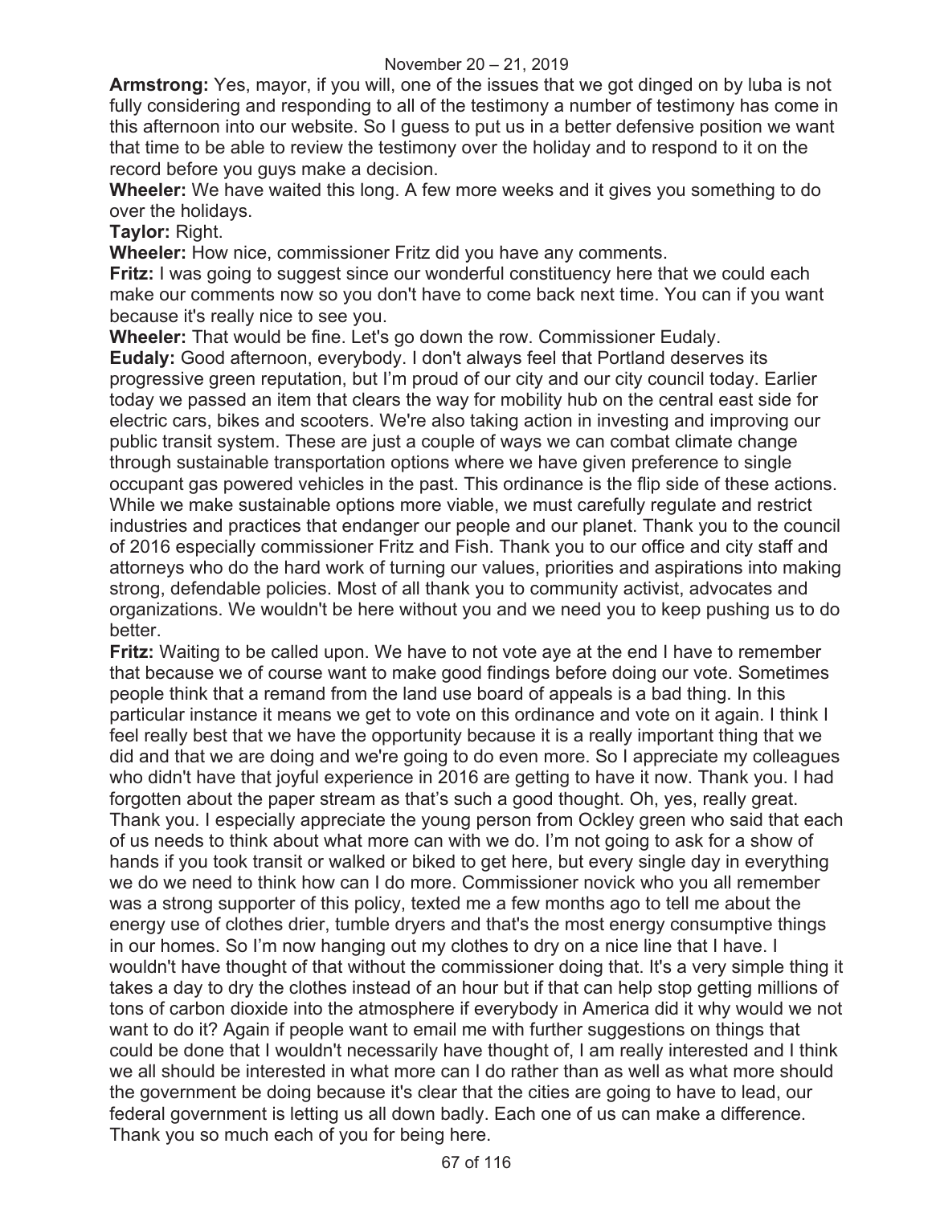**Armstrong:** Yes, mayor, if you will, one of the issues that we got dinged on by luba is not fully considering and responding to all of the testimony a number of testimony has come in this afternoon into our website. So I guess to put us in a better defensive position we want that time to be able to review the testimony over the holiday and to respond to it on the record before you guys make a decision.

**Wheeler:** We have waited this long. A few more weeks and it gives you something to do over the holidays.

**Taylor:** Right.

**Wheeler:** How nice, commissioner Fritz did you have any comments.

**Fritz:** I was going to suggest since our wonderful constituency here that we could each make our comments now so you don't have to come back next time. You can if you want because it's really nice to see you.

**Wheeler:** That would be fine. Let's go down the row. Commissioner Eudaly.

**Eudaly:** Good afternoon, everybody. I don't always feel that Portland deserves its progressive green reputation, but I'm proud of our city and our city council today. Earlier today we passed an item that clears the way for mobility hub on the central east side for electric cars, bikes and scooters. We're also taking action in investing and improving our public transit system. These are just a couple of ways we can combat climate change through sustainable transportation options where we have given preference to single occupant gas powered vehicles in the past. This ordinance is the flip side of these actions. While we make sustainable options more viable, we must carefully regulate and restrict industries and practices that endanger our people and our planet. Thank you to the council of 2016 especially commissioner Fritz and Fish. Thank you to our office and city staff and attorneys who do the hard work of turning our values, priorities and aspirations into making strong, defendable policies. Most of all thank you to community activist, advocates and organizations. We wouldn't be here without you and we need you to keep pushing us to do better.

**Fritz:** Waiting to be called upon. We have to not vote aye at the end I have to remember that because we of course want to make good findings before doing our vote. Sometimes people think that a remand from the land use board of appeals is a bad thing. In this particular instance it means we get to vote on this ordinance and vote on it again. I think I feel really best that we have the opportunity because it is a really important thing that we did and that we are doing and we're going to do even more. So I appreciate my colleagues who didn't have that joyful experience in 2016 are getting to have it now. Thank you. I had forgotten about the paper stream as that's such a good thought. Oh, yes, really great. Thank you. I especially appreciate the young person from Ockley green who said that each of us needs to think about what more can with we do. I'm not going to ask for a show of hands if you took transit or walked or biked to get here, but every single day in everything we do we need to think how can I do more. Commissioner novick who you all remember was a strong supporter of this policy, texted me a few months ago to tell me about the energy use of clothes drier, tumble dryers and that's the most energy consumptive things in our homes. So I'm now hanging out my clothes to dry on a nice line that I have. I wouldn't have thought of that without the commissioner doing that. It's a very simple thing it takes a day to dry the clothes instead of an hour but if that can help stop getting millions of tons of carbon dioxide into the atmosphere if everybody in America did it why would we not want to do it? Again if people want to email me with further suggestions on things that could be done that I wouldn't necessarily have thought of, I am really interested and I think we all should be interested in what more can I do rather than as well as what more should the government be doing because it's clear that the cities are going to have to lead, our federal government is letting us all down badly. Each one of us can make a difference. Thank you so much each of you for being here.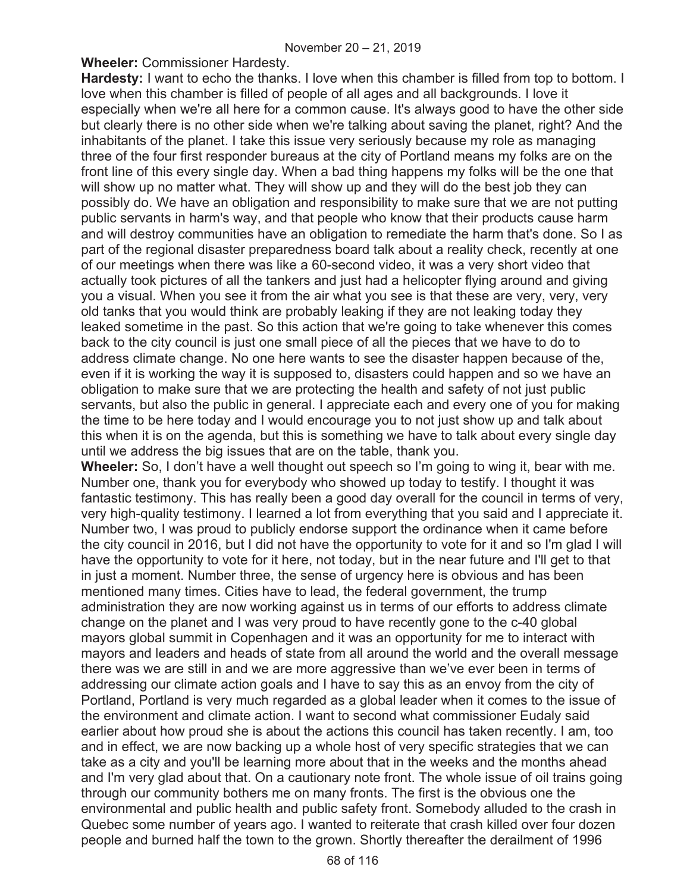**Wheeler:** Commissioner Hardesty.

**Hardesty:** I want to echo the thanks. I love when this chamber is filled from top to bottom. I love when this chamber is filled of people of all ages and all backgrounds. I love it especially when we're all here for a common cause. It's always good to have the other side but clearly there is no other side when we're talking about saving the planet, right? And the inhabitants of the planet. I take this issue very seriously because my role as managing three of the four first responder bureaus at the city of Portland means my folks are on the front line of this every single day. When a bad thing happens my folks will be the one that will show up no matter what. They will show up and they will do the best job they can possibly do. We have an obligation and responsibility to make sure that we are not putting public servants in harm's way, and that people who know that their products cause harm and will destroy communities have an obligation to remediate the harm that's done. So I as part of the regional disaster preparedness board talk about a reality check, recently at one of our meetings when there was like a 60-second video, it was a very short video that actually took pictures of all the tankers and just had a helicopter flying around and giving you a visual. When you see it from the air what you see is that these are very, very, very old tanks that you would think are probably leaking if they are not leaking today they leaked sometime in the past. So this action that we're going to take whenever this comes back to the city council is just one small piece of all the pieces that we have to do to address climate change. No one here wants to see the disaster happen because of the, even if it is working the way it is supposed to, disasters could happen and so we have an obligation to make sure that we are protecting the health and safety of not just public servants, but also the public in general. I appreciate each and every one of you for making the time to be here today and I would encourage you to not just show up and talk about this when it is on the agenda, but this is something we have to talk about every single day until we address the big issues that are on the table, thank you.

**Wheeler:** So, I don't have a well thought out speech so I'm going to wing it, bear with me. Number one, thank you for everybody who showed up today to testify. I thought it was fantastic testimony. This has really been a good day overall for the council in terms of very, very high-quality testimony. I learned a lot from everything that you said and I appreciate it. Number two, I was proud to publicly endorse support the ordinance when it came before the city council in 2016, but I did not have the opportunity to vote for it and so I'm glad I will have the opportunity to vote for it here, not today, but in the near future and I'll get to that in just a moment. Number three, the sense of urgency here is obvious and has been mentioned many times. Cities have to lead, the federal government, the trump administration they are now working against us in terms of our efforts to address climate change on the planet and I was very proud to have recently gone to the c-40 global mayors global summit in Copenhagen and it was an opportunity for me to interact with mayors and leaders and heads of state from all around the world and the overall message there was we are still in and we are more aggressive than we've ever been in terms of addressing our climate action goals and I have to say this as an envoy from the city of Portland, Portland is very much regarded as a global leader when it comes to the issue of the environment and climate action. I want to second what commissioner Eudaly said earlier about how proud she is about the actions this council has taken recently. I am, too and in effect, we are now backing up a whole host of very specific strategies that we can take as a city and you'll be learning more about that in the weeks and the months ahead and I'm very glad about that. On a cautionary note front. The whole issue of oil trains going through our community bothers me on many fronts. The first is the obvious one the environmental and public health and public safety front. Somebody alluded to the crash in Quebec some number of years ago. I wanted to reiterate that crash killed over four dozen people and burned half the town to the grown. Shortly thereafter the derailment of 1996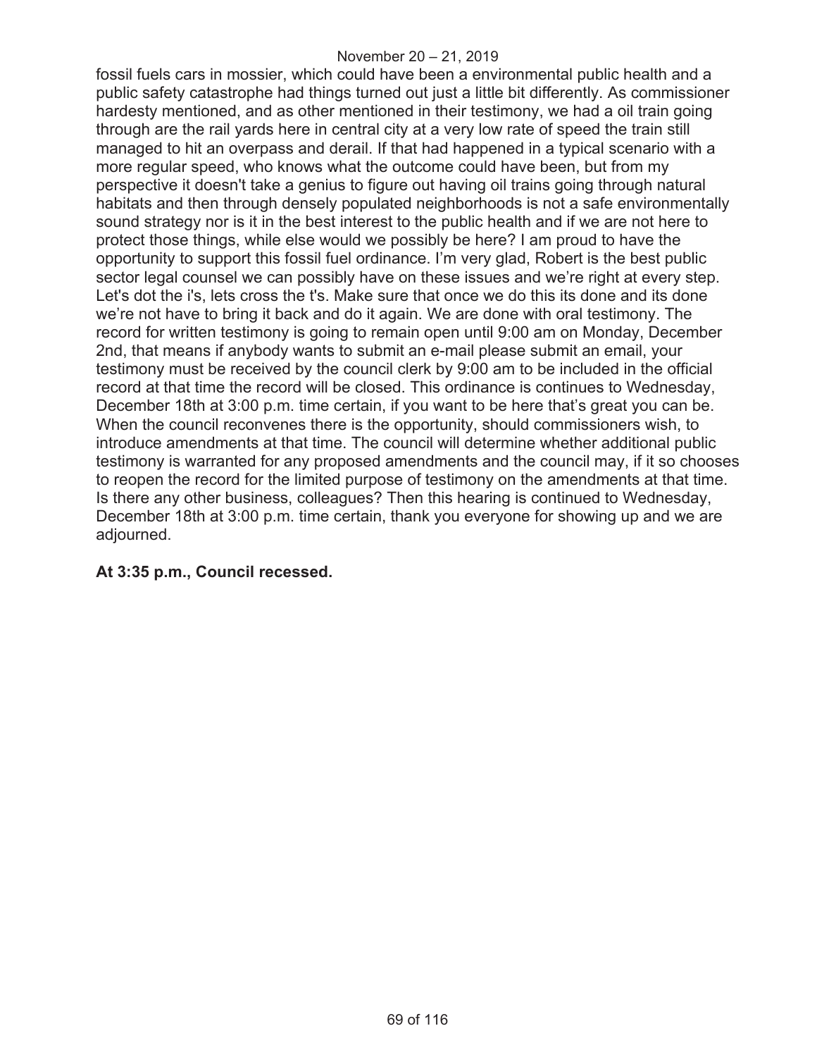fossil fuels cars in mossier, which could have been a environmental public health and a public safety catastrophe had things turned out just a little bit differently. As commissioner hardesty mentioned, and as other mentioned in their testimony, we had a oil train going through are the rail yards here in central city at a very low rate of speed the train still managed to hit an overpass and derail. If that had happened in a typical scenario with a more regular speed, who knows what the outcome could have been, but from my perspective it doesn't take a genius to figure out having oil trains going through natural habitats and then through densely populated neighborhoods is not a safe environmentally sound strategy nor is it in the best interest to the public health and if we are not here to protect those things, while else would we possibly be here? I am proud to have the opportunity to support this fossil fuel ordinance. I'm very glad, Robert is the best public sector legal counsel we can possibly have on these issues and we're right at every step. Let's dot the i's, lets cross the t's. Make sure that once we do this its done and its done we're not have to bring it back and do it again. We are done with oral testimony. The record for written testimony is going to remain open until 9:00 am on Monday, December 2nd, that means if anybody wants to submit an e-mail please submit an email, your testimony must be received by the council clerk by 9:00 am to be included in the official record at that time the record will be closed. This ordinance is continues to Wednesday, December 18th at 3:00 p.m. time certain, if you want to be here that's great you can be. When the council reconvenes there is the opportunity, should commissioners wish, to introduce amendments at that time. The council will determine whether additional public testimony is warranted for any proposed amendments and the council may, if it so chooses to reopen the record for the limited purpose of testimony on the amendments at that time. Is there any other business, colleagues? Then this hearing is continued to Wednesday, December 18th at 3:00 p.m. time certain, thank you everyone for showing up and we are adjourned.

**At 3:35 p.m., Council recessed.**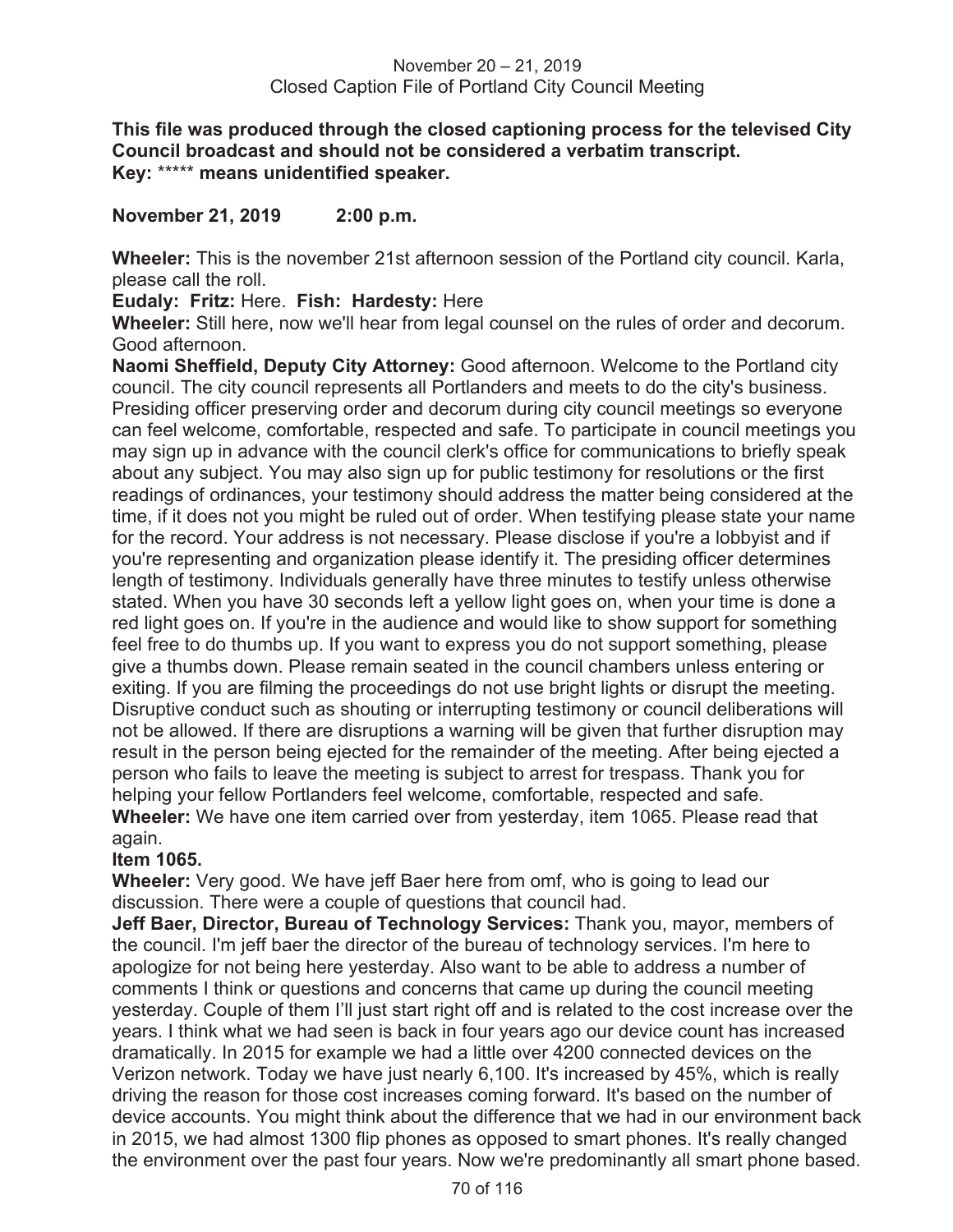November 20 – 21, 2019
Closed Caption File of Portland City Council Meeting

**This file was produced through the closed captioning process for the televised City Council broadcast and should not be considered a verbatim transcript.**
**Key:** ***** **means unidentified speaker.**

**November 21, 2019 2:00 p.m.**

**Wheeler:** This is the november 21st afternoon session of the Portland city council. Karla, please call the roll.

**Eudaly: Fritz:** Here. **Fish: Hardesty:** Here

**Wheeler:** Still here, now we'll hear from legal counsel on the rules of order and decorum. Good afternoon.

**Naomi Sheffield, Deputy City Attorney:** Good afternoon. Welcome to the Portland city council. The city council represents all Portlanders and meets to do the city's business. Presiding officer preserving order and decorum during city council meetings so everyone can feel welcome, comfortable, respected and safe. To participate in council meetings you may sign up in advance with the council clerk's office for communications to briefly speak about any subject. You may also sign up for public testimony for resolutions or the first readings of ordinances, your testimony should address the matter being considered at the time, if it does not you might be ruled out of order. When testifying please state your name for the record. Your address is not necessary. Please disclose if you're a lobbyist and if you're representing and organization please identify it. The presiding officer determines length of testimony. Individuals generally have three minutes to testify unless otherwise stated. When you have 30 seconds left a yellow light goes on, when your time is done a red light goes on. If you're in the audience and would like to show support for something feel free to do thumbs up. If you want to express you do not support something, please give a thumbs down. Please remain seated in the council chambers unless entering or exiting. If you are filming the proceedings do not use bright lights or disrupt the meeting. Disruptive conduct such as shouting or interrupting testimony or council deliberations will not be allowed. If there are disruptions a warning will be given that further disruption may result in the person being ejected for the remainder of the meeting. After being ejected a person who fails to leave the meeting is subject to arrest for trespass. Thank you for helping your fellow Portlanders feel welcome, comfortable, respected and safe.

**Wheeler:** We have one item carried over from yesterday, item 1065. Please read that again.

**Item 1065.**

**Wheeler:** Very good. We have jeff Baer here from omf, who is going to lead our discussion. There were a couple of questions that council had.

**Jeff Baer, Director, Bureau of Technology Services:** Thank you, mayor, members of the council. I'm jeff baer the director of the bureau of technology services. I'm here to apologize for not being here yesterday. Also want to be able to address a number of comments I think or questions and concerns that came up during the council meeting yesterday. Couple of them I'll just start right off and is related to the cost increase over the years. I think what we had seen is back in four years ago our device count has increased dramatically. In 2015 for example we had a little over 4200 connected devices on the Verizon network. Today we have just nearly 6,100. It's increased by 45%, which is really driving the reason for those cost increases coming forward. It's based on the number of device accounts. You might think about the difference that we had in our environment back in 2015, we had almost 1300 flip phones as opposed to smart phones. It's really changed the environment over the past four years. Now we're predominantly all smart phone based.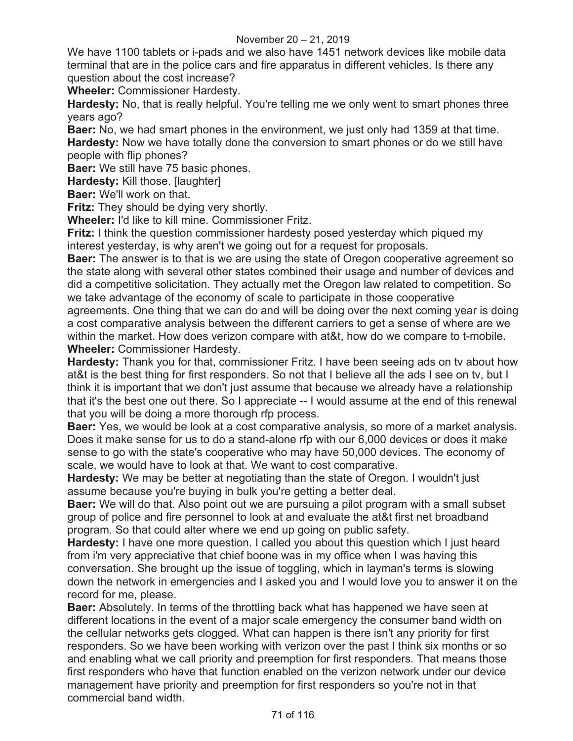We have 1100 tablets or i-pads and we also have 1451 network devices like mobile data terminal that are in the police cars and fire apparatus in different vehicles. Is there any question about the cost increase?

**Wheeler:** Commissioner Hardesty.

**Hardesty:** No, that is really helpful. You're telling me we only went to smart phones three years ago?

**Baer:** No, we had smart phones in the environment, we just only had 1359 at that time.

**Hardesty:** Now we have totally done the conversion to smart phones or do we still have people with flip phones?

**Baer:** We still have 75 basic phones.

**Hardesty:** Kill those. [laughter]

**Baer:** We'll work on that.

**Fritz:** They should be dying very shortly.

**Wheeler:** I'd like to kill mine. Commissioner Fritz.

**Fritz:** I think the question commissioner hardesty posed yesterday which piqued my interest yesterday, is why aren't we going out for a request for proposals.

**Baer:** The answer is to that is we are using the state of Oregon cooperative agreement so the state along with several other states combined their usage and number of devices and did a competitive solicitation. They actually met the Oregon law related to competition. So we take advantage of the economy of scale to participate in those cooperative agreements. One thing that we can do and will be doing over the next coming year is doing a cost comparative analysis between the different carriers to get a sense of where are we within the market. How does verizon compare with at&t, how do we compare to t-mobile.

**Wheeler:** Commissioner Hardesty.

**Hardesty:** Thank you for that, commissioner Fritz. I have been seeing ads on tv about how at&t is the best thing for first responders. So not that I believe all the ads I see on tv, but I think it is important that we don't just assume that because we already have a relationship that it's the best one out there. So I appreciate -- I would assume at the end of this renewal that you will be doing a more thorough rfp process.

**Baer:** Yes, we would be look at a cost comparative analysis, so more of a market analysis. Does it make sense for us to do a stand-alone rfp with our 6,000 devices or does it make sense to go with the state's cooperative who may have 50,000 devices. The economy of scale, we would have to look at that. We want to cost comparative.

**Hardesty:** We may be better at negotiating than the state of Oregon. I wouldn't just assume because you're buying in bulk you're getting a better deal.

**Baer:** We will do that. Also point out we are pursuing a pilot program with a small subset group of police and fire personnel to look at and evaluate the at&t first net broadband program. So that could alter where we end up going on public safety.

**Hardesty:** I have one more question. I called you about this question which I just heard from i'm very appreciative that chief boone was in my office when I was having this conversation. She brought up the issue of toggling, which in layman's terms is slowing down the network in emergencies and I asked you and I would love you to answer it on the record for me, please.

**Baer:** Absolutely. In terms of the throttling back what has happened we have seen at different locations in the event of a major scale emergency the consumer band width on the cellular networks gets clogged. What can happen is there isn't any priority for first responders. So we have been working with verizon over the past I think six months or so and enabling what we call priority and preemption for first responders. That means those first responders who have that function enabled on the verizon network under our device management have priority and preemption for first responders so you're not in that commercial band width.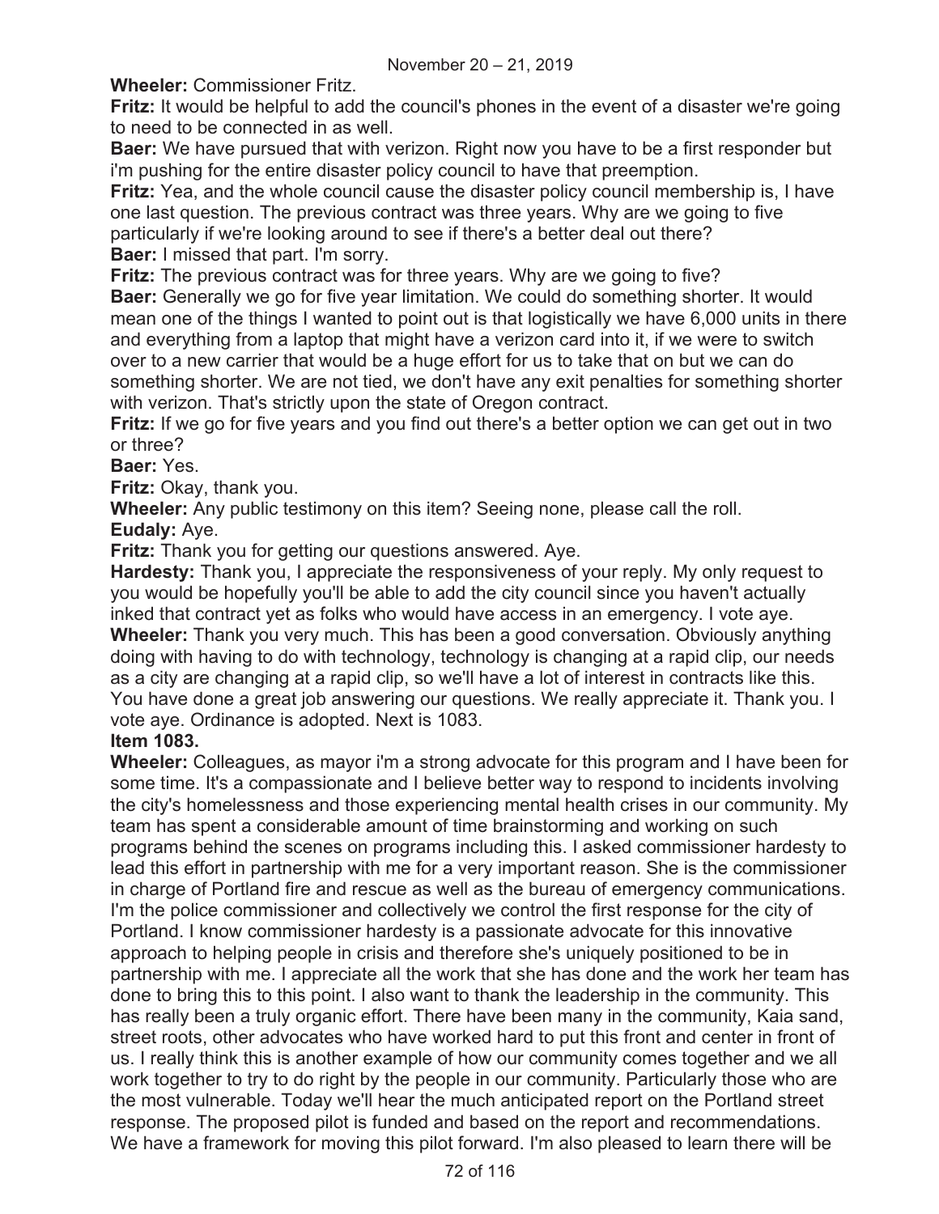**Wheeler:** Commissioner Fritz.

**Fritz:** It would be helpful to add the council's phones in the event of a disaster we're going to need to be connected in as well.

**Baer:** We have pursued that with verizon. Right now you have to be a first responder but i'm pushing for the entire disaster policy council to have that preemption.

**Fritz:** Yea, and the whole council cause the disaster policy council membership is, I have one last question. The previous contract was three years. Why are we going to five particularly if we're looking around to see if there's a better deal out there?

**Baer:** I missed that part. I'm sorry.

**Fritz:** The previous contract was for three years. Why are we going to five?

**Baer:** Generally we go for five year limitation. We could do something shorter. It would mean one of the things I wanted to point out is that logistically we have 6,000 units in there and everything from a laptop that might have a verizon card into it, if we were to switch over to a new carrier that would be a huge effort for us to take that on but we can do something shorter. We are not tied, we don't have any exit penalties for something shorter with verizon. That's strictly upon the state of Oregon contract.

**Fritz:** If we go for five years and you find out there's a better option we can get out in two or three?

**Baer:** Yes.

**Fritz:** Okay, thank you.

**Wheeler:** Any public testimony on this item? Seeing none, please call the roll.

**Eudaly:** Aye.

**Fritz:** Thank you for getting our questions answered. Aye.

**Hardesty:** Thank you, I appreciate the responsiveness of your reply. My only request to you would be hopefully you'll be able to add the city council since you haven't actually inked that contract yet as folks who would have access in an emergency. I vote aye.

**Wheeler:** Thank you very much. This has been a good conversation. Obviously anything doing with having to do with technology, technology is changing at a rapid clip, our needs as a city are changing at a rapid clip, so we'll have a lot of interest in contracts like this. You have done a great job answering our questions. We really appreciate it. Thank you. I vote aye. Ordinance is adopted. Next is 1083.

**Item 1083.**

**Wheeler:** Colleagues, as mayor i'm a strong advocate for this program and I have been for some time. It's a compassionate and I believe better way to respond to incidents involving the city's homelessness and those experiencing mental health crises in our community. My team has spent a considerable amount of time brainstorming and working on such programs behind the scenes on programs including this. I asked commissioner hardesty to lead this effort in partnership with me for a very important reason. She is the commissioner in charge of Portland fire and rescue as well as the bureau of emergency communications. I'm the police commissioner and collectively we control the first response for the city of Portland. I know commissioner hardesty is a passionate advocate for this innovative approach to helping people in crisis and therefore she's uniquely positioned to be in partnership with me. I appreciate all the work that she has done and the work her team has done to bring this to this point. I also want to thank the leadership in the community. This has really been a truly organic effort. There have been many in the community, Kaia sand, street roots, other advocates who have worked hard to put this front and center in front of us. I really think this is another example of how our community comes together and we all work together to try to do right by the people in our community. Particularly those who are the most vulnerable. Today we'll hear the much anticipated report on the Portland street response. The proposed pilot is funded and based on the report and recommendations. We have a framework for moving this pilot forward. I'm also pleased to learn there will be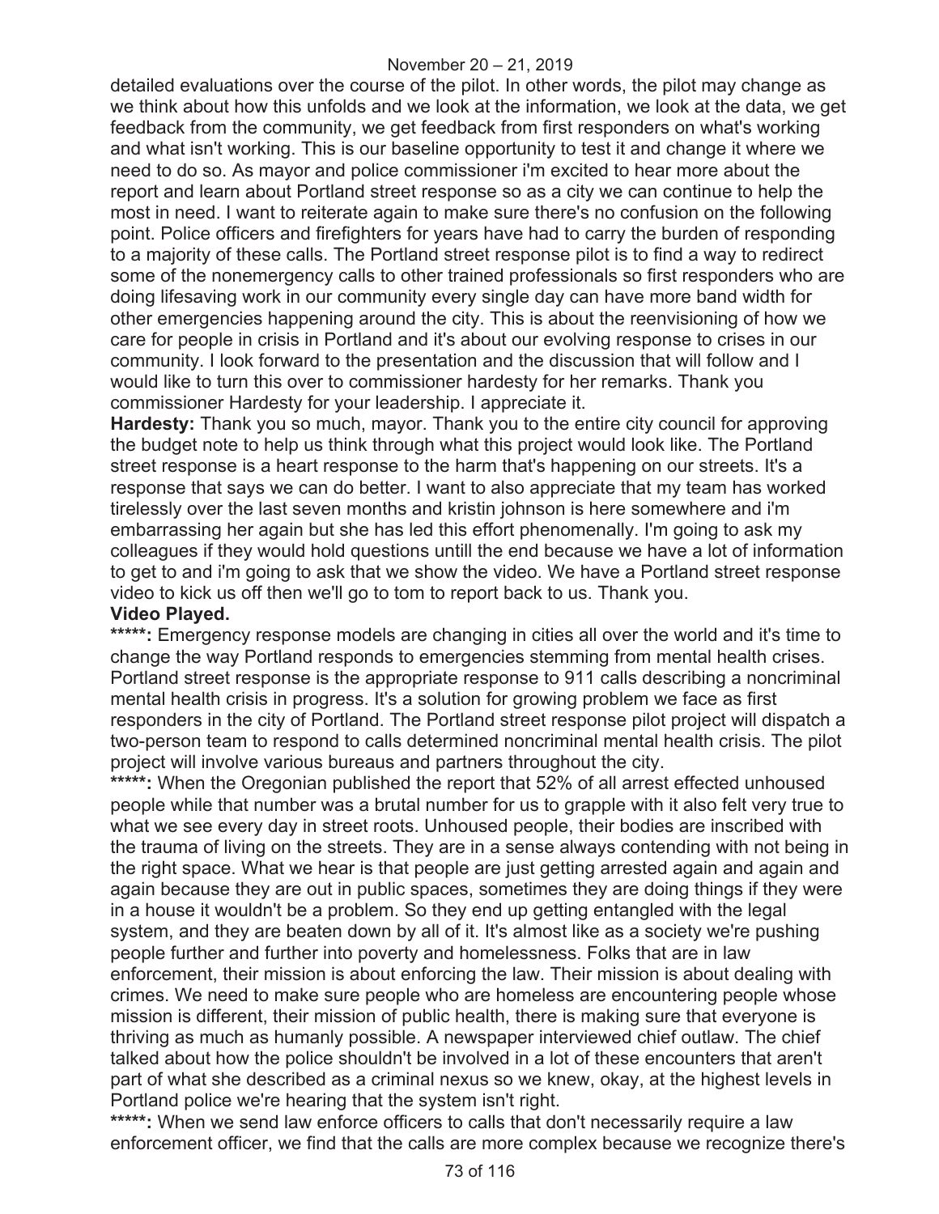detailed evaluations over the course of the pilot. In other words, the pilot may change as we think about how this unfolds and we look at the information, we look at the data, we get feedback from the community, we get feedback from first responders on what's working and what isn't working. This is our baseline opportunity to test it and change it where we need to do so. As mayor and police commissioner i'm excited to hear more about the report and learn about Portland street response so as a city we can continue to help the most in need. I want to reiterate again to make sure there's no confusion on the following point. Police officers and firefighters for years have had to carry the burden of responding to a majority of these calls. The Portland street response pilot is to find a way to redirect some of the nonemergency calls to other trained professionals so first responders who are doing lifesaving work in our community every single day can have more band width for other emergencies happening around the city. This is about the reenvisioning of how we care for people in crisis in Portland and it's about our evolving response to crises in our community. I look forward to the presentation and the discussion that will follow and I would like to turn this over to commissioner hardesty for her remarks. Thank you commissioner Hardesty for your leadership. I appreciate it.

**Hardesty:** Thank you so much, mayor. Thank you to the entire city council for approving the budget note to help us think through what this project would look like. The Portland street response is a heart response to the harm that's happening on our streets. It's a response that says we can do better. I want to also appreciate that my team has worked tirelessly over the last seven months and kristin johnson is here somewhere and i'm embarrassing her again but she has led this effort phenomenally. I'm going to ask my colleagues if they would hold questions untill the end because we have a lot of information to get to and i'm going to ask that we show the video. We have a Portland street response video to kick us off then we'll go to tom to report back to us. Thank you.

**Video Played.**

**\*\*\*\*\*:** Emergency response models are changing in cities all over the world and it's time to change the way Portland responds to emergencies stemming from mental health crises. Portland street response is the appropriate response to 911 calls describing a noncriminal mental health crisis in progress. It's a solution for growing problem we face as first responders in the city of Portland. The Portland street response pilot project will dispatch a two-person team to respond to calls determined noncriminal mental health crisis. The pilot project will involve various bureaus and partners throughout the city.

**\*\*\*\*\*:** When the Oregonian published the report that 52% of all arrest effected unhoused people while that number was a brutal number for us to grapple with it also felt very true to what we see every day in street roots. Unhoused people, their bodies are inscribed with the trauma of living on the streets. They are in a sense always contending with not being in the right space. What we hear is that people are just getting arrested again and again and again because they are out in public spaces, sometimes they are doing things if they were in a house it wouldn't be a problem. So they end up getting entangled with the legal system, and they are beaten down by all of it. It's almost like as a society we're pushing people further and further into poverty and homelessness. Folks that are in law enforcement, their mission is about enforcing the law. Their mission is about dealing with crimes. We need to make sure people who are homeless are encountering people whose mission is different, their mission of public health, there is making sure that everyone is thriving as much as humanly possible. A newspaper interviewed chief outlaw. The chief talked about how the police shouldn't be involved in a lot of these encounters that aren't part of what she described as a criminal nexus so we knew, okay, at the highest levels in Portland police we're hearing that the system isn't right.

**\*\*\*\*\*:** When we send law enforce officers to calls that don't necessarily require a law enforcement officer, we find that the calls are more complex because we recognize there's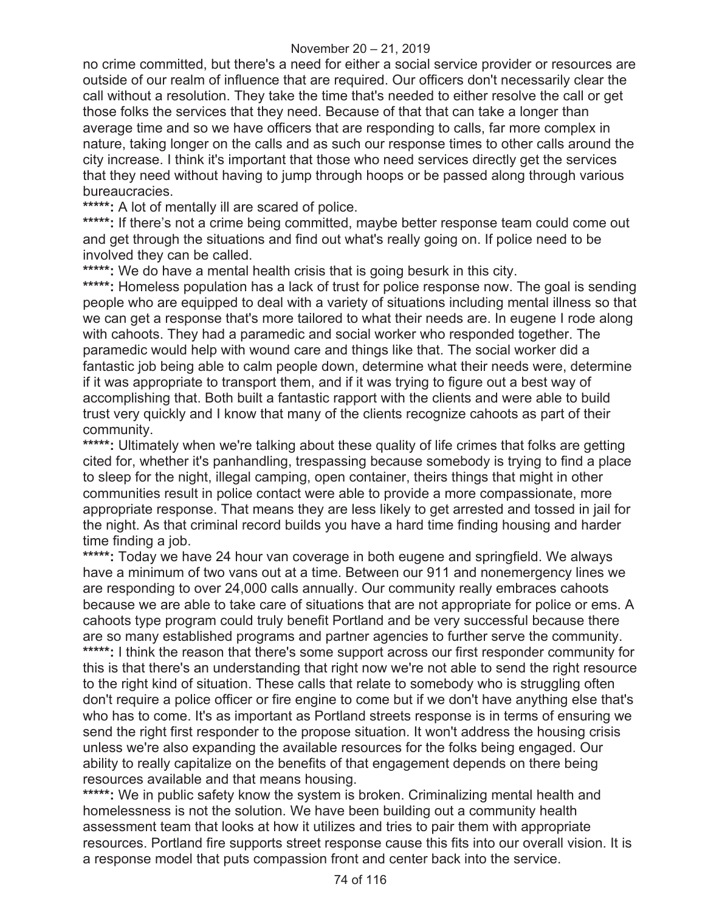no crime committed, but there's a need for either a social service provider or resources are outside of our realm of influence that are required. Our officers don't necessarily clear the call without a resolution. They take the time that's needed to either resolve the call or get those folks the services that they need. Because of that that can take a longer than average time and so we have officers that are responding to calls, far more complex in nature, taking longer on the calls and as such our response times to other calls around the city increase. I think it's important that those who need services directly get the services that they need without having to jump through hoops or be passed along through various bureaucracies.

**\*\*\*\*\*:** A lot of mentally ill are scared of police.

**\*\*\*\*\*:** If there's not a crime being committed, maybe better response team could come out and get through the situations and find out what's really going on. If police need to be involved they can be called.

**\*\*\*\*\*:** We do have a mental health crisis that is going besurk in this city.

**\*\*\*\*\*:** Homeless population has a lack of trust for police response now. The goal is sending people who are equipped to deal with a variety of situations including mental illness so that we can get a response that's more tailored to what their needs are. In eugene I rode along with cahoots. They had a paramedic and social worker who responded together. The paramedic would help with wound care and things like that. The social worker did a fantastic job being able to calm people down, determine what their needs were, determine if it was appropriate to transport them, and if it was trying to figure out a best way of accomplishing that. Both built a fantastic rapport with the clients and were able to build trust very quickly and I know that many of the clients recognize cahoots as part of their community.

**\*\*\*\*\*:** Ultimately when we're talking about these quality of life crimes that folks are getting cited for, whether it's panhandling, trespassing because somebody is trying to find a place to sleep for the night, illegal camping, open container, theirs things that might in other communities result in police contact were able to provide a more compassionate, more appropriate response. That means they are less likely to get arrested and tossed in jail for the night. As that criminal record builds you have a hard time finding housing and harder time finding a job.

**\*\*\*\*\*:** Today we have 24 hour van coverage in both eugene and springfield. We always have a minimum of two vans out at a time. Between our 911 and nonemergency lines we are responding to over 24,000 calls annually. Our community really embraces cahoots because we are able to take care of situations that are not appropriate for police or ems. A cahoots type program could truly benefit Portland and be very successful because there are so many established programs and partner agencies to further serve the community.

**\*\*\*\*\*:** I think the reason that there's some support across our first responder community for this is that there's an understanding that right now we're not able to send the right resource to the right kind of situation. These calls that relate to somebody who is struggling often don't require a police officer or fire engine to come but if we don't have anything else that's who has to come. It's as important as Portland streets response is in terms of ensuring we send the right first responder to the propose situation. It won't address the housing crisis unless we're also expanding the available resources for the folks being engaged. Our ability to really capitalize on the benefits of that engagement depends on there being resources available and that means housing.

**\*\*\*\*\*:** We in public safety know the system is broken. Criminalizing mental health and homelessness is not the solution. We have been building out a community health assessment team that looks at how it utilizes and tries to pair them with appropriate resources. Portland fire supports street response cause this fits into our overall vision. It is a response model that puts compassion front and center back into the service.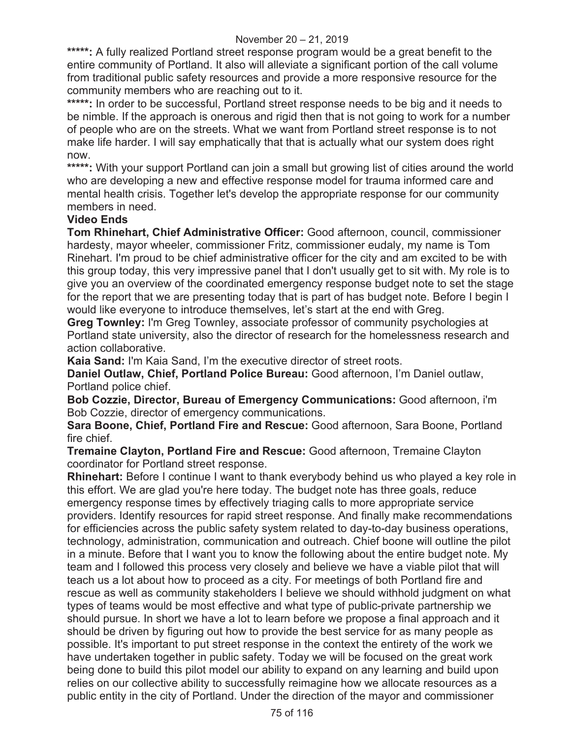**\*\*\*\*\*:** A fully realized Portland street response program would be a great benefit to the entire community of Portland. It also will alleviate a significant portion of the call volume from traditional public safety resources and provide a more responsive resource for the community members who are reaching out to it.

**\*\*\*\*\*:** In order to be successful, Portland street response needs to be big and it needs to be nimble. If the approach is onerous and rigid then that is not going to work for a number of people who are on the streets. What we want from Portland street response is to not make life harder. I will say emphatically that that is actually what our system does right now.

**\*\*\*\*\*:** With your support Portland can join a small but growing list of cities around the world who are developing a new and effective response model for trauma informed care and mental health crisis. Together let's develop the appropriate response for our community members in need.

**Video Ends**

**Tom Rhinehart, Chief Administrative Officer:** Good afternoon, council, commissioner hardesty, mayor wheeler, commissioner Fritz, commissioner eudaly, my name is Tom Rinehart. I'm proud to be chief administrative officer for the city and am excited to be with this group today, this very impressive panel that I don't usually get to sit with. My role is to give you an overview of the coordinated emergency response budget note to set the stage for the report that we are presenting today that is part of has budget note. Before I begin I would like everyone to introduce themselves, let's start at the end with Greg.

**Greg Townley:** I'm Greg Townley, associate professor of community psychologies at Portland state university, also the director of research for the homelessness research and action collaborative.

**Kaia Sand:** I'm Kaia Sand, I'm the executive director of street roots.

**Daniel Outlaw, Chief, Portland Police Bureau:** Good afternoon, I'm Daniel outlaw, Portland police chief.

**Bob Cozzie, Director, Bureau of Emergency Communications:** Good afternoon, i'm Bob Cozzie, director of emergency communications.

**Sara Boone, Chief, Portland Fire and Rescue:** Good afternoon, Sara Boone, Portland fire chief.

**Tremaine Clayton, Portland Fire and Rescue:** Good afternoon, Tremaine Clayton coordinator for Portland street response.

**Rhinehart:** Before I continue I want to thank everybody behind us who played a key role in this effort. We are glad you're here today. The budget note has three goals, reduce emergency response times by effectively triaging calls to more appropriate service providers. Identify resources for rapid street response. And finally make recommendations for efficiencies across the public safety system related to day-to-day business operations, technology, administration, communication and outreach. Chief boone will outline the pilot in a minute. Before that I want you to know the following about the entire budget note. My team and I followed this process very closely and believe we have a viable pilot that will teach us a lot about how to proceed as a city. For meetings of both Portland fire and rescue as well as community stakeholders I believe we should withhold judgment on what types of teams would be most effective and what type of public-private partnership we should pursue. In short we have a lot to learn before we propose a final approach and it should be driven by figuring out how to provide the best service for as many people as possible. It's important to put street response in the context the entirety of the work we have undertaken together in public safety. Today we will be focused on the great work being done to build this pilot model our ability to expand on any learning and build upon relies on our collective ability to successfully reimagine how we allocate resources as a public entity in the city of Portland. Under the direction of the mayor and commissioner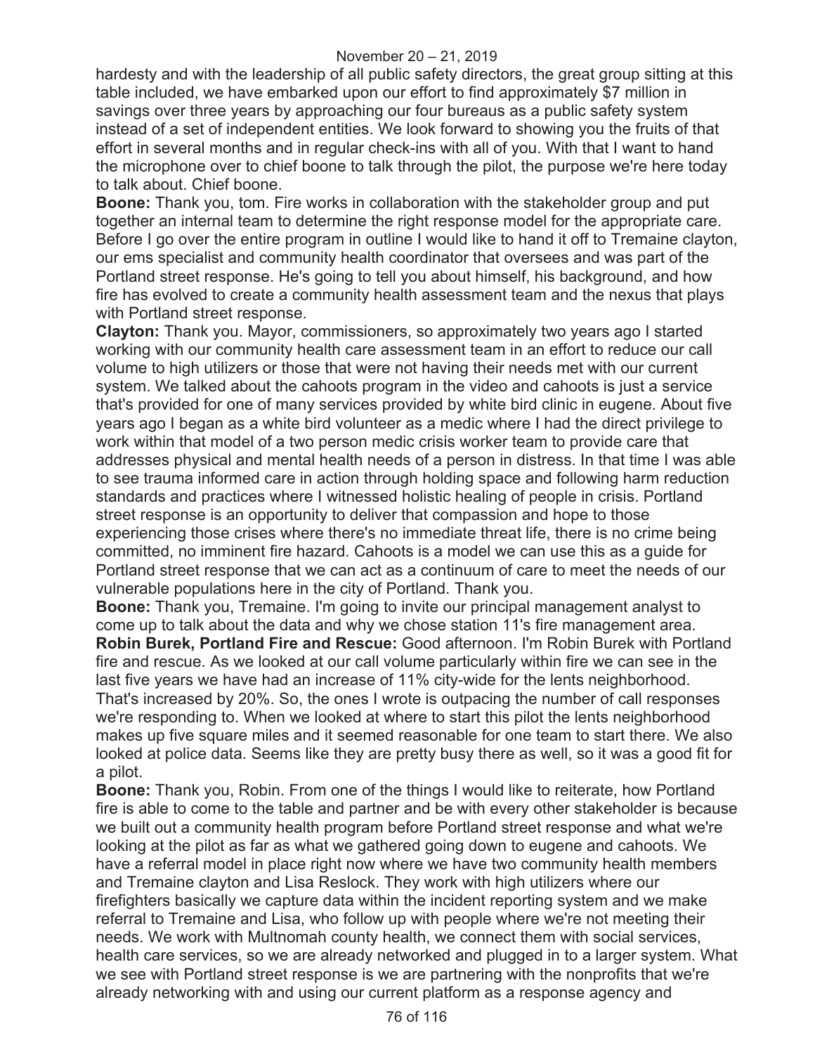hardesty and with the leadership of all public safety directors, the great group sitting at this table included, we have embarked upon our effort to find approximately $7 million in savings over three years by approaching our four bureaus as a public safety system instead of a set of independent entities. We look forward to showing you the fruits of that effort in several months and in regular check-ins with all of you. With that I want to hand the microphone over to chief boone to talk through the pilot, the purpose we're here today to talk about. Chief boone.

**Boone:** Thank you, tom. Fire works in collaboration with the stakeholder group and put together an internal team to determine the right response model for the appropriate care. Before I go over the entire program in outline I would like to hand it off to Tremaine clayton, our ems specialist and community health coordinator that oversees and was part of the Portland street response. He's going to tell you about himself, his background, and how fire has evolved to create a community health assessment team and the nexus that plays with Portland street response.

**Clayton:** Thank you. Mayor, commissioners, so approximately two years ago I started working with our community health care assessment team in an effort to reduce our call volume to high utilizers or those that were not having their needs met with our current system. We talked about the cahoots program in the video and cahoots is just a service that's provided for one of many services provided by white bird clinic in eugene. About five years ago I began as a white bird volunteer as a medic where I had the direct privilege to work within that model of a two person medic crisis worker team to provide care that addresses physical and mental health needs of a person in distress. In that time I was able to see trauma informed care in action through holding space and following harm reduction standards and practices where I witnessed holistic healing of people in crisis. Portland street response is an opportunity to deliver that compassion and hope to those experiencing those crises where there's no immediate threat life, there is no crime being committed, no imminent fire hazard. Cahoots is a model we can use this as a guide for Portland street response that we can act as a continuum of care to meet the needs of our vulnerable populations here in the city of Portland. Thank you.

**Boone:** Thank you, Tremaine. I'm going to invite our principal management analyst to come up to talk about the data and why we chose station 11's fire management area.

**Robin Burek, Portland Fire and Rescue:** Good afternoon. I'm Robin Burek with Portland fire and rescue. As we looked at our call volume particularly within fire we can see in the last five years we have had an increase of 11% city-wide for the lents neighborhood. That's increased by 20%. So, the ones I wrote is outpacing the number of call responses we're responding to. When we looked at where to start this pilot the lents neighborhood makes up five square miles and it seemed reasonable for one team to start there. We also looked at police data. Seems like they are pretty busy there as well, so it was a good fit for a pilot.

**Boone:** Thank you, Robin. From one of the things I would like to reiterate, how Portland fire is able to come to the table and partner and be with every other stakeholder is because we built out a community health program before Portland street response and what we're looking at the pilot as far as what we gathered going down to eugene and cahoots. We have a referral model in place right now where we have two community health members and Tremaine clayton and Lisa Reslock. They work with high utilizers where our firefighters basically we capture data within the incident reporting system and we make referral to Tremaine and Lisa, who follow up with people where we're not meeting their needs. We work with Multnomah county health, we connect them with social services, health care services, so we are already networked and plugged in to a larger system. What we see with Portland street response is we are partnering with the nonprofits that we're already networking with and using our current platform as a response agency and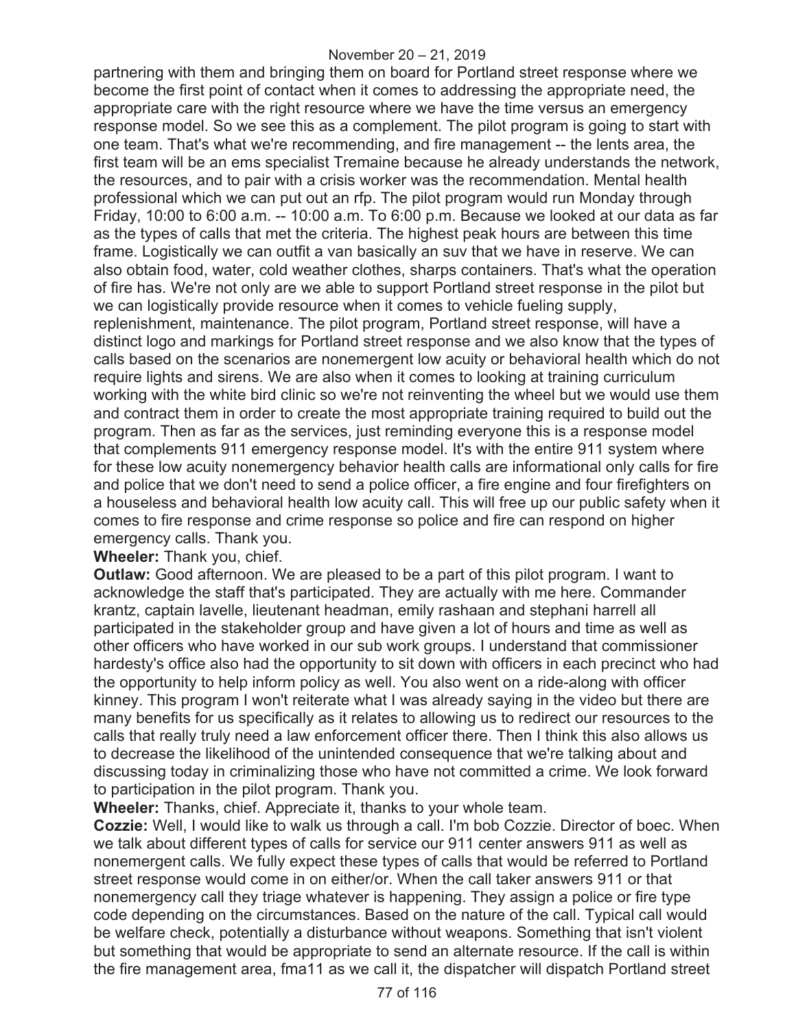partnering with them and bringing them on board for Portland street response where we become the first point of contact when it comes to addressing the appropriate need, the appropriate care with the right resource where we have the time versus an emergency response model. So we see this as a complement. The pilot program is going to start with one team. That's what we're recommending, and fire management -- the lents area, the first team will be an ems specialist Tremaine because he already understands the network, the resources, and to pair with a crisis worker was the recommendation. Mental health professional which we can put out an rfp. The pilot program would run Monday through Friday, 10:00 to 6:00 a.m. -- 10:00 a.m. To 6:00 p.m. Because we looked at our data as far as the types of calls that met the criteria. The highest peak hours are between this time frame. Logistically we can outfit a van basically an suv that we have in reserve. We can also obtain food, water, cold weather clothes, sharps containers. That's what the operation of fire has. We're not only are we able to support Portland street response in the pilot but we can logistically provide resource when it comes to vehicle fueling supply, replenishment, maintenance. The pilot program, Portland street response, will have a distinct logo and markings for Portland street response and we also know that the types of calls based on the scenarios are nonemergent low acuity or behavioral health which do not require lights and sirens. We are also when it comes to looking at training curriculum working with the white bird clinic so we're not reinventing the wheel but we would use them and contract them in order to create the most appropriate training required to build out the program. Then as far as the services, just reminding everyone this is a response model that complements 911 emergency response model. It's with the entire 911 system where for these low acuity nonemergency behavior health calls are informational only calls for fire and police that we don't need to send a police officer, a fire engine and four firefighters on a houseless and behavioral health low acuity call. This will free up our public safety when it comes to fire response and crime response so police and fire can respond on higher emergency calls. Thank you.

**Wheeler:** Thank you, chief.

**Outlaw:** Good afternoon. We are pleased to be a part of this pilot program. I want to acknowledge the staff that's participated. They are actually with me here. Commander krantz, captain lavelle, lieutenant headman, emily rashaan and stephani harrell all participated in the stakeholder group and have given a lot of hours and time as well as other officers who have worked in our sub work groups. I understand that commissioner hardesty's office also had the opportunity to sit down with officers in each precinct who had the opportunity to help inform policy as well. You also went on a ride-along with officer kinney. This program I won't reiterate what I was already saying in the video but there are many benefits for us specifically as it relates to allowing us to redirect our resources to the calls that really truly need a law enforcement officer there. Then I think this also allows us to decrease the likelihood of the unintended consequence that we're talking about and discussing today in criminalizing those who have not committed a crime. We look forward to participation in the pilot program. Thank you.

**Wheeler:** Thanks, chief. Appreciate it, thanks to your whole team.

**Cozzie:** Well, I would like to walk us through a call. I'm bob Cozzie. Director of boec. When we talk about different types of calls for service our 911 center answers 911 as well as nonemergent calls. We fully expect these types of calls that would be referred to Portland street response would come in on either/or. When the call taker answers 911 or that nonemergency call they triage whatever is happening. They assign a police or fire type code depending on the circumstances. Based on the nature of the call. Typical call would be welfare check, potentially a disturbance without weapons. Something that isn't violent but something that would be appropriate to send an alternate resource. If the call is within the fire management area, fma11 as we call it, the dispatcher will dispatch Portland street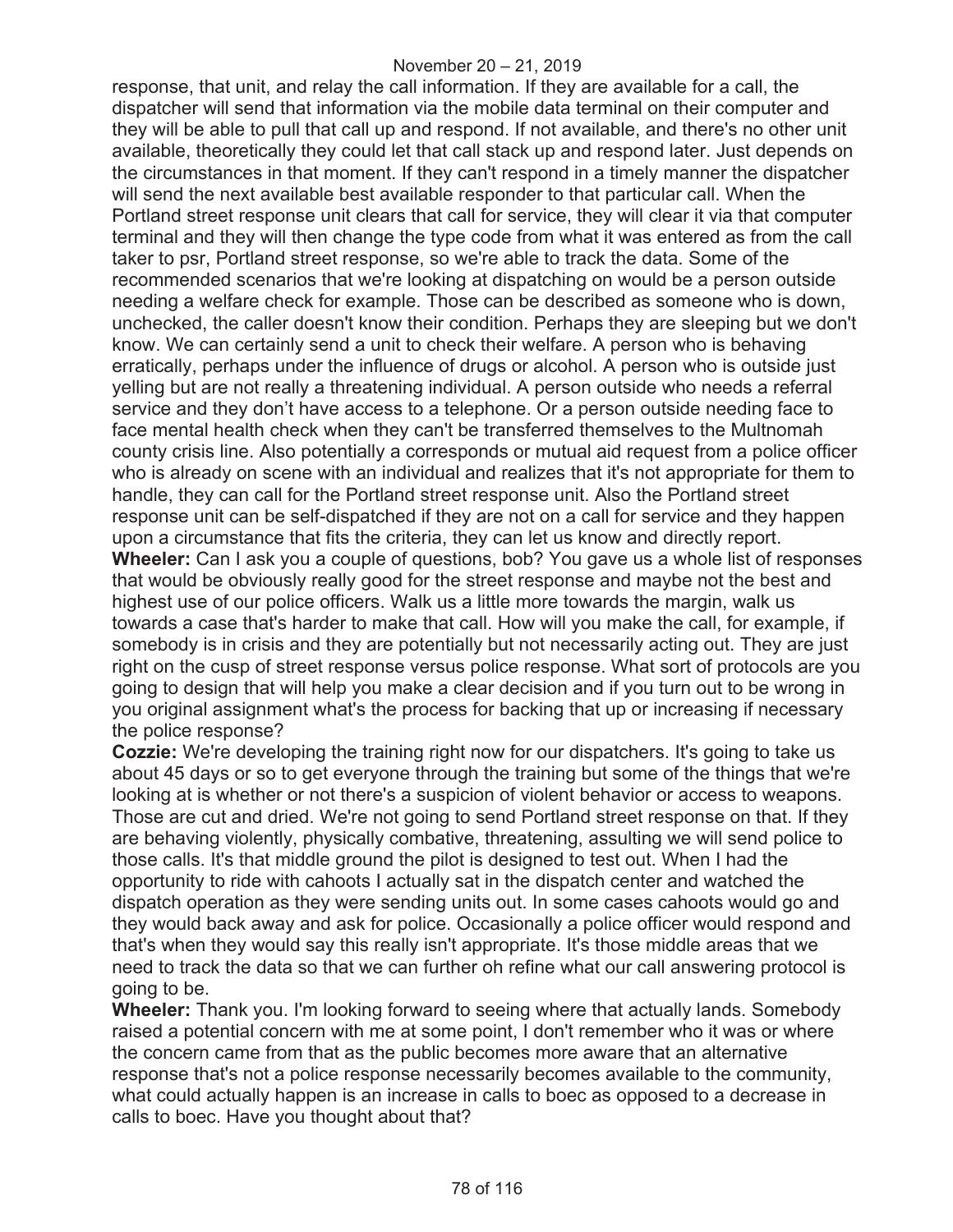response, that unit, and relay the call information. If they are available for a call, the dispatcher will send that information via the mobile data terminal on their computer and they will be able to pull that call up and respond. If not available, and there's no other unit available, theoretically they could let that call stack up and respond later. Just depends on the circumstances in that moment. If they can't respond in a timely manner the dispatcher will send the next available best available responder to that particular call. When the Portland street response unit clears that call for service, they will clear it via that computer terminal and they will then change the type code from what it was entered as from the call taker to psr, Portland street response, so we're able to track the data. Some of the recommended scenarios that we're looking at dispatching on would be a person outside needing a welfare check for example. Those can be described as someone who is down, unchecked, the caller doesn't know their condition. Perhaps they are sleeping but we don't know. We can certainly send a unit to check their welfare. A person who is behaving erratically, perhaps under the influence of drugs or alcohol. A person who is outside just yelling but are not really a threatening individual. A person outside who needs a referral service and they don't have access to a telephone. Or a person outside needing face to face mental health check when they can't be transferred themselves to the Multnomah county crisis line. Also potentially a corresponds or mutual aid request from a police officer who is already on scene with an individual and realizes that it's not appropriate for them to handle, they can call for the Portland street response unit. Also the Portland street response unit can be self-dispatched if they are not on a call for service and they happen upon a circumstance that fits the criteria, they can let us know and directly report.

**Wheeler:** Can I ask you a couple of questions, bob? You gave us a whole list of responses that would be obviously really good for the street response and maybe not the best and highest use of our police officers. Walk us a little more towards the margin, walk us towards a case that's harder to make that call. How will you make the call, for example, if somebody is in crisis and they are potentially but not necessarily acting out. They are just right on the cusp of street response versus police response. What sort of protocols are you going to design that will help you make a clear decision and if you turn out to be wrong in you original assignment what's the process for backing that up or increasing if necessary the police response?

**Cozzie:** We're developing the training right now for our dispatchers. It's going to take us about 45 days or so to get everyone through the training but some of the things that we're looking at is whether or not there's a suspicion of violent behavior or access to weapons. Those are cut and dried. We're not going to send Portland street response on that. If they are behaving violently, physically combative, threatening, assulting we will send police to those calls. It's that middle ground the pilot is designed to test out. When I had the opportunity to ride with cahoots I actually sat in the dispatch center and watched the dispatch operation as they were sending units out. In some cases cahoots would go and they would back away and ask for police. Occasionally a police officer would respond and that's when they would say this really isn't appropriate. It's those middle areas that we need to track the data so that we can further oh refine what our call answering protocol is going to be.

**Wheeler:** Thank you. I'm looking forward to seeing where that actually lands. Somebody raised a potential concern with me at some point, I don't remember who it was or where the concern came from that as the public becomes more aware that an alternative response that's not a police response necessarily becomes available to the community, what could actually happen is an increase in calls to boec as opposed to a decrease in calls to boec. Have you thought about that?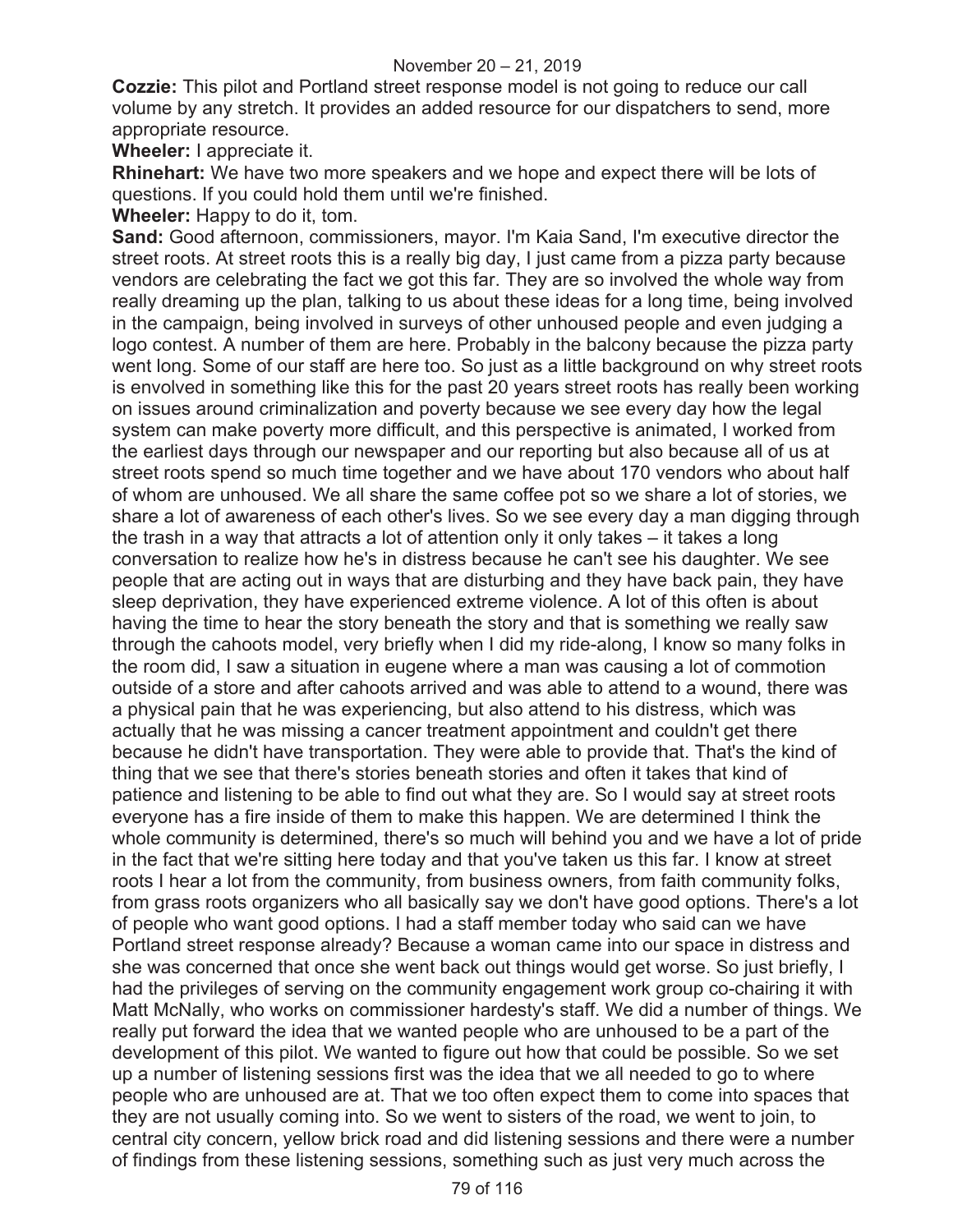**Cozzie:** This pilot and Portland street response model is not going to reduce our call volume by any stretch. It provides an added resource for our dispatchers to send, more appropriate resource.

**Wheeler:** I appreciate it.

**Rhinehart:** We have two more speakers and we hope and expect there will be lots of questions. If you could hold them until we're finished.

**Wheeler:** Happy to do it, tom.

**Sand:** Good afternoon, commissioners, mayor. I'm Kaia Sand, I'm executive director the street roots. At street roots this is a really big day, I just came from a pizza party because vendors are celebrating the fact we got this far. They are so involved the whole way from really dreaming up the plan, talking to us about these ideas for a long time, being involved in the campaign, being involved in surveys of other unhoused people and even judging a logo contest. A number of them are here. Probably in the balcony because the pizza party went long. Some of our staff are here too. So just as a little background on why street roots is involved in something like this for the past 20 years street roots has really been working on issues around criminalization and poverty because we see every day how the legal system can make poverty more difficult, and this perspective is animated, I worked from the earliest days through our newspaper and our reporting but also because all of us at street roots spend so much time together and we have about 170 vendors who about half of whom are unhoused. We all share the same coffee pot so we share a lot of stories, we share a lot of awareness of each other's lives. So we see every day a man digging through the trash in a way that attracts a lot of attention only it only takes – it takes a long conversation to realize how he's in distress because he can't see his daughter. We see people that are acting out in ways that are disturbing and they have back pain, they have sleep deprivation, they have experienced extreme violence. A lot of this often is about having the time to hear the story beneath the story and that is something we really saw through the cahoots model, very briefly when I did my ride-along, I know so many folks in the room did, I saw a situation in eugene where a man was causing a lot of commotion outside of a store and after cahoots arrived and was able to attend to a wound, there was a physical pain that he was experiencing, but also attend to his distress, which was actually that he was missing a cancer treatment appointment and couldn't get there because he didn't have transportation. They were able to provide that. That's the kind of thing that we see that there's stories beneath stories and often it takes that kind of patience and listening to be able to find out what they are. So I would say at street roots everyone has a fire inside of them to make this happen. We are determined I think the whole community is determined, there's so much will behind you and we have a lot of pride in the fact that we're sitting here today and that you've taken us this far. I know at street roots I hear a lot from the community, from business owners, from faith community folks, from grass roots organizers who all basically say we don't have good options. There's a lot of people who want good options. I had a staff member today who said can we have Portland street response already? Because a woman came into our space in distress and she was concerned that once she went back out things would get worse. So just briefly, I had the privileges of serving on the community engagement work group co-chairing it with Matt McNally, who works on commissioner hardesty's staff. We did a number of things. We really put forward the idea that we wanted people who are unhoused to be a part of the development of this pilot. We wanted to figure out how that could be possible. So we set up a number of listening sessions first was the idea that we all needed to go to where people who are unhoused are at. That we too often expect them to come into spaces that they are not usually coming into. So we went to sisters of the road, we went to join, to central city concern, yellow brick road and did listening sessions and there were a number of findings from these listening sessions, something such as just very much across the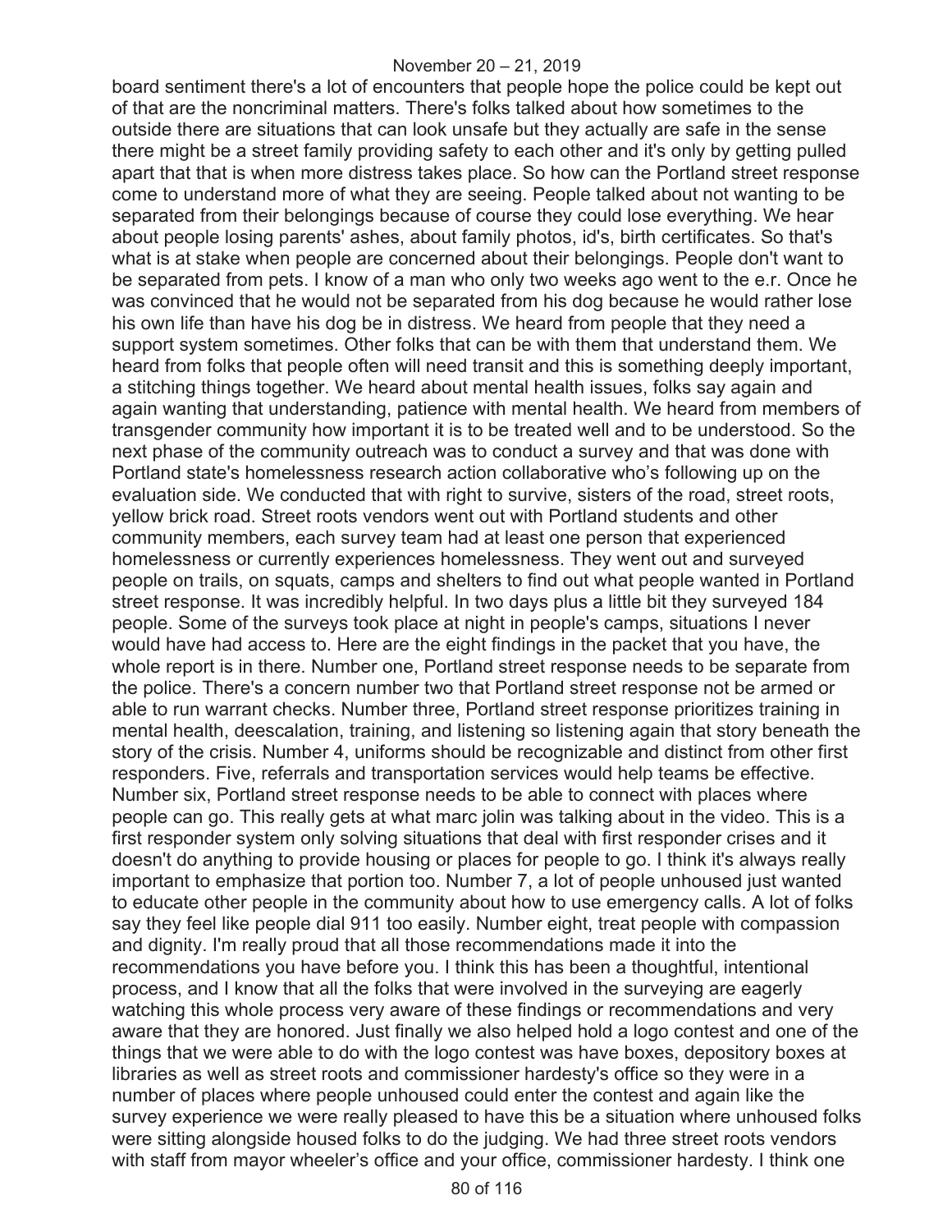board sentiment there's a lot of encounters that people hope the police could be kept out of that are the noncriminal matters. There's folks talked about how sometimes to the outside there are situations that can look unsafe but they actually are safe in the sense there might be a street family providing safety to each other and it's only by getting pulled apart that that is when more distress takes place. So how can the Portland street response come to understand more of what they are seeing. People talked about not wanting to be separated from their belongings because of course they could lose everything. We hear about people losing parents' ashes, about family photos, id's, birth certificates. So that's what is at stake when people are concerned about their belongings. People don't want to be separated from pets. I know of a man who only two weeks ago went to the e.r. Once he was convinced that he would not be separated from his dog because he would rather lose his own life than have his dog be in distress. We heard from people that they need a support system sometimes. Other folks that can be with them that understand them. We heard from folks that people often will need transit and this is something deeply important, a stitching things together. We heard about mental health issues, folks say again and again wanting that understanding, patience with mental health. We heard from members of transgender community how important it is to be treated well and to be understood. So the next phase of the community outreach was to conduct a survey and that was done with Portland state's homelessness research action collaborative who's following up on the evaluation side. We conducted that with right to survive, sisters of the road, street roots, yellow brick road. Street roots vendors went out with Portland students and other community members, each survey team had at least one person that experienced homelessness or currently experiences homelessness. They went out and surveyed people on trails, on squats, camps and shelters to find out what people wanted in Portland street response. It was incredibly helpful. In two days plus a little bit they surveyed 184 people. Some of the surveys took place at night in people's camps, situations I never would have had access to. Here are the eight findings in the packet that you have, the whole report is in there. Number one, Portland street response needs to be separate from the police. There's a concern number two that Portland street response not be armed or able to run warrant checks. Number three, Portland street response prioritizes training in mental health, deescalation, training, and listening so listening again that story beneath the story of the crisis. Number 4, uniforms should be recognizable and distinct from other first responders. Five, referrals and transportation services would help teams be effective. Number six, Portland street response needs to be able to connect with places where people can go. This really gets at what marc jolin was talking about in the video. This is a first responder system only solving situations that deal with first responder crises and it doesn't do anything to provide housing or places for people to go. I think it's always really important to emphasize that portion too. Number 7, a lot of people unhoused just wanted to educate other people in the community about how to use emergency calls. A lot of folks say they feel like people dial 911 too easily. Number eight, treat people with compassion and dignity. I'm really proud that all those recommendations made it into the recommendations you have before you. I think this has been a thoughtful, intentional process, and I know that all the folks that were involved in the surveying are eagerly watching this whole process very aware of these findings or recommendations and very aware that they are honored. Just finally we also helped hold a logo contest and one of the things that we were able to do with the logo contest was have boxes, depository boxes at libraries as well as street roots and commissioner hardesty's office so they were in a number of places where people unhoused could enter the contest and again like the survey experience we were really pleased to have this be a situation where unhoused folks were sitting alongside housed folks to do the judging. We had three street roots vendors with staff from mayor wheeler's office and your office, commissioner hardesty. I think one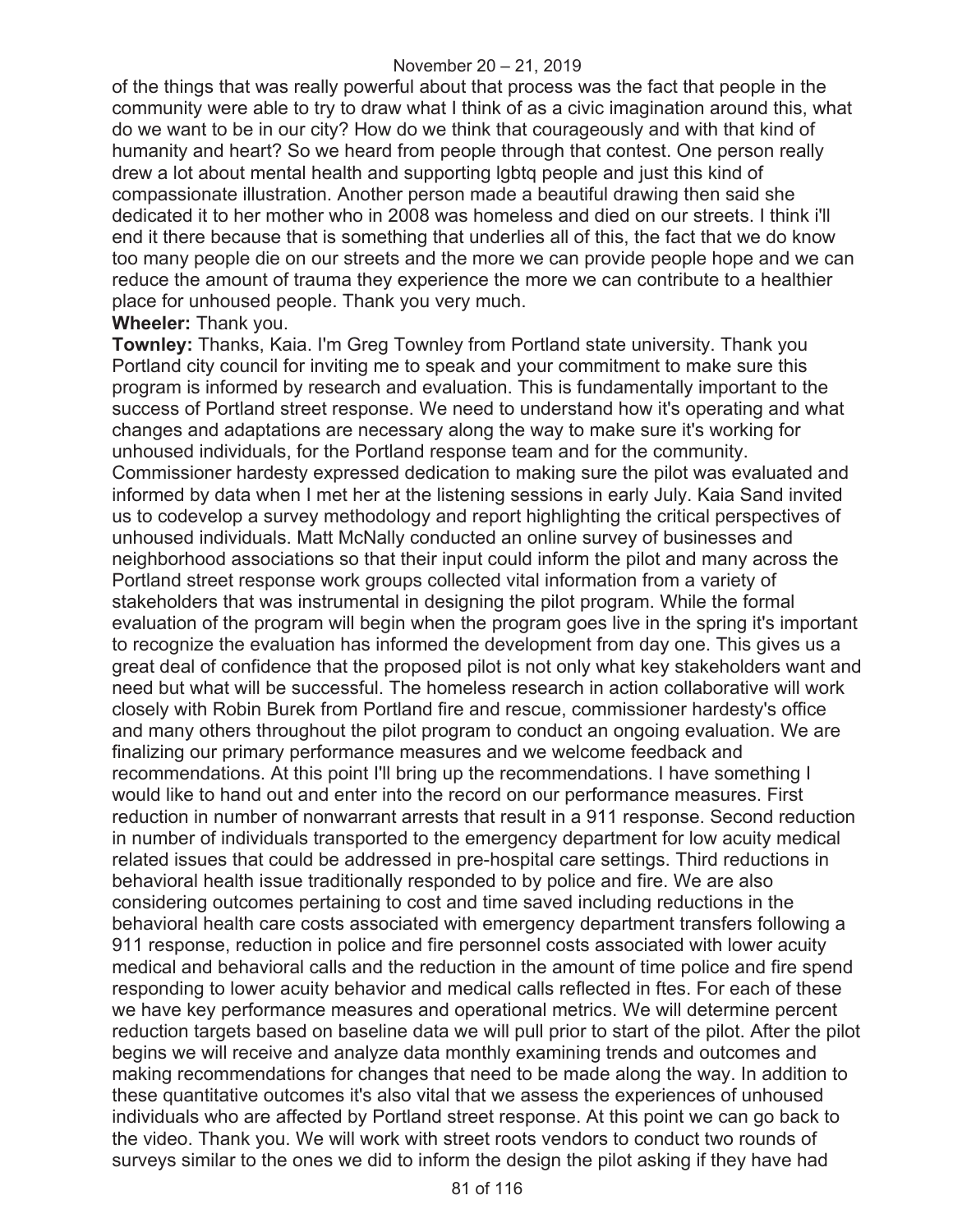of the things that was really powerful about that process was the fact that people in the community were able to try to draw what I think of as a civic imagination around this, what do we want to be in our city? How do we think that courageously and with that kind of humanity and heart? So we heard from people through that contest. One person really drew a lot about mental health and supporting lgbtq people and just this kind of compassionate illustration. Another person made a beautiful drawing then said she dedicated it to her mother who in 2008 was homeless and died on our streets. I think i'll end it there because that is something that underlies all of this, the fact that we do know too many people die on our streets and the more we can provide people hope and we can reduce the amount of trauma they experience the more we can contribute to a healthier place for unhoused people. Thank you very much.

**Wheeler:** Thank you.

**Townley:** Thanks, Kaia. I'm Greg Townley from Portland state university. Thank you Portland city council for inviting me to speak and your commitment to make sure this program is informed by research and evaluation. This is fundamentally important to the success of Portland street response. We need to understand how it's operating and what changes and adaptations are necessary along the way to make sure it's working for unhoused individuals, for the Portland response team and for the community. Commissioner hardesty expressed dedication to making sure the pilot was evaluated and informed by data when I met her at the listening sessions in early July. Kaia Sand invited us to codevelop a survey methodology and report highlighting the critical perspectives of unhoused individuals. Matt McNally conducted an online survey of businesses and neighborhood associations so that their input could inform the pilot and many across the Portland street response work groups collected vital information from a variety of stakeholders that was instrumental in designing the pilot program. While the formal evaluation of the program will begin when the program goes live in the spring it's important to recognize the evaluation has informed the development from day one. This gives us a great deal of confidence that the proposed pilot is not only what key stakeholders want and need but what will be successful. The homeless research in action collaborative will work closely with Robin Burek from Portland fire and rescue, commissioner hardesty's office and many others throughout the pilot program to conduct an ongoing evaluation. We are finalizing our primary performance measures and we welcome feedback and recommendations. At this point I'll bring up the recommendations. I have something I would like to hand out and enter into the record on our performance measures. First reduction in number of nonwarrant arrests that result in a 911 response. Second reduction in number of individuals transported to the emergency department for low acuity medical related issues that could be addressed in pre-hospital care settings. Third reductions in behavioral health issue traditionally responded to by police and fire. We are also considering outcomes pertaining to cost and time saved including reductions in the behavioral health care costs associated with emergency department transfers following a 911 response, reduction in police and fire personnel costs associated with lower acuity medical and behavioral calls and the reduction in the amount of time police and fire spend responding to lower acuity behavior and medical calls reflected in ftes. For each of these we have key performance measures and operational metrics. We will determine percent reduction targets based on baseline data we will pull prior to start of the pilot. After the pilot begins we will receive and analyze data monthly examining trends and outcomes and making recommendations for changes that need to be made along the way. In addition to these quantitative outcomes it's also vital that we assess the experiences of unhoused individuals who are affected by Portland street response. At this point we can go back to the video. Thank you. We will work with street roots vendors to conduct two rounds of surveys similar to the ones we did to inform the design the pilot asking if they have had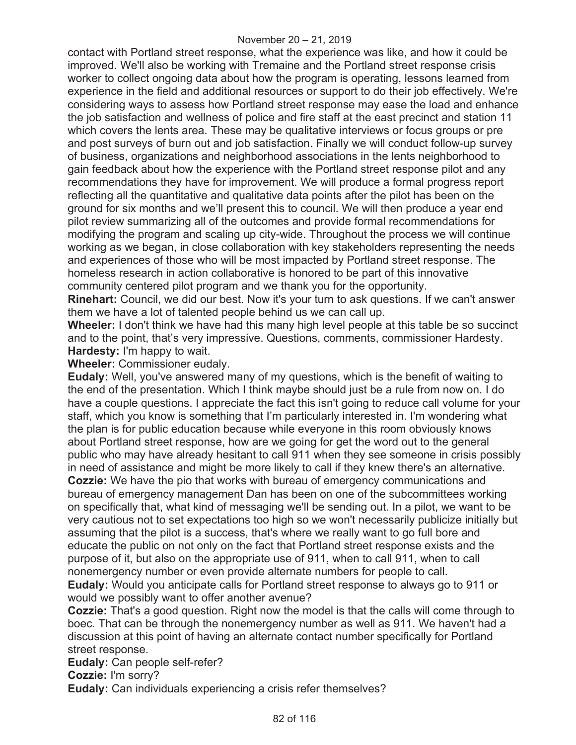contact with Portland street response, what the experience was like, and how it could be improved. We'll also be working with Tremaine and the Portland street response crisis worker to collect ongoing data about how the program is operating, lessons learned from experience in the field and additional resources or support to do their job effectively. We're considering ways to assess how Portland street response may ease the load and enhance the job satisfaction and wellness of police and fire staff at the east precinct and station 11 which covers the lents area. These may be qualitative interviews or focus groups or pre and post surveys of burn out and job satisfaction. Finally we will conduct follow-up survey of business, organizations and neighborhood associations in the lents neighborhood to gain feedback about how the experience with the Portland street response pilot and any recommendations they have for improvement. We will produce a formal progress report reflecting all the quantitative and qualitative data points after the pilot has been on the ground for six months and we'll present this to council. We will then produce a year end pilot review summarizing all of the outcomes and provide formal recommendations for modifying the program and scaling up city-wide. Throughout the process we will continue working as we began, in close collaboration with key stakeholders representing the needs and experiences of those who will be most impacted by Portland street response. The homeless research in action collaborative is honored to be part of this innovative community centered pilot program and we thank you for the opportunity.

**Rinehart:** Council, we did our best. Now it's your turn to ask questions. If we can't answer them we have a lot of talented people behind us we can call up.

**Wheeler:** I don't think we have had this many high level people at this table be so succinct and to the point, that's very impressive. Questions, comments, commissioner Hardesty.

**Hardesty:** I'm happy to wait.

**Wheeler:** Commissioner eudaly.

**Eudaly:** Well, you've answered many of my questions, which is the benefit of waiting to the end of the presentation. Which I think maybe should just be a rule from now on. I do have a couple questions. I appreciate the fact this isn't going to reduce call volume for your staff, which you know is something that I'm particularly interested in. I'm wondering what the plan is for public education because while everyone in this room obviously knows about Portland street response, how are we going for get the word out to the general public who may have already hesitant to call 911 when they see someone in crisis possibly in need of assistance and might be more likely to call if they knew there's an alternative.

**Cozzie:** We have the pio that works with bureau of emergency communications and bureau of emergency management Dan has been on one of the subcommittees working on specifically that, what kind of messaging we'll be sending out. In a pilot, we want to be very cautious not to set expectations too high so we won't necessarily publicize initially but assuming that the pilot is a success, that's where we really want to go full bore and educate the public on not only on the fact that Portland street response exists and the purpose of it, but also on the appropriate use of 911, when to call 911, when to call nonemergency number or even provide alternate numbers for people to call.

**Eudaly:** Would you anticipate calls for Portland street response to always go to 911 or would we possibly want to offer another avenue?

**Cozzie:** That's a good question. Right now the model is that the calls will come through to boec. That can be through the nonemergency number as well as 911. We haven't had a discussion at this point of having an alternate contact number specifically for Portland street response.

**Eudaly:** Can people self-refer?

**Cozzie:** I'm sorry?

**Eudaly:** Can individuals experiencing a crisis refer themselves?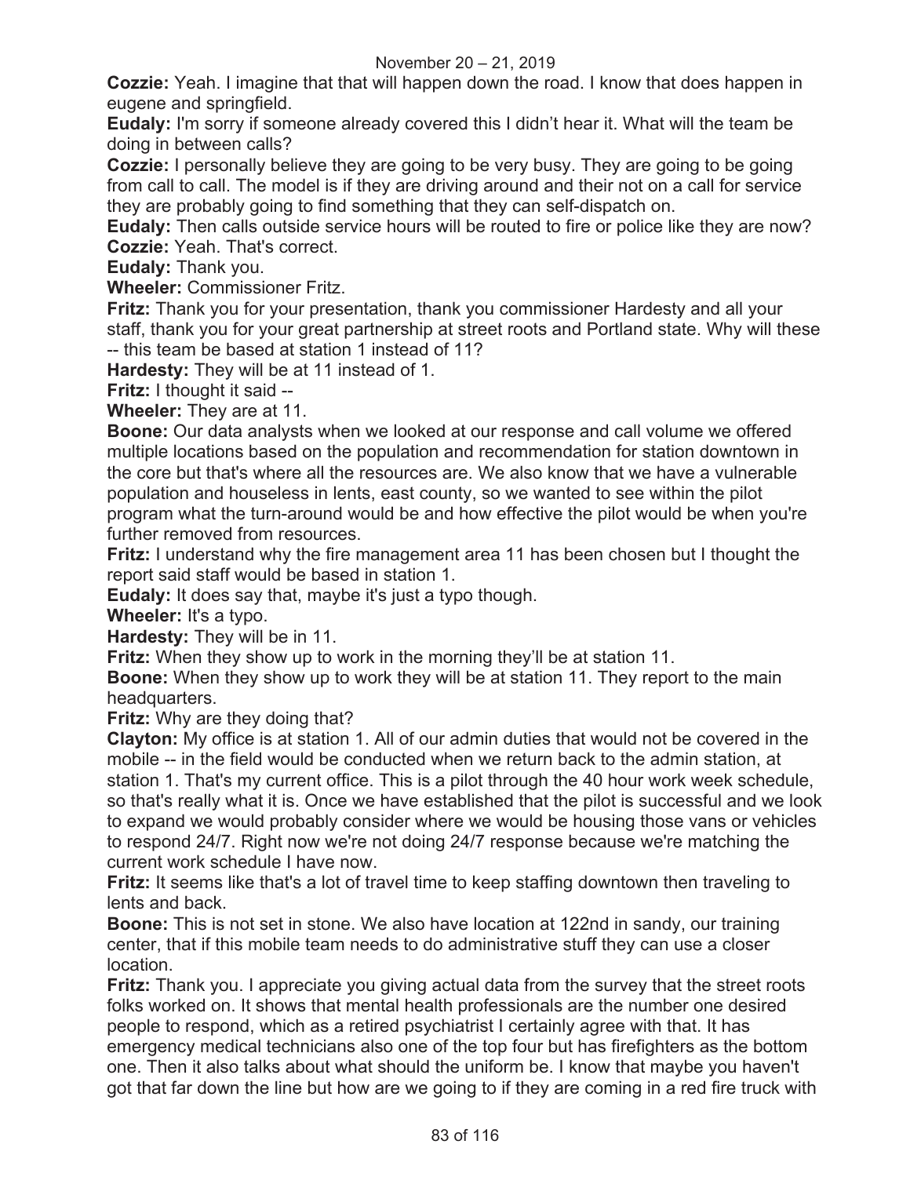**Cozzie:** Yeah. I imagine that that will happen down the road. I know that does happen in eugene and springfield.

**Eudaly:** I'm sorry if someone already covered this I didn't hear it. What will the team be doing in between calls?

**Cozzie:** I personally believe they are going to be very busy. They are going to be going from call to call. The model is if they are driving around and their not on a call for service they are probably going to find something that they can self-dispatch on.

**Eudaly:** Then calls outside service hours will be routed to fire or police like they are now?

**Cozzie:** Yeah. That's correct.

**Eudaly:** Thank you.

**Wheeler:** Commissioner Fritz.

**Fritz:** Thank you for your presentation, thank you commissioner Hardesty and all your staff, thank you for your great partnership at street roots and Portland state. Why will these -- this team be based at station 1 instead of 11?

**Hardesty:** They will be at 11 instead of 1.

**Fritz:** I thought it said --

**Wheeler:** They are at 11.

**Boone:** Our data analysts when we looked at our response and call volume we offered multiple locations based on the population and recommendation for station downtown in the core but that's where all the resources are. We also know that we have a vulnerable population and houseless in lents, east county, so we wanted to see within the pilot program what the turn-around would be and how effective the pilot would be when you're further removed from resources.

**Fritz:** I understand why the fire management area 11 has been chosen but I thought the report said staff would be based in station 1.

**Eudaly:** It does say that, maybe it's just a typo though.

**Wheeler:** It's a typo.

**Hardesty:** They will be in 11.

**Fritz:** When they show up to work in the morning they'll be at station 11.

**Boone:** When they show up to work they will be at station 11. They report to the main headquarters.

**Fritz:** Why are they doing that?

**Clayton:** My office is at station 1. All of our admin duties that would not be covered in the mobile -- in the field would be conducted when we return back to the admin station, at station 1. That's my current office. This is a pilot through the 40 hour work week schedule, so that's really what it is. Once we have established that the pilot is successful and we look to expand we would probably consider where we would be housing those vans or vehicles to respond 24/7. Right now we're not doing 24/7 response because we're matching the current work schedule I have now.

**Fritz:** It seems like that's a lot of travel time to keep staffing downtown then traveling to lents and back.

**Boone:** This is not set in stone. We also have location at 122nd in sandy, our training center, that if this mobile team needs to do administrative stuff they can use a closer location.

**Fritz:** Thank you. I appreciate you giving actual data from the survey that the street roots folks worked on. It shows that mental health professionals are the number one desired people to respond, which as a retired psychiatrist I certainly agree with that. It has emergency medical technicians also one of the top four but has firefighters as the bottom one. Then it also talks about what should the uniform be. I know that maybe you haven't got that far down the line but how are we going to if they are coming in a red fire truck with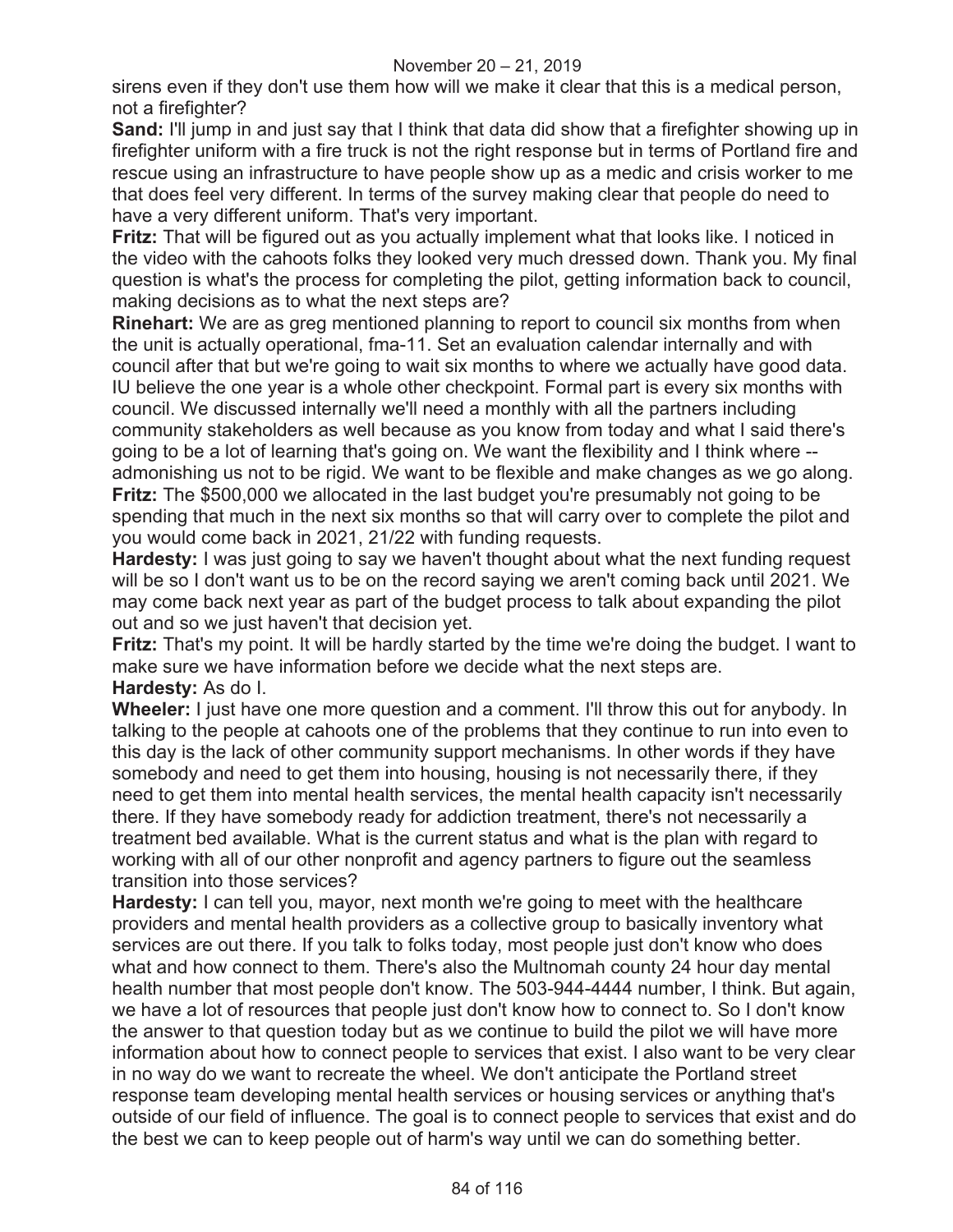sirens even if they don't use them how will we make it clear that this is a medical person, not a firefighter?

**Sand:** I'll jump in and just say that I think that data did show that a firefighter showing up in firefighter uniform with a fire truck is not the right response but in terms of Portland fire and rescue using an infrastructure to have people show up as a medic and crisis worker to me that does feel very different. In terms of the survey making clear that people do need to have a very different uniform. That's very important.

**Fritz:** That will be figured out as you actually implement what that looks like. I noticed in the video with the cahoots folks they looked very much dressed down. Thank you. My final question is what's the process for completing the pilot, getting information back to council, making decisions as to what the next steps are?

**Rinehart:** We are as greg mentioned planning to report to council six months from when the unit is actually operational, fma-11. Set an evaluation calendar internally and with council after that but we're going to wait six months to where we actually have good data. IU believe the one year is a whole other checkpoint. Formal part is every six months with council. We discussed internally we'll need a monthly with all the partners including community stakeholders as well because as you know from today and what I said there's going to be a lot of learning that's going on. We want the flexibility and I think where -- admonishing us not to be rigid. We want to be flexible and make changes as we go along.

**Fritz:** The $500,000 we allocated in the last budget you're presumably not going to be spending that much in the next six months so that will carry over to complete the pilot and you would come back in 2021, 21/22 with funding requests.

**Hardesty:** I was just going to say we haven't thought about what the next funding request will be so I don't want us to be on the record saying we aren't coming back until 2021. We may come back next year as part of the budget process to talk about expanding the pilot out and so we just haven't that decision yet.

**Fritz:** That's my point. It will be hardly started by the time we're doing the budget. I want to make sure we have information before we decide what the next steps are.

**Hardesty:** As do I.

**Wheeler:** I just have one more question and a comment. I'll throw this out for anybody. In talking to the people at cahoots one of the problems that they continue to run into even to this day is the lack of other community support mechanisms. In other words if they have somebody and need to get them into housing, housing is not necessarily there, if they need to get them into mental health services, the mental health capacity isn't necessarily there. If they have somebody ready for addiction treatment, there's not necessarily a treatment bed available. What is the current status and what is the plan with regard to working with all of our other nonprofit and agency partners to figure out the seamless transition into those services?

**Hardesty:** I can tell you, mayor, next month we're going to meet with the healthcare providers and mental health providers as a collective group to basically inventory what services are out there. If you talk to folks today, most people just don't know who does what and how connect to them. There's also the Multnomah county 24 hour day mental health number that most people don't know. The 503-944-4444 number, I think. But again, we have a lot of resources that people just don't know how to connect to. So I don't know the answer to that question today but as we continue to build the pilot we will have more information about how to connect people to services that exist. I also want to be very clear in no way do we want to recreate the wheel. We don't anticipate the Portland street response team developing mental health services or housing services or anything that's outside of our field of influence. The goal is to connect people to services that exist and do the best we can to keep people out of harm's way until we can do something better.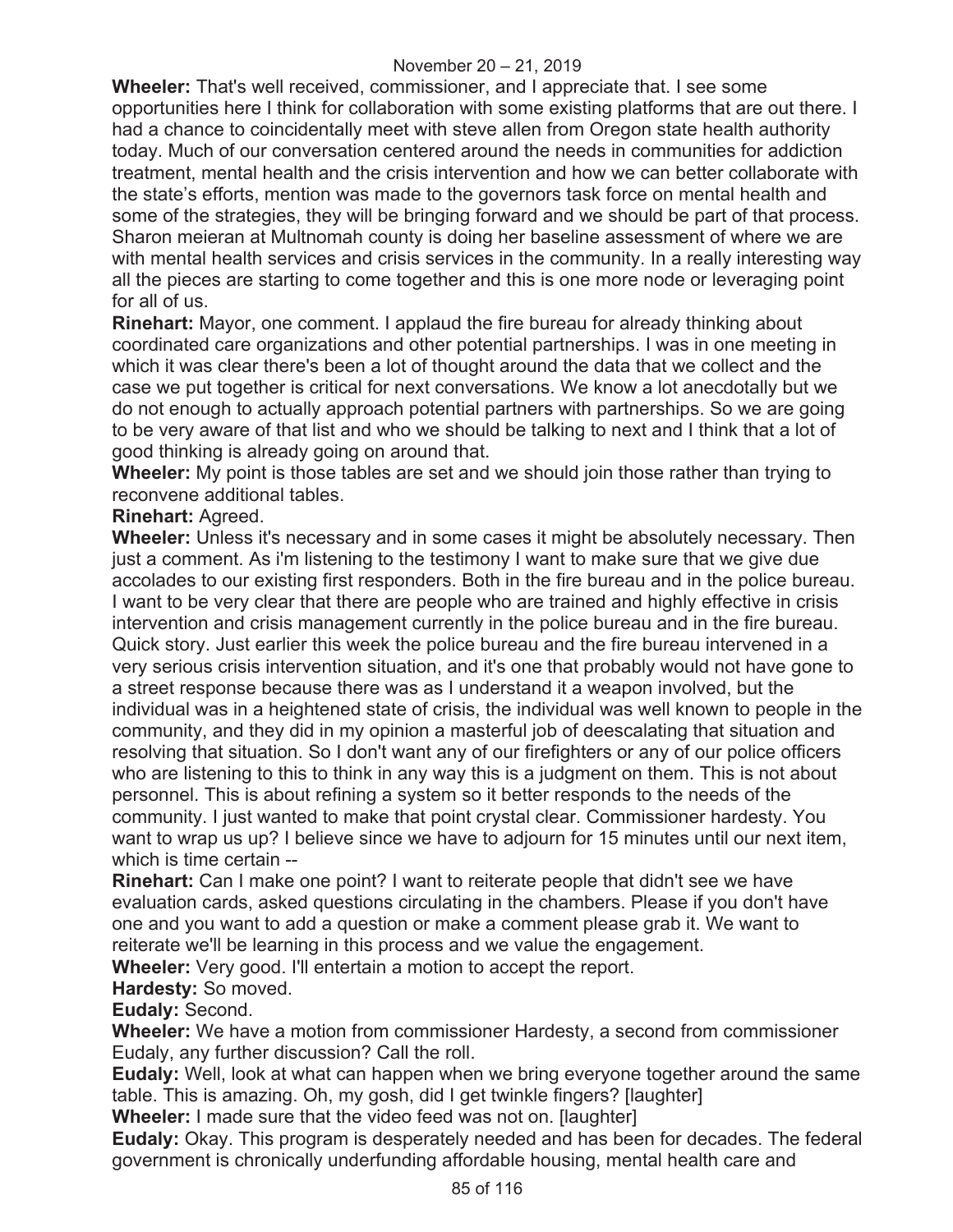**Wheeler:** That's well received, commissioner, and I appreciate that. I see some opportunities here I think for collaboration with some existing platforms that are out there. I had a chance to coincidentally meet with steve allen from Oregon state health authority today. Much of our conversation centered around the needs in communities for addiction treatment, mental health and the crisis intervention and how we can better collaborate with the state's efforts, mention was made to the governors task force on mental health and some of the strategies, they will be bringing forward and we should be part of that process. Sharon meieran at Multnomah county is doing her baseline assessment of where we are with mental health services and crisis services in the community. In a really interesting way all the pieces are starting to come together and this is one more node or leveraging point for all of us.

**Rinehart:** Mayor, one comment. I applaud the fire bureau for already thinking about coordinated care organizations and other potential partnerships. I was in one meeting in which it was clear there's been a lot of thought around the data that we collect and the case we put together is critical for next conversations. We know a lot anecdotally but we do not enough to actually approach potential partners with partnerships. So we are going to be very aware of that list and who we should be talking to next and I think that a lot of good thinking is already going on around that.

**Wheeler:** My point is those tables are set and we should join those rather than trying to reconvene additional tables.

**Rinehart:** Agreed.

**Wheeler:** Unless it's necessary and in some cases it might be absolutely necessary. Then just a comment. As i'm listening to the testimony I want to make sure that we give due accolades to our existing first responders. Both in the fire bureau and in the police bureau. I want to be very clear that there are people who are trained and highly effective in crisis intervention and crisis management currently in the police bureau and in the fire bureau. Quick story. Just earlier this week the police bureau and the fire bureau intervened in a very serious crisis intervention situation, and it's one that probably would not have gone to a street response because there was as I understand it a weapon involved, but the individual was in a heightened state of crisis, the individual was well known to people in the community, and they did in my opinion a masterful job of deescalating that situation and resolving that situation. So I don't want any of our firefighters or any of our police officers who are listening to this to think in any way this is a judgment on them. This is not about personnel. This is about refining a system so it better responds to the needs of the community. I just wanted to make that point crystal clear. Commissioner hardesty. You want to wrap us up? I believe since we have to adjourn for 15 minutes until our next item, which is time certain --

**Rinehart:** Can I make one point? I want to reiterate people that didn't see we have evaluation cards, asked questions circulating in the chambers. Please if you don't have one and you want to add a question or make a comment please grab it. We want to reiterate we'll be learning in this process and we value the engagement.

**Wheeler:** Very good. I'll entertain a motion to accept the report.

**Hardesty:** So moved.

**Eudaly:** Second.

**Wheeler:** We have a motion from commissioner Hardesty, a second from commissioner Eudaly, any further discussion? Call the roll.

**Eudaly:** Well, look at what can happen when we bring everyone together around the same table. This is amazing. Oh, my gosh, did I get twinkle fingers? [laughter]

**Wheeler:** I made sure that the video feed was not on. [laughter]

**Eudaly:** Okay. This program is desperately needed and has been for decades. The federal government is chronically underfunding affordable housing, mental health care and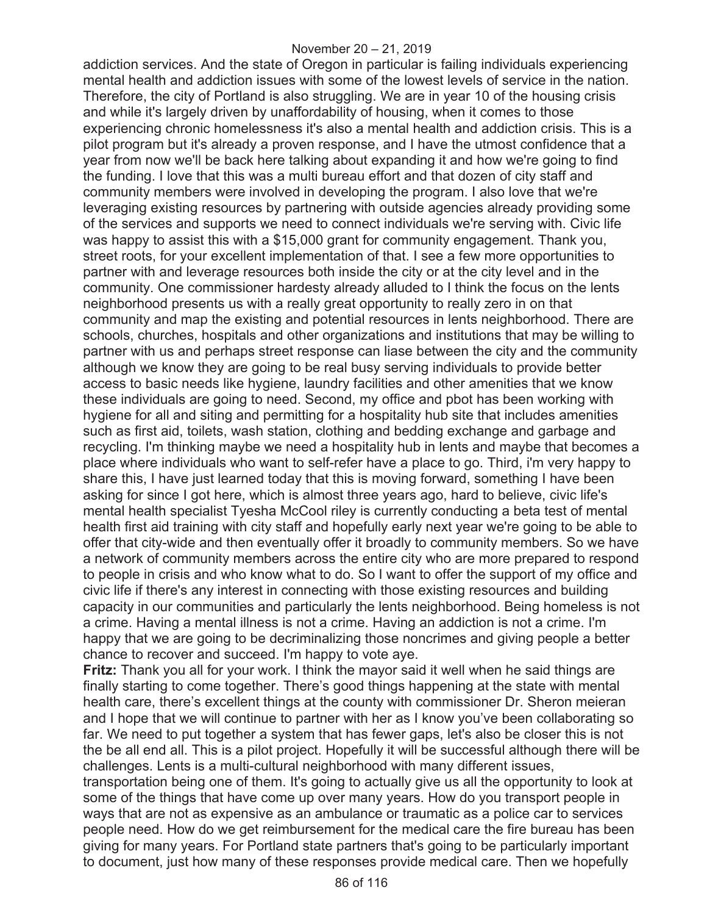addiction services. And the state of Oregon in particular is failing individuals experiencing mental health and addiction issues with some of the lowest levels of service in the nation. Therefore, the city of Portland is also struggling. We are in year 10 of the housing crisis and while it's largely driven by unaffordability of housing, when it comes to those experiencing chronic homelessness it's also a mental health and addiction crisis. This is a pilot program but it's already a proven response, and I have the utmost confidence that a year from now we'll be back here talking about expanding it and how we're going to find the funding. I love that this was a multi bureau effort and that dozen of city staff and community members were involved in developing the program. I also love that we're leveraging existing resources by partnering with outside agencies already providing some of the services and supports we need to connect individuals we're serving with. Civic life was happy to assist this with a $15,000 grant for community engagement. Thank you, street roots, for your excellent implementation of that. I see a few more opportunities to partner with and leverage resources both inside the city or at the city level and in the community. One commissioner hardesty already alluded to I think the focus on the lents neighborhood presents us with a really great opportunity to really zero in on that community and map the existing and potential resources in lents neighborhood. There are schools, churches, hospitals and other organizations and institutions that may be willing to partner with us and perhaps street response can liase between the city and the community although we know they are going to be real busy serving individuals to provide better access to basic needs like hygiene, laundry facilities and other amenities that we know these individuals are going to need. Second, my office and pbot has been working with hygiene for all and siting and permitting for a hospitality hub site that includes amenities such as first aid, toilets, wash station, clothing and bedding exchange and garbage and recycling. I'm thinking maybe we need a hospitality hub in lents and maybe that becomes a place where individuals who want to self-refer have a place to go. Third, i'm very happy to share this, I have just learned today that this is moving forward, something I have been asking for since I got here, which is almost three years ago, hard to believe, civic life's mental health specialist Tyesha McCool riley is currently conducting a beta test of mental health first aid training with city staff and hopefully early next year we're going to be able to offer that city-wide and then eventually offer it broadly to community members. So we have a network of community members across the entire city who are more prepared to respond to people in crisis and who know what to do. So I want to offer the support of my office and civic life if there's any interest in connecting with those existing resources and building capacity in our communities and particularly the lents neighborhood. Being homeless is not a crime. Having a mental illness is not a crime. Having an addiction is not a crime. I'm happy that we are going to be decriminalizing those noncrimes and giving people a better chance to recover and succeed. I'm happy to vote aye.

**Fritz:** Thank you all for your work. I think the mayor said it well when he said things are finally starting to come together. There's good things happening at the state with mental health care, there's excellent things at the county with commissioner Dr. Sheron meieran and I hope that we will continue to partner with her as I know you've been collaborating so far. We need to put together a system that has fewer gaps, let's also be closer this is not the be all end all. This is a pilot project. Hopefully it will be successful although there will be challenges. Lents is a multi-cultural neighborhood with many different issues, transportation being one of them. It's going to actually give us all the opportunity to look at some of the things that have come up over many years. How do you transport people in ways that are not as expensive as an ambulance or traumatic as a police car to services people need. How do we get reimbursement for the medical care the fire bureau has been giving for many years. For Portland state partners that's going to be particularly important to document, just how many of these responses provide medical care. Then we hopefully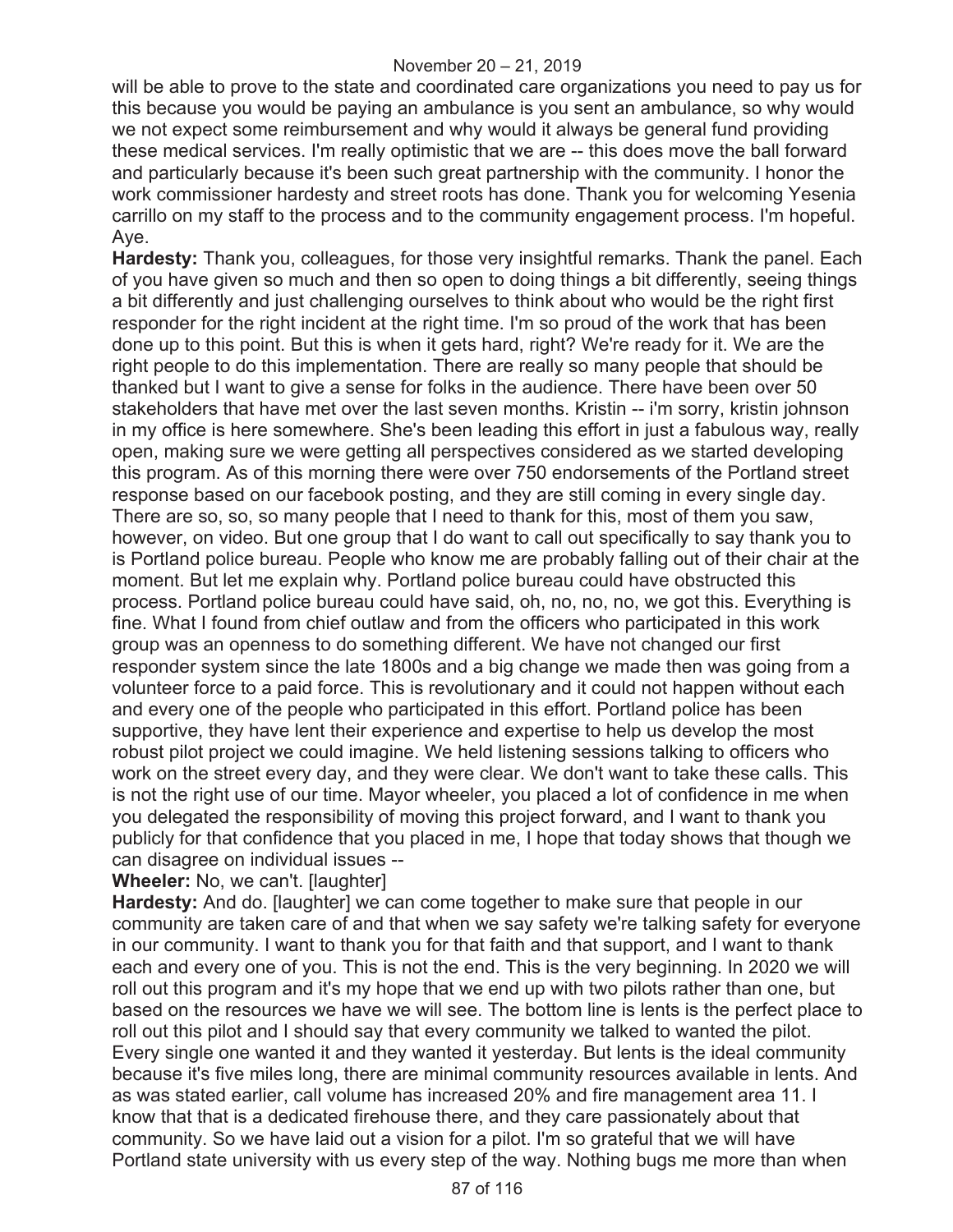will be able to prove to the state and coordinated care organizations you need to pay us for this because you would be paying an ambulance is you sent an ambulance, so why would we not expect some reimbursement and why would it always be general fund providing these medical services. I'm really optimistic that we are -- this does move the ball forward and particularly because it's been such great partnership with the community. I honor the work commissioner hardesty and street roots has done. Thank you for welcoming Yesenia carrillo on my staff to the process and to the community engagement process. I'm hopeful. Aye.

**Hardesty:** Thank you, colleagues, for those very insightful remarks. Thank the panel. Each of you have given so much and then so open to doing things a bit differently, seeing things a bit differently and just challenging ourselves to think about who would be the right first responder for the right incident at the right time. I'm so proud of the work that has been done up to this point. But this is when it gets hard, right? We're ready for it. We are the right people to do this implementation. There are really so many people that should be thanked but I want to give a sense for folks in the audience. There have been over 50 stakeholders that have met over the last seven months. Kristin -- i'm sorry, kristin johnson in my office is here somewhere. She's been leading this effort in just a fabulous way, really open, making sure we were getting all perspectives considered as we started developing this program. As of this morning there were over 750 endorsements of the Portland street response based on our facebook posting, and they are still coming in every single day. There are so, so, so many people that I need to thank for this, most of them you saw, however, on video. But one group that I do want to call out specifically to say thank you to is Portland police bureau. People who know me are probably falling out of their chair at the moment. But let me explain why. Portland police bureau could have obstructed this process. Portland police bureau could have said, oh, no, no, no, we got this. Everything is fine. What I found from chief outlaw and from the officers who participated in this work group was an openness to do something different. We have not changed our first responder system since the late 1800s and a big change we made then was going from a volunteer force to a paid force. This is revolutionary and it could not happen without each and every one of the people who participated in this effort. Portland police has been supportive, they have lent their experience and expertise to help us develop the most robust pilot project we could imagine. We held listening sessions talking to officers who work on the street every day, and they were clear. We don't want to take these calls. This is not the right use of our time. Mayor wheeler, you placed a lot of confidence in me when you delegated the responsibility of moving this project forward, and I want to thank you publicly for that confidence that you placed in me, I hope that today shows that though we can disagree on individual issues --

**Wheeler:** No, we can't. [laughter]

**Hardesty:** And do. [laughter] we can come together to make sure that people in our community are taken care of and that when we say safety we're talking safety for everyone in our community. I want to thank you for that faith and that support, and I want to thank each and every one of you. This is not the end. This is the very beginning. In 2020 we will roll out this program and it's my hope that we end up with two pilots rather than one, but based on the resources we have we will see. The bottom line is lents is the perfect place to roll out this pilot and I should say that every community we talked to wanted the pilot. Every single one wanted it and they wanted it yesterday. But lents is the ideal community because it's five miles long, there are minimal community resources available in lents. And as was stated earlier, call volume has increased 20% and fire management area 11. I know that that is a dedicated firehouse there, and they care passionately about that community. So we have laid out a vision for a pilot. I'm so grateful that we will have Portland state university with us every step of the way. Nothing bugs me more than when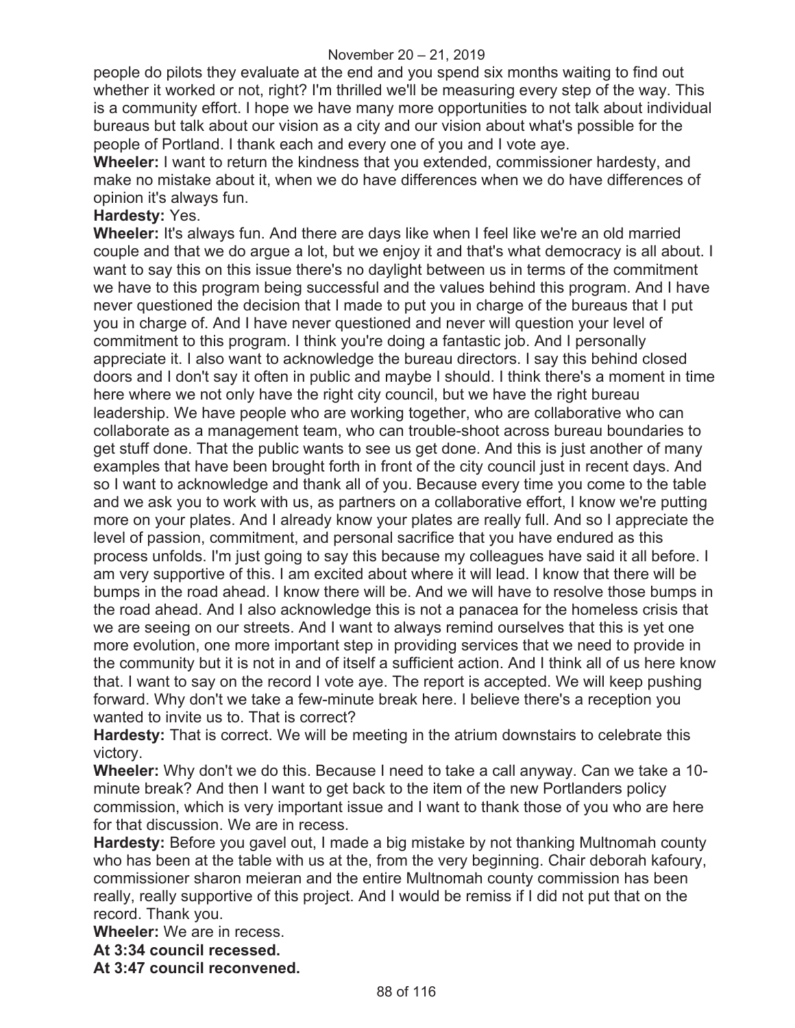people do pilots they evaluate at the end and you spend six months waiting to find out whether it worked or not, right? I'm thrilled we'll be measuring every step of the way. This is a community effort. I hope we have many more opportunities to not talk about individual bureaus but talk about our vision as a city and our vision about what's possible for the people of Portland. I thank each and every one of you and I vote aye.

**Wheeler:** I want to return the kindness that you extended, commissioner hardesty, and make no mistake about it, when we do have differences when we do have differences of opinion it's always fun.

**Hardesty:** Yes.

**Wheeler:** It's always fun. And there are days like when I feel like we're an old married couple and that we do argue a lot, but we enjoy it and that's what democracy is all about. I want to say this on this issue there's no daylight between us in terms of the commitment we have to this program being successful and the values behind this program. And I have never questioned the decision that I made to put you in charge of the bureaus that I put you in charge of. And I have never questioned and never will question your level of commitment to this program. I think you're doing a fantastic job. And I personally appreciate it. I also want to acknowledge the bureau directors. I say this behind closed doors and I don't say it often in public and maybe I should. I think there's a moment in time here where we not only have the right city council, but we have the right bureau leadership. We have people who are working together, who are collaborative who can collaborate as a management team, who can trouble-shoot across bureau boundaries to get stuff done. That the public wants to see us get done. And this is just another of many examples that have been brought forth in front of the city council just in recent days. And so I want to acknowledge and thank all of you. Because every time you come to the table and we ask you to work with us, as partners on a collaborative effort, I know we're putting more on your plates. And I already know your plates are really full. And so I appreciate the level of passion, commitment, and personal sacrifice that you have endured as this process unfolds. I'm just going to say this because my colleagues have said it all before. I am very supportive of this. I am excited about where it will lead. I know that there will be bumps in the road ahead. I know there will be. And we will have to resolve those bumps in the road ahead. And I also acknowledge this is not a panacea for the homeless crisis that we are seeing on our streets. And I want to always remind ourselves that this is yet one more evolution, one more important step in providing services that we need to provide in the community but it is not in and of itself a sufficient action. And I think all of us here know that. I want to say on the record I vote aye. The report is accepted. We will keep pushing forward. Why don't we take a few-minute break here. I believe there's a reception you wanted to invite us to. That is correct?

**Hardesty:** That is correct. We will be meeting in the atrium downstairs to celebrate this victory.

**Wheeler:** Why don't we do this. Because I need to take a call anyway. Can we take a 10-minute break? And then I want to get back to the item of the new Portlanders policy commission, which is very important issue and I want to thank those of you who are here for that discussion. We are in recess.

**Hardesty:** Before you gavel out, I made a big mistake by not thanking Multnomah county who has been at the table with us at the, from the very beginning. Chair deborah kafoury, commissioner sharon meieran and the entire Multnomah county commission has been really, really supportive of this project. And I would be remiss if I did not put that on the record. Thank you.

**Wheeler:** We are in recess.

**At 3:34 council recessed.**

**At 3:47 council reconvened.**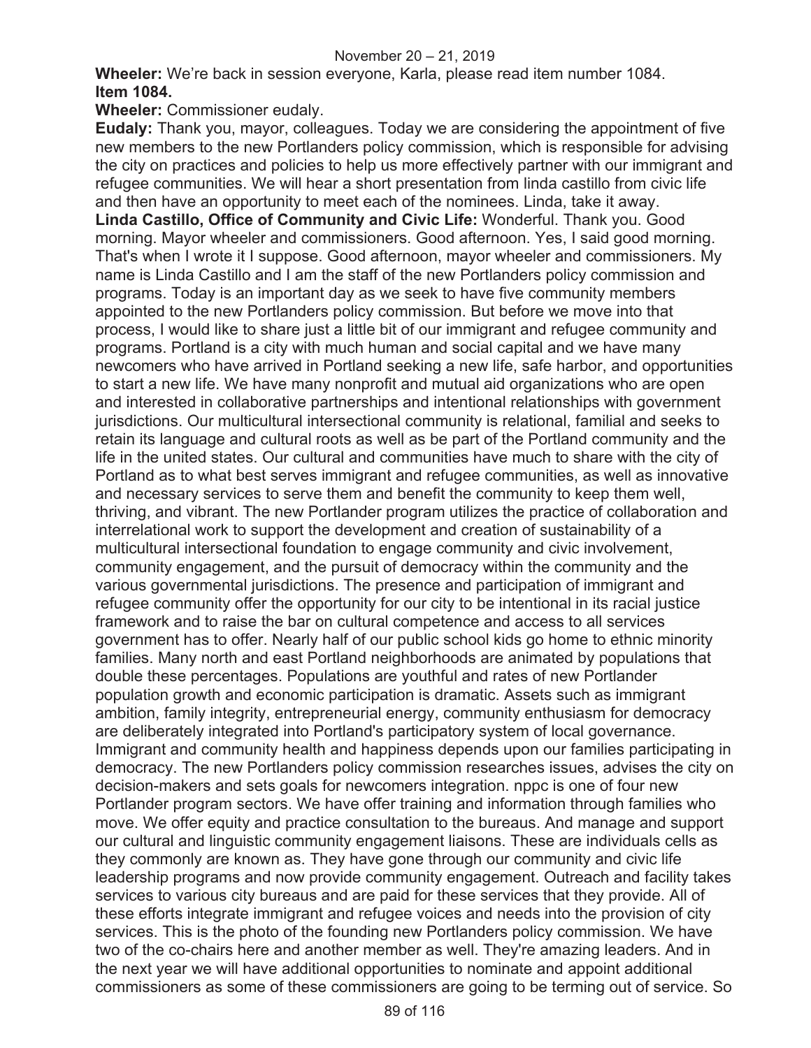**Wheeler:** We're back in session everyone, Karla, please read item number 1084.

**Item 1084.**

**Wheeler:** Commissioner eudaly.

**Eudaly:** Thank you, mayor, colleagues. Today we are considering the appointment of five new members to the new Portlanders policy commission, which is responsible for advising the city on practices and policies to help us more effectively partner with our immigrant and refugee communities. We will hear a short presentation from linda castillo from civic life and then have an opportunity to meet each of the nominees. Linda, take it away.

**Linda Castillo, Office of Community and Civic Life:** Wonderful. Thank you. Good morning. Mayor wheeler and commissioners. Good afternoon. Yes, I said good morning. That's when I wrote it I suppose. Good afternoon, mayor wheeler and commissioners. My name is Linda Castillo and I am the staff of the new Portlanders policy commission and programs. Today is an important day as we seek to have five community members appointed to the new Portlanders policy commission. But before we move into that process, I would like to share just a little bit of our immigrant and refugee community and programs. Portland is a city with much human and social capital and we have many newcomers who have arrived in Portland seeking a new life, safe harbor, and opportunities to start a new life. We have many nonprofit and mutual aid organizations who are open and interested in collaborative partnerships and intentional relationships with government jurisdictions. Our multicultural intersectional community is relational, familial and seeks to retain its language and cultural roots as well as be part of the Portland community and the life in the united states. Our cultural and communities have much to share with the city of Portland as to what best serves immigrant and refugee communities, as well as innovative and necessary services to serve them and benefit the community to keep them well, thriving, and vibrant. The new Portlander program utilizes the practice of collaboration and interrelational work to support the development and creation of sustainability of a multicultural intersectional foundation to engage community and civic involvement, community engagement, and the pursuit of democracy within the community and the various governmental jurisdictions. The presence and participation of immigrant and refugee community offer the opportunity for our city to be intentional in its racial justice framework and to raise the bar on cultural competence and access to all services government has to offer. Nearly half of our public school kids go home to ethnic minority families. Many north and east Portland neighborhoods are animated by populations that double these percentages. Populations are youthful and rates of new Portlander population growth and economic participation is dramatic. Assets such as immigrant ambition, family integrity, entrepreneurial energy, community enthusiasm for democracy are deliberately integrated into Portland's participatory system of local governance. Immigrant and community health and happiness depends upon our families participating in democracy. The new Portlanders policy commission researches issues, advises the city on decision-makers and sets goals for newcomers integration. nppc is one of four new Portlander program sectors. We have offer training and information through families who move. We offer equity and practice consultation to the bureaus. And manage and support our cultural and linguistic community engagement liaisons. These are individuals cells as they commonly are known as. They have gone through our community and civic life leadership programs and now provide community engagement. Outreach and facility takes services to various city bureaus and are paid for these services that they provide. All of these efforts integrate immigrant and refugee voices and needs into the provision of city services. This is the photo of the founding new Portlanders policy commission. We have two of the co-chairs here and another member as well. They're amazing leaders. And in the next year we will have additional opportunities to nominate and appoint additional commissioners as some of these commissioners are going to be terming out of service. So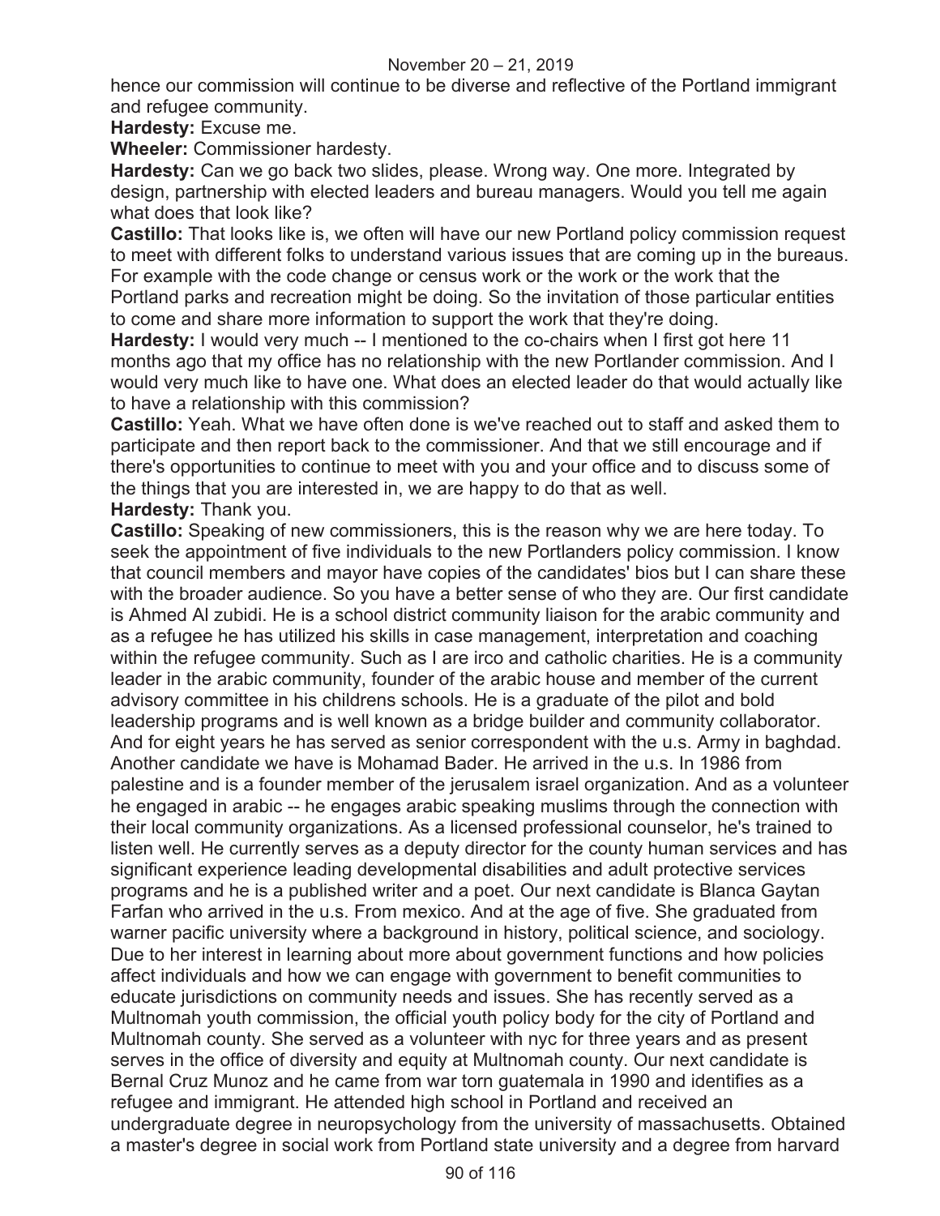hence our commission will continue to be diverse and reflective of the Portland immigrant and refugee community.

**Hardesty:** Excuse me.

**Wheeler:** Commissioner hardesty.

**Hardesty:** Can we go back two slides, please. Wrong way. One more. Integrated by design, partnership with elected leaders and bureau managers. Would you tell me again what does that look like?

**Castillo:** That looks like is, we often will have our new Portland policy commission request to meet with different folks to understand various issues that are coming up in the bureaus. For example with the code change or census work or the work or the work that the Portland parks and recreation might be doing. So the invitation of those particular entities to come and share more information to support the work that they're doing.

**Hardesty:** I would very much -- I mentioned to the co-chairs when I first got here 11 months ago that my office has no relationship with the new Portlander commission. And I would very much like to have one. What does an elected leader do that would actually like to have a relationship with this commission?

**Castillo:** Yeah. What we have often done is we've reached out to staff and asked them to participate and then report back to the commissioner. And that we still encourage and if there's opportunities to continue to meet with you and your office and to discuss some of the things that you are interested in, we are happy to do that as well.

**Hardesty:** Thank you.

**Castillo:** Speaking of new commissioners, this is the reason why we are here today. To seek the appointment of five individuals to the new Portlanders policy commission. I know that council members and mayor have copies of the candidates' bios but I can share these with the broader audience. So you have a better sense of who they are. Our first candidate is Ahmed Al zubidi. He is a school district community liaison for the arabic community and as a refugee he has utilized his skills in case management, interpretation and coaching within the refugee community. Such as I are irco and catholic charities. He is a community leader in the arabic community, founder of the arabic house and member of the current advisory committee in his childrens schools. He is a graduate of the pilot and bold leadership programs and is well known as a bridge builder and community collaborator. And for eight years he has served as senior correspondent with the u.s. Army in baghdad. Another candidate we have is Mohamad Bader. He arrived in the u.s. In 1986 from palestine and is a founder member of the jerusalem israel organization. And as a volunteer he engaged in arabic -- he engages arabic speaking muslims through the connection with their local community organizations. As a licensed professional counselor, he's trained to listen well. He currently serves as a deputy director for the county human services and has significant experience leading developmental disabilities and adult protective services programs and he is a published writer and a poet. Our next candidate is Blanca Gaytan Farfan who arrived in the u.s. From mexico. And at the age of five. She graduated from warner pacific university where a background in history, political science, and sociology. Due to her interest in learning about more about government functions and how policies affect individuals and how we can engage with government to benefit communities to educate jurisdictions on community needs and issues. She has recently served as a Multnomah youth commission, the official youth policy body for the city of Portland and Multnomah county. She served as a volunteer with nyc for three years and as present serves in the office of diversity and equity at Multnomah county. Our next candidate is Bernal Cruz Munoz and he came from war torn guatemala in 1990 and identifies as a refugee and immigrant. He attended high school in Portland and received an undergraduate degree in neuropsychology from the university of massachusetts. Obtained a master's degree in social work from Portland state university and a degree from harvard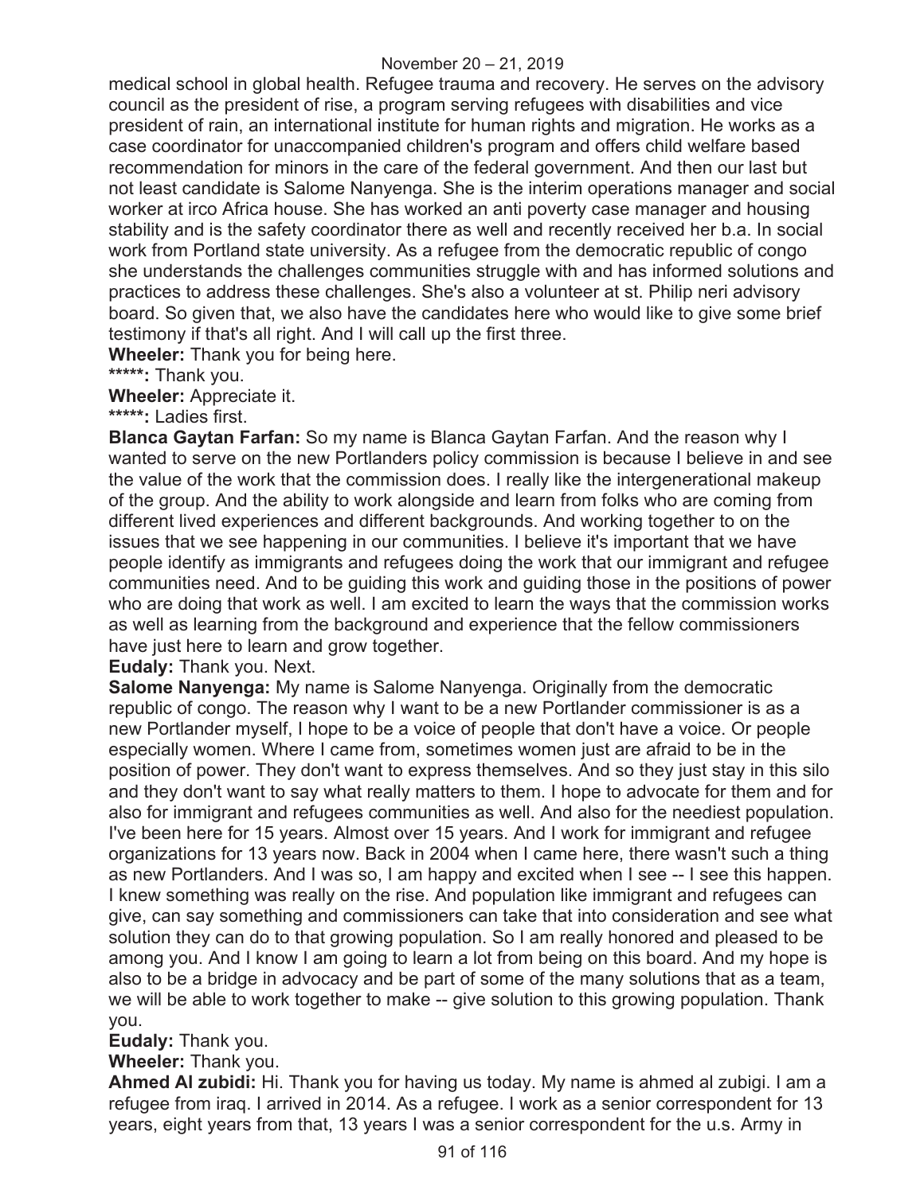medical school in global health. Refugee trauma and recovery. He serves on the advisory council as the president of rise, a program serving refugees with disabilities and vice president of rain, an international institute for human rights and migration. He works as a case coordinator for unaccompanied children's program and offers child welfare based recommendation for minors in the care of the federal government. And then our last but not least candidate is Salome Nanyenga. She is the interim operations manager and social worker at irco Africa house. She has worked an anti poverty case manager and housing stability and is the safety coordinator there as well and recently received her b.a. In social work from Portland state university. As a refugee from the democratic republic of congo she understands the challenges communities struggle with and has informed solutions and practices to address these challenges. She's also a volunteer at st. Philip neri advisory board. So given that, we also have the candidates here who would like to give some brief testimony if that's all right. And I will call up the first three.

**Wheeler:** Thank you for being here.

*****:** Thank you.

**Wheeler:** Appreciate it.

*****:** Ladies first.

**Blanca Gaytan Farfan:** So my name is Blanca Gaytan Farfan. And the reason why I wanted to serve on the new Portlanders policy commission is because I believe in and see the value of the work that the commission does. I really like the intergenerational makeup of the group. And the ability to work alongside and learn from folks who are coming from different lived experiences and different backgrounds. And working together to on the issues that we see happening in our communities. I believe it's important that we have people identify as immigrants and refugees doing the work that our immigrant and refugee communities need. And to be guiding this work and guiding those in the positions of power who are doing that work as well. I am excited to learn the ways that the commission works as well as learning from the background and experience that the fellow commissioners have just here to learn and grow together.

**Eudaly:** Thank you. Next.

**Salome Nanyenga:** My name is Salome Nanyenga. Originally from the democratic republic of congo. The reason why I want to be a new Portlander commissioner is as a new Portlander myself, I hope to be a voice of people that don't have a voice. Or people especially women. Where I came from, sometimes women just are afraid to be in the position of power. They don't want to express themselves. And so they just stay in this silo and they don't want to say what really matters to them. I hope to advocate for them and for also for immigrant and refugees communities as well. And also for the neediest population. I've been here for 15 years. Almost over 15 years. And I work for immigrant and refugee organizations for 13 years now. Back in 2004 when I came here, there wasn't such a thing as new Portlanders. And I was so, I am happy and excited when I see -- I see this happen. I knew something was really on the rise. And population like immigrant and refugees can give, can say something and commissioners can take that into consideration and see what solution they can do to that growing population. So I am really honored and pleased to be among you. And I know I am going to learn a lot from being on this board. And my hope is also to be a bridge in advocacy and be part of some of the many solutions that as a team, we will be able to work together to make -- give solution to this growing population. Thank you.

**Eudaly:** Thank you.

**Wheeler:** Thank you.

**Ahmed Al zubidi:** Hi. Thank you for having us today. My name is ahmed al zubigi. I am a refugee from iraq. I arrived in 2014. As a refugee. I work as a senior correspondent for 13 years, eight years from that, 13 years I was a senior correspondent for the u.s. Army in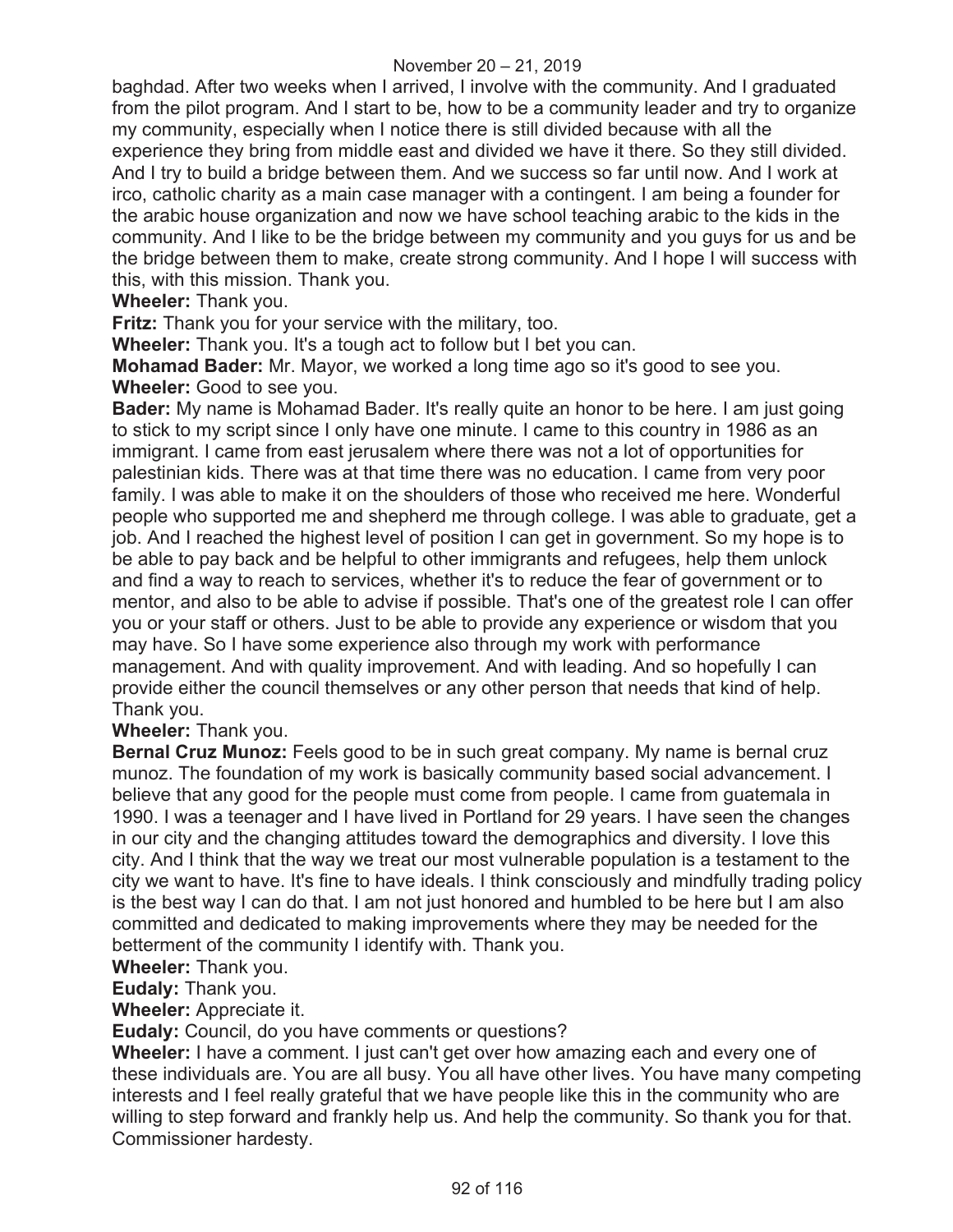baghdad. After two weeks when I arrived, I involve with the community. And I graduated from the pilot program. And I start to be, how to be a community leader and try to organize my community, especially when I notice there is still divided because with all the experience they bring from middle east and divided we have it there. So they still divided. And I try to build a bridge between them. And we success so far until now. And I work at irco, catholic charity as a main case manager with a contingent. I am being a founder for the arabic house organization and now we have school teaching arabic to the kids in the community. And I like to be the bridge between my community and you guys for us and be the bridge between them to make, create strong community. And I hope I will success with this, with this mission. Thank you.

**Wheeler:** Thank you.

**Fritz:** Thank you for your service with the military, too.

**Wheeler:** Thank you. It's a tough act to follow but I bet you can.

**Mohamad Bader:** Mr. Mayor, we worked a long time ago so it's good to see you.

**Wheeler:** Good to see you.

**Bader:** My name is Mohamad Bader. It's really quite an honor to be here. I am just going to stick to my script since I only have one minute. I came to this country in 1986 as an immigrant. I came from east jerusalem where there was not a lot of opportunities for palestinian kids. There was at that time there was no education. I came from very poor family. I was able to make it on the shoulders of those who received me here. Wonderful people who supported me and shepherd me through college. I was able to graduate, get a job. And I reached the highest level of position I can get in government. So my hope is to be able to pay back and be helpful to other immigrants and refugees, help them unlock and find a way to reach to services, whether it's to reduce the fear of government or to mentor, and also to be able to advise if possible. That's one of the greatest role I can offer you or your staff or others. Just to be able to provide any experience or wisdom that you may have. So I have some experience also through my work with performance management. And with quality improvement. And with leading. And so hopefully I can provide either the council themselves or any other person that needs that kind of help. Thank you.

**Wheeler:** Thank you.

**Bernal Cruz Munoz:** Feels good to be in such great company. My name is bernal cruz munoz. The foundation of my work is basically community based social advancement. I believe that any good for the people must come from people. I came from guatemala in 1990. I was a teenager and I have lived in Portland for 29 years. I have seen the changes in our city and the changing attitudes toward the demographics and diversity. I love this city. And I think that the way we treat our most vulnerable population is a testament to the city we want to have. It's fine to have ideals. I think consciously and mindfully trading policy is the best way I can do that. I am not just honored and humbled to be here but I am also committed and dedicated to making improvements where they may be needed for the betterment of the community I identify with. Thank you.

**Wheeler:** Thank you.

**Eudaly:** Thank you.

**Wheeler:** Appreciate it.

**Eudaly:** Council, do you have comments or questions?

**Wheeler:** I have a comment. I just can't get over how amazing each and every one of these individuals are. You are all busy. You all have other lives. You have many competing interests and I feel really grateful that we have people like this in the community who are willing to step forward and frankly help us. And help the community. So thank you for that. Commissioner hardesty.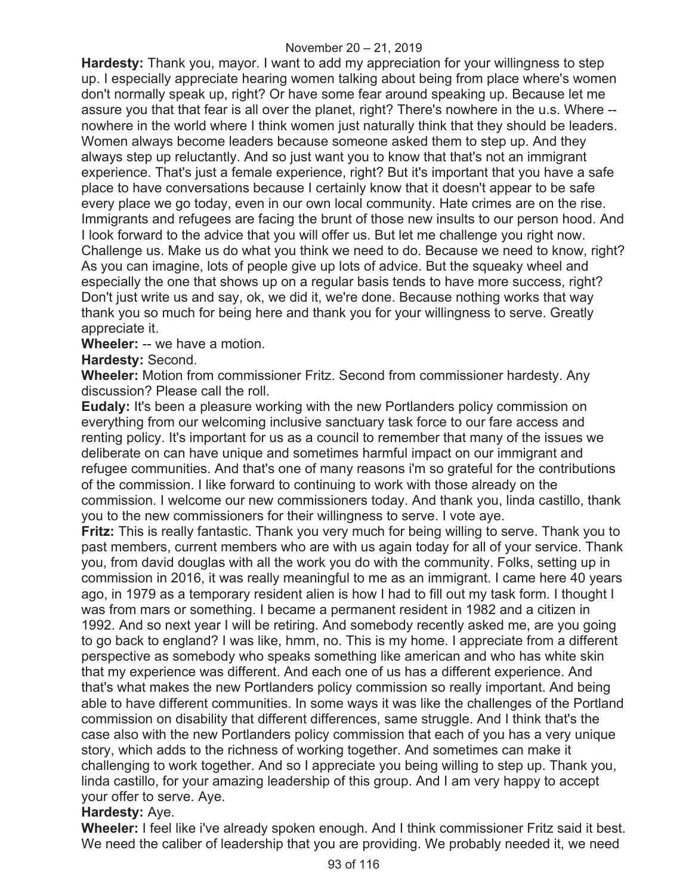**Hardesty:** Thank you, mayor. I want to add my appreciation for your willingness to step up. I especially appreciate hearing women talking about being from place where's women don't normally speak up, right? Or have some fear around speaking up. Because let me assure you that that fear is all over the planet, right? There's nowhere in the u.s. Where -- nowhere in the world where I think women just naturally think that they should be leaders. Women always become leaders because someone asked them to step up. And they always step up reluctantly. And so just want you to know that that's not an immigrant experience. That's just a female experience, right? But it's important that you have a safe place to have conversations because I certainly know that it doesn't appear to be safe every place we go today, even in our own local community. Hate crimes are on the rise. Immigrants and refugees are facing the brunt of those new insults to our person hood. And I look forward to the advice that you will offer us. But let me challenge you right now. Challenge us. Make us do what you think we need to do. Because we need to know, right? As you can imagine, lots of people give up lots of advice. But the squeaky wheel and especially the one that shows up on a regular basis tends to have more success, right? Don't just write us and say, ok, we did it, we're done. Because nothing works that way thank you so much for being here and thank you for your willingness to serve. Greatly appreciate it.

**Wheeler:** -- we have a motion.

**Hardesty:** Second.

**Wheeler:** Motion from commissioner Fritz. Second from commissioner hardesty. Any discussion? Please call the roll.

**Eudaly:** It's been a pleasure working with the new Portlanders policy commission on everything from our welcoming inclusive sanctuary task force to our fare access and renting policy. It's important for us as a council to remember that many of the issues we deliberate on can have unique and sometimes harmful impact on our immigrant and refugee communities. And that's one of many reasons i'm so grateful for the contributions of the commission. I like forward to continuing to work with those already on the commission. I welcome our new commissioners today. And thank you, linda castillo, thank you to the new commissioners for their willingness to serve. I vote aye.

**Fritz:** This is really fantastic. Thank you very much for being willing to serve. Thank you to past members, current members who are with us again today for all of your service. Thank you, from david douglas with all the work you do with the community. Folks, setting up in commission in 2016, it was really meaningful to me as an immigrant. I came here 40 years ago, in 1979 as a temporary resident alien is how I had to fill out my task form. I thought I was from mars or something. I became a permanent resident in 1982 and a citizen in 1992. And so next year I will be retiring. And somebody recently asked me, are you going to go back to england? I was like, hmm, no. This is my home. I appreciate from a different perspective as somebody who speaks something like american and who has white skin that my experience was different. And each one of us has a different experience. And that's what makes the new Portlanders policy commission so really important. And being able to have different communities. In some ways it was like the challenges of the Portland commission on disability that different differences, same struggle. And I think that's the case also with the new Portlanders policy commission that each of you has a very unique story, which adds to the richness of working together. And sometimes can make it challenging to work together. And so I appreciate you being willing to step up. Thank you, linda castillo, for your amazing leadership of this group. And I am very happy to accept your offer to serve. Aye.

**Hardesty:** Aye.

**Wheeler:** I feel like i've already spoken enough. And I think commissioner Fritz said it best. We need the caliber of leadership that you are providing. We probably needed it, we need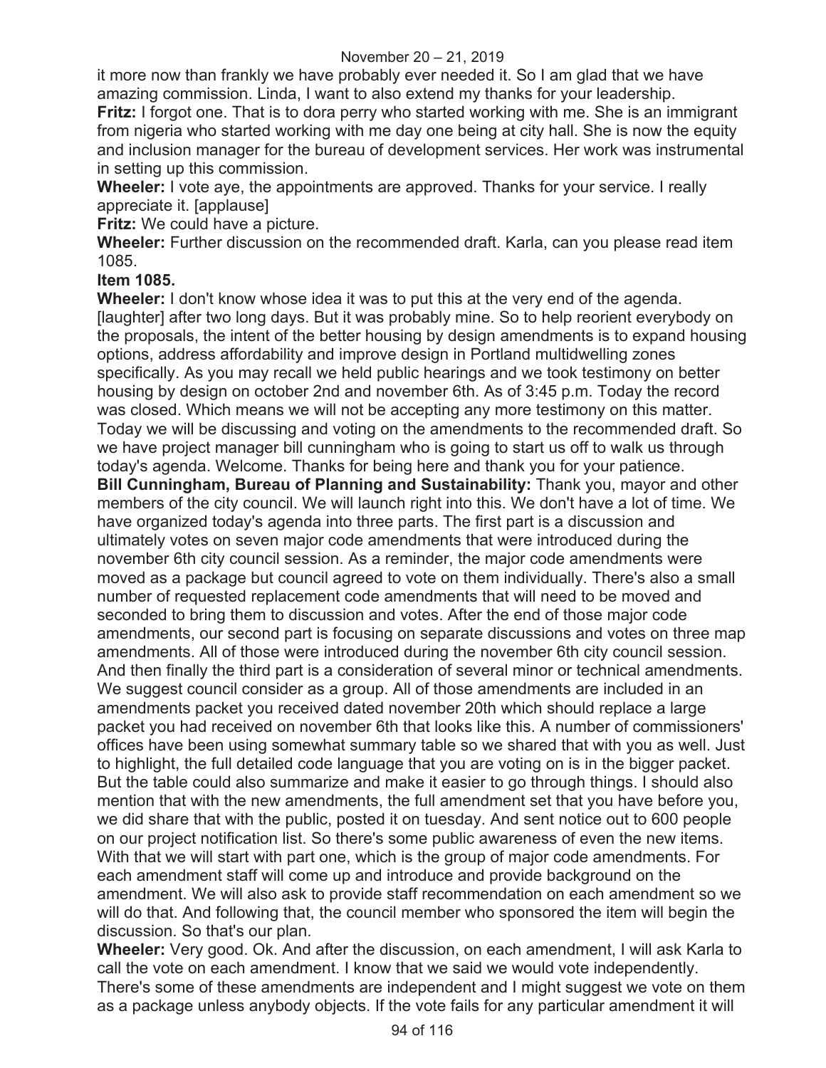it more now than frankly we have probably ever needed it. So I am glad that we have amazing commission. Linda, I want to also extend my thanks for your leadership.

**Fritz:** I forgot one. That is to dora perry who started working with me. She is an immigrant from nigeria who started working with me day one being at city hall. She is now the equity and inclusion manager for the bureau of development services. Her work was instrumental in setting up this commission.

**Wheeler:** I vote aye, the appointments are approved. Thanks for your service. I really appreciate it. [applause]

**Fritz:** We could have a picture.

**Wheeler:** Further discussion on the recommended draft. Karla, can you please read item 1085.

**Item 1085.**

**Wheeler:** I don't know whose idea it was to put this at the very end of the agenda. [laughter] after two long days. But it was probably mine. So to help reorient everybody on the proposals, the intent of the better housing by design amendments is to expand housing options, address affordability and improve design in Portland multidwelling zones specifically. As you may recall we held public hearings and we took testimony on better housing by design on october 2nd and november 6th. As of 3:45 p.m. Today the record was closed. Which means we will not be accepting any more testimony on this matter. Today we will be discussing and voting on the amendments to the recommended draft. So we have project manager bill cunningham who is going to start us off to walk us through today's agenda. Welcome. Thanks for being here and thank you for your patience.

**Bill Cunningham, Bureau of Planning and Sustainability:** Thank you, mayor and other members of the city council. We will launch right into this. We don't have a lot of time. We have organized today's agenda into three parts. The first part is a discussion and ultimately votes on seven major code amendments that were introduced during the november 6th city council session. As a reminder, the major code amendments were moved as a package but council agreed to vote on them individually. There's also a small number of requested replacement code amendments that will need to be moved and seconded to bring them to discussion and votes. After the end of those major code amendments, our second part is focusing on separate discussions and votes on three map amendments. All of those were introduced during the november 6th city council session. And then finally the third part is a consideration of several minor or technical amendments. We suggest council consider as a group. All of those amendments are included in an amendments packet you received dated november 20th which should replace a large packet you had received on november 6th that looks like this. A number of commissioners' offices have been using somewhat summary table so we shared that with you as well. Just to highlight, the full detailed code language that you are voting on is in the bigger packet. But the table could also summarize and make it easier to go through things. I should also mention that with the new amendments, the full amendment set that you have before you, we did share that with the public, posted it on tuesday. And sent notice out to 600 people on our project notification list. So there's some public awareness of even the new items. With that we will start with part one, which is the group of major code amendments. For each amendment staff will come up and introduce and provide background on the amendment. We will also ask to provide staff recommendation on each amendment so we will do that. And following that, the council member who sponsored the item will begin the discussion. So that's our plan.

**Wheeler:** Very good. Ok. And after the discussion, on each amendment, I will ask Karla to call the vote on each amendment. I know that we said we would vote independently. There's some of these amendments are independent and I might suggest we vote on them as a package unless anybody objects. If the vote fails for any particular amendment it will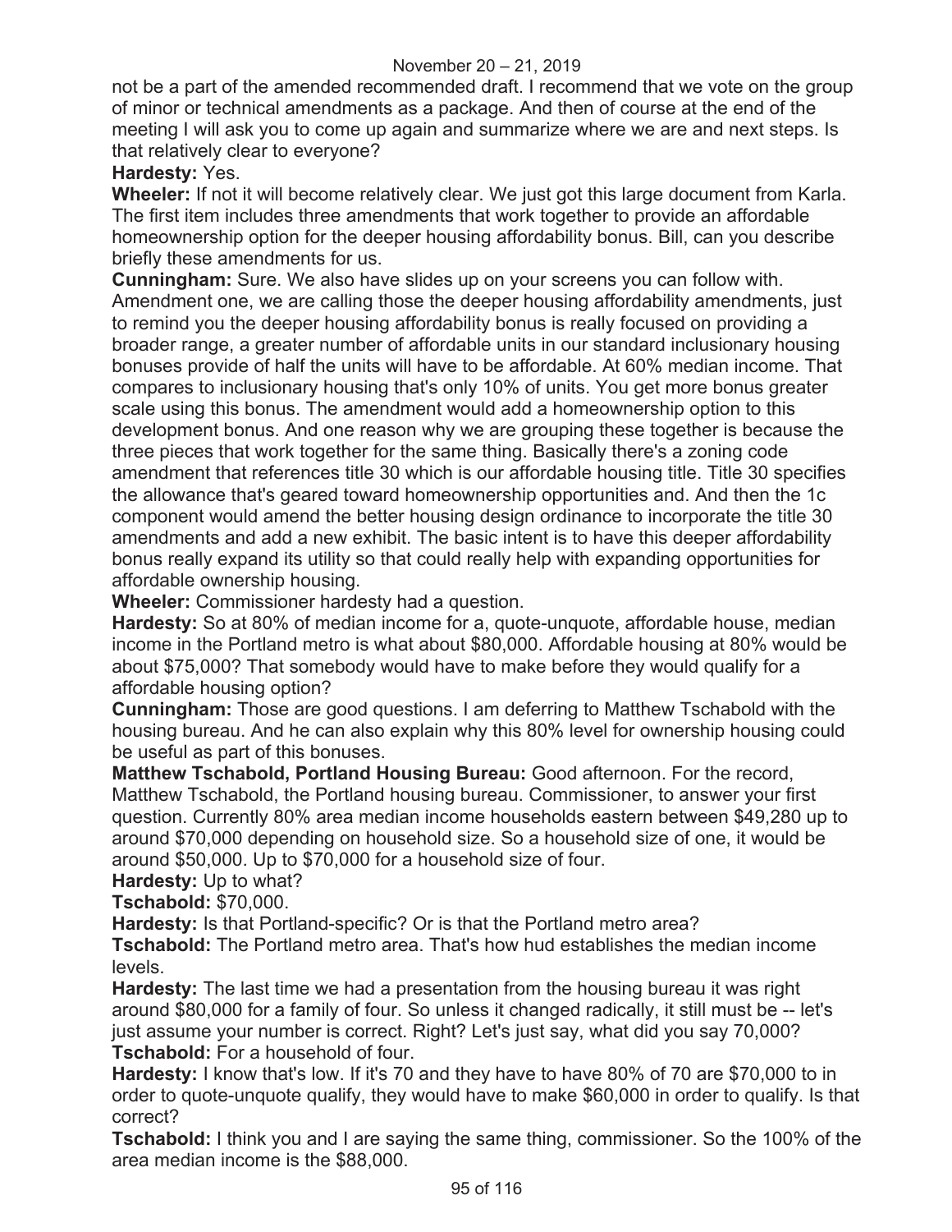not be a part of the amended recommended draft. I recommend that we vote on the group of minor or technical amendments as a package. And then of course at the end of the meeting I will ask you to come up again and summarize where we are and next steps. Is that relatively clear to everyone?

**Hardesty:** Yes.

**Wheeler:** If not it will become relatively clear. We just got this large document from Karla. The first item includes three amendments that work together to provide an affordable homeownership option for the deeper housing affordability bonus. Bill, can you describe briefly these amendments for us.

**Cunningham:** Sure. We also have slides up on your screens you can follow with. Amendment one, we are calling those the deeper housing affordability amendments, just to remind you the deeper housing affordability bonus is really focused on providing a broader range, a greater number of affordable units in our standard inclusionary housing bonuses provide of half the units will have to be affordable. At 60% median income. That compares to inclusionary housing that's only 10% of units. You get more bonus greater scale using this bonus. The amendment would add a homeownership option to this development bonus. And one reason why we are grouping these together is because the three pieces that work together for the same thing. Basically there's a zoning code amendment that references title 30 which is our affordable housing title. Title 30 specifies the allowance that's geared toward homeownership opportunities and. And then the 1c component would amend the better housing design ordinance to incorporate the title 30 amendments and add a new exhibit. The basic intent is to have this deeper affordability bonus really expand its utility so that could really help with expanding opportunities for affordable ownership housing.

**Wheeler:** Commissioner hardesty had a question.

**Hardesty:** So at 80% of median income for a, quote-unquote, affordable house, median income in the Portland metro is what about $80,000. Affordable housing at 80% would be about $75,000? That somebody would have to make before they would qualify for a affordable housing option?

**Cunningham:** Those are good questions. I am deferring to Matthew Tschabold with the housing bureau. And he can also explain why this 80% level for ownership housing could be useful as part of this bonuses.

**Matthew Tschabold, Portland Housing Bureau:** Good afternoon. For the record, Matthew Tschabold, the Portland housing bureau. Commissioner, to answer your first question. Currently 80% area median income households eastern between $49,280 up to around $70,000 depending on household size. So a household size of one, it would be around $50,000. Up to $70,000 for a household size of four.

**Hardesty:** Up to what?

**Tschabold:** $70,000.

**Hardesty:** Is that Portland-specific? Or is that the Portland metro area?

**Tschabold:** The Portland metro area. That's how hud establishes the median income levels.

**Hardesty:** The last time we had a presentation from the housing bureau it was right around $80,000 for a family of four. So unless it changed radically, it still must be -- let's just assume your number is correct. Right? Let's just say, what did you say 70,000?

**Tschabold:** For a household of four.

**Hardesty:** I know that's low. If it's 70 and they have to have 80% of 70 are $70,000 to in order to quote-unquote qualify, they would have to make $60,000 in order to qualify. Is that correct?

**Tschabold:** I think you and I are saying the same thing, commissioner. So the 100% of the area median income is the $88,000.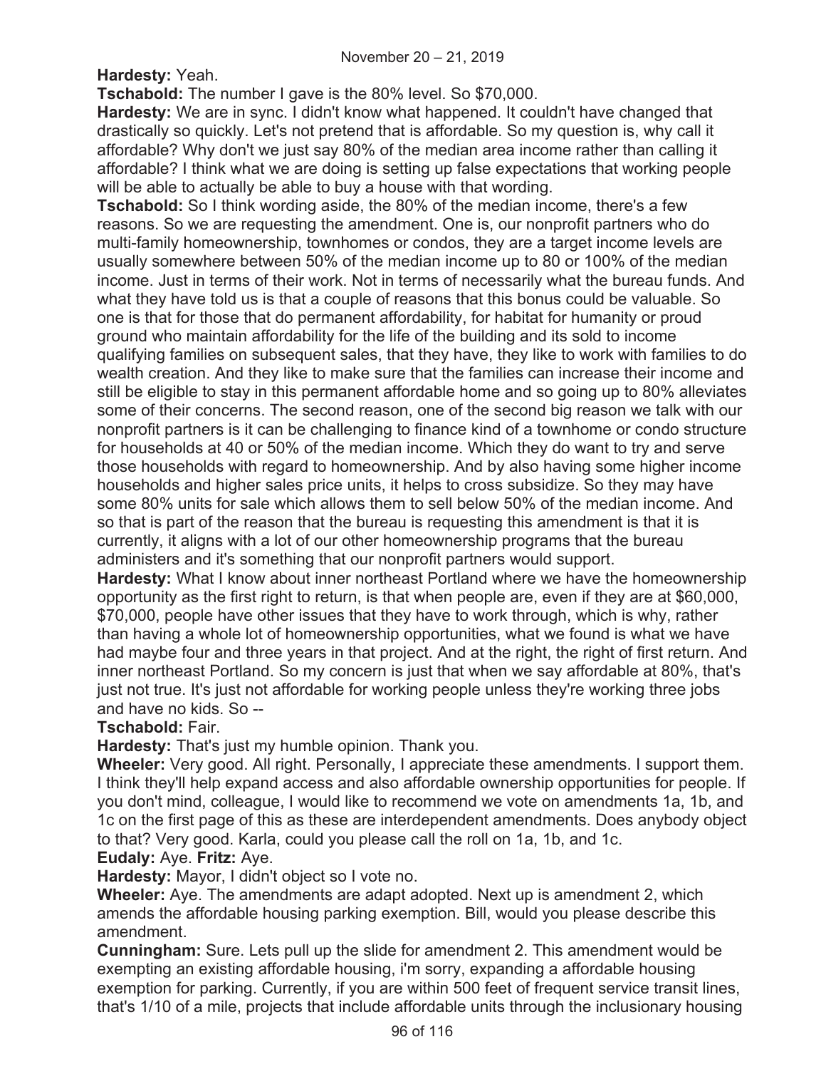**Hardesty:** Yeah.

**Tschabold:** The number I gave is the 80% level. So $70,000.

**Hardesty:** We are in sync. I didn't know what happened. It couldn't have changed that drastically so quickly. Let's not pretend that is affordable. So my question is, why call it affordable? Why don't we just say 80% of the median area income rather than calling it affordable? I think what we are doing is setting up false expectations that working people will be able to actually be able to buy a house with that wording.

**Tschabold:** So I think wording aside, the 80% of the median income, there's a few reasons. So we are requesting the amendment. One is, our nonprofit partners who do multi-family homeownership, townhomes or condos, they are a target income levels are usually somewhere between 50% of the median income up to 80 or 100% of the median income. Just in terms of their work. Not in terms of necessarily what the bureau funds. And what they have told us is that a couple of reasons that this bonus could be valuable. So one is that for those that do permanent affordability, for habitat for humanity or proud ground who maintain affordability for the life of the building and its sold to income qualifying families on subsequent sales, that they have, they like to work with families to do wealth creation. And they like to make sure that the families can increase their income and still be eligible to stay in this permanent affordable home and so going up to 80% alleviates some of their concerns. The second reason, one of the second big reason we talk with our nonprofit partners is it can be challenging to finance kind of a townhome or condo structure for households at 40 or 50% of the median income. Which they do want to try and serve those households with regard to homeownership. And by also having some higher income households and higher sales price units, it helps to cross subsidize. So they may have some 80% units for sale which allows them to sell below 50% of the median income. And so that is part of the reason that the bureau is requesting this amendment is that it is currently, it aligns with a lot of our other homeownership programs that the bureau administers and it's something that our nonprofit partners would support.

**Hardesty:** What I know about inner northeast Portland where we have the homeownership opportunity as the first right to return, is that when people are, even if they are at $60,000, $70,000, people have other issues that they have to work through, which is why, rather than having a whole lot of homeownership opportunities, what we found is what we have had maybe four and three years in that project. And at the right, the right of first return. And inner northeast Portland. So my concern is just that when we say affordable at 80%, that's just not true. It's just not affordable for working people unless they're working three jobs and have no kids. So --

**Tschabold:** Fair.

**Hardesty:** That's just my humble opinion. Thank you.

**Wheeler:** Very good. All right. Personally, I appreciate these amendments. I support them. I think they'll help expand access and also affordable ownership opportunities for people. If you don't mind, colleague, I would like to recommend we vote on amendments 1a, 1b, and 1c on the first page of this as these are interdependent amendments. Does anybody object to that? Very good. Karla, could you please call the roll on 1a, 1b, and 1c.

**Eudaly:** Aye. **Fritz:** Aye.

**Hardesty:** Mayor, I didn't object so I vote no.

**Wheeler:** Aye. The amendments are adapt adopted. Next up is amendment 2, which amends the affordable housing parking exemption. Bill, would you please describe this amendment.

**Cunningham:** Sure. Lets pull up the slide for amendment 2. This amendment would be exempting an existing affordable housing, i'm sorry, expanding a affordable housing exemption for parking. Currently, if you are within 500 feet of frequent service transit lines, that's 1/10 of a mile, projects that include affordable units through the inclusionary housing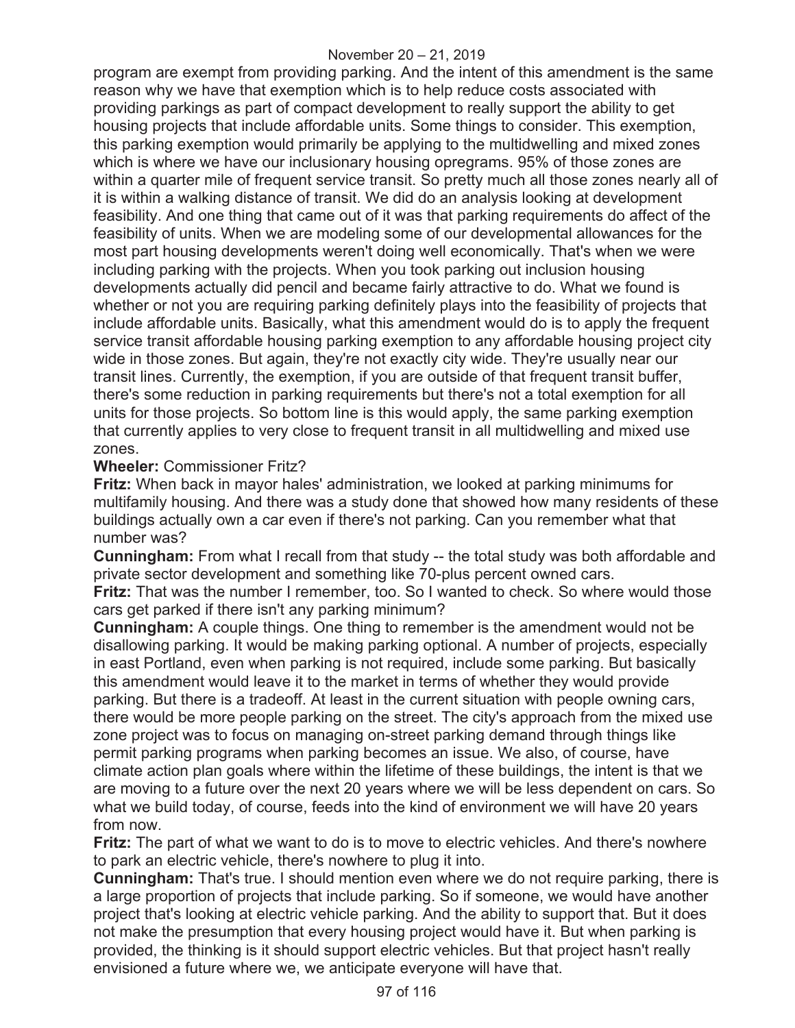program are exempt from providing parking. And the intent of this amendment is the same reason why we have that exemption which is to help reduce costs associated with providing parkings as part of compact development to really support the ability to get housing projects that include affordable units. Some things to consider. This exemption, this parking exemption would primarily be applying to the multidwelling and mixed zones which is where we have our inclusionary housing opregrams. 95% of those zones are within a quarter mile of frequent service transit. So pretty much all those zones nearly all of it is within a walking distance of transit. We did do an analysis looking at development feasibility. And one thing that came out of it was that parking requirements do affect of the feasibility of units. When we are modeling some of our developmental allowances for the most part housing developments weren't doing well economically. That's when we were including parking with the projects. When you took parking out inclusion housing developments actually did pencil and became fairly attractive to do. What we found is whether or not you are requiring parking definitely plays into the feasibility of projects that include affordable units. Basically, what this amendment would do is to apply the frequent service transit affordable housing parking exemption to any affordable housing project city wide in those zones. But again, they're not exactly city wide. They're usually near our transit lines. Currently, the exemption, if you are outside of that frequent transit buffer, there's some reduction in parking requirements but there's not a total exemption for all units for those projects. So bottom line is this would apply, the same parking exemption that currently applies to very close to frequent transit in all multidwelling and mixed use zones.

**Wheeler:** Commissioner Fritz?

**Fritz:** When back in mayor hales' administration, we looked at parking minimums for multifamily housing. And there was a study done that showed how many residents of these buildings actually own a car even if there's not parking. Can you remember what that number was?

**Cunningham:** From what I recall from that study -- the total study was both affordable and private sector development and something like 70-plus percent owned cars.

**Fritz:** That was the number I remember, too. So I wanted to check. So where would those cars get parked if there isn't any parking minimum?

**Cunningham:** A couple things. One thing to remember is the amendment would not be disallowing parking. It would be making parking optional. A number of projects, especially in east Portland, even when parking is not required, include some parking. But basically this amendment would leave it to the market in terms of whether they would provide parking. But there is a tradeoff. At least in the current situation with people owning cars, there would be more people parking on the street. The city's approach from the mixed use zone project was to focus on managing on-street parking demand through things like permit parking programs when parking becomes an issue. We also, of course, have climate action plan goals where within the lifetime of these buildings, the intent is that we are moving to a future over the next 20 years where we will be less dependent on cars. So what we build today, of course, feeds into the kind of environment we will have 20 years from now.

**Fritz:** The part of what we want to do is to move to electric vehicles. And there's nowhere to park an electric vehicle, there's nowhere to plug it into.

**Cunningham:** That's true. I should mention even where we do not require parking, there is a large proportion of projects that include parking. So if someone, we would have another project that's looking at electric vehicle parking. And the ability to support that. But it does not make the presumption that every housing project would have it. But when parking is provided, the thinking is it should support electric vehicles. But that project hasn't really envisioned a future where we, we anticipate everyone will have that.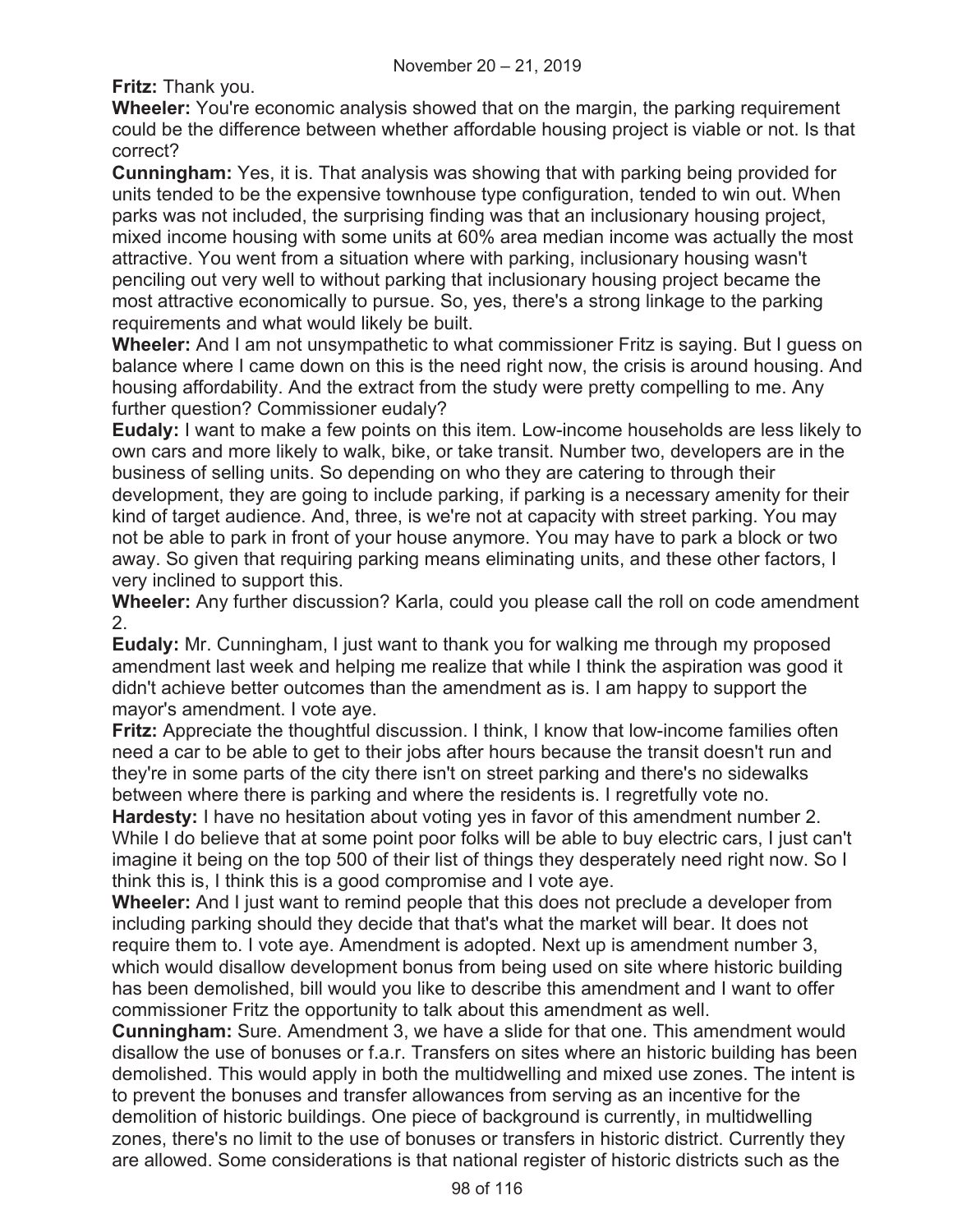**Fritz:** Thank you.

**Wheeler:** You're economic analysis showed that on the margin, the parking requirement could be the difference between whether affordable housing project is viable or not. Is that correct?

**Cunningham:** Yes, it is. That analysis was showing that with parking being provided for units tended to be the expensive townhouse type configuration, tended to win out. When parks was not included, the surprising finding was that an inclusionary housing project, mixed income housing with some units at 60% area median income was actually the most attractive. You went from a situation where with parking, inclusionary housing wasn't penciling out very well to without parking that inclusionary housing project became the most attractive economically to pursue. So, yes, there's a strong linkage to the parking requirements and what would likely be built.

**Wheeler:** And I am not unsympathetic to what commissioner Fritz is saying. But I guess on balance where I came down on this is the need right now, the crisis is around housing. And housing affordability. And the extract from the study were pretty compelling to me. Any further question? Commissioner eudaly?

**Eudaly:** I want to make a few points on this item. Low-income households are less likely to own cars and more likely to walk, bike, or take transit. Number two, developers are in the business of selling units. So depending on who they are catering to through their development, they are going to include parking, if parking is a necessary amenity for their kind of target audience. And, three, is we're not at capacity with street parking. You may not be able to park in front of your house anymore. You may have to park a block or two away. So given that requiring parking means eliminating units, and these other factors, I very inclined to support this.

**Wheeler:** Any further discussion? Karla, could you please call the roll on code amendment 2.

**Eudaly:** Mr. Cunningham, I just want to thank you for walking me through my proposed amendment last week and helping me realize that while I think the aspiration was good it didn't achieve better outcomes than the amendment as is. I am happy to support the mayor's amendment. I vote aye.

**Fritz:** Appreciate the thoughtful discussion. I think, I know that low-income families often need a car to be able to get to their jobs after hours because the transit doesn't run and they're in some parts of the city there isn't on street parking and there's no sidewalks between where there is parking and where the residents is. I regretfully vote no.

**Hardesty:** I have no hesitation about voting yes in favor of this amendment number 2. While I do believe that at some point poor folks will be able to buy electric cars, I just can't imagine it being on the top 500 of their list of things they desperately need right now. So I think this is, I think this is a good compromise and I vote aye.

**Wheeler:** And I just want to remind people that this does not preclude a developer from including parking should they decide that that's what the market will bear. It does not require them to. I vote aye. Amendment is adopted. Next up is amendment number 3, which would disallow development bonus from being used on site where historic building has been demolished, bill would you like to describe this amendment and I want to offer commissioner Fritz the opportunity to talk about this amendment as well.

**Cunningham:** Sure. Amendment 3, we have a slide for that one. This amendment would disallow the use of bonuses or f.a.r. Transfers on sites where an historic building has been demolished. This would apply in both the multidwelling and mixed use zones. The intent is to prevent the bonuses and transfer allowances from serving as an incentive for the demolition of historic buildings. One piece of background is currently, in multidwelling zones, there's no limit to the use of bonuses or transfers in historic district. Currently they are allowed. Some considerations is that national register of historic districts such as the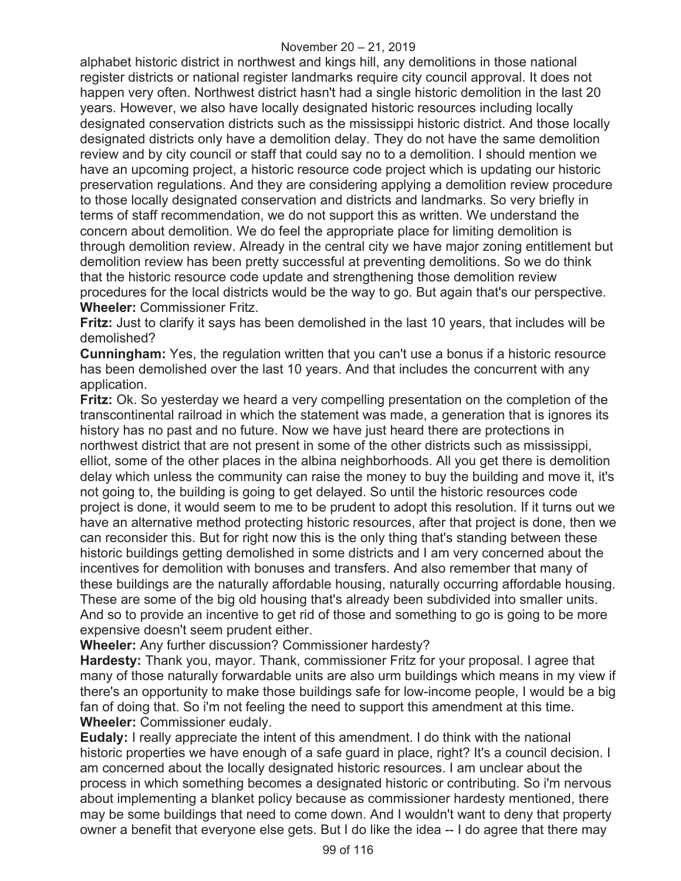alphabet historic district in northwest and kings hill, any demolitions in those national register districts or national register landmarks require city council approval. It does not happen very often. Northwest district hasn't had a single historic demolition in the last 20 years. However, we also have locally designated historic resources including locally designated conservation districts such as the mississippi historic district. And those locally designated districts only have a demolition delay. They do not have the same demolition review and by city council or staff that could say no to a demolition. I should mention we have an upcoming project, a historic resource code project which is updating our historic preservation regulations. And they are considering applying a demolition review procedure to those locally designated conservation and districts and landmarks. So very briefly in terms of staff recommendation, we do not support this as written. We understand the concern about demolition. We do feel the appropriate place for limiting demolition is through demolition review. Already in the central city we have major zoning entitlement but demolition review has been pretty successful at preventing demolitions. So we do think that the historic resource code update and strengthening those demolition review procedures for the local districts would be the way to go. But again that's our perspective.

**Wheeler:** Commissioner Fritz.

**Fritz:** Just to clarify it says has been demolished in the last 10 years, that includes will be demolished?

**Cunningham:** Yes, the regulation written that you can't use a bonus if a historic resource has been demolished over the last 10 years. And that includes the concurrent with any application.

**Fritz:** Ok. So yesterday we heard a very compelling presentation on the completion of the transcontinental railroad in which the statement was made, a generation that is ignores its history has no past and no future. Now we have just heard there are protections in northwest district that are not present in some of the other districts such as mississippi, elliot, some of the other places in the albina neighborhoods. All you get there is demolition delay which unless the community can raise the money to buy the building and move it, it's not going to, the building is going to get delayed. So until the historic resources code project is done, it would seem to me to be prudent to adopt this resolution. If it turns out we have an alternative method protecting historic resources, after that project is done, then we can reconsider this. But for right now this is the only thing that's standing between these historic buildings getting demolished in some districts and I am very concerned about the incentives for demolition with bonuses and transfers. And also remember that many of these buildings are the naturally affordable housing, naturally occurring affordable housing. These are some of the big old housing that's already been subdivided into smaller units. And so to provide an incentive to get rid of those and something to go is going to be more expensive doesn't seem prudent either.

**Wheeler:** Any further discussion? Commissioner hardesty?

**Hardesty:** Thank you, mayor. Thank, commissioner Fritz for your proposal. I agree that many of those naturally forwardable units are also urm buildings which means in my view if there's an opportunity to make those buildings safe for low-income people, I would be a big fan of doing that. So i'm not feeling the need to support this amendment at this time.

**Wheeler:** Commissioner eudaly.

**Eudaly:** I really appreciate the intent of this amendment. I do think with the national historic properties we have enough of a safe guard in place, right? It's a council decision. I am concerned about the locally designated historic resources. I am unclear about the process in which something becomes a designated historic or contributing. So i'm nervous about implementing a blanket policy because as commissioner hardesty mentioned, there may be some buildings that need to come down. And I wouldn't want to deny that property owner a benefit that everyone else gets. But I do like the idea -- I do agree that there may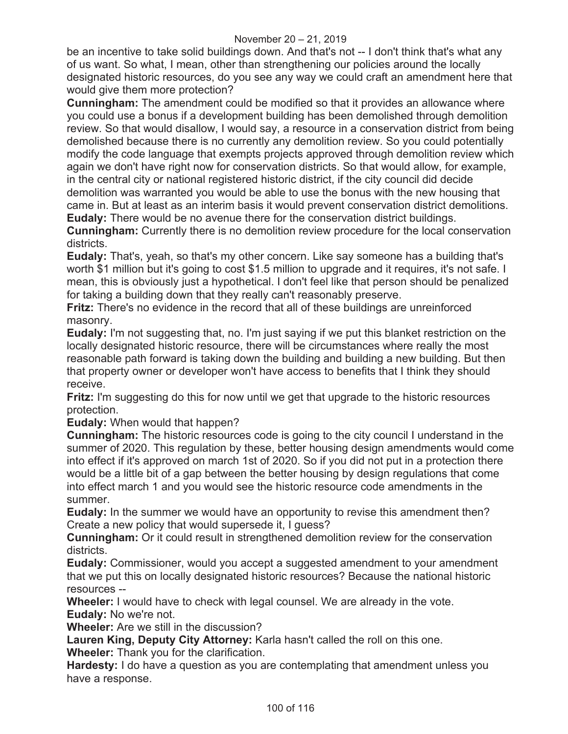be an incentive to take solid buildings down. And that's not -- I don't think that's what any of us want. So what, I mean, other than strengthening our policies around the locally designated historic resources, do you see any way we could craft an amendment here that would give them more protection?

**Cunningham:** The amendment could be modified so that it provides an allowance where you could use a bonus if a development building has been demolished through demolition review. So that would disallow, I would say, a resource in a conservation district from being demolished because there is no currently any demolition review. So you could potentially modify the code language that exempts projects approved through demolition review which again we don't have right now for conservation districts. So that would allow, for example, in the central city or national registered historic district, if the city council did decide demolition was warranted you would be able to use the bonus with the new housing that came in. But at least as an interim basis it would prevent conservation district demolitions.

**Eudaly:** There would be no avenue there for the conservation district buildings.

**Cunningham:** Currently there is no demolition review procedure for the local conservation districts.

**Eudaly:** That's, yeah, so that's my other concern. Like say someone has a building that's worth $1 million but it's going to cost $1.5 million to upgrade and it requires, it's not safe. I mean, this is obviously just a hypothetical. I don't feel like that person should be penalized for taking a building down that they really can't reasonably preserve.

**Fritz:** There's no evidence in the record that all of these buildings are unreinforced masonry.

**Eudaly:** I'm not suggesting that, no. I'm just saying if we put this blanket restriction on the locally designated historic resource, there will be circumstances where really the most reasonable path forward is taking down the building and building a new building. But then that property owner or developer won't have access to benefits that I think they should receive.

**Fritz:** I'm suggesting do this for now until we get that upgrade to the historic resources protection.

**Eudaly:** When would that happen?

**Cunningham:** The historic resources code is going to the city council I understand in the summer of 2020. This regulation by these, better housing design amendments would come into effect if it's approved on march 1st of 2020. So if you did not put in a protection there would be a little bit of a gap between the better housing by design regulations that come into effect march 1 and you would see the historic resource code amendments in the summer.

**Eudaly:** In the summer we would have an opportunity to revise this amendment then? Create a new policy that would supersede it, I guess?

**Cunningham:** Or it could result in strengthened demolition review for the conservation districts.

**Eudaly:** Commissioner, would you accept a suggested amendment to your amendment that we put this on locally designated historic resources? Because the national historic resources --

**Wheeler:** I would have to check with legal counsel. We are already in the vote.

**Eudaly:** No we're not.

**Wheeler:** Are we still in the discussion?

**Lauren King, Deputy City Attorney:** Karla hasn't called the roll on this one.

**Wheeler:** Thank you for the clarification.

**Hardesty:** I do have a question as you are contemplating that amendment unless you have a response.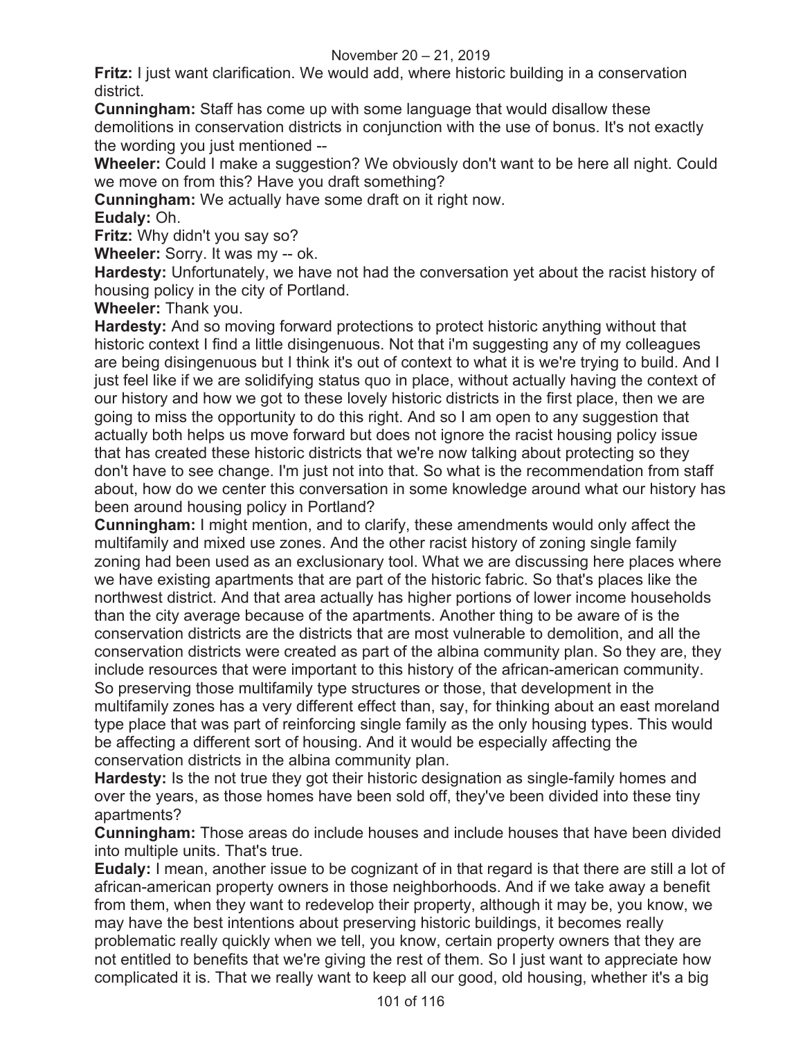**Fritz:** I just want clarification. We would add, where historic building in a conservation district.

**Cunningham:** Staff has come up with some language that would disallow these demolitions in conservation districts in conjunction with the use of bonus. It's not exactly the wording you just mentioned --

**Wheeler:** Could I make a suggestion? We obviously don't want to be here all night. Could we move on from this? Have you draft something?

**Cunningham:** We actually have some draft on it right now.

**Eudaly:** Oh.

**Fritz:** Why didn't you say so?

**Wheeler:** Sorry. It was my -- ok.

**Hardesty:** Unfortunately, we have not had the conversation yet about the racist history of housing policy in the city of Portland.

**Wheeler:** Thank you.

**Hardesty:** And so moving forward protections to protect historic anything without that historic context I find a little disingenuous. Not that i'm suggesting any of my colleagues are being disingenuous but I think it's out of context to what it is we're trying to build. And I just feel like if we are solidifying status quo in place, without actually having the context of our history and how we got to these lovely historic districts in the first place, then we are going to miss the opportunity to do this right. And so I am open to any suggestion that actually both helps us move forward but does not ignore the racist housing policy issue that has created these historic districts that we're now talking about protecting so they don't have to see change. I'm just not into that. So what is the recommendation from staff about, how do we center this conversation in some knowledge around what our history has been around housing policy in Portland?

**Cunningham:** I might mention, and to clarify, these amendments would only affect the multifamily and mixed use zones. And the other racist history of zoning single family zoning had been used as an exclusionary tool. What we are discussing here places where we have existing apartments that are part of the historic fabric. So that's places like the northwest district. And that area actually has higher portions of lower income households than the city average because of the apartments. Another thing to be aware of is the conservation districts are the districts that are most vulnerable to demolition, and all the conservation districts were created as part of the albina community plan. So they are, they include resources that were important to this history of the african-american community. So preserving those multifamily type structures or those, that development in the multifamily zones has a very different effect than, say, for thinking about an east moreland type place that was part of reinforcing single family as the only housing types. This would be affecting a different sort of housing. And it would be especially affecting the conservation districts in the albina community plan.

**Hardesty:** Is the not true they got their historic designation as single-family homes and over the years, as those homes have been sold off, they've been divided into these tiny apartments?

**Cunningham:** Those areas do include houses and include houses that have been divided into multiple units. That's true.

**Eudaly:** I mean, another issue to be cognizant of in that regard is that there are still a lot of african-american property owners in those neighborhoods. And if we take away a benefit from them, when they want to redevelop their property, although it may be, you know, we may have the best intentions about preserving historic buildings, it becomes really problematic really quickly when we tell, you know, certain property owners that they are not entitled to benefits that we're giving the rest of them. So I just want to appreciate how complicated it is. That we really want to keep all our good, old housing, whether it's a big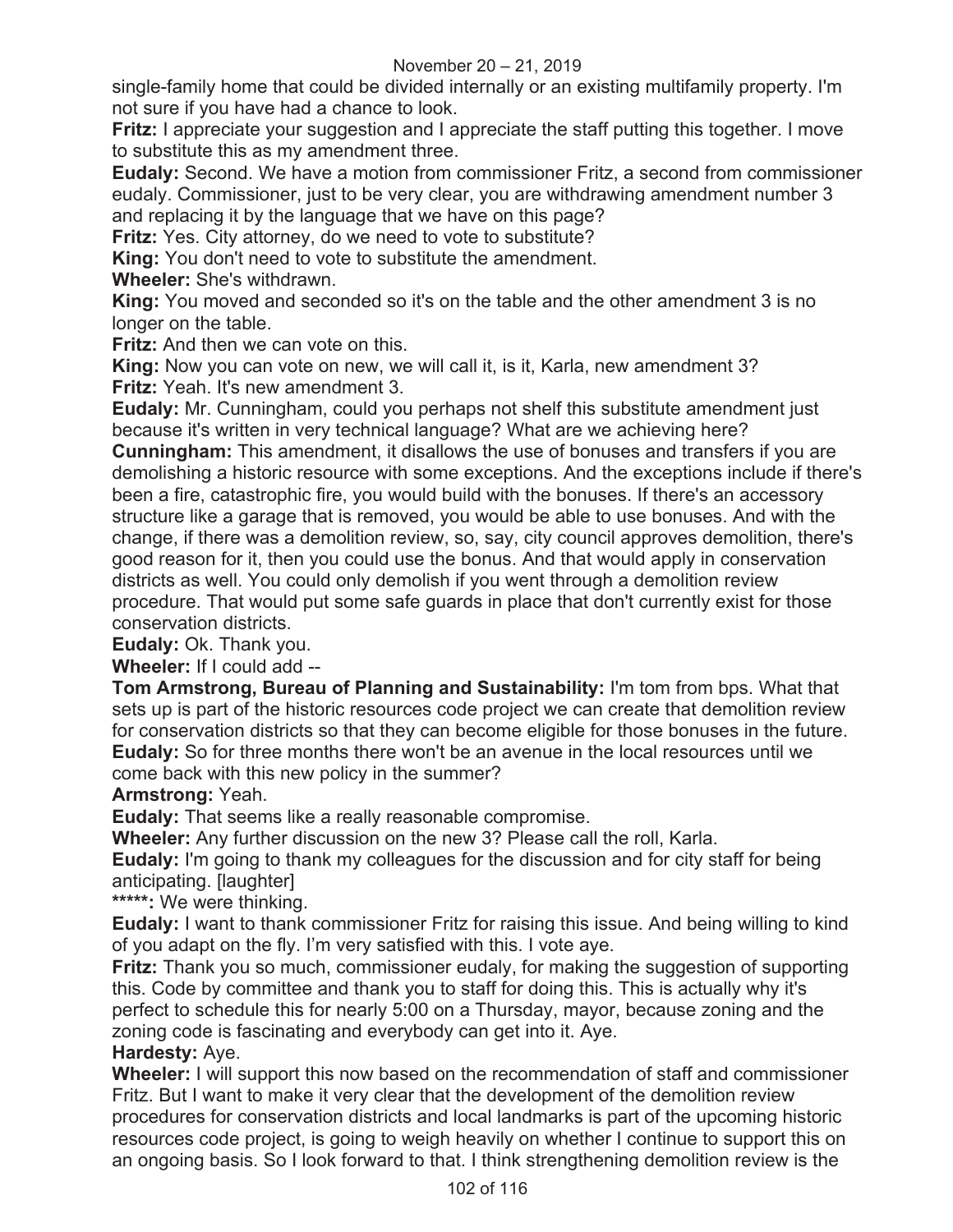single-family home that could be divided internally or an existing multifamily property. I'm not sure if you have had a chance to look.

**Fritz:** I appreciate your suggestion and I appreciate the staff putting this together. I move to substitute this as my amendment three.

**Eudaly:** Second. We have a motion from commissioner Fritz, a second from commissioner eudaly. Commissioner, just to be very clear, you are withdrawing amendment number 3 and replacing it by the language that we have on this page?

**Fritz:** Yes. City attorney, do we need to vote to substitute?

**King:** You don't need to vote to substitute the amendment.

**Wheeler:** She's withdrawn.

**King:** You moved and seconded so it's on the table and the other amendment 3 is no longer on the table.

**Fritz:** And then we can vote on this.

**King:** Now you can vote on new, we will call it, is it, Karla, new amendment 3?

**Fritz:** Yeah. It's new amendment 3.

**Eudaly:** Mr. Cunningham, could you perhaps not shelf this substitute amendment just because it's written in very technical language? What are we achieving here?

**Cunningham:** This amendment, it disallows the use of bonuses and transfers if you are demolishing a historic resource with some exceptions. And the exceptions include if there's been a fire, catastrophic fire, you would build with the bonuses. If there's an accessory structure like a garage that is removed, you would be able to use bonuses. And with the change, if there was a demolition review, so, say, city council approves demolition, there's good reason for it, then you could use the bonus. And that would apply in conservation districts as well. You could only demolish if you went through a demolition review procedure. That would put some safe guards in place that don't currently exist for those conservation districts.

**Eudaly:** Ok. Thank you.

**Wheeler:** If I could add --

**Tom Armstrong, Bureau of Planning and Sustainability:** I'm tom from bps. What that sets up is part of the historic resources code project we can create that demolition review for conservation districts so that they can become eligible for those bonuses in the future.

**Eudaly:** So for three months there won't be an avenue in the local resources until we come back with this new policy in the summer?

**Armstrong:** Yeah.

**Eudaly:** That seems like a really reasonable compromise.

**Wheeler:** Any further discussion on the new 3? Please call the roll, Karla.

**Eudaly:** I'm going to thank my colleagues for the discussion and for city staff for being anticipating. [laughter]

**\*\*\*\*\*:** We were thinking.

**Eudaly:** I want to thank commissioner Fritz for raising this issue. And being willing to kind of you adapt on the fly. I'm very satisfied with this. I vote aye.

**Fritz:** Thank you so much, commissioner eudaly, for making the suggestion of supporting this. Code by committee and thank you to staff for doing this. This is actually why it's perfect to schedule this for nearly 5:00 on a Thursday, mayor, because zoning and the zoning code is fascinating and everybody can get into it. Aye.

**Hardesty:** Aye.

**Wheeler:** I will support this now based on the recommendation of staff and commissioner Fritz. But I want to make it very clear that the development of the demolition review procedures for conservation districts and local landmarks is part of the upcoming historic resources code project, is going to weigh heavily on whether I continue to support this on an ongoing basis. So I look forward to that. I think strengthening demolition review is the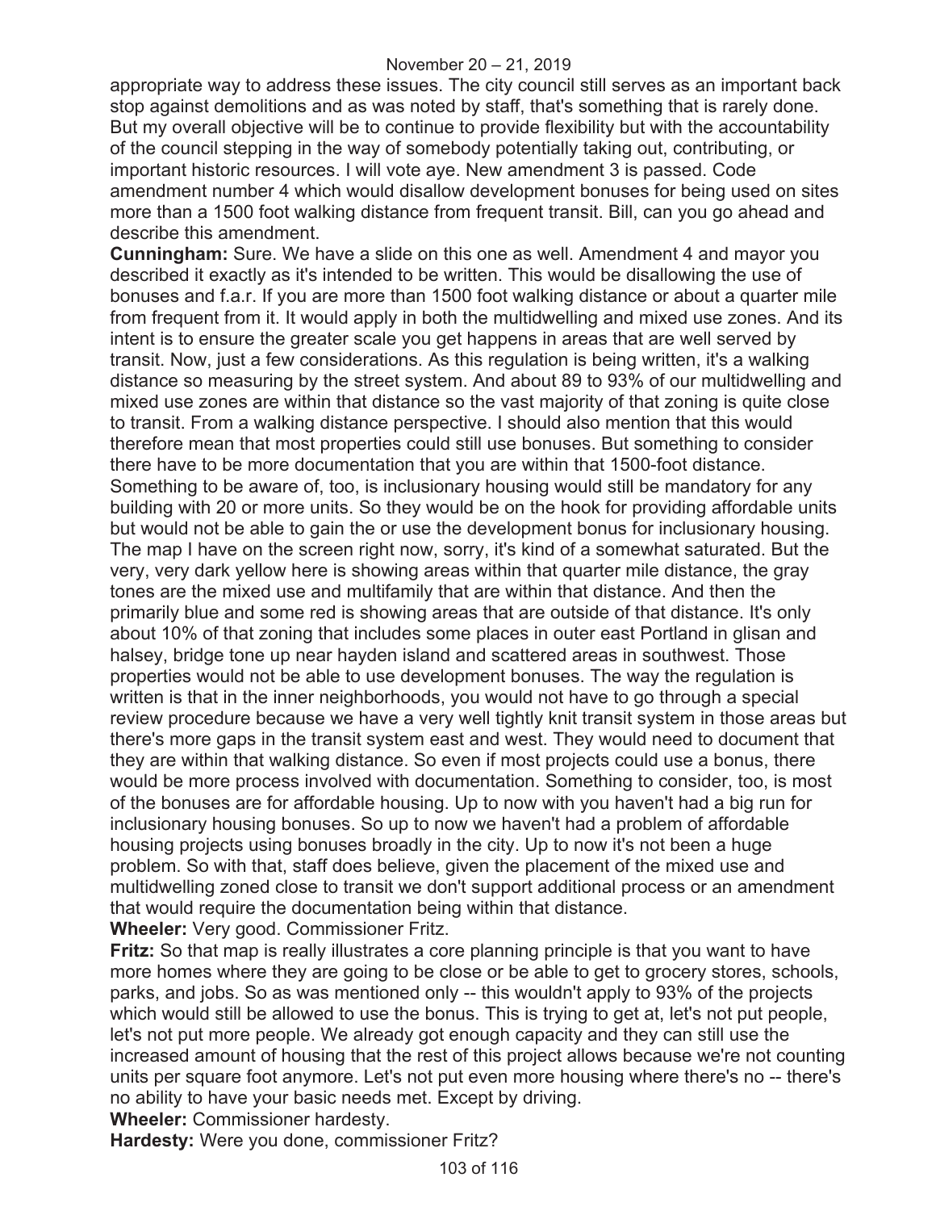appropriate way to address these issues. The city council still serves as an important back stop against demolitions and as was noted by staff, that's something that is rarely done. But my overall objective will be to continue to provide flexibility but with the accountability of the council stepping in the way of somebody potentially taking out, contributing, or important historic resources. I will vote aye. New amendment 3 is passed. Code amendment number 4 which would disallow development bonuses for being used on sites more than a 1500 foot walking distance from frequent transit. Bill, can you go ahead and describe this amendment.

**Cunningham:** Sure. We have a slide on this one as well. Amendment 4 and mayor you described it exactly as it's intended to be written. This would be disallowing the use of bonuses and f.a.r. If you are more than 1500 foot walking distance or about a quarter mile from frequent from it. It would apply in both the multidwelling and mixed use zones. And its intent is to ensure the greater scale you get happens in areas that are well served by transit. Now, just a few considerations. As this regulation is being written, it's a walking distance so measuring by the street system. And about 89 to 93% of our multidwelling and mixed use zones are within that distance so the vast majority of that zoning is quite close to transit. From a walking distance perspective. I should also mention that this would therefore mean that most properties could still use bonuses. But something to consider there have to be more documentation that you are within that 1500-foot distance. Something to be aware of, too, is inclusionary housing would still be mandatory for any building with 20 or more units. So they would be on the hook for providing affordable units but would not be able to gain the or use the development bonus for inclusionary housing. The map I have on the screen right now, sorry, it's kind of a somewhat saturated. But the very, very dark yellow here is showing areas within that quarter mile distance, the gray tones are the mixed use and multifamily that are within that distance. And then the primarily blue and some red is showing areas that are outside of that distance. It's only about 10% of that zoning that includes some places in outer east Portland in glisan and halsey, bridge tone up near hayden island and scattered areas in southwest. Those properties would not be able to use development bonuses. The way the regulation is written is that in the inner neighborhoods, you would not have to go through a special review procedure because we have a very well tightly knit transit system in those areas but there's more gaps in the transit system east and west. They would need to document that they are within that walking distance. So even if most projects could use a bonus, there would be more process involved with documentation. Something to consider, too, is most of the bonuses are for affordable housing. Up to now with you haven't had a big run for inclusionary housing bonuses. So up to now we haven't had a problem of affordable housing projects using bonuses broadly in the city. Up to now it's not been a huge problem. So with that, staff does believe, given the placement of the mixed use and multidwelling zoned close to transit we don't support additional process or an amendment that would require the documentation being within that distance.

**Wheeler:** Very good. Commissioner Fritz.

**Fritz:** So that map is really illustrates a core planning principle is that you want to have more homes where they are going to be close or be able to get to grocery stores, schools, parks, and jobs. So as was mentioned only -- this wouldn't apply to 93% of the projects which would still be allowed to use the bonus. This is trying to get at, let's not put people, let's not put more people. We already got enough capacity and they can still use the increased amount of housing that the rest of this project allows because we're not counting units per square foot anymore. Let's not put even more housing where there's no -- there's no ability to have your basic needs met. Except by driving.

**Wheeler:** Commissioner hardesty.

**Hardesty:** Were you done, commissioner Fritz?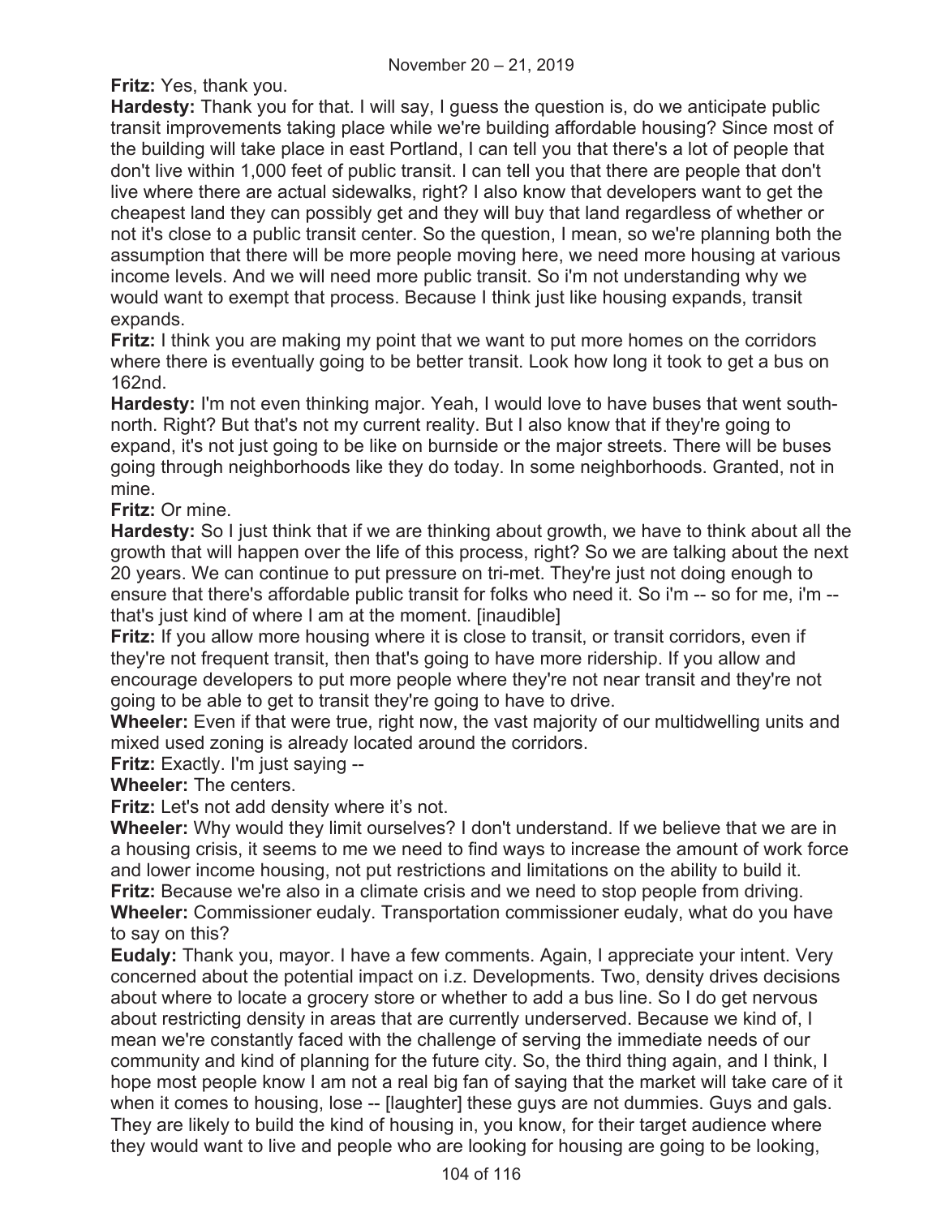**Fritz:** Yes, thank you.

**Hardesty:** Thank you for that. I will say, I guess the question is, do we anticipate public transit improvements taking place while we're building affordable housing? Since most of the building will take place in east Portland, I can tell you that there's a lot of people that don't live within 1,000 feet of public transit. I can tell you that there are people that don't live where there are actual sidewalks, right? I also know that developers want to get the cheapest land they can possibly get and they will buy that land regardless of whether or not it's close to a public transit center. So the question, I mean, so we're planning both the assumption that there will be more people moving here, we need more housing at various income levels. And we will need more public transit. So i'm not understanding why we would want to exempt that process. Because I think just like housing expands, transit expands.

**Fritz:** I think you are making my point that we want to put more homes on the corridors where there is eventually going to be better transit. Look how long it took to get a bus on 162nd.

**Hardesty:** I'm not even thinking major. Yeah, I would love to have buses that went south-north. Right? But that's not my current reality. But I also know that if they're going to expand, it's not just going to be like on burnside or the major streets. There will be buses going through neighborhoods like they do today. In some neighborhoods. Granted, not in mine.

**Fritz:** Or mine.

**Hardesty:** So I just think that if we are thinking about growth, we have to think about all the growth that will happen over the life of this process, right? So we are talking about the next 20 years. We can continue to put pressure on tri-met. They're just not doing enough to ensure that there's affordable public transit for folks who need it. So i'm -- so for me, i'm -- that's just kind of where I am at the moment. [inaudible]

**Fritz:** If you allow more housing where it is close to transit, or transit corridors, even if they're not frequent transit, then that's going to have more ridership. If you allow and encourage developers to put more people where they're not near transit and they're not going to be able to get to transit they're going to have to drive.

**Wheeler:** Even if that were true, right now, the vast majority of our multidwelling units and mixed used zoning is already located around the corridors.

**Fritz:** Exactly. I'm just saying --

**Wheeler:** The centers.

**Fritz:** Let's not add density where it's not.

**Wheeler:** Why would they limit ourselves? I don't understand. If we believe that we are in a housing crisis, it seems to me we need to find ways to increase the amount of work force and lower income housing, not put restrictions and limitations on the ability to build it.

**Fritz:** Because we're also in a climate crisis and we need to stop people from driving.

**Wheeler:** Commissioner eudaly. Transportation commissioner eudaly, what do you have to say on this?

**Eudaly:** Thank you, mayor. I have a few comments. Again, I appreciate your intent. Very concerned about the potential impact on i.z. Developments. Two, density drives decisions about where to locate a grocery store or whether to add a bus line. So I do get nervous about restricting density in areas that are currently underserved. Because we kind of, I mean we're constantly faced with the challenge of serving the immediate needs of our community and kind of planning for the future city. So, the third thing again, and I think, I hope most people know I am not a real big fan of saying that the market will take care of it when it comes to housing, lose -- [laughter] these guys are not dummies. Guys and gals. They are likely to build the kind of housing in, you know, for their target audience where they would want to live and people who are looking for housing are going to be looking,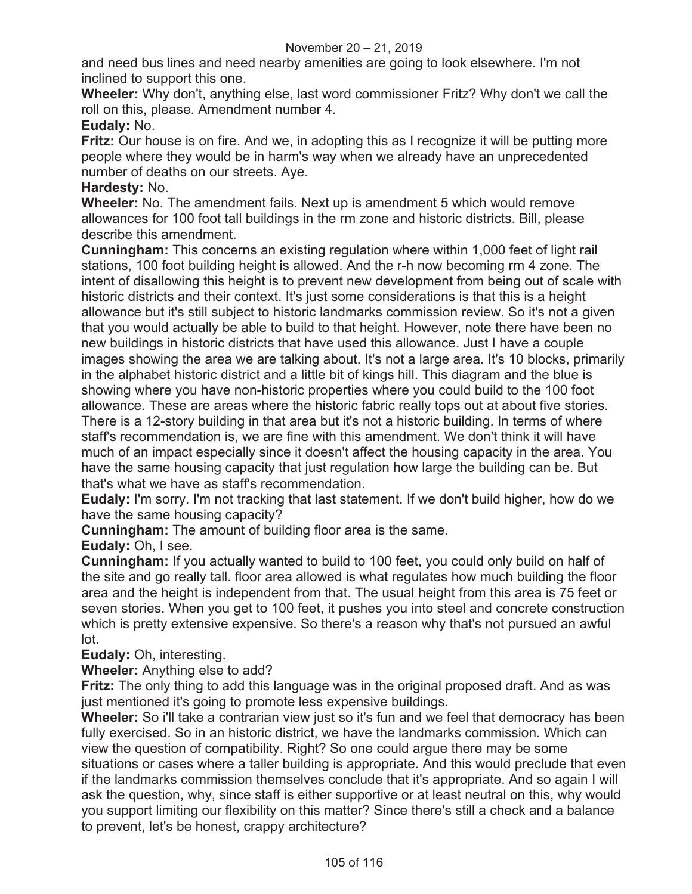and need bus lines and need nearby amenities are going to look elsewhere. I'm not inclined to support this one.

**Wheeler:** Why don't, anything else, last word commissioner Fritz? Why don't we call the roll on this, please. Amendment number 4.

**Eudaly:** No.

**Fritz:** Our house is on fire. And we, in adopting this as I recognize it will be putting more people where they would be in harm's way when we already have an unprecedented number of deaths on our streets. Aye.

**Hardesty:** No.

**Wheeler:** No. The amendment fails. Next up is amendment 5 which would remove allowances for 100 foot tall buildings in the rm zone and historic districts. Bill, please describe this amendment.

**Cunningham:** This concerns an existing regulation where within 1,000 feet of light rail stations, 100 foot building height is allowed. And the r-h now becoming rm 4 zone. The intent of disallowing this height is to prevent new development from being out of scale with historic districts and their context. It's just some considerations is that this is a height allowance but it's still subject to historic landmarks commission review. So it's not a given that you would actually be able to build to that height. However, note there have been no new buildings in historic districts that have used this allowance. Just I have a couple images showing the area we are talking about. It's not a large area. It's 10 blocks, primarily in the alphabet historic district and a little bit of kings hill. This diagram and the blue is showing where you have non-historic properties where you could build to the 100 foot allowance. These are areas where the historic fabric really tops out at about five stories. There is a 12-story building in that area but it's not a historic building. In terms of where staff's recommendation is, we are fine with this amendment. We don't think it will have much of an impact especially since it doesn't affect the housing capacity in the area. You have the same housing capacity that just regulation how large the building can be. But that's what we have as staff's recommendation.

**Eudaly:** I'm sorry. I'm not tracking that last statement. If we don't build higher, how do we have the same housing capacity?

**Cunningham:** The amount of building floor area is the same.

**Eudaly:** Oh, I see.

**Cunningham:** If you actually wanted to build to 100 feet, you could only build on half of the site and go really tall. floor area allowed is what regulates how much building the floor area and the height is independent from that. The usual height from this area is 75 feet or seven stories. When you get to 100 feet, it pushes you into steel and concrete construction which is pretty extensive expensive. So there's a reason why that's not pursued an awful lot.

**Eudaly:** Oh, interesting.

**Wheeler:** Anything else to add?

**Fritz:** The only thing to add this language was in the original proposed draft. And as was just mentioned it's going to promote less expensive buildings.

**Wheeler:** So i'll take a contrarian view just so it's fun and we feel that democracy has been fully exercised. So in an historic district, we have the landmarks commission. Which can view the question of compatibility. Right? So one could argue there may be some situations or cases where a taller building is appropriate. And this would preclude that even if the landmarks commission themselves conclude that it's appropriate. And so again I will ask the question, why, since staff is either supportive or at least neutral on this, why would you support limiting our flexibility on this matter? Since there's still a check and a balance to prevent, let's be honest, crappy architecture?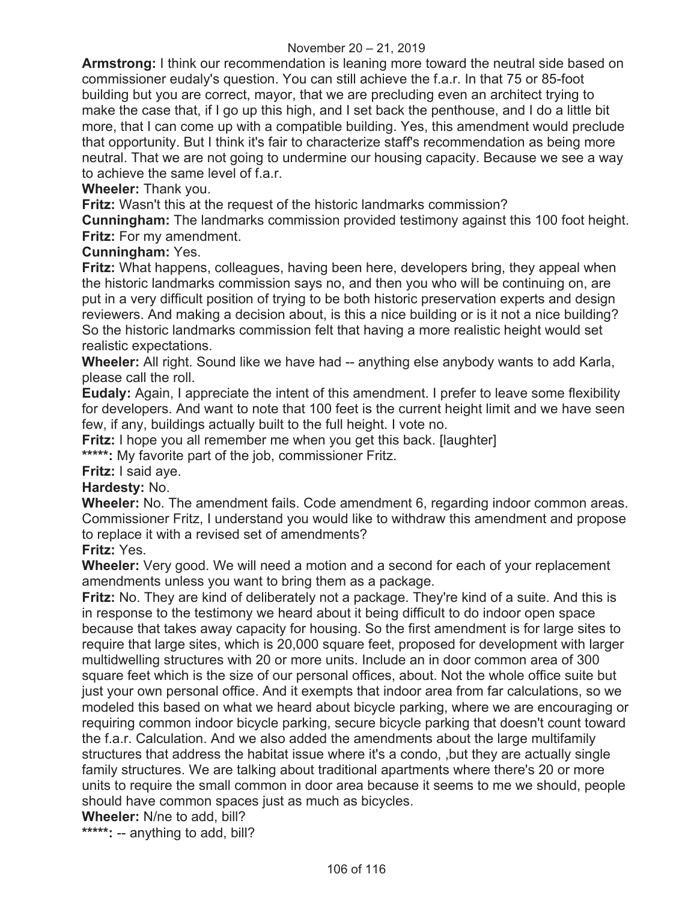**Armstrong:** I think our recommendation is leaning more toward the neutral side based on commissioner eudaly's question. You can still achieve the f.a.r. In that 75 or 85-foot building but you are correct, mayor, that we are precluding even an architect trying to make the case that, if I go up this high, and I set back the penthouse, and I do a little bit more, that I can come up with a compatible building. Yes, this amendment would preclude that opportunity. But I think it's fair to characterize staff's recommendation as being more neutral. That we are not going to undermine our housing capacity. Because we see a way to achieve the same level of f.a.r.

**Wheeler:** Thank you.

**Fritz:** Wasn't this at the request of the historic landmarks commission?

**Cunningham:** The landmarks commission provided testimony against this 100 foot height.

**Fritz:** For my amendment.

**Cunningham:** Yes.

**Fritz:** What happens, colleagues, having been here, developers bring, they appeal when the historic landmarks commission says no, and then you who will be continuing on, are put in a very difficult position of trying to be both historic preservation experts and design reviewers. And making a decision about, is this a nice building or is it not a nice building? So the historic landmarks commission felt that having a more realistic height would set realistic expectations.

**Wheeler:** All right. Sound like we have had -- anything else anybody wants to add Karla, please call the roll.

**Eudaly:** Again, I appreciate the intent of this amendment. I prefer to leave some flexibility for developers. And want to note that 100 feet is the current height limit and we have seen few, if any, buildings actually built to the full height. I vote no.

**Fritz:** I hope you all remember me when you get this back. [laughter]

*****: My favorite part of the job, commissioner Fritz.

**Fritz:** I said aye.

**Hardesty:** No.

**Wheeler:** No. The amendment fails. Code amendment 6, regarding indoor common areas. Commissioner Fritz, I understand you would like to withdraw this amendment and propose to replace it with a revised set of amendments?

**Fritz:** Yes.

**Wheeler:** Very good. We will need a motion and a second for each of your replacement amendments unless you want to bring them as a package.

**Fritz:** No. They are kind of deliberately not a package. They're kind of a suite. And this is in response to the testimony we heard about it being difficult to do indoor open space because that takes away capacity for housing. So the first amendment is for large sites to require that large sites, which is 20,000 square feet, proposed for development with larger multidwelling structures with 20 or more units. Include an in door common area of 300 square feet which is the size of our personal offices, about. Not the whole office suite but just your own personal office. And it exempts that indoor area from far calculations, so we modeled this based on what we heard about bicycle parking, where we are encouraging or requiring common indoor bicycle parking, secure bicycle parking that doesn't count toward the f.a.r. Calculation. And we also added the amendments about the large multifamily structures that address the habitat issue where it's a condo, ,but they are actually single family structures. We are talking about traditional apartments where there's 20 or more units to require the small common in door area because it seems to me we should, people should have common spaces just as much as bicycles.

**Wheeler:** N/ne to add, bill?

*****: -- anything to add, bill?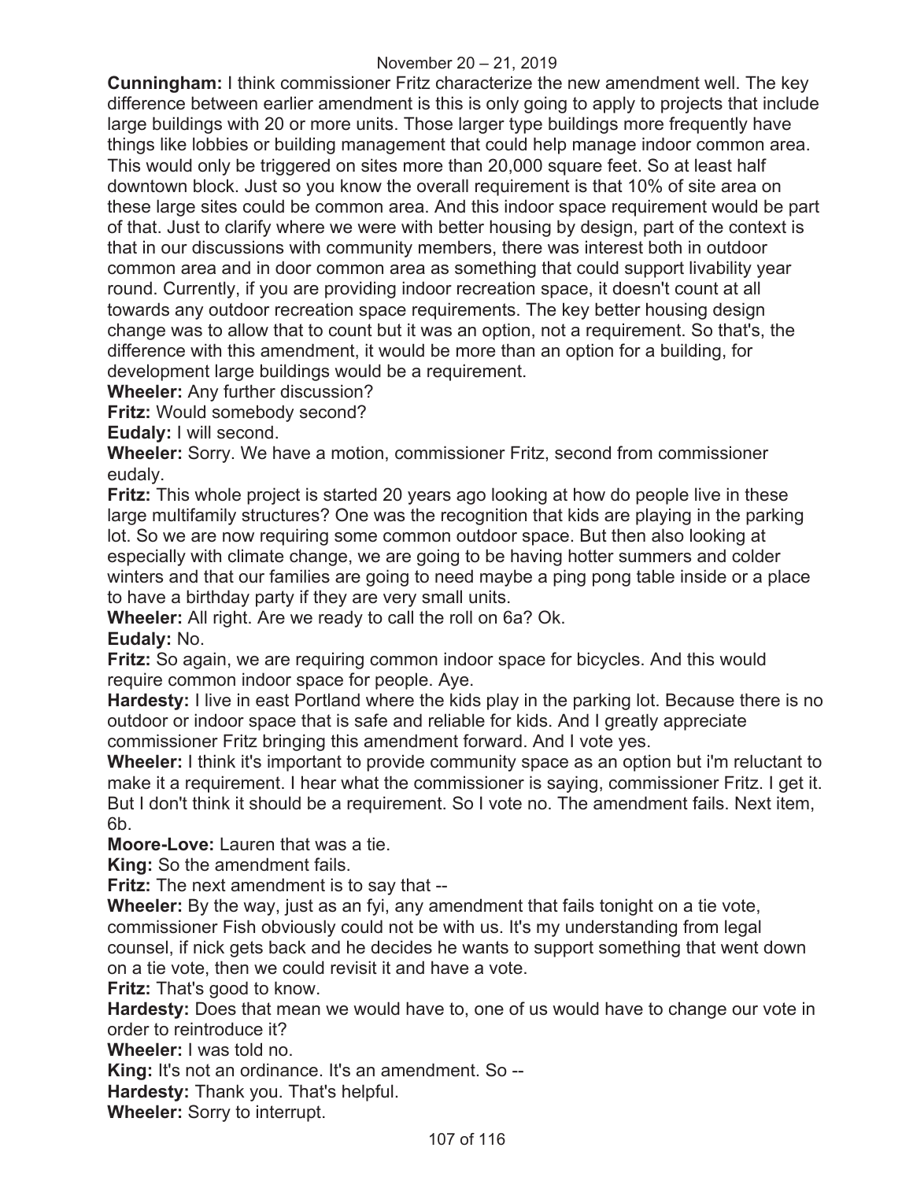**Cunningham:** I think commissioner Fritz characterize the new amendment well. The key difference between earlier amendment is this is only going to apply to projects that include large buildings with 20 or more units. Those larger type buildings more frequently have things like lobbies or building management that could help manage indoor common area. This would only be triggered on sites more than 20,000 square feet. So at least half downtown block. Just so you know the overall requirement is that 10% of site area on these large sites could be common area. And this indoor space requirement would be part of that. Just to clarify where we were with better housing by design, part of the context is that in our discussions with community members, there was interest both in outdoor common area and in door common area as something that could support livability year round. Currently, if you are providing indoor recreation space, it doesn't count at all towards any outdoor recreation space requirements. The key better housing design change was to allow that to count but it was an option, not a requirement. So that's, the difference with this amendment, it would be more than an option for a building, for development large buildings would be a requirement.

**Wheeler:** Any further discussion?

**Fritz:** Would somebody second?

**Eudaly:** I will second.

**Wheeler:** Sorry. We have a motion, commissioner Fritz, second from commissioner eudaly.

**Fritz:** This whole project is started 20 years ago looking at how do people live in these large multifamily structures? One was the recognition that kids are playing in the parking lot. So we are now requiring some common outdoor space. But then also looking at especially with climate change, we are going to be having hotter summers and colder winters and that our families are going to need maybe a ping pong table inside or a place to have a birthday party if they are very small units.

**Wheeler:** All right. Are we ready to call the roll on 6a? Ok.

**Eudaly:** No.

**Fritz:** So again, we are requiring common indoor space for bicycles. And this would require common indoor space for people. Aye.

**Hardesty:** I live in east Portland where the kids play in the parking lot. Because there is no outdoor or indoor space that is safe and reliable for kids. And I greatly appreciate commissioner Fritz bringing this amendment forward. And I vote yes.

**Wheeler:** I think it's important to provide community space as an option but i'm reluctant to make it a requirement. I hear what the commissioner is saying, commissioner Fritz. I get it. But I don't think it should be a requirement. So I vote no. The amendment fails. Next item, 6b.

**Moore-Love:** Lauren that was a tie.

**King:** So the amendment fails.

**Fritz:** The next amendment is to say that --

**Wheeler:** By the way, just as an fyi, any amendment that fails tonight on a tie vote, commissioner Fish obviously could not be with us. It's my understanding from legal counsel, if nick gets back and he decides he wants to support something that went down on a tie vote, then we could revisit it and have a vote.

**Fritz:** That's good to know.

**Hardesty:** Does that mean we would have to, one of us would have to change our vote in order to reintroduce it?

**Wheeler:** I was told no.

**King:** It's not an ordinance. It's an amendment. So --

**Hardesty:** Thank you. That's helpful.

**Wheeler:** Sorry to interrupt.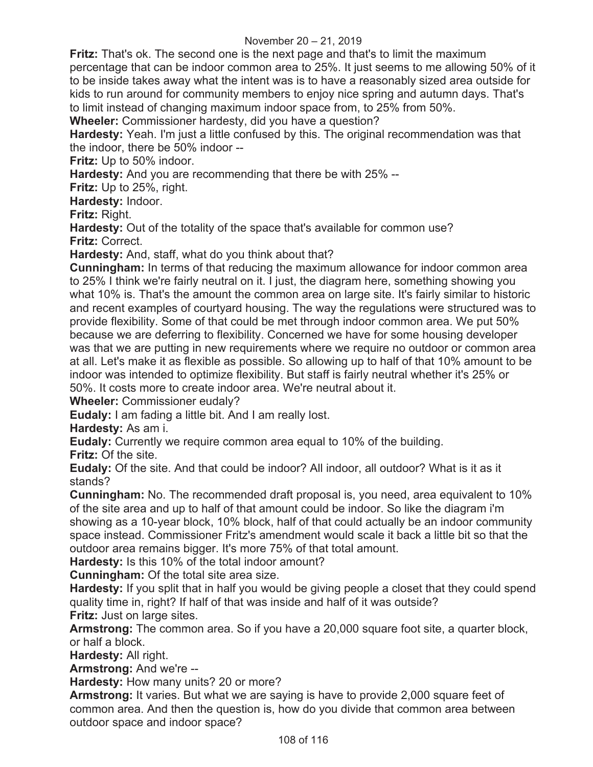**Fritz:** That's ok. The second one is the next page and that's to limit the maximum percentage that can be indoor common area to 25%. It just seems to me allowing 50% of it to be inside takes away what the intent was is to have a reasonably sized area outside for kids to run around for community members to enjoy nice spring and autumn days. That's to limit instead of changing maximum indoor space from, to 25% from 50%.

**Wheeler:** Commissioner hardesty, did you have a question?

**Hardesty:** Yeah. I'm just a little confused by this. The original recommendation was that the indoor, there be 50% indoor --

**Fritz:** Up to 50% indoor.

**Hardesty:** And you are recommending that there be with 25% --

**Fritz:** Up to 25%, right.

**Hardesty:** Indoor.

**Fritz:** Right.

**Hardesty:** Out of the totality of the space that's available for common use?

**Fritz:** Correct.

**Hardesty:** And, staff, what do you think about that?

**Cunningham:** In terms of that reducing the maximum allowance for indoor common area to 25% I think we're fairly neutral on it. I just, the diagram here, something showing you what 10% is. That's the amount the common area on large site. It's fairly similar to historic and recent examples of courtyard housing. The way the regulations were structured was to provide flexibility. Some of that could be met through indoor common area. We put 50% because we are deferring to flexibility. Concerned we have for some housing developer was that we are putting in new requirements where we require no outdoor or common area at all. Let's make it as flexible as possible. So allowing up to half of that 10% amount to be indoor was intended to optimize flexibility. But staff is fairly neutral whether it's 25% or 50%. It costs more to create indoor area. We're neutral about it.

**Wheeler:** Commissioner eudaly?

**Eudaly:** I am fading a little bit. And I am really lost.

**Hardesty:** As am i.

**Eudaly:** Currently we require common area equal to 10% of the building.

**Fritz:** Of the site.

**Eudaly:** Of the site. And that could be indoor? All indoor, all outdoor? What is it as it stands?

**Cunningham:** No. The recommended draft proposal is, you need, area equivalent to 10% of the site area and up to half of that amount could be indoor. So like the diagram i'm showing as a 10-year block, 10% block, half of that could actually be an indoor community space instead. Commissioner Fritz's amendment would scale it back a little bit so that the outdoor area remains bigger. It's more 75% of that total amount.

**Hardesty:** Is this 10% of the total indoor amount?

**Cunningham:** Of the total site area size.

**Hardesty:** If you split that in half you would be giving people a closet that they could spend quality time in, right? If half of that was inside and half of it was outside?

**Fritz:** Just on large sites.

**Armstrong:** The common area. So if you have a 20,000 square foot site, a quarter block, or half a block.

**Hardesty:** All right.

**Armstrong:** And we're --

**Hardesty:** How many units? 20 or more?

**Armstrong:** It varies. But what we are saying is have to provide 2,000 square feet of common area. And then the question is, how do you divide that common area between outdoor space and indoor space?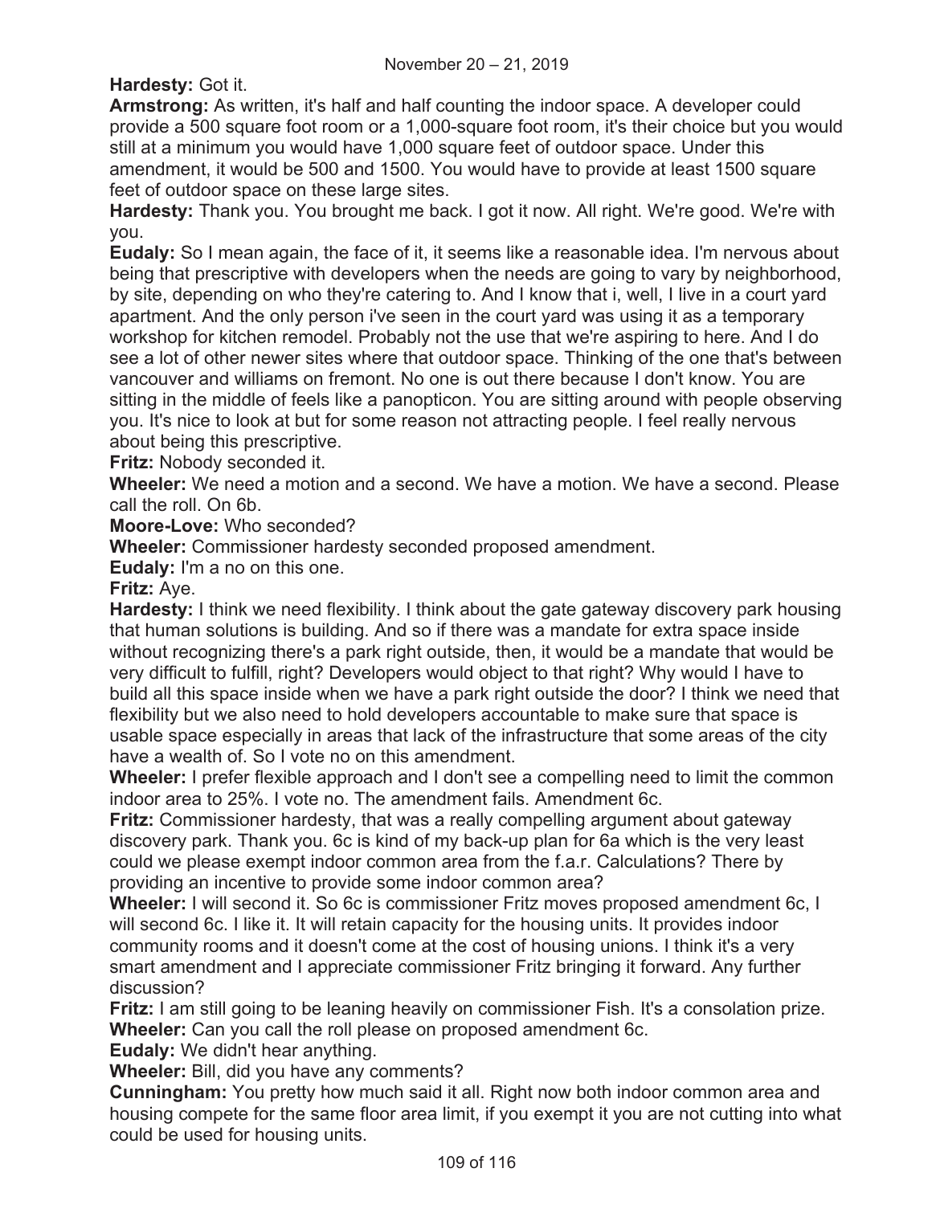**Hardesty:** Got it.

**Armstrong:** As written, it's half and half counting the indoor space. A developer could provide a 500 square foot room or a 1,000-square foot room, it's their choice but you would still at a minimum you would have 1,000 square feet of outdoor space. Under this amendment, it would be 500 and 1500. You would have to provide at least 1500 square feet of outdoor space on these large sites.

**Hardesty:** Thank you. You brought me back. I got it now. All right. We're good. We're with you.

**Eudaly:** So I mean again, the face of it, it seems like a reasonable idea. I'm nervous about being that prescriptive with developers when the needs are going to vary by neighborhood, by site, depending on who they're catering to. And I know that i, well, I live in a court yard apartment. And the only person i've seen in the court yard was using it as a temporary workshop for kitchen remodel. Probably not the use that we're aspiring to here. And I do see a lot of other newer sites where that outdoor space. Thinking of the one that's between vancouver and williams on fremont. No one is out there because I don't know. You are sitting in the middle of feels like a panopticon. You are sitting around with people observing you. It's nice to look at but for some reason not attracting people. I feel really nervous about being this prescriptive.

**Fritz:** Nobody seconded it.

**Wheeler:** We need a motion and a second. We have a motion. We have a second. Please call the roll. On 6b.

**Moore-Love:** Who seconded?

**Wheeler:** Commissioner hardesty seconded proposed amendment.

**Eudaly:** I'm a no on this one.

**Fritz:** Aye.

**Hardesty:** I think we need flexibility. I think about the gate gateway discovery park housing that human solutions is building. And so if there was a mandate for extra space inside without recognizing there's a park right outside, then, it would be a mandate that would be very difficult to fulfill, right? Developers would object to that right? Why would I have to build all this space inside when we have a park right outside the door? I think we need that flexibility but we also need to hold developers accountable to make sure that space is usable space especially in areas that lack of the infrastructure that some areas of the city have a wealth of. So I vote no on this amendment.

**Wheeler:** I prefer flexible approach and I don't see a compelling need to limit the common indoor area to 25%. I vote no. The amendment fails. Amendment 6c.

**Fritz:** Commissioner hardesty, that was a really compelling argument about gateway discovery park. Thank you. 6c is kind of my back-up plan for 6a which is the very least could we please exempt indoor common area from the f.a.r. Calculations? There by providing an incentive to provide some indoor common area?

**Wheeler:** I will second it. So 6c is commissioner Fritz moves proposed amendment 6c, I will second 6c. I like it. It will retain capacity for the housing units. It provides indoor community rooms and it doesn't come at the cost of housing unions. I think it's a very smart amendment and I appreciate commissioner Fritz bringing it forward. Any further discussion?

**Fritz:** I am still going to be leaning heavily on commissioner Fish. It's a consolation prize.

**Wheeler:** Can you call the roll please on proposed amendment 6c.

**Eudaly:** We didn't hear anything.

**Wheeler:** Bill, did you have any comments?

**Cunningham:** You pretty how much said it all. Right now both indoor common area and housing compete for the same floor area limit, if you exempt it you are not cutting into what could be used for housing units.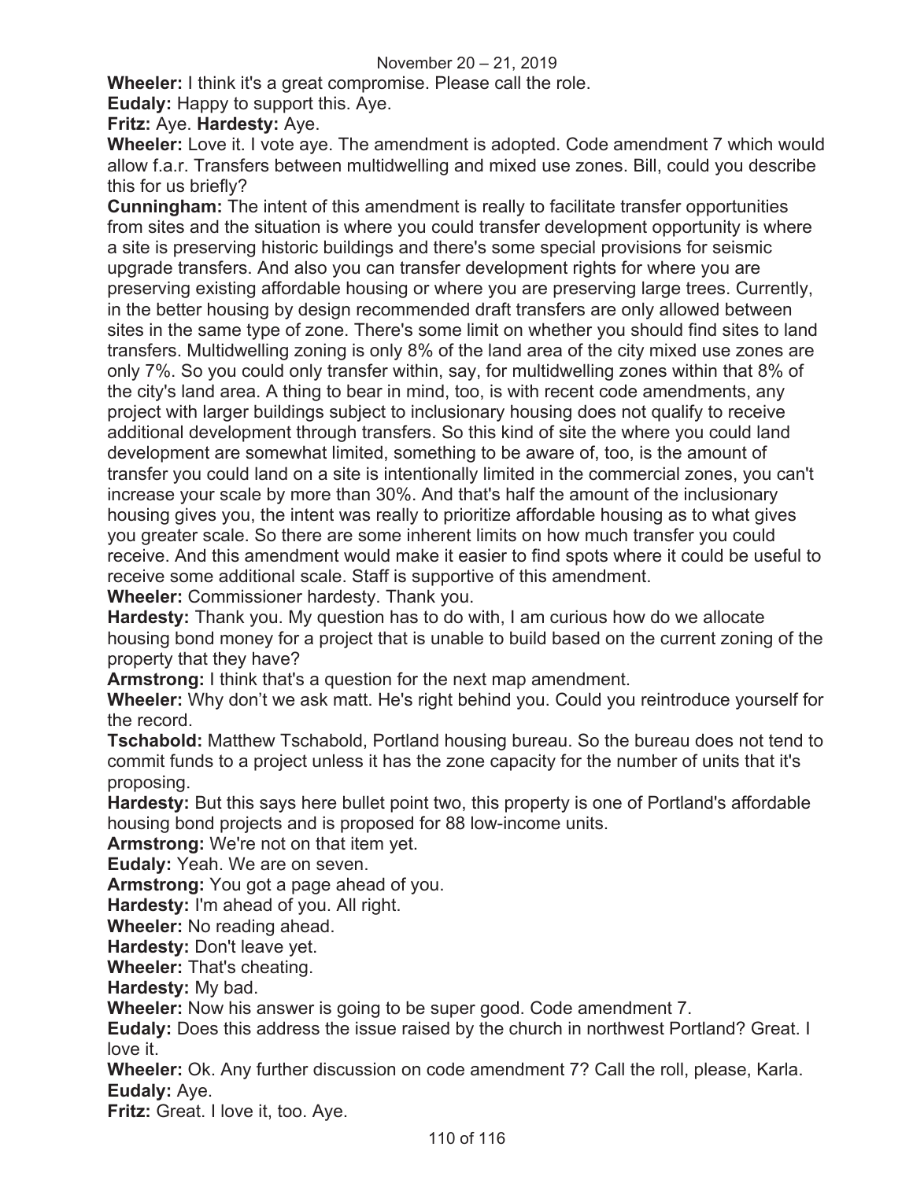**Wheeler:** I think it's a great compromise. Please call the role.

**Eudaly:** Happy to support this. Aye.

**Fritz:** Aye. **Hardesty:** Aye.

**Wheeler:** Love it. I vote aye. The amendment is adopted. Code amendment 7 which would allow f.a.r. Transfers between multidwelling and mixed use zones. Bill, could you describe this for us briefly?

**Cunningham:** The intent of this amendment is really to facilitate transfer opportunities from sites and the situation is where you could transfer development opportunity is where a site is preserving historic buildings and there's some special provisions for seismic upgrade transfers. And also you can transfer development rights for where you are preserving existing affordable housing or where you are preserving large trees. Currently, in the better housing by design recommended draft transfers are only allowed between sites in the same type of zone. There's some limit on whether you should find sites to land transfers. Multidwelling zoning is only 8% of the land area of the city mixed use zones are only 7%. So you could only transfer within, say, for multidwelling zones within that 8% of the city's land area. A thing to bear in mind, too, is with recent code amendments, any project with larger buildings subject to inclusionary housing does not qualify to receive additional development through transfers. So this kind of site the where you could land development are somewhat limited, something to be aware of, too, is the amount of transfer you could land on a site is intentionally limited in the commercial zones, you can't increase your scale by more than 30%. And that's half the amount of the inclusionary housing gives you, the intent was really to prioritize affordable housing as to what gives you greater scale. So there are some inherent limits on how much transfer you could receive. And this amendment would make it easier to find spots where it could be useful to receive some additional scale. Staff is supportive of this amendment.

**Wheeler:** Commissioner hardesty. Thank you.

**Hardesty:** Thank you. My question has to do with, I am curious how do we allocate housing bond money for a project that is unable to build based on the current zoning of the property that they have?

**Armstrong:** I think that's a question for the next map amendment.

**Wheeler:** Why don't we ask matt. He's right behind you. Could you reintroduce yourself for the record.

**Tschabold:** Matthew Tschabold, Portland housing bureau. So the bureau does not tend to commit funds to a project unless it has the zone capacity for the number of units that it's proposing.

**Hardesty:** But this says here bullet point two, this property is one of Portland's affordable housing bond projects and is proposed for 88 low-income units.

**Armstrong:** We're not on that item yet.

**Eudaly:** Yeah. We are on seven.

**Armstrong:** You got a page ahead of you.

**Hardesty:** I'm ahead of you. All right.

**Wheeler:** No reading ahead.

**Hardesty:** Don't leave yet.

**Wheeler:** That's cheating.

**Hardesty:** My bad.

**Wheeler:** Now his answer is going to be super good. Code amendment 7.

**Eudaly:** Does this address the issue raised by the church in northwest Portland? Great. I love it.

**Wheeler:** Ok. Any further discussion on code amendment 7? Call the roll, please, Karla.

**Eudaly:** Aye.

**Fritz:** Great. I love it, too. Aye.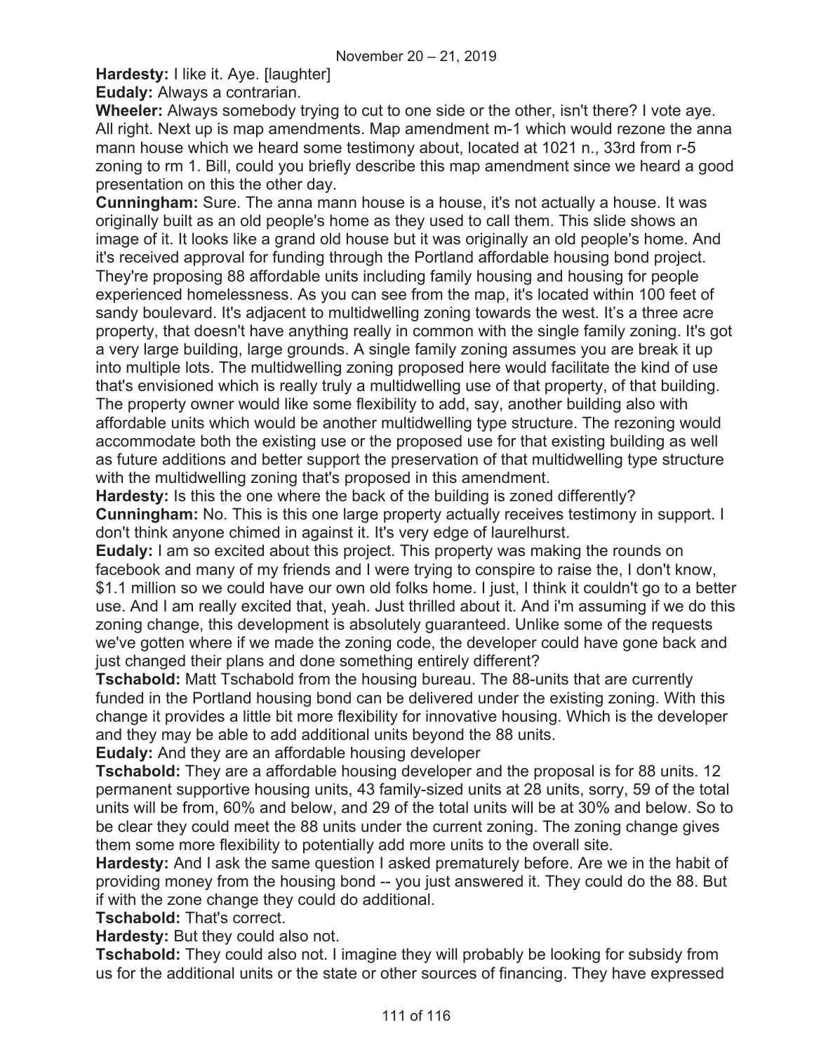**Hardesty:** I like it. Aye. [laughter]

**Eudaly:** Always a contrarian.

**Wheeler:** Always somebody trying to cut to one side or the other, isn't there? I vote aye. All right. Next up is map amendments. Map amendment m-1 which would rezone the anna mann house which we heard some testimony about, located at 1021 n., 33rd from r-5 zoning to rm 1. Bill, could you briefly describe this map amendment since we heard a good presentation on this the other day.

**Cunningham:** Sure. The anna mann house is a house, it's not actually a house. It was originally built as an old people's home as they used to call them. This slide shows an image of it. It looks like a grand old house but it was originally an old people's home. And it's received approval for funding through the Portland affordable housing bond project. They're proposing 88 affordable units including family housing and housing for people experienced homelessness. As you can see from the map, it's located within 100 feet of sandy boulevard. It's adjacent to multidwelling zoning towards the west. It's a three acre property, that doesn't have anything really in common with the single family zoning. It's got a very large building, large grounds. A single family zoning assumes you are break it up into multiple lots. The multidwelling zoning proposed here would facilitate the kind of use that's envisioned which is really truly a multidwelling use of that property, of that building. The property owner would like some flexibility to add, say, another building also with affordable units which would be another multidwelling type structure. The rezoning would accommodate both the existing use or the proposed use for that existing building as well as future additions and better support the preservation of that multidwelling type structure with the multidwelling zoning that's proposed in this amendment.

**Hardesty:** Is this the one where the back of the building is zoned differently?

**Cunningham:** No. This is this one large property actually receives testimony in support. I don't think anyone chimed in against it. It's very edge of laurelhurst.

**Eudaly:** I am so excited about this project. This property was making the rounds on facebook and many of my friends and I were trying to conspire to raise the, I don't know, $1.1 million so we could have our own old folks home. I just, I think it couldn't go to a better use. And I am really excited that, yeah. Just thrilled about it. And i'm assuming if we do this zoning change, this development is absolutely guaranteed. Unlike some of the requests we've gotten where if we made the zoning code, the developer could have gone back and just changed their plans and done something entirely different?

**Tschabold:** Matt Tschabold from the housing bureau. The 88-units that are currently funded in the Portland housing bond can be delivered under the existing zoning. With this change it provides a little bit more flexibility for innovative housing. Which is the developer and they may be able to add additional units beyond the 88 units.

**Eudaly:** And they are an affordable housing developer

**Tschabold:** They are a affordable housing developer and the proposal is for 88 units. 12 permanent supportive housing units, 43 family-sized units at 28 units, sorry, 59 of the total units will be from, 60% and below, and 29 of the total units will be at 30% and below. So to be clear they could meet the 88 units under the current zoning. The zoning change gives them some more flexibility to potentially add more units to the overall site.

**Hardesty:** And I ask the same question I asked prematurely before. Are we in the habit of providing money from the housing bond -- you just answered it. They could do the 88. But if with the zone change they could do additional.

**Tschabold:** That's correct.

**Hardesty:** But they could also not.

**Tschabold:** They could also not. I imagine they will probably be looking for subsidy from us for the additional units or the state or other sources of financing. They have expressed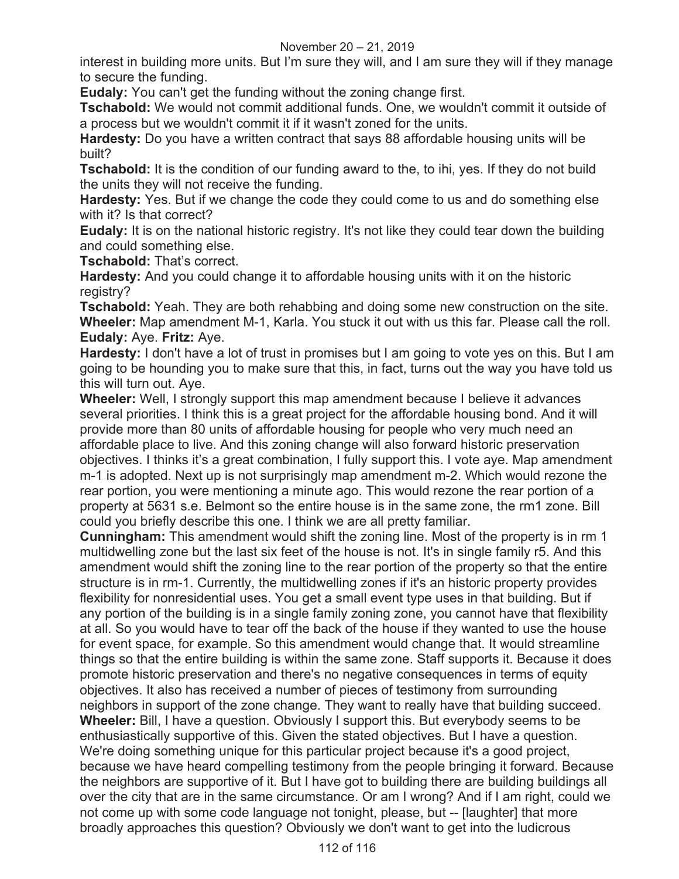interest in building more units. But I'm sure they will, and I am sure they will if they manage to secure the funding.

**Eudaly:** You can't get the funding without the zoning change first.

**Tschabold:** We would not commit additional funds. One, we wouldn't commit it outside of a process but we wouldn't commit it if it wasn't zoned for the units.

**Hardesty:** Do you have a written contract that says 88 affordable housing units will be built?

**Tschabold:** It is the condition of our funding award to the, to ihi, yes. If they do not build the units they will not receive the funding.

**Hardesty:** Yes. But if we change the code they could come to us and do something else with it? Is that correct?

**Eudaly:** It is on the national historic registry. It's not like they could tear down the building and could something else.

**Tschabold:** That's correct.

**Hardesty:** And you could change it to affordable housing units with it on the historic registry?

**Tschabold:** Yeah. They are both rehabbing and doing some new construction on the site.

**Wheeler:** Map amendment M-1, Karla. You stuck it out with us this far. Please call the roll.

**Eudaly:** Aye. **Fritz:** Aye.

**Hardesty:** I don't have a lot of trust in promises but I am going to vote yes on this. But I am going to be hounding you to make sure that this, in fact, turns out the way you have told us this will turn out. Aye.

**Wheeler:** Well, I strongly support this map amendment because I believe it advances several priorities. I think this is a great project for the affordable housing bond. And it will provide more than 80 units of affordable housing for people who very much need an affordable place to live. And this zoning change will also forward historic preservation objectives. I thinks it's a great combination, I fully support this. I vote aye. Map amendment m-1 is adopted. Next up is not surprisingly map amendment m-2. Which would rezone the rear portion, you were mentioning a minute ago. This would rezone the rear portion of a property at 5631 s.e. Belmont so the entire house is in the same zone, the rm1 zone. Bill could you briefly describe this one. I think we are all pretty familiar.

**Cunningham:** This amendment would shift the zoning line. Most of the property is in rm 1 multidwelling zone but the last six feet of the house is not. It's in single family r5. And this amendment would shift the zoning line to the rear portion of the property so that the entire structure is in rm-1. Currently, the multidwelling zones if it's an historic property provides flexibility for nonresidential uses. You get a small event type uses in that building. But if any portion of the building is in a single family zoning zone, you cannot have that flexibility at all. So you would have to tear off the back of the house if they wanted to use the house for event space, for example. So this amendment would change that. It would streamline things so that the entire building is within the same zone. Staff supports it. Because it does promote historic preservation and there's no negative consequences in terms of equity objectives. It also has received a number of pieces of testimony from surrounding neighbors in support of the zone change. They want to really have that building succeed.

**Wheeler:** Bill, I have a question. Obviously I support this. But everybody seems to be enthusiastically supportive of this. Given the stated objectives. But I have a question. We're doing something unique for this particular project because it's a good project, because we have heard compelling testimony from the people bringing it forward. Because the neighbors are supportive of it. But I have got to building there are building buildings all over the city that are in the same circumstance. Or am I wrong? And if I am right, could we not come up with some code language not tonight, please, but -- [laughter] that more broadly approaches this question? Obviously we don't want to get into the ludicrous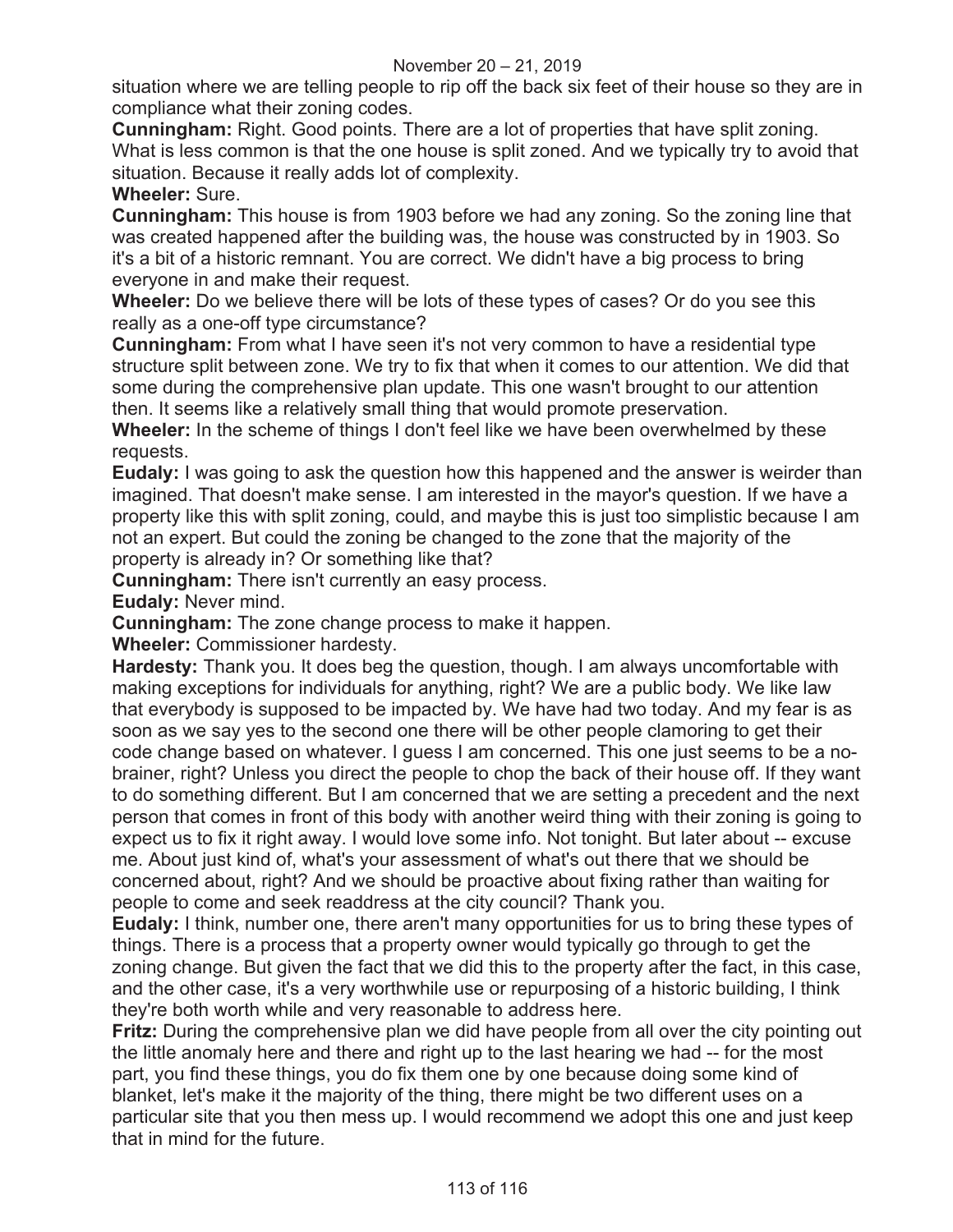situation where we are telling people to rip off the back six feet of their house so they are in compliance what their zoning codes.

**Cunningham:** Right. Good points. There are a lot of properties that have split zoning. What is less common is that the one house is split zoned. And we typically try to avoid that situation. Because it really adds lot of complexity.

**Wheeler:** Sure.

**Cunningham:** This house is from 1903 before we had any zoning. So the zoning line that was created happened after the building was, the house was constructed by in 1903. So it's a bit of a historic remnant. You are correct. We didn't have a big process to bring everyone in and make their request.

**Wheeler:** Do we believe there will be lots of these types of cases? Or do you see this really as a one-off type circumstance?

**Cunningham:** From what I have seen it's not very common to have a residential type structure split between zone. We try to fix that when it comes to our attention. We did that some during the comprehensive plan update. This one wasn't brought to our attention then. It seems like a relatively small thing that would promote preservation.

**Wheeler:** In the scheme of things I don't feel like we have been overwhelmed by these requests.

**Eudaly:** I was going to ask the question how this happened and the answer is weirder than imagined. That doesn't make sense. I am interested in the mayor's question. If we have a property like this with split zoning, could, and maybe this is just too simplistic because I am not an expert. But could the zoning be changed to the zone that the majority of the property is already in? Or something like that?

**Cunningham:** There isn't currently an easy process.

**Eudaly:** Never mind.

**Cunningham:** The zone change process to make it happen.

**Wheeler:** Commissioner hardesty.

**Hardesty:** Thank you. It does beg the question, though. I am always uncomfortable with making exceptions for individuals for anything, right? We are a public body. We like law that everybody is supposed to be impacted by. We have had two today. And my fear is as soon as we say yes to the second one there will be other people clamoring to get their code change based on whatever. I guess I am concerned. This one just seems to be a no-brainer, right? Unless you direct the people to chop the back of their house off. If they want to do something different. But I am concerned that we are setting a precedent and the next person that comes in front of this body with another weird thing with their zoning is going to expect us to fix it right away. I would love some info. Not tonight. But later about -- excuse me. About just kind of, what's your assessment of what's out there that we should be concerned about, right? And we should be proactive about fixing rather than waiting for people to come and seek readdress at the city council? Thank you.

**Eudaly:** I think, number one, there aren't many opportunities for us to bring these types of things. There is a process that a property owner would typically go through to get the zoning change. But given the fact that we did this to the property after the fact, in this case, and the other case, it's a very worthwhile use or repurposing of a historic building, I think they're both worth while and very reasonable to address here.

**Fritz:** During the comprehensive plan we did have people from all over the city pointing out the little anomaly here and there and right up to the last hearing we had -- for the most part, you find these things, you do fix them one by one because doing some kind of blanket, let's make it the majority of the thing, there might be two different uses on a particular site that you then mess up. I would recommend we adopt this one and just keep that in mind for the future.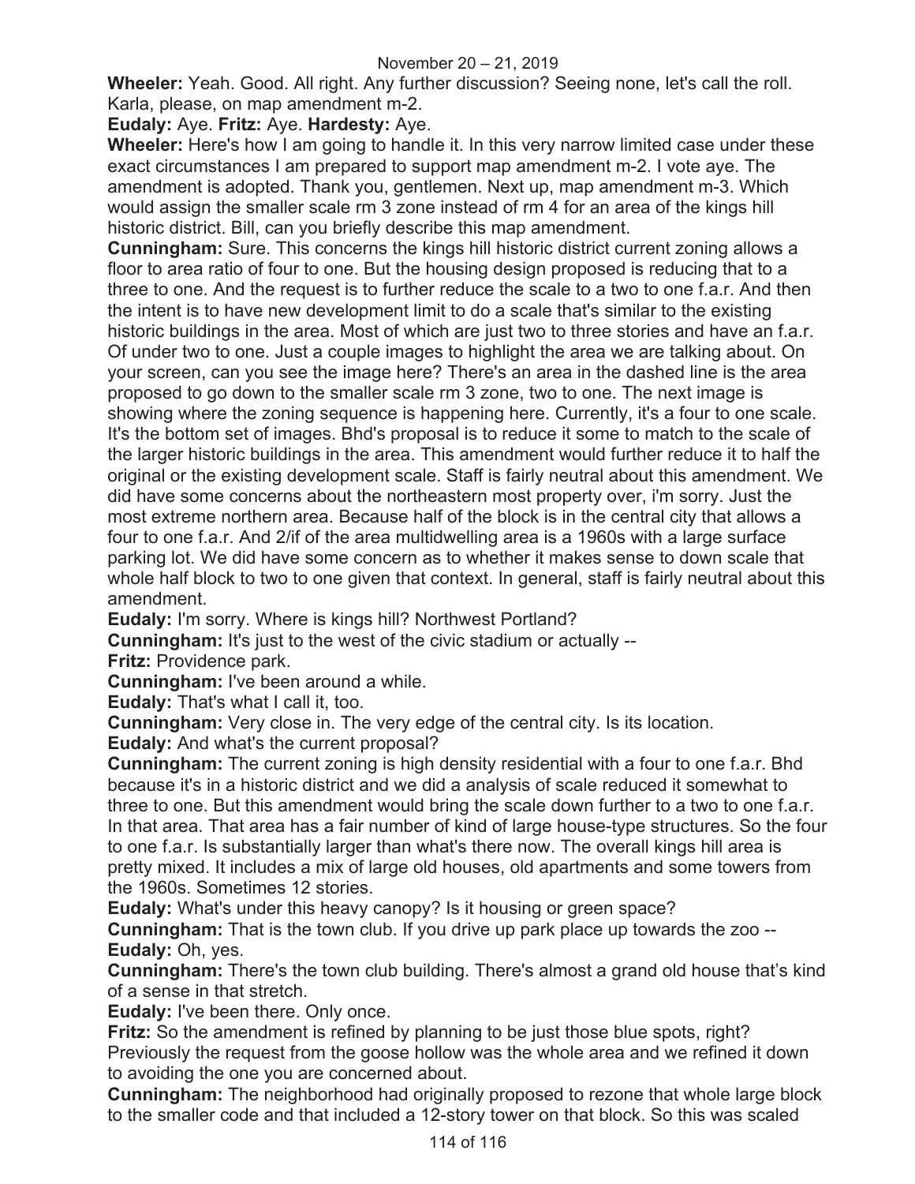**Wheeler:** Yeah. Good. All right. Any further discussion? Seeing none, let's call the roll. Karla, please, on map amendment m-2.

**Eudaly:** Aye. **Fritz:** Aye. **Hardesty:** Aye.

**Wheeler:** Here's how I am going to handle it. In this very narrow limited case under these exact circumstances I am prepared to support map amendment m-2. I vote aye. The amendment is adopted. Thank you, gentlemen. Next up, map amendment m-3. Which would assign the smaller scale rm 3 zone instead of rm 4 for an area of the kings hill historic district. Bill, can you briefly describe this map amendment.

**Cunningham:** Sure. This concerns the kings hill historic district current zoning allows a floor to area ratio of four to one. But the housing design proposed is reducing that to a three to one. And the request is to further reduce the scale to a two to one f.a.r. And then the intent is to have new development limit to do a scale that's similar to the existing historic buildings in the area. Most of which are just two to three stories and have an f.a.r. Of under two to one. Just a couple images to highlight the area we are talking about. On your screen, can you see the image here? There's an area in the dashed line is the area proposed to go down to the smaller scale rm 3 zone, two to one. The next image is showing where the zoning sequence is happening here. Currently, it's a four to one scale. It's the bottom set of images. Bhd's proposal is to reduce it some to match to the scale of the larger historic buildings in the area. This amendment would further reduce it to half the original or the existing development scale. Staff is fairly neutral about this amendment. We did have some concerns about the northeastern most property over, i'm sorry. Just the most extreme northern area. Because half of the block is in the central city that allows a four to one f.a.r. And 2/if of the area multidwelling area is a 1960s with a large surface parking lot. We did have some concern as to whether it makes sense to down scale that whole half block to two to one given that context. In general, staff is fairly neutral about this amendment.

**Eudaly:** I'm sorry. Where is kings hill? Northwest Portland?

**Cunningham:** It's just to the west of the civic stadium or actually --

**Fritz:** Providence park.

**Cunningham:** I've been around a while.

**Eudaly:** That's what I call it, too.

**Cunningham:** Very close in. The very edge of the central city. Is its location.

**Eudaly:** And what's the current proposal?

**Cunningham:** The current zoning is high density residential with a four to one f.a.r. Bhd because it's in a historic district and we did a analysis of scale reduced it somewhat to three to one. But this amendment would bring the scale down further to a two to one f.a.r. In that area. That area has a fair number of kind of large house-type structures. So the four to one f.a.r. Is substantially larger than what's there now. The overall kings hill area is pretty mixed. It includes a mix of large old houses, old apartments and some towers from the 1960s. Sometimes 12 stories.

**Eudaly:** What's under this heavy canopy? Is it housing or green space?

**Cunningham:** That is the town club. If you drive up park place up towards the zoo --

**Eudaly:** Oh, yes.

**Cunningham:** There's the town club building. There's almost a grand old house that's kind of a sense in that stretch.

**Eudaly:** I've been there. Only once.

**Fritz:** So the amendment is refined by planning to be just those blue spots, right? Previously the request from the goose hollow was the whole area and we refined it down to avoiding the one you are concerned about.

**Cunningham:** The neighborhood had originally proposed to rezone that whole large block to the smaller code and that included a 12-story tower on that block. So this was scaled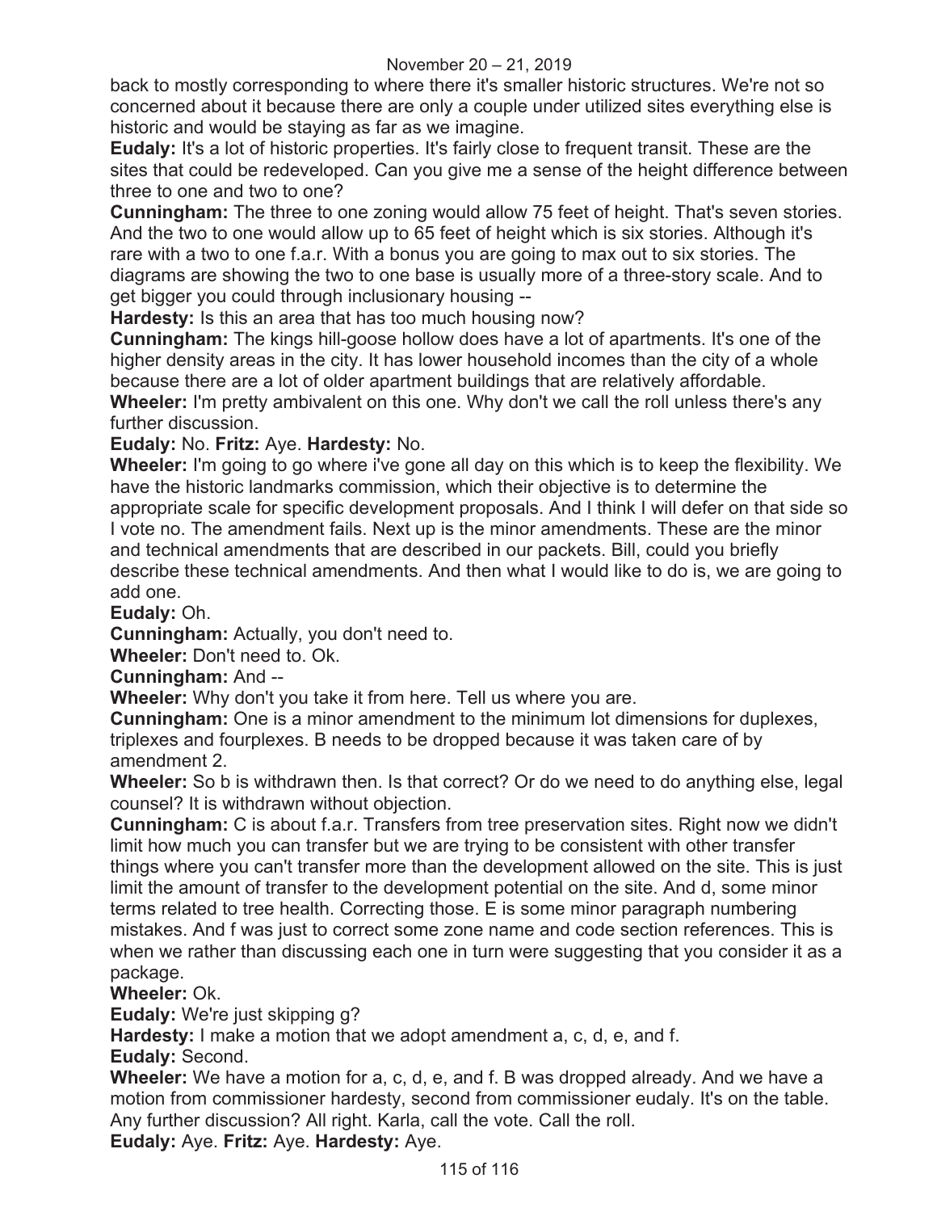back to mostly corresponding to where there it's smaller historic structures. We're not so concerned about it because there are only a couple under utilized sites everything else is historic and would be staying as far as we imagine.

**Eudaly:** It's a lot of historic properties. It's fairly close to frequent transit. These are the sites that could be redeveloped. Can you give me a sense of the height difference between three to one and two to one?

**Cunningham:** The three to one zoning would allow 75 feet of height. That's seven stories. And the two to one would allow up to 65 feet of height which is six stories. Although it's rare with a two to one f.a.r. With a bonus you are going to max out to six stories. The diagrams are showing the two to one base is usually more of a three-story scale. And to get bigger you could through inclusionary housing --

**Hardesty:** Is this an area that has too much housing now?

**Cunningham:** The kings hill-goose hollow does have a lot of apartments. It's one of the higher density areas in the city. It has lower household incomes than the city of a whole because there are a lot of older apartment buildings that are relatively affordable.

**Wheeler:** I'm pretty ambivalent on this one. Why don't we call the roll unless there's any further discussion.

**Eudaly:** No. **Fritz:** Aye. **Hardesty:** No.

**Wheeler:** I'm going to go where i've gone all day on this which is to keep the flexibility. We have the historic landmarks commission, which their objective is to determine the appropriate scale for specific development proposals. And I think I will defer on that side so I vote no. The amendment fails. Next up is the minor amendments. These are the minor and technical amendments that are described in our packets. Bill, could you briefly describe these technical amendments. And then what I would like to do is, we are going to add one.

**Eudaly:** Oh.

**Cunningham:** Actually, you don't need to.

**Wheeler:** Don't need to. Ok.

**Cunningham:** And --

**Wheeler:** Why don't you take it from here. Tell us where you are.

**Cunningham:** One is a minor amendment to the minimum lot dimensions for duplexes, triplexes and fourplexes. B needs to be dropped because it was taken care of by amendment 2.

**Wheeler:** So b is withdrawn then. Is that correct? Or do we need to do anything else, legal counsel? It is withdrawn without objection.

**Cunningham:** C is about f.a.r. Transfers from tree preservation sites. Right now we didn't limit how much you can transfer but we are trying to be consistent with other transfer things where you can't transfer more than the development allowed on the site. This is just limit the amount of transfer to the development potential on the site. And d, some minor terms related to tree health. Correcting those. E is some minor paragraph numbering mistakes. And f was just to correct some zone name and code section references. This is when we rather than discussing each one in turn were suggesting that you consider it as a package.

**Wheeler:** Ok.

**Eudaly:** We're just skipping g?

**Hardesty:** I make a motion that we adopt amendment a, c, d, e, and f.

**Eudaly:** Second.

**Wheeler:** We have a motion for a, c, d, e, and f. B was dropped already. And we have a motion from commissioner hardesty, second from commissioner eudaly. It's on the table. Any further discussion? All right. Karla, call the vote. Call the roll.

**Eudaly:** Aye. **Fritz:** Aye. **Hardesty:** Aye.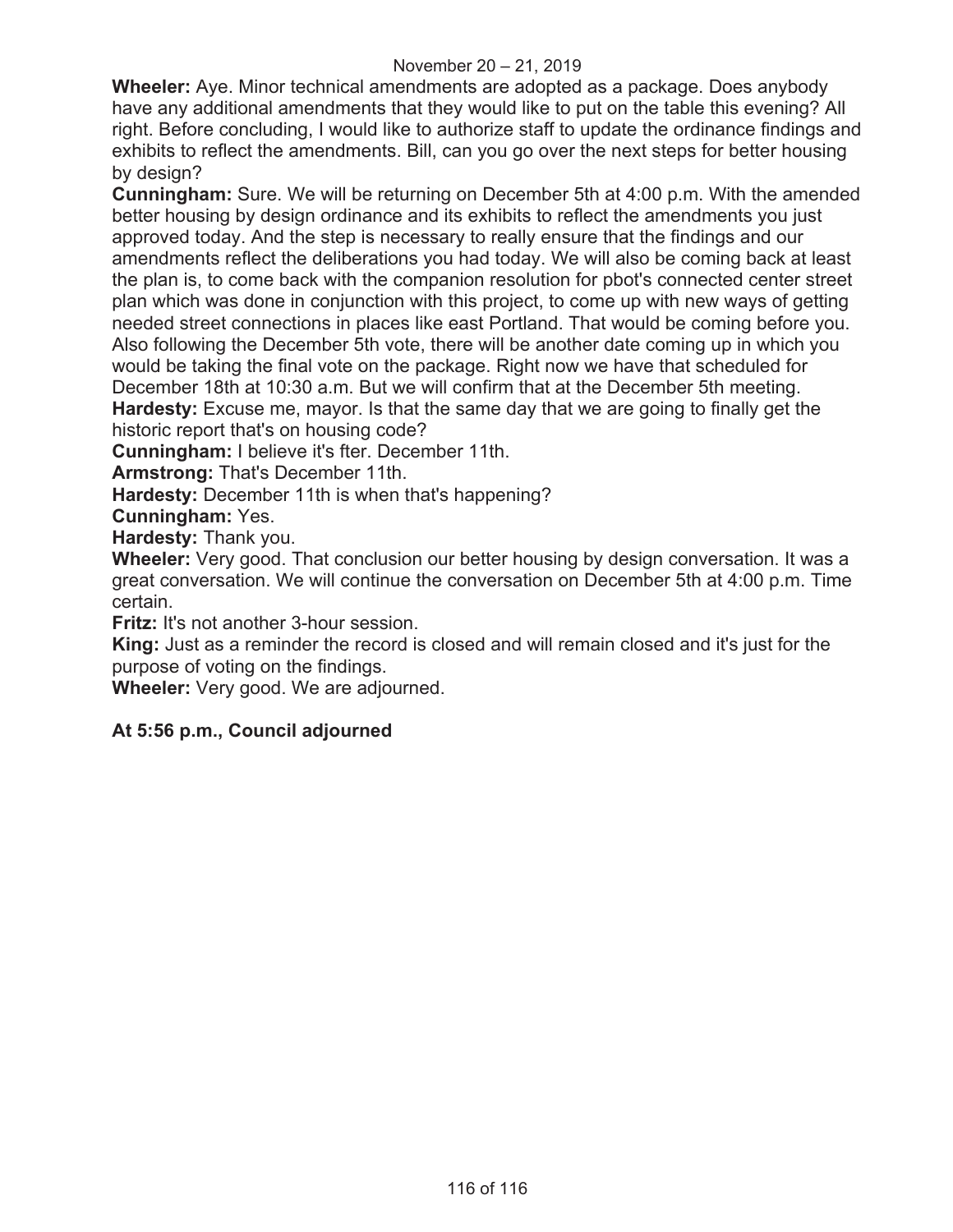**Wheeler:** Aye. Minor technical amendments are adopted as a package. Does anybody have any additional amendments that they would like to put on the table this evening? All right. Before concluding, I would like to authorize staff to update the ordinance findings and exhibits to reflect the amendments. Bill, can you go over the next steps for better housing by design?

**Cunningham:** Sure. We will be returning on December 5th at 4:00 p.m. With the amended better housing by design ordinance and its exhibits to reflect the amendments you just approved today. And the step is necessary to really ensure that the findings and our amendments reflect the deliberations you had today. We will also be coming back at least the plan is, to come back with the companion resolution for pbot's connected center street plan which was done in conjunction with this project, to come up with new ways of getting needed street connections in places like east Portland. That would be coming before you. Also following the December 5th vote, there will be another date coming up in which you would be taking the final vote on the package. Right now we have that scheduled for December 18th at 10:30 a.m. But we will confirm that at the December 5th meeting.

**Hardesty:** Excuse me, mayor. Is that the same day that we are going to finally get the historic report that's on housing code?

**Cunningham:** I believe it's fter. December 11th.

**Armstrong:** That's December 11th.

**Hardesty:** December 11th is when that's happening?

**Cunningham:** Yes.

**Hardesty:** Thank you.

**Wheeler:** Very good. That conclusion our better housing by design conversation. It was a great conversation. We will continue the conversation on December 5th at 4:00 p.m. Time certain.

**Fritz:** It's not another 3-hour session.

**King:** Just as a reminder the record is closed and will remain closed and it's just for the purpose of voting on the findings.

**Wheeler:** Very good. We are adjourned.

**At 5:56 p.m., Council adjourned**